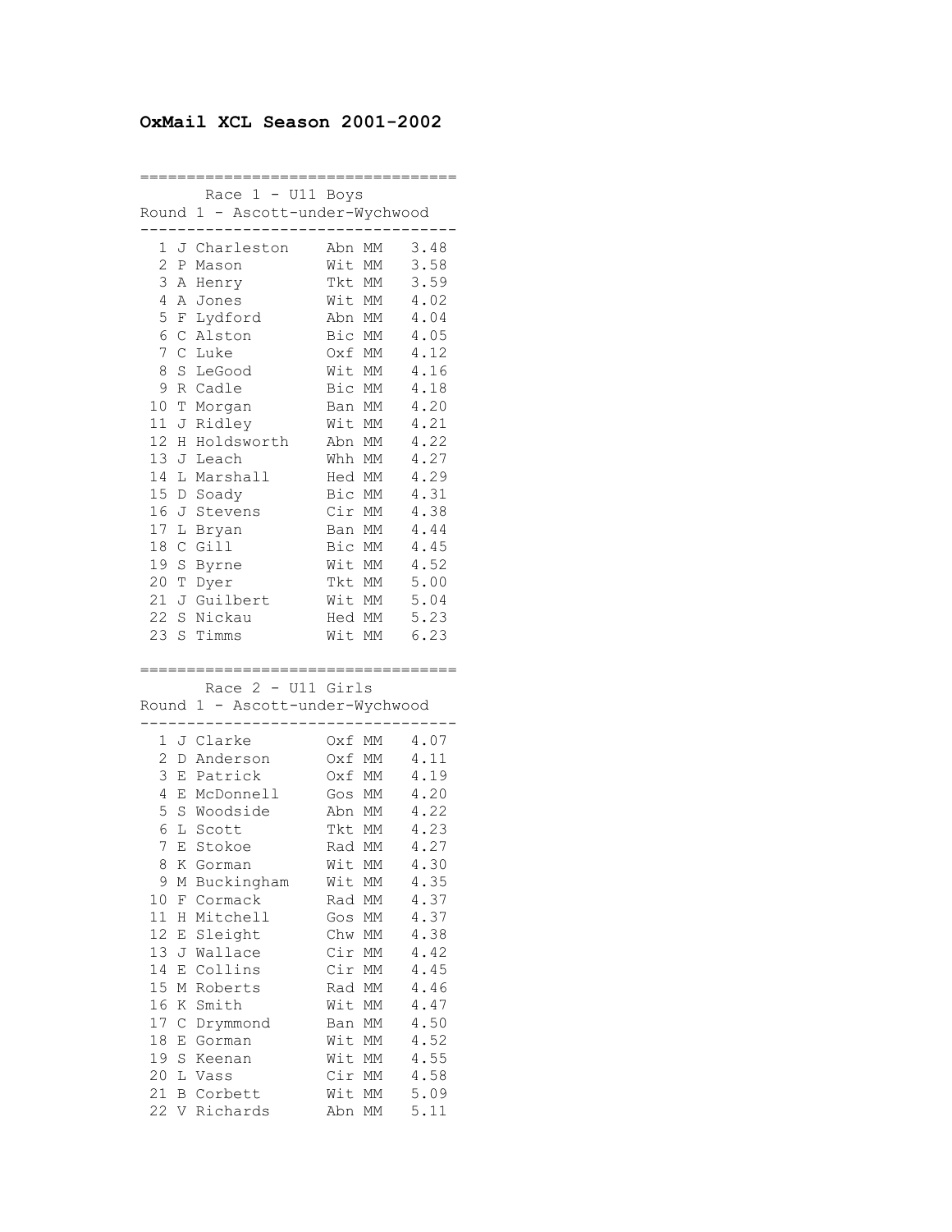# OxMail XCL Season 2001-2002

## Race 1 - U11 Boys

Round 1 - Ascott-under-Wychwood

| Pos | Name | Club | Cat | Time |
|---|---|---|---|---|
| 1 | J Charleston | Abn | MM | 3.48 |
| 2 | P Mason | Wit | MM | 3.58 |
| 3 | A Henry | Tkt | MM | 3.59 |
| 4 | A Jones | Wit | MM | 4.02 |
| 5 | F Lydford | Abn | MM | 4.04 |
| 6 | C Alston | Bic | MM | 4.05 |
| 7 | C Luke | Oxf | MM | 4.12 |
| 8 | S LeGood | Wit | MM | 4.16 |
| 9 | R Cadle | Bic | MM | 4.18 |
| 10 | T Morgan | Ban | MM | 4.20 |
| 11 | J Ridley | Wit | MM | 4.21 |
| 12 | H Holdsworth | Abn | MM | 4.22 |
| 13 | J Leach | Whh | MM | 4.27 |
| 14 | L Marshall | Hed | MM | 4.29 |
| 15 | D Soady | Bic | MM | 4.31 |
| 16 | J Stevens | Cir | MM | 4.38 |
| 17 | L Bryan | Ban | MM | 4.44 |
| 18 | C Gill | Bic | MM | 4.45 |
| 19 | S Byrne | Wit | MM | 4.52 |
| 20 | T Dyer | Tkt | MM | 5.00 |
| 21 | J Guilbert | Wit | MM | 5.04 |
| 22 | S Nickau | Hed | MM | 5.23 |
| 23 | S Timms | Wit | MM | 6.23 |

## Race 2 - U11 Girls

Round 1 - Ascott-under-Wychwood

| Pos | Name | Club | Cat | Time |
|---|---|---|---|---|
| 1 | J Clarke | Oxf | MM | 4.07 |
| 2 | D Anderson | Oxf | MM | 4.11 |
| 3 | E Patrick | Oxf | MM | 4.19 |
| 4 | E McDonnell | Gos | MM | 4.20 |
| 5 | S Woodside | Abn | MM | 4.22 |
| 6 | L Scott | Tkt | MM | 4.23 |
| 7 | E Stokoe | Rad | MM | 4.27 |
| 8 | K Gorman | Wit | MM | 4.30 |
| 9 | M Buckingham | Wit | MM | 4.35 |
| 10 | F Cormack | Rad | MM | 4.37 |
| 11 | H Mitchell | Gos | MM | 4.37 |
| 12 | E Sleight | Chw | MM | 4.38 |
| 13 | J Wallace | Cir | MM | 4.42 |
| 14 | E Collins | Cir | MM | 4.45 |
| 15 | M Roberts | Rad | MM | 4.46 |
| 16 | K Smith | Wit | MM | 4.47 |
| 17 | C Drymmond | Ban | MM | 4.50 |
| 18 | E Gorman | Wit | MM | 4.52 |
| 19 | S Keenan | Wit | MM | 4.55 |
| 20 | L Vass | Cir | MM | 4.58 |
| 21 | B Corbett | Wit | MM | 5.09 |
| 22 | V Richards | Abn | MM | 5.11 |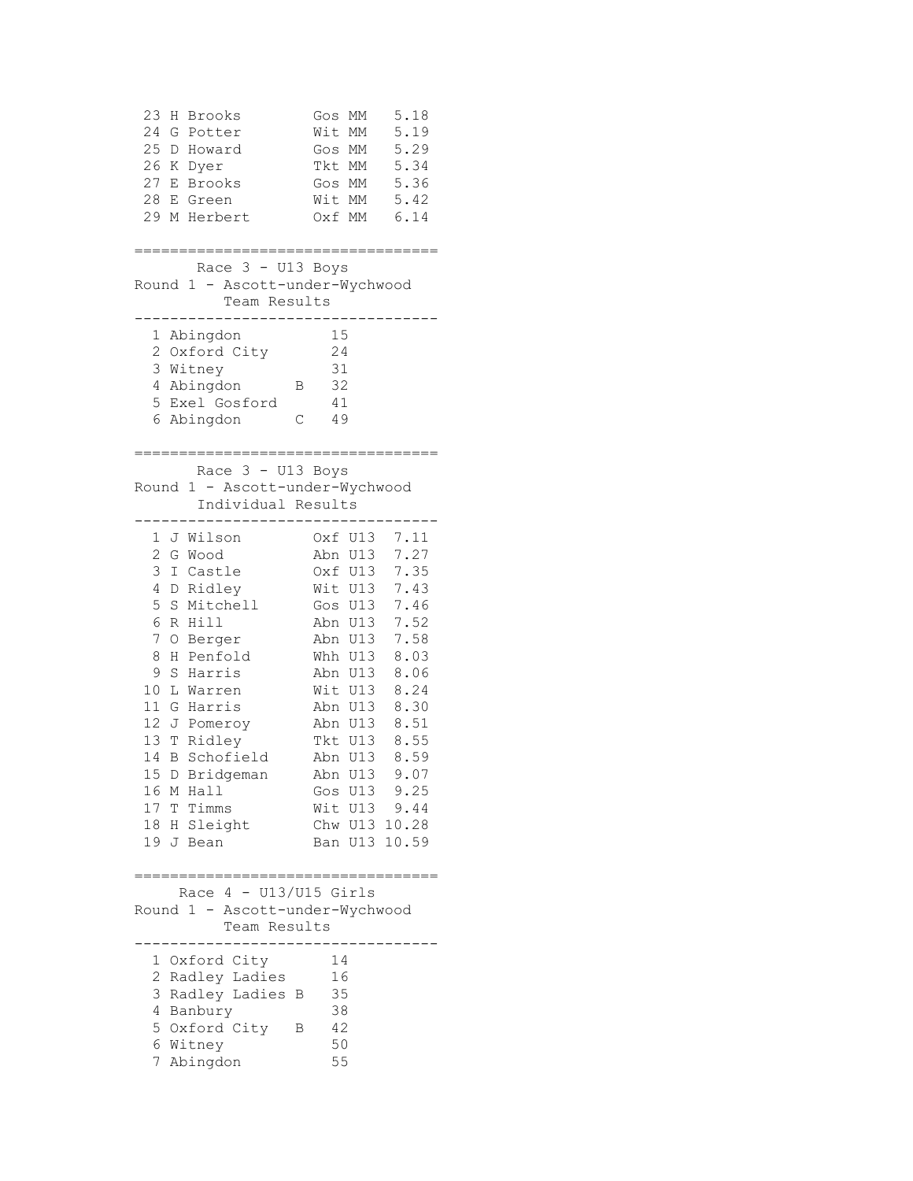| | | | | |
|---|---|---|---|---|
| 23 | H Brooks | Gos | MM | 5.18 |
| 24 | G Potter | Wit | MM | 5.19 |
| 25 | D Howard | Gos | MM | 5.29 |
| 26 | K Dyer | Tkt | MM | 5.34 |
| 27 | E Brooks | Gos | MM | 5.36 |
| 28 | E Green | Wit | MM | 5.42 |
| 29 | M Herbert | Oxf | MM | 6.14 |

## Race 3 - U13 Boys
### Round 1 - Ascott-under-Wychwood
#### Team Results

| | | | |
|---|---|---|---|
| 1 | Abingdon | | 15 |
| 2 | Oxford City | | 24 |
| 3 | Witney | | 31 |
| 4 | Abingdon | B | 32 |
| 5 | Exel Gosford | | 41 |
| 6 | Abingdon | C | 49 |

## Race 3 - U13 Boys
### Round 1 - Ascott-under-Wychwood
#### Individual Results

| | | | | |
|---|---|---|---|---|
| 1 | J Wilson | Oxf | U13 | 7.11 |
| 2 | G Wood | Abn | U13 | 7.27 |
| 3 | I Castle | Oxf | U13 | 7.35 |
| 4 | D Ridley | Wit | U13 | 7.43 |
| 5 | S Mitchell | Gos | U13 | 7.46 |
| 6 | R Hill | Abn | U13 | 7.52 |
| 7 | O Berger | Abn | U13 | 7.58 |
| 8 | H Penfold | Whh | U13 | 8.03 |
| 9 | S Harris | Abn | U13 | 8.06 |
| 10 | L Warren | Wit | U13 | 8.24 |
| 11 | G Harris | Abn | U13 | 8.30 |
| 12 | J Pomeroy | Abn | U13 | 8.51 |
| 13 | T Ridley | Tkt | U13 | 8.55 |
| 14 | B Schofield | Abn | U13 | 8.59 |
| 15 | D Bridgeman | Abn | U13 | 9.07 |
| 16 | M Hall | Gos | U13 | 9.25 |
| 17 | T Timms | Wit | U13 | 9.44 |
| 18 | H Sleight | Chw | U13 | 10.28 |
| 19 | J Bean | Ban | U13 | 10.59 |

## Race 4 - U13/U15 Girls
### Round 1 - Ascott-under-Wychwood
#### Team Results

| | | | |
|---|---|---|---|
| 1 | Oxford City | | 14 |
| 2 | Radley Ladies | | 16 |
| 3 | Radley Ladies | B | 35 |
| 4 | Banbury | | 38 |
| 5 | Oxford City | B | 42 |
| 6 | Witney | | 50 |
| 7 | Abingdon | | 55 |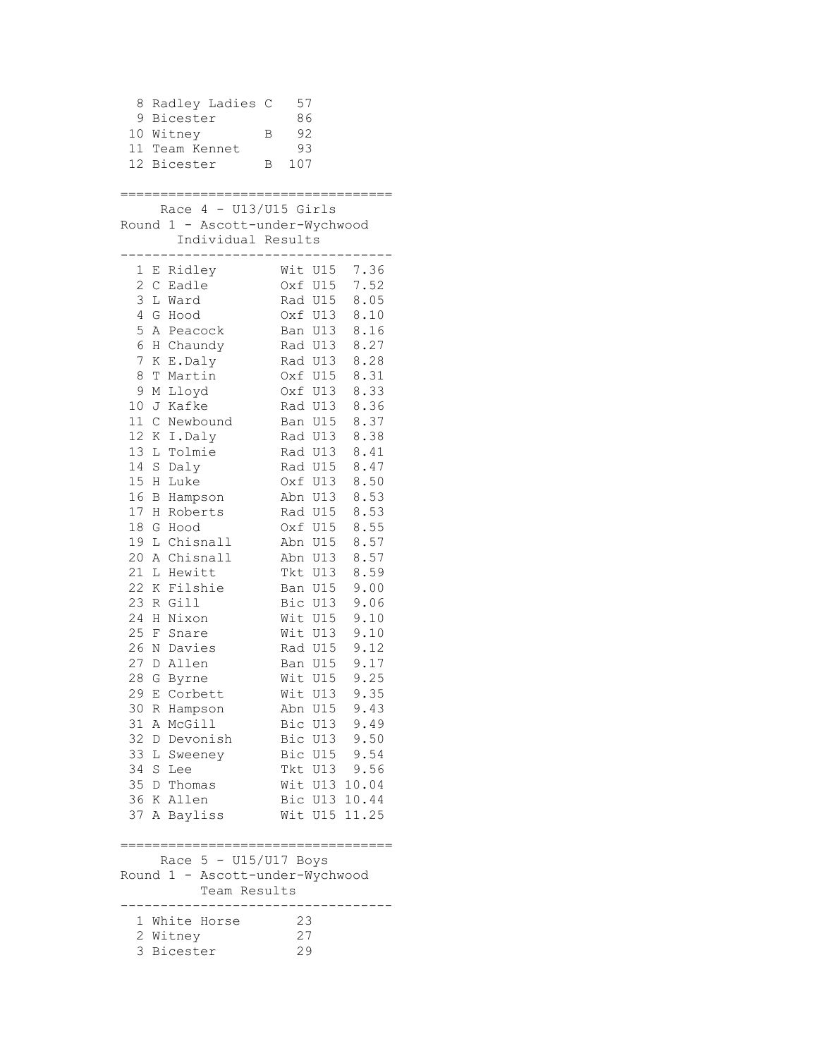| Pos | Team | | Points |
|---|---|---|---|
| 8 | Radley Ladies | C | 57 |
| 9 | Bicester | | 86 |
| 10 | Witney | B | 92 |
| 11 | Team Kennet | | 93 |
| 12 | Bicester | B | 107 |

## Race 4 - U13/U15 Girls

### Round 1 - Ascott-under-Wychwood

#### Individual Results

| Pos | Name | Club | Cat | Time |
|---|---|---|---|---|
| 1 | E Ridley | Wit | U15 | 7.36 |
| 2 | C Eadle | Oxf | U15 | 7.52 |
| 3 | L Ward | Rad | U15 | 8.05 |
| 4 | G Hood | Oxf | U13 | 8.10 |
| 5 | A Peacock | Ban | U13 | 8.16 |
| 6 | H Chaundy | Rad | U13 | 8.27 |
| 7 | K E.Daly | Rad | U13 | 8.28 |
| 8 | T Martin | Oxf | U15 | 8.31 |
| 9 | M Lloyd | Oxf | U13 | 8.33 |
| 10 | J Kafke | Rad | U13 | 8.36 |
| 11 | C Newbound | Ban | U15 | 8.37 |
| 12 | K I.Daly | Rad | U13 | 8.38 |
| 13 | L Tolmie | Rad | U13 | 8.41 |
| 14 | S Daly | Rad | U15 | 8.47 |
| 15 | H Luke | Oxf | U13 | 8.50 |
| 16 | B Hampson | Abn | U13 | 8.53 |
| 17 | H Roberts | Rad | U15 | 8.53 |
| 18 | G Hood | Oxf | U15 | 8.55 |
| 19 | L Chisnall | Abn | U15 | 8.57 |
| 20 | A Chisnall | Abn | U13 | 8.57 |
| 21 | L Hewitt | Tkt | U13 | 8.59 |
| 22 | K Filshie | Ban | U15 | 9.00 |
| 23 | R Gill | Bic | U13 | 9.06 |
| 24 | H Nixon | Wit | U15 | 9.10 |
| 25 | F Snare | Wit | U13 | 9.10 |
| 26 | N Davies | Rad | U15 | 9.12 |
| 27 | D Allen | Ban | U15 | 9.17 |
| 28 | G Byrne | Wit | U15 | 9.25 |
| 29 | E Corbett | Wit | U13 | 9.35 |
| 30 | R Hampson | Abn | U15 | 9.43 |
| 31 | A McGill | Bic | U13 | 9.49 |
| 32 | D Devonish | Bic | U13 | 9.50 |
| 33 | L Sweeney | Bic | U15 | 9.54 |
| 34 | S Lee | Tkt | U13 | 9.56 |
| 35 | D Thomas | Wit | U13 | 10.04 |
| 36 | K Allen | Bic | U13 | 10.44 |
| 37 | A Bayliss | Wit | U15 | 11.25 |

## Race 5 - U15/U17 Boys

### Round 1 - Ascott-under-Wychwood

#### Team Results

| Pos | Team | Points |
|---|---|---|
| 1 | White Horse | 23 |
| 2 | Witney | 27 |
| 3 | Bicester | 29 |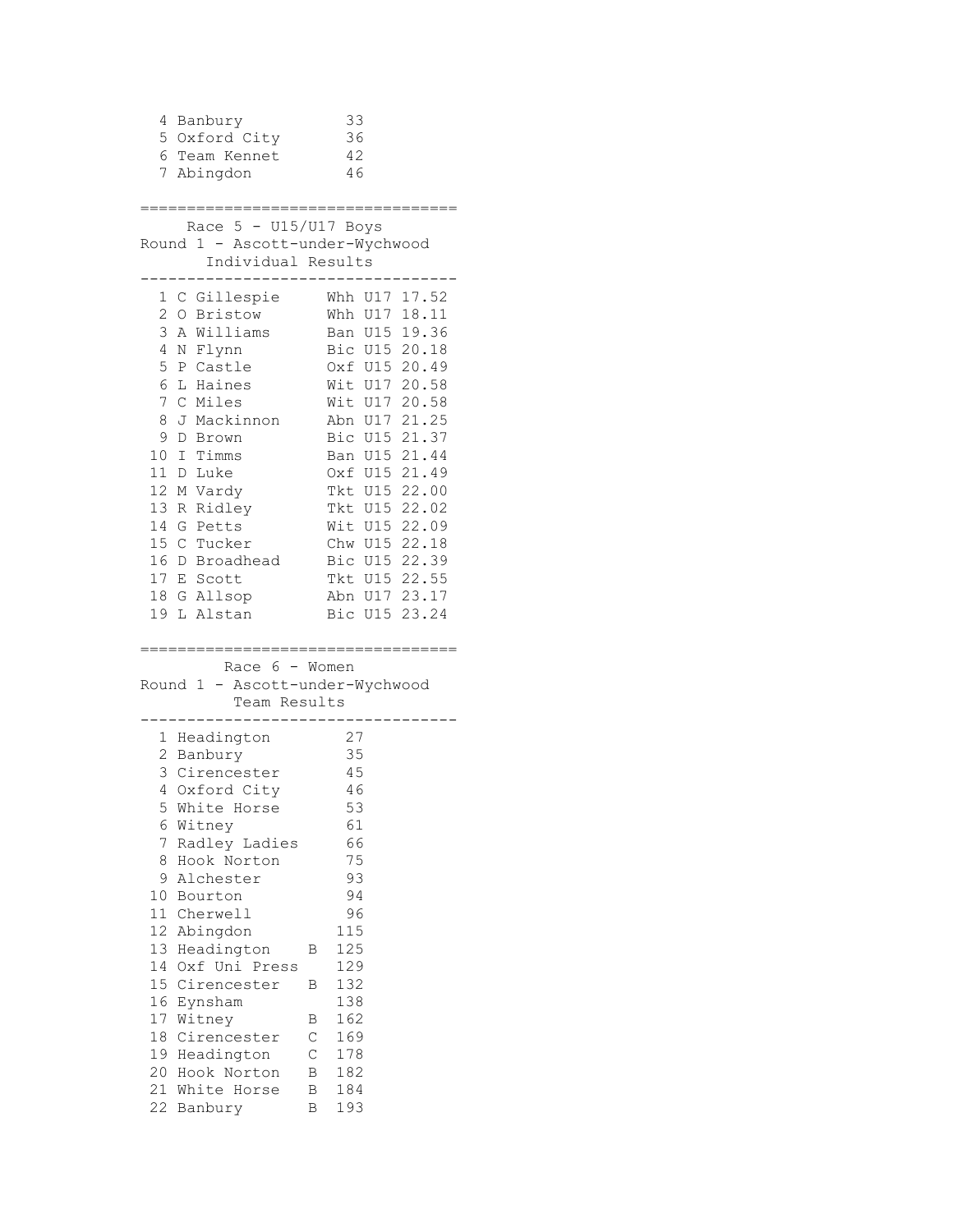| | | |
|---|---|---|
| 4 | Banbury | 33 |
| 5 | Oxford City | 36 |
| 6 | Team Kennet | 42 |
| 7 | Abingdon | 46 |

## Race 5 - U15/U17 Boys

### Round 1 - Ascott-under-Wychwood

#### Individual Results

| Pos | Name | Club | Cat | Time |
|---|---|---|---|---|
| 1 | C Gillespie | Whh | U17 | 17.52 |
| 2 | O Bristow | Whh | U17 | 18.11 |
| 3 | A Williams | Ban | U15 | 19.36 |
| 4 | N Flynn | Bic | U15 | 20.18 |
| 5 | P Castle | Oxf | U15 | 20.49 |
| 6 | L Haines | Wit | U17 | 20.58 |
| 7 | C Miles | Wit | U17 | 20.58 |
| 8 | J Mackinnon | Abn | U17 | 21.25 |
| 9 | D Brown | Bic | U15 | 21.37 |
| 10 | I Timms | Ban | U15 | 21.44 |
| 11 | D Luke | Oxf | U15 | 21.49 |
| 12 | M Vardy | Tkt | U15 | 22.00 |
| 13 | R Ridley | Tkt | U15 | 22.02 |
| 14 | G Petts | Wit | U15 | 22.09 |
| 15 | C Tucker | Chw | U15 | 22.18 |
| 16 | D Broadhead | Bic | U15 | 22.39 |
| 17 | E Scott | Tkt | U15 | 22.55 |
| 18 | G Allsop | Abn | U17 | 23.17 |
| 19 | L Alstan | Bic | U15 | 23.24 |

## Race 6 - Women

### Round 1 - Ascott-under-Wychwood

#### Team Results

| Pos | Team | | Points |
|---|---|---|---|
| 1 | Headington | | 27 |
| 2 | Banbury | | 35 |
| 3 | Cirencester | | 45 |
| 4 | Oxford City | | 46 |
| 5 | White Horse | | 53 |
| 6 | Witney | | 61 |
| 7 | Radley Ladies | | 66 |
| 8 | Hook Norton | | 75 |
| 9 | Alchester | | 93 |
| 10 | Bourton | | 94 |
| 11 | Cherwell | | 96 |
| 12 | Abingdon | | 115 |
| 13 | Headington | B | 125 |
| 14 | Oxf Uni Press | | 129 |
| 15 | Cirencester | B | 132 |
| 16 | Eynsham | | 138 |
| 17 | Witney | B | 162 |
| 18 | Cirencester | C | 169 |
| 19 | Headington | C | 178 |
| 20 | Hook Norton | B | 182 |
| 21 | White Horse | B | 184 |
| 22 | Banbury | B | 193 |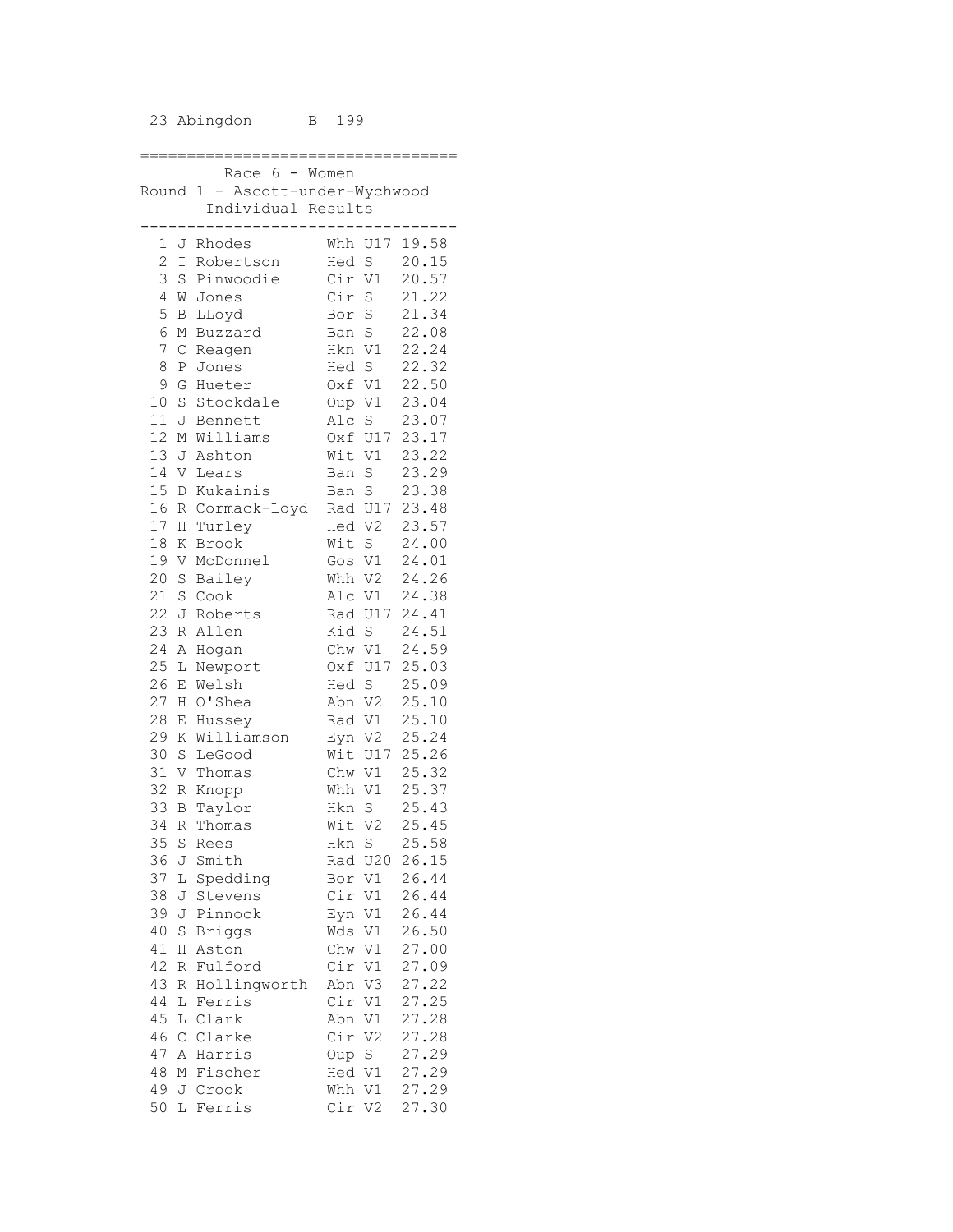23 Abingdon B 199

## Race 6 - Women

### Round 1 - Ascott-under-Wychwood

#### Individual Results

| Pos | Name | Club | Cat | Time |
|---|---|---|---|---|
| 1 | J Rhodes | Whh | U17 | 19.58 |
| 2 | I Robertson | Hed | S | 20.15 |
| 3 | S Pinwoodie | Cir | V1 | 20.57 |
| 4 | W Jones | Cir | S | 21.22 |
| 5 | B LLoyd | Bor | S | 21.34 |
| 6 | M Buzzard | Ban | S | 22.08 |
| 7 | C Reagen | Hkn | V1 | 22.24 |
| 8 | P Jones | Hed | S | 22.32 |
| 9 | G Hueter | Oxf | V1 | 22.50 |
| 10 | S Stockdale | Oup | V1 | 23.04 |
| 11 | J Bennett | Alc | S | 23.07 |
| 12 | M Williams | Oxf | U17 | 23.17 |
| 13 | J Ashton | Wit | V1 | 23.22 |
| 14 | V Lears | Ban | S | 23.29 |
| 15 | D Kukainis | Ban | S | 23.38 |
| 16 | R Cormack-Loyd | Rad | U17 | 23.48 |
| 17 | H Turley | Hed | V2 | 23.57 |
| 18 | K Brook | Wit | S | 24.00 |
| 19 | V McDonnel | Gos | V1 | 24.01 |
| 20 | S Bailey | Whh | V2 | 24.26 |
| 21 | S Cook | Alc | V1 | 24.38 |
| 22 | J Roberts | Rad | U17 | 24.41 |
| 23 | R Allen | Kid | S | 24.51 |
| 24 | A Hogan | Chw | V1 | 24.59 |
| 25 | L Newport | Oxf | U17 | 25.03 |
| 26 | E Welsh | Hed | S | 25.09 |
| 27 | H O'Shea | Abn | V2 | 25.10 |
| 28 | E Hussey | Rad | V1 | 25.10 |
| 29 | K Williamson | Eyn | V2 | 25.24 |
| 30 | S LeGood | Wit | U17 | 25.26 |
| 31 | V Thomas | Chw | V1 | 25.32 |
| 32 | R Knopp | Whh | V1 | 25.37 |
| 33 | B Taylor | Hkn | S | 25.43 |
| 34 | R Thomas | Wit | V2 | 25.45 |
| 35 | S Rees | Hkn | S | 25.58 |
| 36 | J Smith | Rad | U20 | 26.15 |
| 37 | L Spedding | Bor | V1 | 26.44 |
| 38 | J Stevens | Cir | V1 | 26.44 |
| 39 | J Pinnock | Eyn | V1 | 26.44 |
| 40 | S Briggs | Wds | V1 | 26.50 |
| 41 | H Aston | Chw | V1 | 27.00 |
| 42 | R Fulford | Cir | V1 | 27.09 |
| 43 | R Hollingworth | Abn | V3 | 27.22 |
| 44 | L Ferris | Cir | V1 | 27.25 |
| 45 | L Clark | Abn | V1 | 27.28 |
| 46 | C Clarke | Cir | V2 | 27.28 |
| 47 | A Harris | Oup | S | 27.29 |
| 48 | M Fischer | Hed | V1 | 27.29 |
| 49 | J Crook | Whh | V1 | 27.29 |
| 50 | L Ferris | Cir | V2 | 27.30 |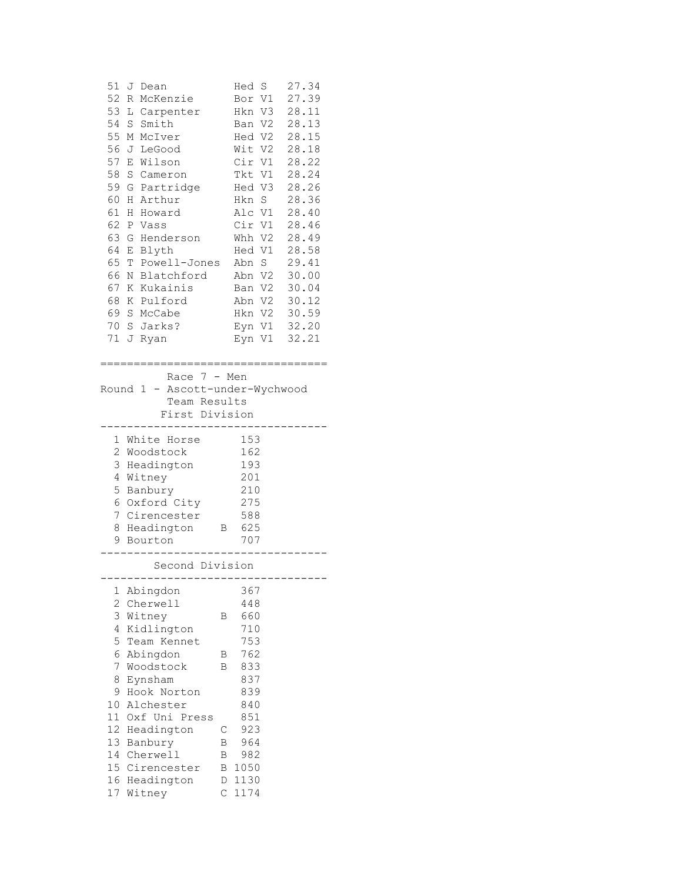| Pos | Name | Club | Cat | Time |
|---|---|---|---|---|
| 51 | J Dean | Hed | S | 27.34 |
| 52 | R McKenzie | Bor | V1 | 27.39 |
| 53 | L Carpenter | Hkn | V3 | 28.11 |
| 54 | S Smith | Ban | V2 | 28.13 |
| 55 | M McIver | Hed | V2 | 28.15 |
| 56 | J LeGood | Wit | V2 | 28.18 |
| 57 | E Wilson | Cir | V1 | 28.22 |
| 58 | S Cameron | Tkt | V1 | 28.24 |
| 59 | G Partridge | Hed | V3 | 28.26 |
| 60 | H Arthur | Hkn | S | 28.36 |
| 61 | H Howard | Alc | V1 | 28.40 |
| 62 | P Vass | Cir | V1 | 28.46 |
| 63 | G Henderson | Whh | V2 | 28.49 |
| 64 | E Blyth | Hed | V1 | 28.58 |
| 65 | T Powell-Jones | Abn | S | 29.41 |
| 66 | N Blatchford | Abn | V2 | 30.00 |
| 67 | K Kukainis | Ban | V2 | 30.04 |
| 68 | K Pulford | Abn | V2 | 30.12 |
| 69 | S McCabe | Hkn | V2 | 30.59 |
| 70 | S Jarks? | Eyn | V1 | 32.20 |
| 71 | J Ryan | Eyn | V1 | 32.21 |

## Race 7 - Men
### Round 1 - Ascott-under-Wychwood
### Team Results

#### First Division

| Pos | Team | | Points |
|---|---|---|---|
| 1 | White Horse | | 153 |
| 2 | Woodstock | | 162 |
| 3 | Headington | | 193 |
| 4 | Witney | | 201 |
| 5 | Banbury | | 210 |
| 6 | Oxford City | | 275 |
| 7 | Cirencester | | 588 |
| 8 | Headington | B | 625 |
| 9 | Bourton | | 707 |

#### Second Division

| Pos | Team | | Points |
|---|---|---|---|
| 1 | Abingdon | | 367 |
| 2 | Cherwell | | 448 |
| 3 | Witney | B | 660 |
| 4 | Kidlington | | 710 |
| 5 | Team Kennet | | 753 |
| 6 | Abingdon | B | 762 |
| 7 | Woodstock | B | 833 |
| 8 | Eynsham | | 837 |
| 9 | Hook Norton | | 839 |
| 10 | Alchester | | 840 |
| 11 | Oxf Uni Press | | 851 |
| 12 | Headington | C | 923 |
| 13 | Banbury | B | 964 |
| 14 | Cherwell | B | 982 |
| 15 | Cirencester | B | 1050 |
| 16 | Headington | D | 1130 |
| 17 | Witney | C | 1174 |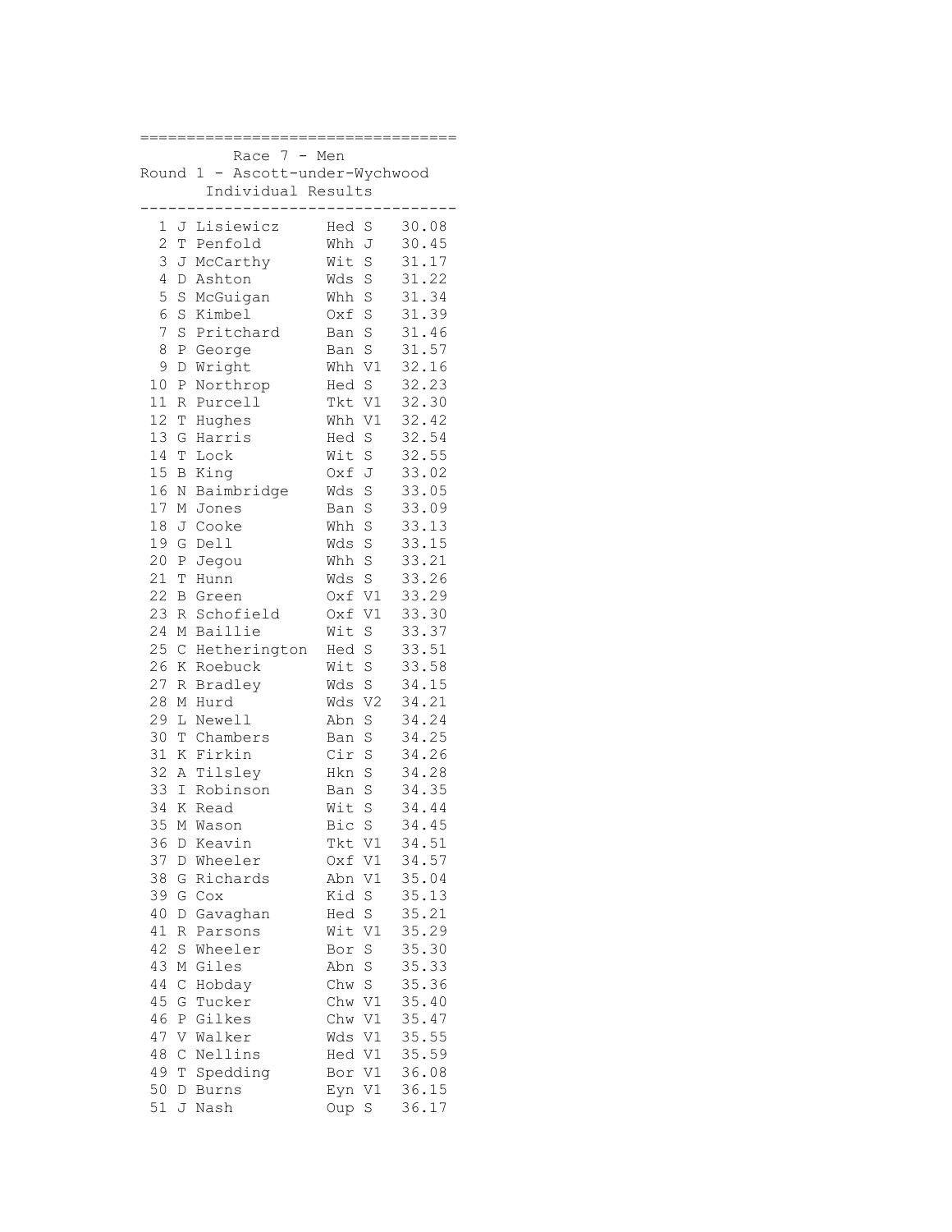## Race 7 - Men

### Round 1 - Ascott-under-Wychwood

#### Individual Results

| Pos | Name | Club | Cat | Time |
|---|---|---|---|---|
| 1 | J Lisiewicz | Hed | S | 30.08 |
| 2 | T Penfold | Whh | J | 30.45 |
| 3 | J McCarthy | Wit | S | 31.17 |
| 4 | D Ashton | Wds | S | 31.22 |
| 5 | S McGuigan | Whh | S | 31.34 |
| 6 | S Kimbel | Oxf | S | 31.39 |
| 7 | S Pritchard | Ban | S | 31.46 |
| 8 | P George | Ban | S | 31.57 |
| 9 | D Wright | Whh | V1 | 32.16 |
| 10 | P Northrop | Hed | S | 32.23 |
| 11 | R Purcell | Tkt | V1 | 32.30 |
| 12 | T Hughes | Whh | V1 | 32.42 |
| 13 | G Harris | Hed | S | 32.54 |
| 14 | T Lock | Wit | S | 32.55 |
| 15 | B King | Oxf | J | 33.02 |
| 16 | N Baimbridge | Wds | S | 33.05 |
| 17 | M Jones | Ban | S | 33.09 |
| 18 | J Cooke | Whh | S | 33.13 |
| 19 | G Dell | Wds | S | 33.15 |
| 20 | P Jegou | Whh | S | 33.21 |
| 21 | T Hunn | Wds | S | 33.26 |
| 22 | B Green | Oxf | V1 | 33.29 |
| 23 | R Schofield | Oxf | V1 | 33.30 |
| 24 | M Baillie | Wit | S | 33.37 |
| 25 | C Hetherington | Hed | S | 33.51 |
| 26 | K Roebuck | Wit | S | 33.58 |
| 27 | R Bradley | Wds | S | 34.15 |
| 28 | M Hurd | Wds | V2 | 34.21 |
| 29 | L Newell | Abn | S | 34.24 |
| 30 | T Chambers | Ban | S | 34.25 |
| 31 | K Firkin | Cir | S | 34.26 |
| 32 | A Tilsley | Hkn | S | 34.28 |
| 33 | I Robinson | Ban | S | 34.35 |
| 34 | K Read | Wit | S | 34.44 |
| 35 | M Wason | Bic | S | 34.45 |
| 36 | D Keavin | Tkt | V1 | 34.51 |
| 37 | D Wheeler | Oxf | V1 | 34.57 |
| 38 | G Richards | Abn | V1 | 35.04 |
| 39 | G Cox | Kid | S | 35.13 |
| 40 | D Gavaghan | Hed | S | 35.21 |
| 41 | R Parsons | Wit | V1 | 35.29 |
| 42 | S Wheeler | Bor | S | 35.30 |
| 43 | M Giles | Abn | S | 35.33 |
| 44 | C Hobday | Chw | S | 35.36 |
| 45 | G Tucker | Chw | V1 | 35.40 |
| 46 | P Gilkes | Chw | V1 | 35.47 |
| 47 | V Walker | Wds | V1 | 35.55 |
| 48 | C Nellins | Hed | V1 | 35.59 |
| 49 | T Spedding | Bor | V1 | 36.08 |
| 50 | D Burns | Eyn | V1 | 36.15 |
| 51 | J Nash | Oup | S | 36.17 |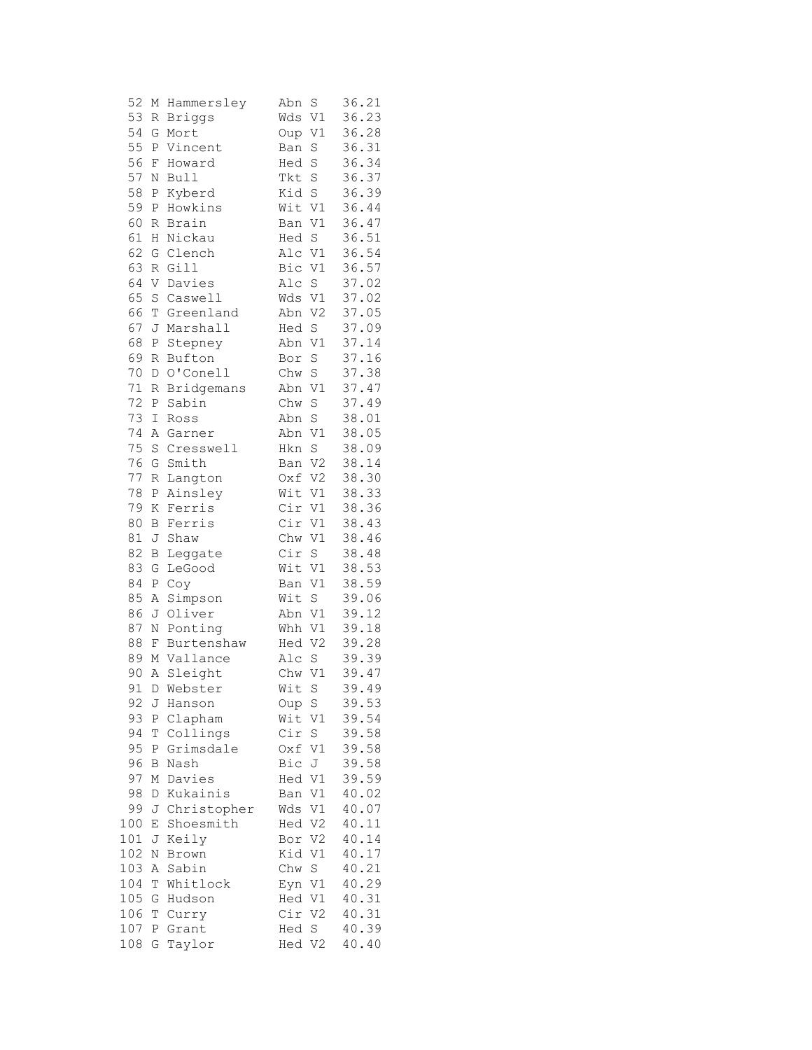| | | | | | |
|---|---|---|---|---|---|
| 52 | M | Hammersley | Abn | S | 36.21 |
| 53 | R | Briggs | Wds | V1 | 36.23 |
| 54 | G | Mort | Oup | V1 | 36.28 |
| 55 | P | Vincent | Ban | S | 36.31 |
| 56 | F | Howard | Hed | S | 36.34 |
| 57 | N | Bull | Tkt | S | 36.37 |
| 58 | P | Kyberd | Kid | S | 36.39 |
| 59 | P | Howkins | Wit | V1 | 36.44 |
| 60 | R | Brain | Ban | V1 | 36.47 |
| 61 | H | Nickau | Hed | S | 36.51 |
| 62 | G | Clench | Alc | V1 | 36.54 |
| 63 | R | Gill | Bic | V1 | 36.57 |
| 64 | V | Davies | Alc | S | 37.02 |
| 65 | S | Caswell | Wds | V1 | 37.02 |
| 66 | T | Greenland | Abn | V2 | 37.05 |
| 67 | J | Marshall | Hed | S | 37.09 |
| 68 | P | Stepney | Abn | V1 | 37.14 |
| 69 | R | Bufton | Bor | S | 37.16 |
| 70 | D | O'Conell | Chw | S | 37.38 |
| 71 | R | Bridgemans | Abn | V1 | 37.47 |
| 72 | P | Sabin | Chw | S | 37.49 |
| 73 | I | Ross | Abn | S | 38.01 |
| 74 | A | Garner | Abn | V1 | 38.05 |
| 75 | S | Cresswell | Hkn | S | 38.09 |
| 76 | G | Smith | Ban | V2 | 38.14 |
| 77 | R | Langton | Oxf | V2 | 38.30 |
| 78 | P | Ainsley | Wit | V1 | 38.33 |
| 79 | K | Ferris | Cir | V1 | 38.36 |
| 80 | B | Ferris | Cir | V1 | 38.43 |
| 81 | J | Shaw | Chw | V1 | 38.46 |
| 82 | B | Leggate | Cir | S | 38.48 |
| 83 | G | LeGood | Wit | V1 | 38.53 |
| 84 | P | Coy | Ban | V1 | 38.59 |
| 85 | A | Simpson | Wit | S | 39.06 |
| 86 | J | Oliver | Abn | V1 | 39.12 |
| 87 | N | Ponting | Whh | V1 | 39.18 |
| 88 | F | Burtenshaw | Hed | V2 | 39.28 |
| 89 | M | Vallance | Alc | S | 39.39 |
| 90 | A | Sleight | Chw | V1 | 39.47 |
| 91 | D | Webster | Wit | S | 39.49 |
| 92 | J | Hanson | Oup | S | 39.53 |
| 93 | P | Clapham | Wit | V1 | 39.54 |
| 94 | T | Collings | Cir | S | 39.58 |
| 95 | P | Grimsdale | Oxf | V1 | 39.58 |
| 96 | B | Nash | Bic | J | 39.58 |
| 97 | M | Davies | Hed | V1 | 39.59 |
| 98 | D | Kukainis | Ban | V1 | 40.02 |
| 99 | J | Christopher | Wds | V1 | 40.07 |
| 100 | E | Shoesmith | Hed | V2 | 40.11 |
| 101 | J | Keily | Bor | V2 | 40.14 |
| 102 | N | Brown | Kid | V1 | 40.17 |
| 103 | A | Sabin | Chw | S | 40.21 |
| 104 | T | Whitlock | Eyn | V1 | 40.29 |
| 105 | G | Hudson | Hed | V1 | 40.31 |
| 106 | T | Curry | Cir | V2 | 40.31 |
| 107 | P | Grant | Hed | S | 40.39 |
| 108 | G | Taylor | Hed | V2 | 40.40 |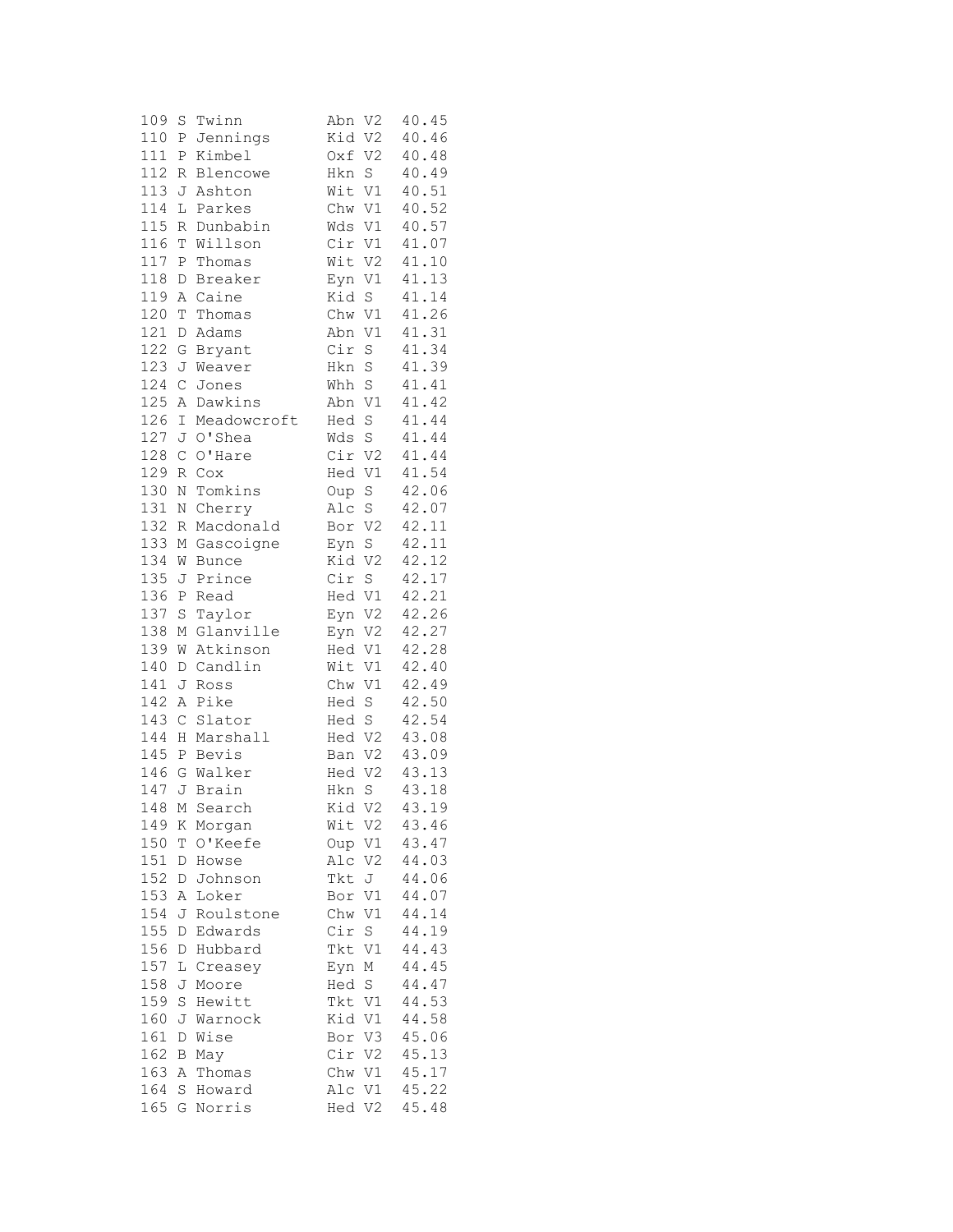| | | | | | |
|---|---|---|---|---|---|
| 109 | S | Twinn | Abn | V2 | 40.45 |
| 110 | P | Jennings | Kid | V2 | 40.46 |
| 111 | P | Kimbel | Oxf | V2 | 40.48 |
| 112 | R | Blencowe | Hkn | S | 40.49 |
| 113 | J | Ashton | Wit | V1 | 40.51 |
| 114 | L | Parkes | Chw | V1 | 40.52 |
| 115 | R | Dunbabin | Wds | V1 | 40.57 |
| 116 | T | Willson | Cir | V1 | 41.07 |
| 117 | P | Thomas | Wit | V2 | 41.10 |
| 118 | D | Breaker | Eyn | V1 | 41.13 |
| 119 | A | Caine | Kid | S | 41.14 |
| 120 | T | Thomas | Chw | V1 | 41.26 |
| 121 | D | Adams | Abn | V1 | 41.31 |
| 122 | G | Bryant | Cir | S | 41.34 |
| 123 | J | Weaver | Hkn | S | 41.39 |
| 124 | C | Jones | Whh | S | 41.41 |
| 125 | A | Dawkins | Abn | V1 | 41.42 |
| 126 | I | Meadowcroft | Hed | S | 41.44 |
| 127 | J | O'Shea | Wds | S | 41.44 |
| 128 | C | O'Hare | Cir | V2 | 41.44 |
| 129 | R | Cox | Hed | V1 | 41.54 |
| 130 | N | Tomkins | Oup | S | 42.06 |
| 131 | N | Cherry | Alc | S | 42.07 |
| 132 | R | Macdonald | Bor | V2 | 42.11 |
| 133 | M | Gascoigne | Eyn | S | 42.11 |
| 134 | W | Bunce | Kid | V2 | 42.12 |
| 135 | J | Prince | Cir | S | 42.17 |
| 136 | P | Read | Hed | V1 | 42.21 |
| 137 | S | Taylor | Eyn | V2 | 42.26 |
| 138 | M | Glanville | Eyn | V2 | 42.27 |
| 139 | W | Atkinson | Hed | V1 | 42.28 |
| 140 | D | Candlin | Wit | V1 | 42.40 |
| 141 | J | Ross | Chw | V1 | 42.49 |
| 142 | A | Pike | Hed | S | 42.50 |
| 143 | C | Slator | Hed | S | 42.54 |
| 144 | H | Marshall | Hed | V2 | 43.08 |
| 145 | P | Bevis | Ban | V2 | 43.09 |
| 146 | G | Walker | Hed | V2 | 43.13 |
| 147 | J | Brain | Hkn | S | 43.18 |
| 148 | M | Search | Kid | V2 | 43.19 |
| 149 | K | Morgan | Wit | V2 | 43.46 |
| 150 | T | O'Keefe | Oup | V1 | 43.47 |
| 151 | D | Howse | Alc | V2 | 44.03 |
| 152 | D | Johnson | Tkt | J | 44.06 |
| 153 | A | Loker | Bor | V1 | 44.07 |
| 154 | J | Roulstone | Chw | V1 | 44.14 |
| 155 | D | Edwards | Cir | S | 44.19 |
| 156 | D | Hubbard | Tkt | V1 | 44.43 |
| 157 | L | Creasey | Eyn | M | 44.45 |
| 158 | J | Moore | Hed | S | 44.47 |
| 159 | S | Hewitt | Tkt | V1 | 44.53 |
| 160 | J | Warnock | Kid | V1 | 44.58 |
| 161 | D | Wise | Bor | V3 | 45.06 |
| 162 | B | May | Cir | V2 | 45.13 |
| 163 | A | Thomas | Chw | V1 | 45.17 |
| 164 | S | Howard | Alc | V1 | 45.22 |
| 165 | G | Norris | Hed | V2 | 45.48 |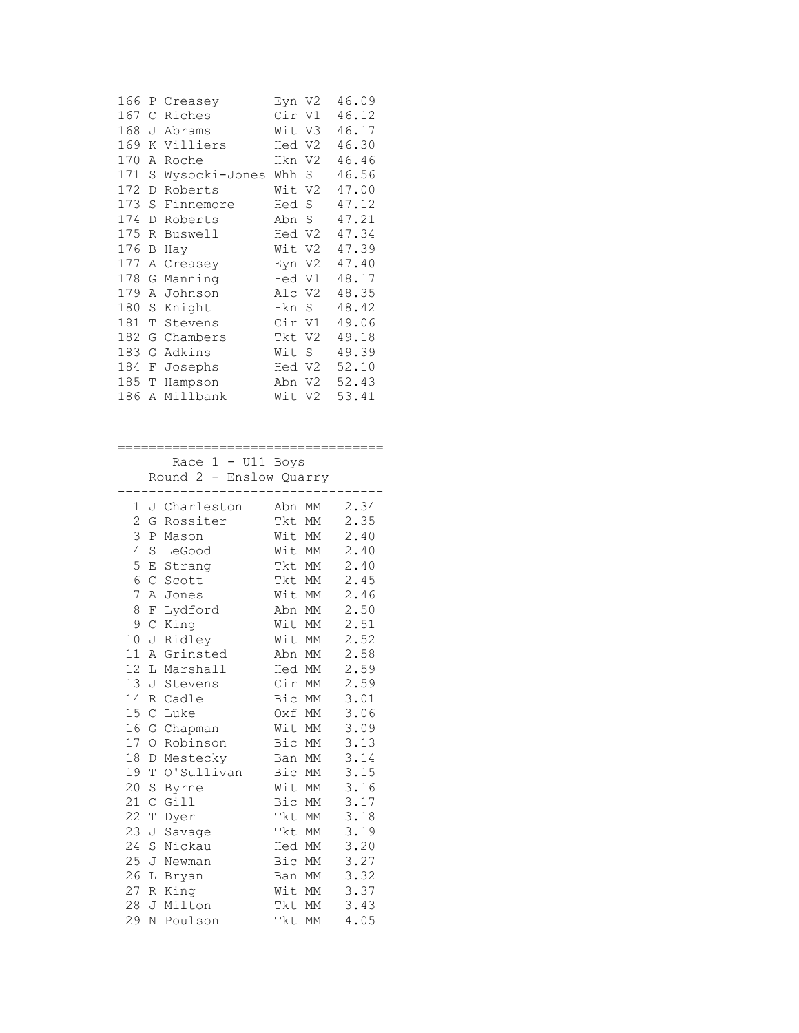| Pos | Name | Club | Cat | Time |
|---|---|---|---|---|
| 166 | P Creasey | Eyn | V2 | 46.09 |
| 167 | C Riches | Cir | V1 | 46.12 |
| 168 | J Abrams | Wit | V3 | 46.17 |
| 169 | K Villiers | Hed | V2 | 46.30 |
| 170 | A Roche | Hkn | V2 | 46.46 |
| 171 | S Wysocki-Jones | Whh | S | 46.56 |
| 172 | D Roberts | Wit | V2 | 47.00 |
| 173 | S Finnemore | Hed | S | 47.12 |
| 174 | D Roberts | Abn | S | 47.21 |
| 175 | R Buswell | Hed | V2 | 47.34 |
| 176 | B Hay | Wit | V2 | 47.39 |
| 177 | A Creasey | Eyn | V2 | 47.40 |
| 178 | G Manning | Hed | V1 | 48.17 |
| 179 | A Johnson | Alc | V2 | 48.35 |
| 180 | S Knight | Hkn | S | 48.42 |
| 181 | T Stevens | Cir | V1 | 49.06 |
| 182 | G Chambers | Tkt | V2 | 49.18 |
| 183 | G Adkins | Wit | S | 49.39 |
| 184 | F Josephs | Hed | V2 | 52.10 |
| 185 | T Hampson | Abn | V2 | 52.43 |
| 186 | A Millbank | Wit | V2 | 53.41 |

## Race 1 - U11 Boys
### Round 2 - Enslow Quarry

| Pos | Name | Club | Cat | Time |
|---|---|---|---|---|
| 1 | J Charleston | Abn | MM | 2.34 |
| 2 | G Rossiter | Tkt | MM | 2.35 |
| 3 | P Mason | Wit | MM | 2.40 |
| 4 | S LeGood | Wit | MM | 2.40 |
| 5 | E Strang | Tkt | MM | 2.40 |
| 6 | C Scott | Tkt | MM | 2.45 |
| 7 | A Jones | Wit | MM | 2.46 |
| 8 | F Lydford | Abn | MM | 2.50 |
| 9 | C King | Wit | MM | 2.51 |
| 10 | J Ridley | Wit | MM | 2.52 |
| 11 | A Grinsted | Abn | MM | 2.58 |
| 12 | L Marshall | Hed | MM | 2.59 |
| 13 | J Stevens | Cir | MM | 2.59 |
| 14 | R Cadle | Bic | MM | 3.01 |
| 15 | C Luke | Oxf | MM | 3.06 |
| 16 | G Chapman | Wit | MM | 3.09 |
| 17 | O Robinson | Bic | MM | 3.13 |
| 18 | D Mestecky | Ban | MM | 3.14 |
| 19 | T O'Sullivan | Bic | MM | 3.15 |
| 20 | S Byrne | Wit | MM | 3.16 |
| 21 | C Gill | Bic | MM | 3.17 |
| 22 | T Dyer | Tkt | MM | 3.18 |
| 23 | J Savage | Tkt | MM | 3.19 |
| 24 | S Nickau | Hed | MM | 3.20 |
| 25 | J Newman | Bic | MM | 3.27 |
| 26 | L Bryan | Ban | MM | 3.32 |
| 27 | R King | Wit | MM | 3.37 |
| 28 | J Milton | Tkt | MM | 3.43 |
| 29 | N Poulson | Tkt | MM | 4.05 |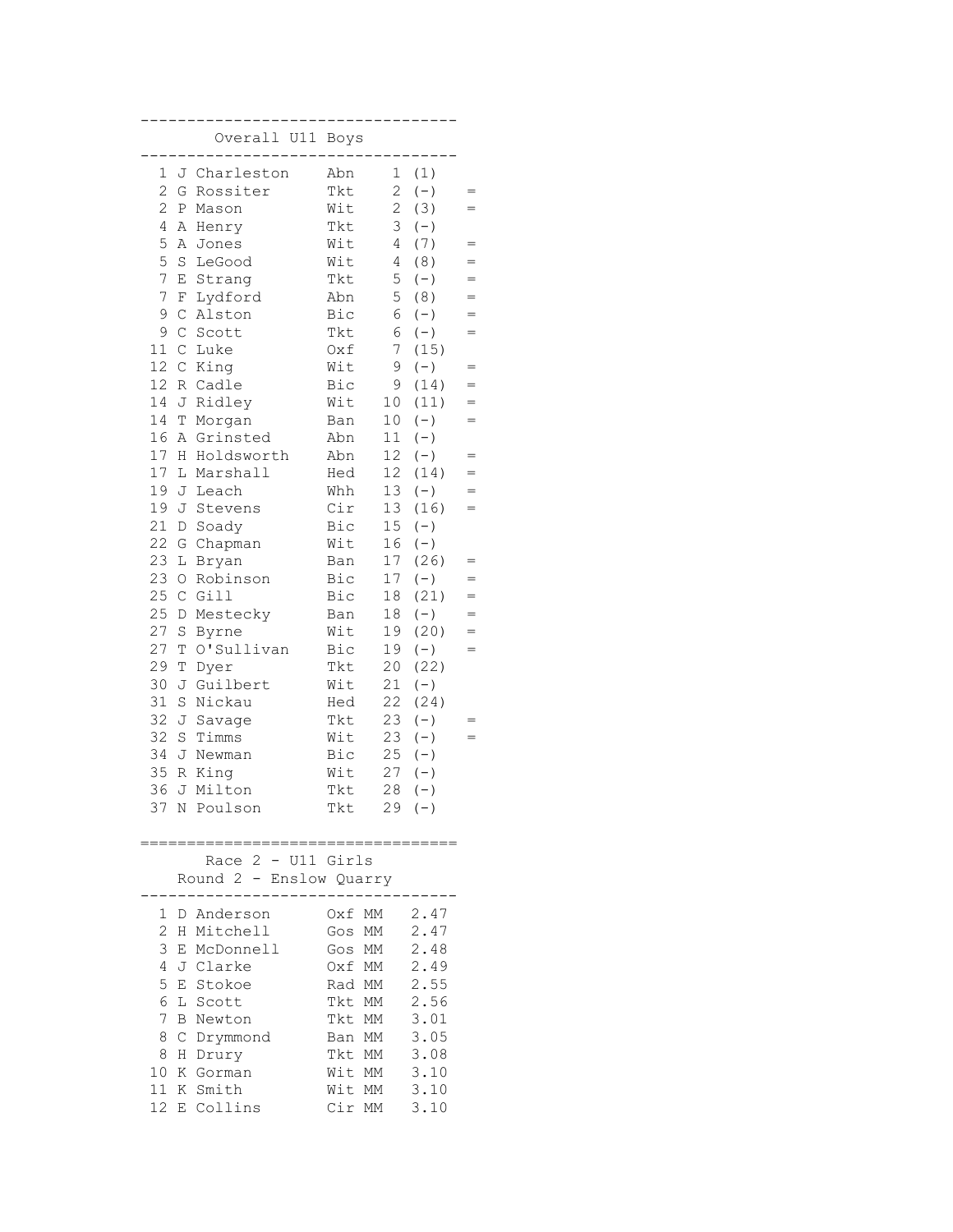## Overall U11 Boys

| Pos | Name | Club | Pts | (Prev) | |
|---|---|---|---|---|---|
| 1 | J Charleston | Abn | 1 | (1) | |
| 2 | G Rossiter | Tkt | 2 | (-) | = |
| 2 | P Mason | Wit | 2 | (3) | = |
| 4 | A Henry | Tkt | 3 | (-) | |
| 5 | A Jones | Wit | 4 | (7) | = |
| 5 | S LeGood | Wit | 4 | (8) | = |
| 7 | E Strang | Tkt | 5 | (-) | = |
| 7 | F Lydford | Abn | 5 | (8) | = |
| 9 | C Alston | Bic | 6 | (-) | = |
| 9 | C Scott | Tkt | 6 | (-) | = |
| 11 | C Luke | Oxf | 7 | (15) | |
| 12 | C King | Wit | 9 | (-) | = |
| 12 | R Cadle | Bic | 9 | (14) | = |
| 14 | J Ridley | Wit | 10 | (11) | = |
| 14 | T Morgan | Ban | 10 | (-) | = |
| 16 | A Grinsted | Abn | 11 | (-) | |
| 17 | H Holdsworth | Abn | 12 | (-) | = |
| 17 | L Marshall | Hed | 12 | (14) | = |
| 19 | J Leach | Whh | 13 | (-) | = |
| 19 | J Stevens | Cir | 13 | (16) | = |
| 21 | D Soady | Bic | 15 | (-) | |
| 22 | G Chapman | Wit | 16 | (-) | |
| 23 | L Bryan | Ban | 17 | (26) | = |
| 23 | O Robinson | Bic | 17 | (-) | = |
| 25 | C Gill | Bic | 18 | (21) | = |
| 25 | D Mestecky | Ban | 18 | (-) | = |
| 27 | S Byrne | Wit | 19 | (20) | = |
| 27 | T O'Sullivan | Bic | 19 | (-) | = |
| 29 | T Dyer | Tkt | 20 | (22) | |
| 30 | J Guilbert | Wit | 21 | (-) | |
| 31 | S Nickau | Hed | 22 | (24) | |
| 32 | J Savage | Tkt | 23 | (-) | = |
| 32 | S Timms | Wit | 23 | (-) | = |
| 34 | J Newman | Bic | 25 | (-) | |
| 35 | R King | Wit | 27 | (-) | |
| 36 | J Milton | Tkt | 28 | (-) | |
| 37 | N Poulson | Tkt | 29 | (-) | |

## Race 2 - U11 Girls
### Round 2 - Enslow Quarry

| Pos | Name | Club | Cat | Time |
|---|---|---|---|---|
| 1 | D Anderson | Oxf | MM | 2.47 |
| 2 | H Mitchell | Gos | MM | 2.47 |
| 3 | E McDonnell | Gos | MM | 2.48 |
| 4 | J Clarke | Oxf | MM | 2.49 |
| 5 | E Stokoe | Rad | MM | 2.55 |
| 6 | L Scott | Tkt | MM | 2.56 |
| 7 | B Newton | Tkt | MM | 3.01 |
| 8 | C Drymmond | Ban | MM | 3.05 |
| 8 | H Drury | Tkt | MM | 3.08 |
| 10 | K Gorman | Wit | MM | 3.10 |
| 11 | K Smith | Wit | MM | 3.10 |
| 12 | E Collins | Cir | MM | 3.10 |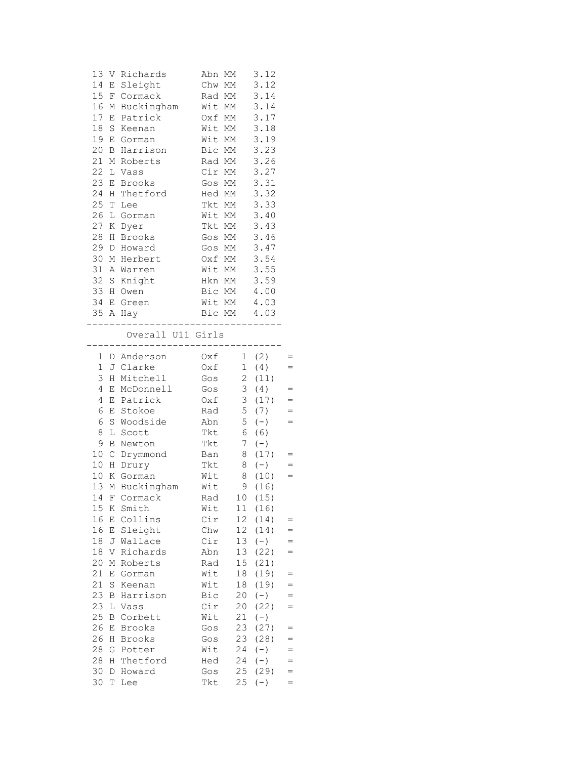| Pos | Init | Name | Club | Cat | Time |
|---|---|---|---|---|---|
| 13 | V | Richards | Abn | MM | 3.12 |
| 14 | E | Sleight | Chw | MM | 3.12 |
| 15 | F | Cormack | Rad | MM | 3.14 |
| 16 | M | Buckingham | Wit | MM | 3.14 |
| 17 | E | Patrick | Oxf | MM | 3.17 |
| 18 | S | Keenan | Wit | MM | 3.18 |
| 19 | E | Gorman | Wit | MM | 3.19 |
| 20 | B | Harrison | Bic | MM | 3.23 |
| 21 | M | Roberts | Rad | MM | 3.26 |
| 22 | L | Vass | Cir | MM | 3.27 |
| 23 | E | Brooks | Gos | MM | 3.31 |
| 24 | H | Thetford | Hed | MM | 3.32 |
| 25 | T | Lee | Tkt | MM | 3.33 |
| 26 | L | Gorman | Wit | MM | 3.40 |
| 27 | K | Dyer | Tkt | MM | 3.43 |
| 28 | H | Brooks | Gos | MM | 3.46 |
| 29 | D | Howard | Gos | MM | 3.47 |
| 30 | M | Herbert | Oxf | MM | 3.54 |
| 31 | A | Warren | Wit | MM | 3.55 |
| 32 | S | Knight | Hkn | MM | 3.59 |
| 33 | H | Owen | Bic | MM | 4.00 |
| 34 | E | Green | Wit | MM | 4.03 |
| 35 | A | Hay | Bic | MM | 4.03 |

## Overall U11 Girls

| Pos | Init | Name | Club | Pts | (Pos) | |
|---|---|---|---|---|---|---|
| 1 | D | Anderson | Oxf | 1 | (2) | = |
| 1 | J | Clarke | Oxf | 1 | (4) | = |
| 3 | H | Mitchell | Gos | 2 | (11) | |
| 4 | E | McDonnell | Gos | 3 | (4) | = |
| 4 | E | Patrick | Oxf | 3 | (17) | = |
| 6 | E | Stokoe | Rad | 5 | (7) | = |
| 6 | S | Woodside | Abn | 5 | (-) | = |
| 8 | L | Scott | Tkt | 6 | (6) | |
| 9 | B | Newton | Tkt | 7 | (-) | |
| 10 | C | Drymmond | Ban | 8 | (17) | = |
| 10 | H | Drury | Tkt | 8 | (-) | = |
| 10 | K | Gorman | Wit | 8 | (10) | = |
| 13 | M | Buckingham | Wit | 9 | (16) | |
| 14 | F | Cormack | Rad | 10 | (15) | |
| 15 | K | Smith | Wit | 11 | (16) | |
| 16 | E | Collins | Cir | 12 | (14) | = |
| 16 | E | Sleight | Chw | 12 | (14) | = |
| 18 | J | Wallace | Cir | 13 | (-) | = |
| 18 | V | Richards | Abn | 13 | (22) | = |
| 20 | M | Roberts | Rad | 15 | (21) | |
| 21 | E | Gorman | Wit | 18 | (19) | = |
| 21 | S | Keenan | Wit | 18 | (19) | = |
| 23 | B | Harrison | Bic | 20 | (-) | = |
| 23 | L | Vass | Cir | 20 | (22) | = |
| 25 | B | Corbett | Wit | 21 | (-) | |
| 26 | E | Brooks | Gos | 23 | (27) | = |
| 26 | H | Brooks | Gos | 23 | (28) | = |
| 28 | G | Potter | Wit | 24 | (-) | = |
| 28 | H | Thetford | Hed | 24 | (-) | = |
| 30 | D | Howard | Gos | 25 | (29) | = |
| 30 | T | Lee | Tkt | 25 | (-) | = |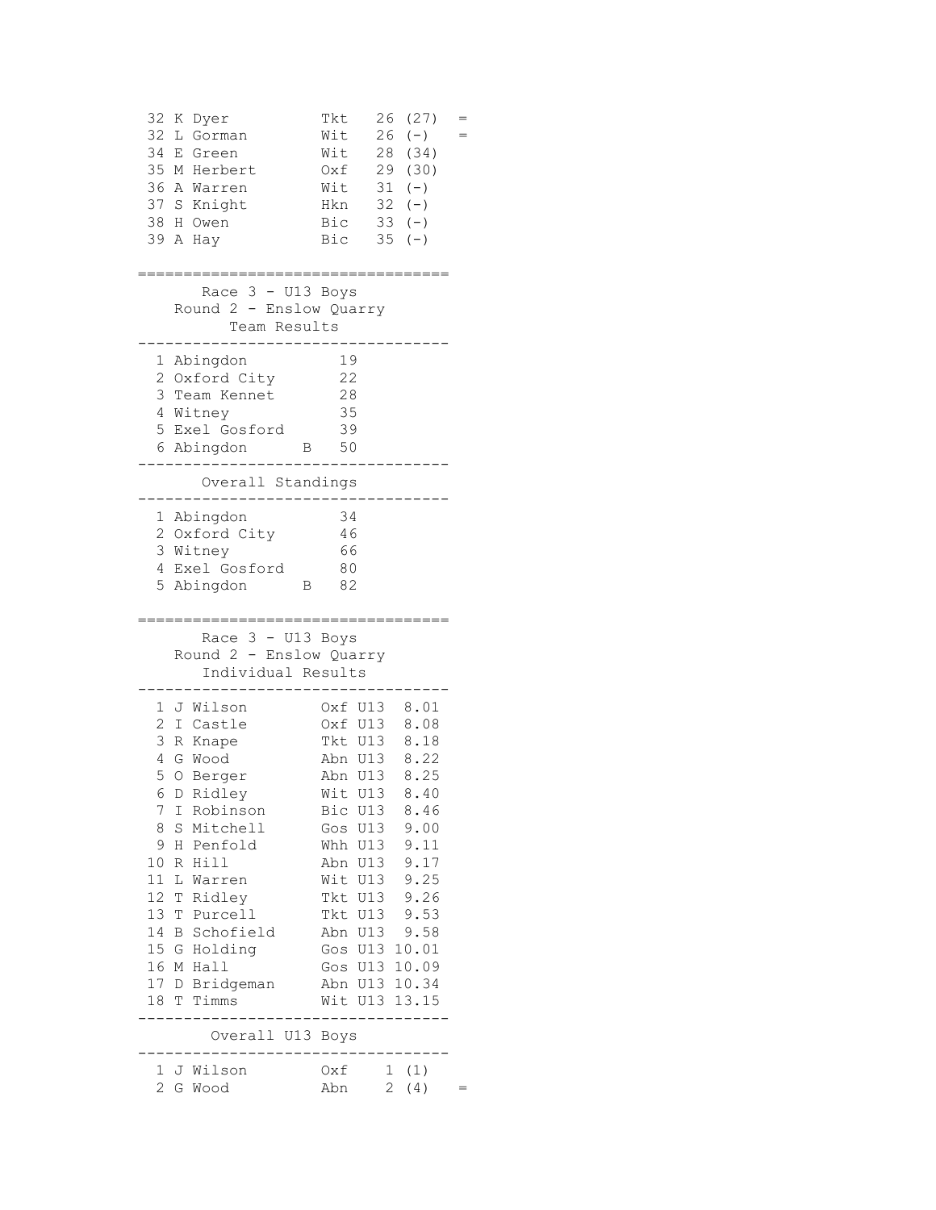| Pos | Name | Club | Pts | Prev | |
|---|---|---|---|---|---|
| 32 | K Dyer | Tkt | 26 | (27) | = |
| 32 | L Gorman | Wit | 26 | (-) | = |
| 34 | E Green | Wit | 28 | (34) | |
| 35 | M Herbert | Oxf | 29 | (30) | |
| 36 | A Warren | Wit | 31 | (-) | |
| 37 | S Knight | Hkn | 32 | (-) | |
| 38 | H Owen | Bic | 33 | (-) | |
| 39 | A Hay | Bic | 35 | (-) | |

## Race 3 - U13 Boys
### Round 2 - Enslow Quarry
### Team Results

| Pos | Team | | Pts |
|---|---|---|---|
| 1 | Abingdon | | 19 |
| 2 | Oxford City | | 22 |
| 3 | Team Kennet | | 28 |
| 4 | Witney | | 35 |
| 5 | Exel Gosford | | 39 |
| 6 | Abingdon | B | 50 |

### Overall Standings

| Pos | Team | | Pts |
|---|---|---|---|
| 1 | Abingdon | | 34 |
| 2 | Oxford City | | 46 |
| 3 | Witney | | 66 |
| 4 | Exel Gosford | | 80 |
| 5 | Abingdon | B | 82 |

## Race 3 - U13 Boys
### Round 2 - Enslow Quarry
### Individual Results

| Pos | Name | Club | Cat | Time |
|---|---|---|---|---|
| 1 | J Wilson | Oxf | U13 | 8.01 |
| 2 | I Castle | Oxf | U13 | 8.08 |
| 3 | R Knape | Tkt | U13 | 8.18 |
| 4 | G Wood | Abn | U13 | 8.22 |
| 5 | O Berger | Abn | U13 | 8.25 |
| 6 | D Ridley | Wit | U13 | 8.40 |
| 7 | I Robinson | Bic | U13 | 8.46 |
| 8 | S Mitchell | Gos | U13 | 9.00 |
| 9 | H Penfold | Whh | U13 | 9.11 |
| 10 | R Hill | Abn | U13 | 9.17 |
| 11 | L Warren | Wit | U13 | 9.25 |
| 12 | T Ridley | Tkt | U13 | 9.26 |
| 13 | T Purcell | Tkt | U13 | 9.53 |
| 14 | B Schofield | Abn | U13 | 9.58 |
| 15 | G Holding | Gos | U13 | 10.01 |
| 16 | M Hall | Gos | U13 | 10.09 |
| 17 | D Bridgeman | Abn | U13 | 10.34 |
| 18 | T Timms | Wit | U13 | 13.15 |

### Overall U13 Boys

| Pos | Name | Club | Pts | Prev | |
|---|---|---|---|---|---|
| 1 | J Wilson | Oxf | 1 | (1) | |
| 2 | G Wood | Abn | 2 | (4) | = |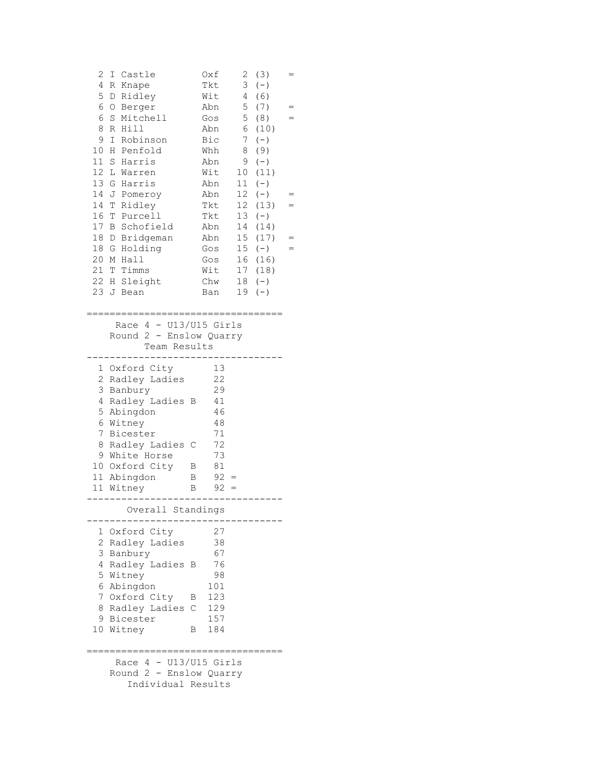| Pos | Name | Club | Score | Prev | |
|---|---|---|---|---|---|
| 2 | I Castle | Oxf | 2 | (3) | = |
| 4 | R Knape | Tkt | 3 | (-) | |
| 5 | D Ridley | Wit | 4 | (6) | |
| 6 | O Berger | Abn | 5 | (7) | = |
| 6 | S Mitchell | Gos | 5 | (8) | = |
| 8 | R Hill | Abn | 6 | (10) | |
| 9 | I Robinson | Bic | 7 | (-) | |
| 10 | H Penfold | Whh | 8 | (9) | |
| 11 | S Harris | Abn | 9 | (-) | |
| 12 | L Warren | Wit | 10 | (11) | |
| 13 | G Harris | Abn | 11 | (-) | |
| 14 | J Pomeroy | Abn | 12 | (-) | = |
| 14 | T Ridley | Tkt | 12 | (13) | = |
| 16 | T Purcell | Tkt | 13 | (-) | |
| 17 | B Schofield | Abn | 14 | (14) | |
| 18 | D Bridgeman | Abn | 15 | (17) | = |
| 18 | G Holding | Gos | 15 | (-) | = |
| 20 | M Hall | Gos | 16 | (16) | |
| 21 | T Timms | Wit | 17 | (18) | |
| 22 | H Sleight | Chw | 18 | (-) | |
| 23 | J Bean | Ban | 19 | (-) | |

## Race 4 - U13/U15 Girls
### Round 2 - Enslow Quarry
### Team Results

| Pos | Team | Points | |
|---|---|---|---|
| 1 | Oxford City | 13 | |
| 2 | Radley Ladies | 22 | |
| 3 | Banbury | 29 | |
| 4 | Radley Ladies B | 41 | |
| 5 | Abingdon | 46 | |
| 6 | Witney | 48 | |
| 7 | Bicester | 71 | |
| 8 | Radley Ladies C | 72 | |
| 9 | White Horse | 73 | |
| 10 | Oxford City B | 81 | |
| 11 | Abingdon B | 92 | = |
| 11 | Witney B | 92 | = |

### Overall Standings

| Pos | Team | Points |
|---|---|---|
| 1 | Oxford City | 27 |
| 2 | Radley Ladies | 38 |
| 3 | Banbury | 67 |
| 4 | Radley Ladies B | 76 |
| 5 | Witney | 98 |
| 6 | Abingdon | 101 |
| 7 | Oxford City B | 123 |
| 8 | Radley Ladies C | 129 |
| 9 | Bicester | 157 |
| 10 | Witney B | 184 |

## Race 4 - U13/U15 Girls
### Round 2 - Enslow Quarry
### Individual Results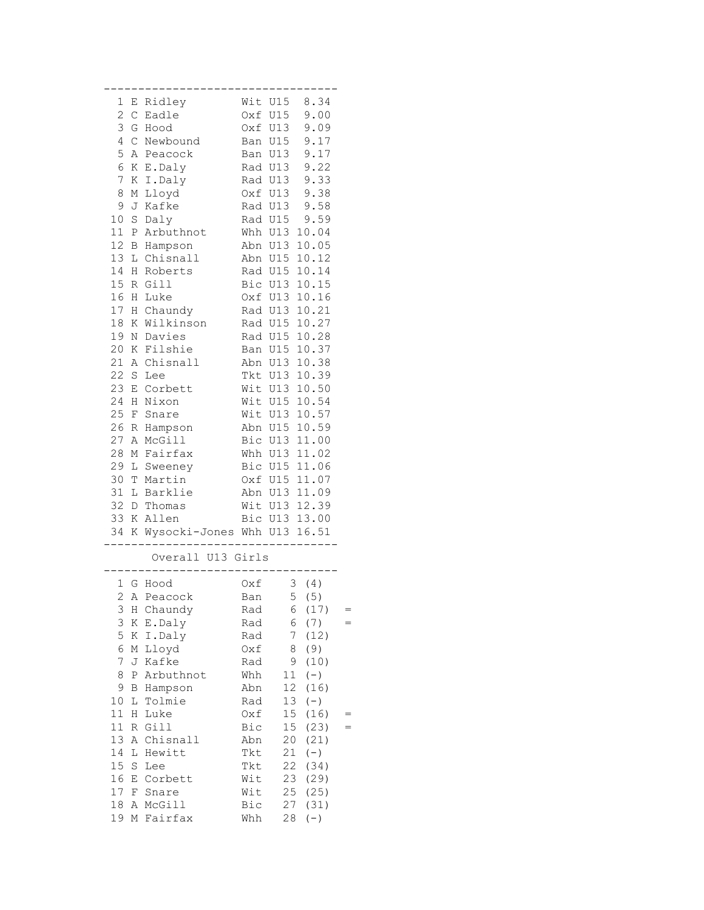| Pos | Init | Name | Club | Cat | Time |
|---|---|---|---|---|---|
| 1 | E | Ridley | Wit | U15 | 8.34 |
| 2 | C | Eadle | Oxf | U15 | 9.00 |
| 3 | G | Hood | Oxf | U13 | 9.09 |
| 4 | C | Newbound | Ban | U15 | 9.17 |
| 5 | A | Peacock | Ban | U13 | 9.17 |
| 6 | K | E.Daly | Rad | U13 | 9.22 |
| 7 | K | I.Daly | Rad | U13 | 9.33 |
| 8 | M | Lloyd | Oxf | U13 | 9.38 |
| 9 | J | Kafke | Rad | U13 | 9.58 |
| 10 | S | Daly | Rad | U15 | 9.59 |
| 11 | P | Arbuthnot | Whh | U13 | 10.04 |
| 12 | B | Hampson | Abn | U13 | 10.05 |
| 13 | L | Chisnall | Abn | U15 | 10.12 |
| 14 | H | Roberts | Rad | U15 | 10.14 |
| 15 | R | Gill | Bic | U13 | 10.15 |
| 16 | H | Luke | Oxf | U13 | 10.16 |
| 17 | H | Chaundy | Rad | U13 | 10.21 |
| 18 | K | Wilkinson | Rad | U15 | 10.27 |
| 19 | N | Davies | Rad | U15 | 10.28 |
| 20 | K | Filshie | Ban | U15 | 10.37 |
| 21 | A | Chisnall | Abn | U13 | 10.38 |
| 22 | S | Lee | Tkt | U13 | 10.39 |
| 23 | E | Corbett | Wit | U13 | 10.50 |
| 24 | H | Nixon | Wit | U15 | 10.54 |
| 25 | F | Snare | Wit | U13 | 10.57 |
| 26 | R | Hampson | Abn | U15 | 10.59 |
| 27 | A | McGill | Bic | U13 | 11.00 |
| 28 | M | Fairfax | Whh | U13 | 11.02 |
| 29 | L | Sweeney | Bic | U15 | 11.06 |
| 30 | T | Martin | Oxf | U15 | 11.07 |
| 31 | L | Barklie | Abn | U13 | 11.09 |
| 32 | D | Thomas | Wit | U13 | 12.39 |
| 33 | K | Allen | Bic | U13 | 13.00 |
| 34 | K | Wysocki-Jones | Whh | U13 | 16.51 |

## Overall U13 Girls

| Pos | Init | Name | Club | Pts | Prev | |
|---|---|---|---|---|---|---|
| 1 | G | Hood | Oxf | 3 | (4) | |
| 2 | A | Peacock | Ban | 5 | (5) | |
| 3 | H | Chaundy | Rad | 6 | (17) | = |
| 3 | K | E.Daly | Rad | 6 | (7) | = |
| 5 | K | I.Daly | Rad | 7 | (12) | |
| 6 | M | Lloyd | Oxf | 8 | (9) | |
| 7 | J | Kafke | Rad | 9 | (10) | |
| 8 | P | Arbuthnot | Whh | 11 | (-) | |
| 9 | B | Hampson | Abn | 12 | (16) | |
| 10 | L | Tolmie | Rad | 13 | (-) | |
| 11 | H | Luke | Oxf | 15 | (16) | = |
| 11 | R | Gill | Bic | 15 | (23) | = |
| 13 | A | Chisnall | Abn | 20 | (21) | |
| 14 | L | Hewitt | Tkt | 21 | (-) | |
| 15 | S | Lee | Tkt | 22 | (34) | |
| 16 | E | Corbett | Wit | 23 | (29) | |
| 17 | F | Snare | Wit | 25 | (25) | |
| 18 | A | McGill | Bic | 27 | (31) | |
| 19 | M | Fairfax | Whh | 28 | (-) | |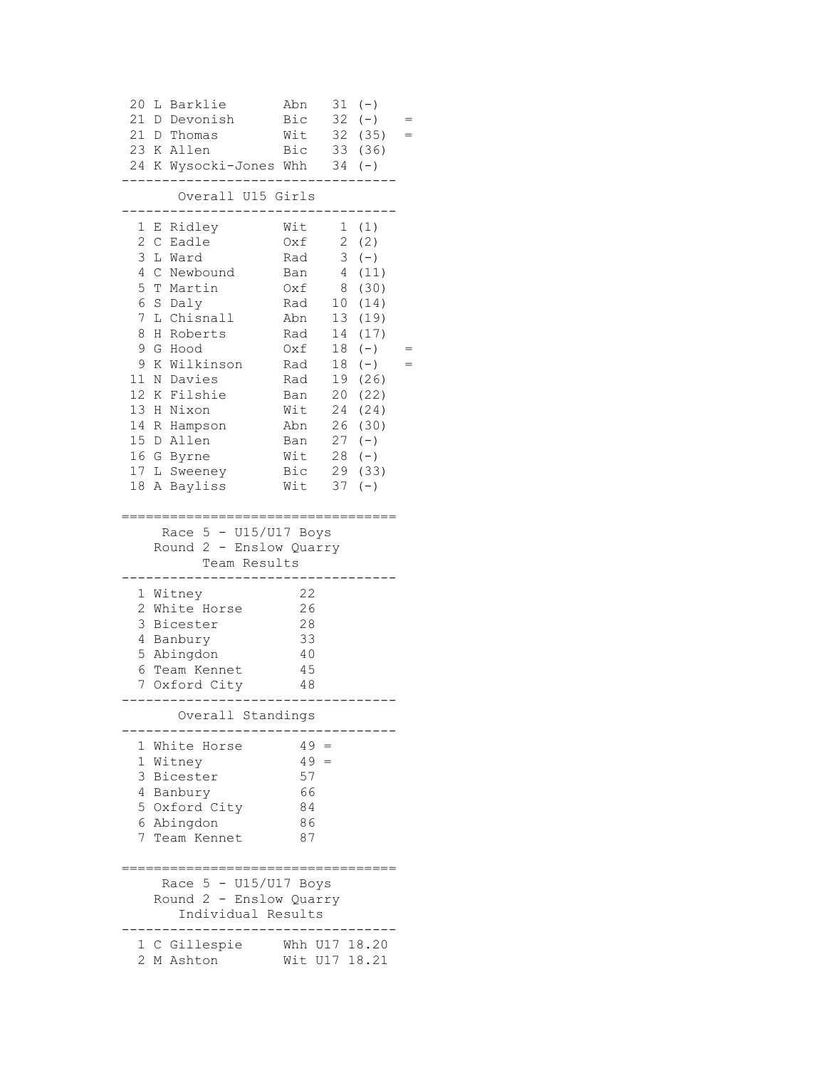| Pos | Name | Club | Pts | Prev | |
|---|---|---|---|---|---|
| 20 | L Barklie | Abn | 31 | (-) | |
| 21 | D Devonish | Bic | 32 | (-) | = |
| 21 | D Thomas | Wit | 32 | (35) | = |
| 23 | K Allen | Bic | 33 | (36) | |
| 24 | K Wysocki-Jones | Whh | 34 | (-) | |

## Overall U15 Girls

| Pos | Name | Club | Pts | Prev | |
|---|---|---|---|---|---|
| 1 | E Ridley | Wit | 1 | (1) | |
| 2 | C Eadle | Oxf | 2 | (2) | |
| 3 | L Ward | Rad | 3 | (-) | |
| 4 | C Newbound | Ban | 4 | (11) | |
| 5 | T Martin | Oxf | 8 | (30) | |
| 6 | S Daly | Rad | 10 | (14) | |
| 7 | L Chisnall | Abn | 13 | (19) | |
| 8 | H Roberts | Rad | 14 | (17) | |
| 9 | G Hood | Oxf | 18 | (-) | = |
| 9 | K Wilkinson | Rad | 18 | (-) | = |
| 11 | N Davies | Rad | 19 | (26) | |
| 12 | K Filshie | Ban | 20 | (22) | |
| 13 | H Nixon | Wit | 24 | (24) | |
| 14 | R Hampson | Abn | 26 | (30) | |
| 15 | D Allen | Ban | 27 | (-) | |
| 16 | G Byrne | Wit | 28 | (-) | |
| 17 | L Sweeney | Bic | 29 | (33) | |
| 18 | A Bayliss | Wit | 37 | (-) | |

## Race 5 - U15/U17 Boys
### Round 2 - Enslow Quarry
### Team Results

| Pos | Team | Pts |
|---|---|---|
| 1 | Witney | 22 |
| 2 | White Horse | 26 |
| 3 | Bicester | 28 |
| 4 | Banbury | 33 |
| 5 | Abingdon | 40 |
| 6 | Team Kennet | 45 |
| 7 | Oxford City | 48 |

## Overall Standings

| Pos | Team | Pts | |
|---|---|---|---|
| 1 | White Horse | 49 | = |
| 1 | Witney | 49 | = |
| 3 | Bicester | 57 | |
| 4 | Banbury | 66 | |
| 5 | Oxford City | 84 | |
| 6 | Abingdon | 86 | |
| 7 | Team Kennet | 87 | |

## Race 5 - U15/U17 Boys
### Round 2 - Enslow Quarry
### Individual Results

| Pos | Name | Club | Cat | Time |
|---|---|---|---|---|
| 1 | C Gillespie | Whh | U17 | 18.20 |
| 2 | M Ashton | Wit | U17 | 18.21 |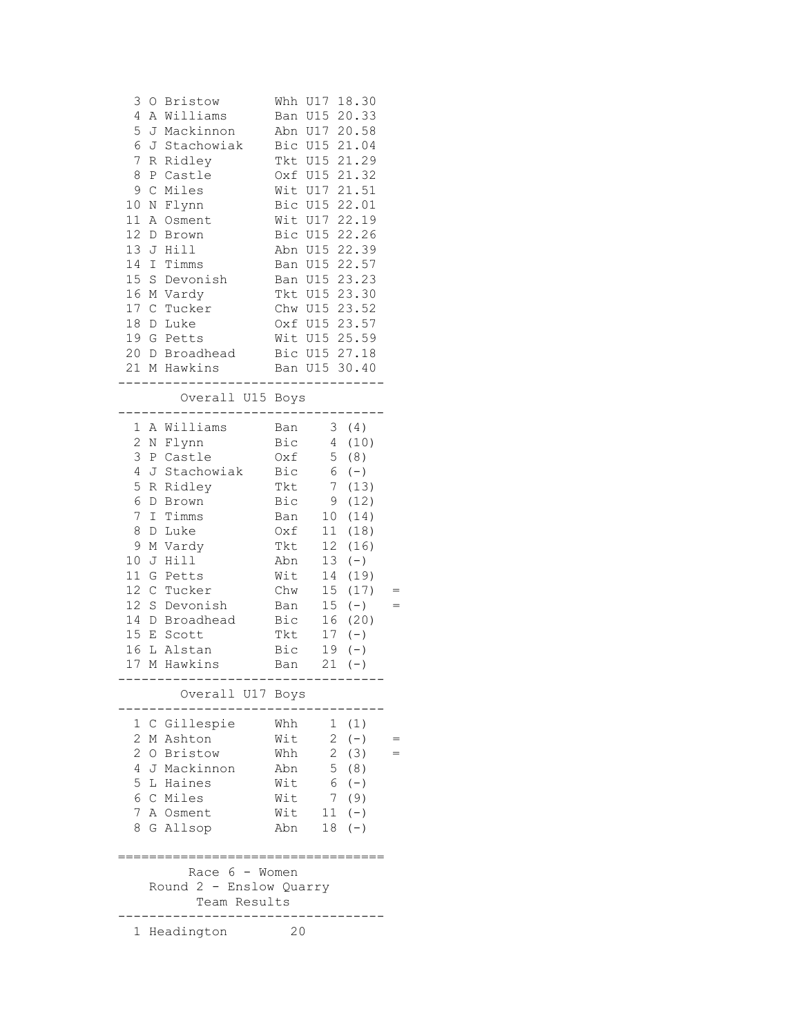| Pos | Name | Club | Cat | Time |
|---|---|---|---|---|
| 3 | O Bristow | Whh | U17 | 18.30 |
| 4 | A Williams | Ban | U15 | 20.33 |
| 5 | J Mackinnon | Abn | U17 | 20.58 |
| 6 | J Stachowiak | Bic | U15 | 21.04 |
| 7 | R Ridley | Tkt | U15 | 21.29 |
| 8 | P Castle | Oxf | U15 | 21.32 |
| 9 | C Miles | Wit | U17 | 21.51 |
| 10 | N Flynn | Bic | U15 | 22.01 |
| 11 | A Osment | Wit | U17 | 22.19 |
| 12 | D Brown | Bic | U15 | 22.26 |
| 13 | J Hill | Abn | U15 | 22.39 |
| 14 | I Timms | Ban | U15 | 22.57 |
| 15 | S Devonish | Ban | U15 | 23.23 |
| 16 | M Vardy | Tkt | U15 | 23.30 |
| 17 | C Tucker | Chw | U15 | 23.52 |
| 18 | D Luke | Oxf | U15 | 23.57 |
| 19 | G Petts | Wit | U15 | 25.59 |
| 20 | D Broadhead | Bic | U15 | 27.18 |
| 21 | M Hawkins | Ban | U15 | 30.40 |

## Overall U15 Boys

| Pos | Name | Club | Points | | |
|---|---|---|---|---|---|
| 1 | A Williams | Ban | 3 | (4) | |
| 2 | N Flynn | Bic | 4 | (10) | |
| 3 | P Castle | Oxf | 5 | (8) | |
| 4 | J Stachowiak | Bic | 6 | (-) | |
| 5 | R Ridley | Tkt | 7 | (13) | |
| 6 | D Brown | Bic | 9 | (12) | |
| 7 | I Timms | Ban | 10 | (14) | |
| 8 | D Luke | Oxf | 11 | (18) | |
| 9 | M Vardy | Tkt | 12 | (16) | |
| 10 | J Hill | Abn | 13 | (-) | |
| 11 | G Petts | Wit | 14 | (19) | |
| 12 | C Tucker | Chw | 15 | (17) | = |
| 12 | S Devonish | Ban | 15 | (-) | = |
| 14 | D Broadhead | Bic | 16 | (20) | |
| 15 | E Scott | Tkt | 17 | (-) | |
| 16 | L Alstan | Bic | 19 | (-) | |
| 17 | M Hawkins | Ban | 21 | (-) | |

## Overall U17 Boys

| Pos | Name | Club | Points | | |
|---|---|---|---|---|---|
| 1 | C Gillespie | Whh | 1 | (1) | |
| 2 | M Ashton | Wit | 2 | (-) | = |
| 2 | O Bristow | Whh | 2 | (3) | = |
| 4 | J Mackinnon | Abn | 5 | (8) | |
| 5 | L Haines | Wit | 6 | (-) | |
| 6 | C Miles | Wit | 7 | (9) | |
| 7 | A Osment | Wit | 11 | (-) | |
| 8 | G Allsop | Abn | 18 | (-) | |

# Race 6 - Women
## Round 2 - Enslow Quarry
### Team Results

| Pos | Team | Points |
|---|---|---|
| 1 | Headington | 20 |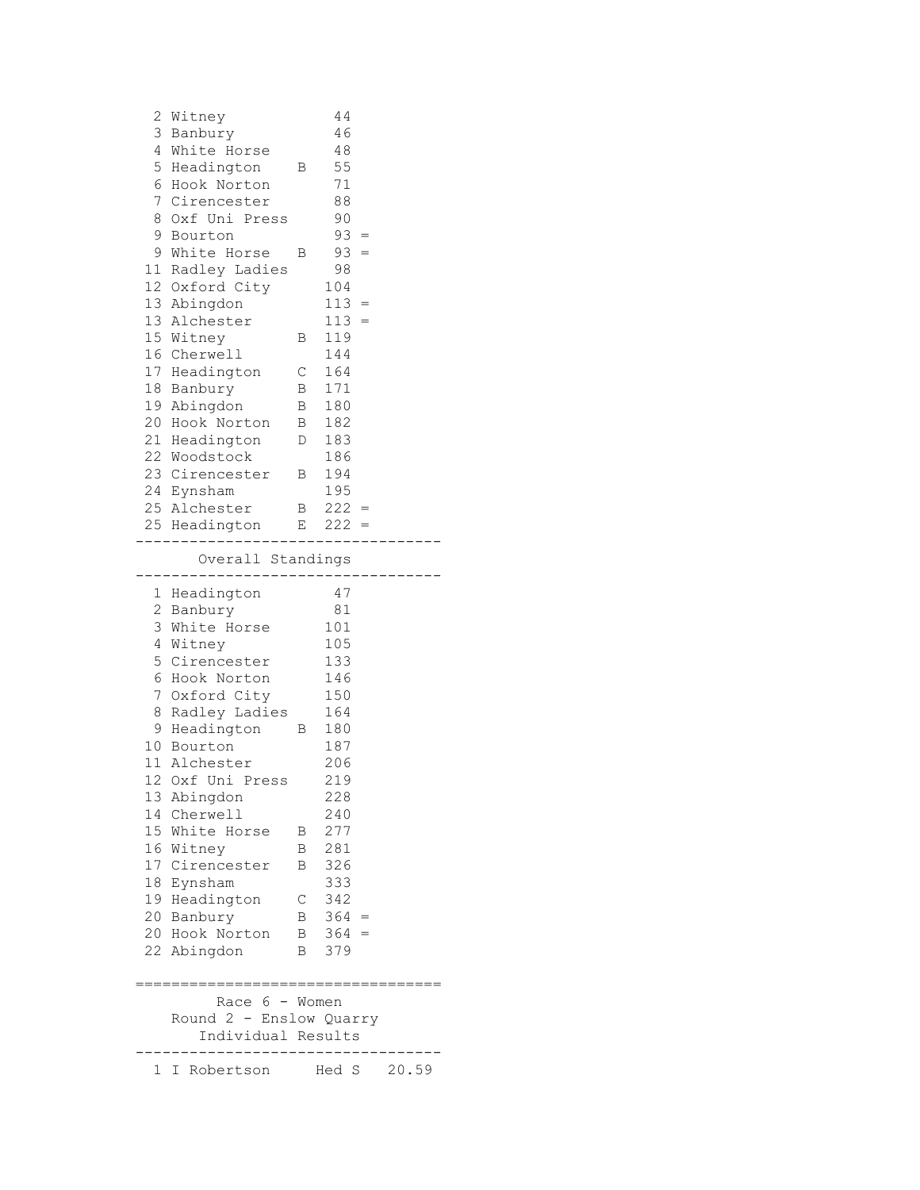| Pos | Team | | Points | |
|---|---|---|---|---|
| 2 | Witney | | 44 | |
| 3 | Banbury | | 46 | |
| 4 | White Horse | | 48 | |
| 5 | Headington | B | 55 | |
| 6 | Hook Norton | | 71 | |
| 7 | Cirencester | | 88 | |
| 8 | Oxf Uni Press | | 90 | |
| 9 | Bourton | | 93 | = |
| 9 | White Horse | B | 93 | = |
| 11 | Radley Ladies | | 98 | |
| 12 | Oxford City | | 104 | |
| 13 | Abingdon | | 113 | = |
| 13 | Alchester | | 113 | = |
| 15 | Witney | B | 119 | |
| 16 | Cherwell | | 144 | |
| 17 | Headington | C | 164 | |
| 18 | Banbury | B | 171 | |
| 19 | Abingdon | B | 180 | |
| 20 | Hook Norton | B | 182 | |
| 21 | Headington | D | 183 | |
| 22 | Woodstock | | 186 | |
| 23 | Cirencester | B | 194 | |
| 24 | Eynsham | | 195 | |
| 25 | Alchester | B | 222 | = |
| 25 | Headington | E | 222 | = |

## Overall Standings

| Pos | Team | | Points | |
|---|---|---|---|---|
| 1 | Headington | | 47 | |
| 2 | Banbury | | 81 | |
| 3 | White Horse | | 101 | |
| 4 | Witney | | 105 | |
| 5 | Cirencester | | 133 | |
| 6 | Hook Norton | | 146 | |
| 7 | Oxford City | | 150 | |
| 8 | Radley Ladies | | 164 | |
| 9 | Headington | B | 180 | |
| 10 | Bourton | | 187 | |
| 11 | Alchester | | 206 | |
| 12 | Oxf Uni Press | | 219 | |
| 13 | Abingdon | | 228 | |
| 14 | Cherwell | | 240 | |
| 15 | White Horse | B | 277 | |
| 16 | Witney | B | 281 | |
| 17 | Cirencester | B | 326 | |
| 18 | Eynsham | | 333 | |
| 19 | Headington | C | 342 | |
| 20 | Banbury | B | 364 | = |
| 20 | Hook Norton | B | 364 | = |
| 22 | Abingdon | B | 379 | |

## Race 6 - Women
### Round 2 - Enslow Quarry
### Individual Results

| Pos | Name | Club | Time |
|---|---|---|---|
| 1 | I Robertson | Hed S | 20.59 |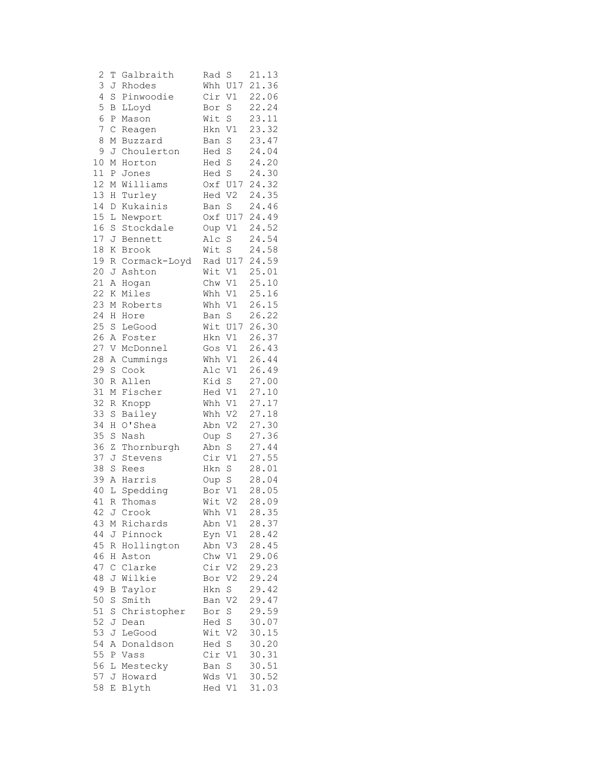| | | | | | |
|---|---|---|---|---|---|
| 2 | T | Galbraith | Rad | S | 21.13 |
| 3 | J | Rhodes | Whh | U17 | 21.36 |
| 4 | S | Pinwoodie | Cir | V1 | 22.06 |
| 5 | B | LLoyd | Bor | S | 22.24 |
| 6 | P | Mason | Wit | S | 23.11 |
| 7 | C | Reagen | Hkn | V1 | 23.32 |
| 8 | M | Buzzard | Ban | S | 23.47 |
| 9 | J | Choulerton | Hed | S | 24.04 |
| 10 | M | Horton | Hed | S | 24.20 |
| 11 | P | Jones | Hed | S | 24.30 |
| 12 | M | Williams | Oxf | U17 | 24.32 |
| 13 | H | Turley | Hed | V2 | 24.35 |
| 14 | D | Kukainis | Ban | S | 24.46 |
| 15 | L | Newport | Oxf | U17 | 24.49 |
| 16 | S | Stockdale | Oup | V1 | 24.52 |
| 17 | J | Bennett | Alc | S | 24.54 |
| 18 | K | Brook | Wit | S | 24.58 |
| 19 | R | Cormack-Loyd | Rad | U17 | 24.59 |
| 20 | J | Ashton | Wit | V1 | 25.01 |
| 21 | A | Hogan | Chw | V1 | 25.10 |
| 22 | K | Miles | Whh | V1 | 25.16 |
| 23 | M | Roberts | Whh | V1 | 26.15 |
| 24 | H | Hore | Ban | S | 26.22 |
| 25 | S | LeGood | Wit | U17 | 26.30 |
| 26 | A | Foster | Hkn | V1 | 26.37 |
| 27 | V | McDonnel | Gos | V1 | 26.43 |
| 28 | A | Cummings | Whh | V1 | 26.44 |
| 29 | S | Cook | Alc | V1 | 26.49 |
| 30 | R | Allen | Kid | S | 27.00 |
| 31 | M | Fischer | Hed | V1 | 27.10 |
| 32 | R | Knopp | Whh | V1 | 27.17 |
| 33 | S | Bailey | Whh | V2 | 27.18 |
| 34 | H | O'Shea | Abn | V2 | 27.30 |
| 35 | S | Nash | Oup | S | 27.36 |
| 36 | Z | Thornburgh | Abn | S | 27.44 |
| 37 | J | Stevens | Cir | V1 | 27.55 |
| 38 | S | Rees | Hkn | S | 28.01 |
| 39 | A | Harris | Oup | S | 28.04 |
| 40 | L | Spedding | Bor | V1 | 28.05 |
| 41 | R | Thomas | Wit | V2 | 28.09 |
| 42 | J | Crook | Whh | V1 | 28.35 |
| 43 | M | Richards | Abn | V1 | 28.37 |
| 44 | J | Pinnock | Eyn | V1 | 28.42 |
| 45 | R | Hollington | Abn | V3 | 28.45 |
| 46 | H | Aston | Chw | V1 | 29.06 |
| 47 | C | Clarke | Cir | V2 | 29.23 |
| 48 | J | Wilkie | Bor | V2 | 29.24 |
| 49 | B | Taylor | Hkn | S | 29.42 |
| 50 | S | Smith | Ban | V2 | 29.47 |
| 51 | S | Christopher | Bor | S | 29.59 |
| 52 | J | Dean | Hed | S | 30.07 |
| 53 | J | LeGood | Wit | V2 | 30.15 |
| 54 | A | Donaldson | Hed | S | 30.20 |
| 55 | P | Vass | Cir | V1 | 30.31 |
| 56 | L | Mestecky | Ban | S | 30.51 |
| 57 | J | Howard | Wds | V1 | 30.52 |
| 58 | E | Blyth | Hed | V1 | 31.03 |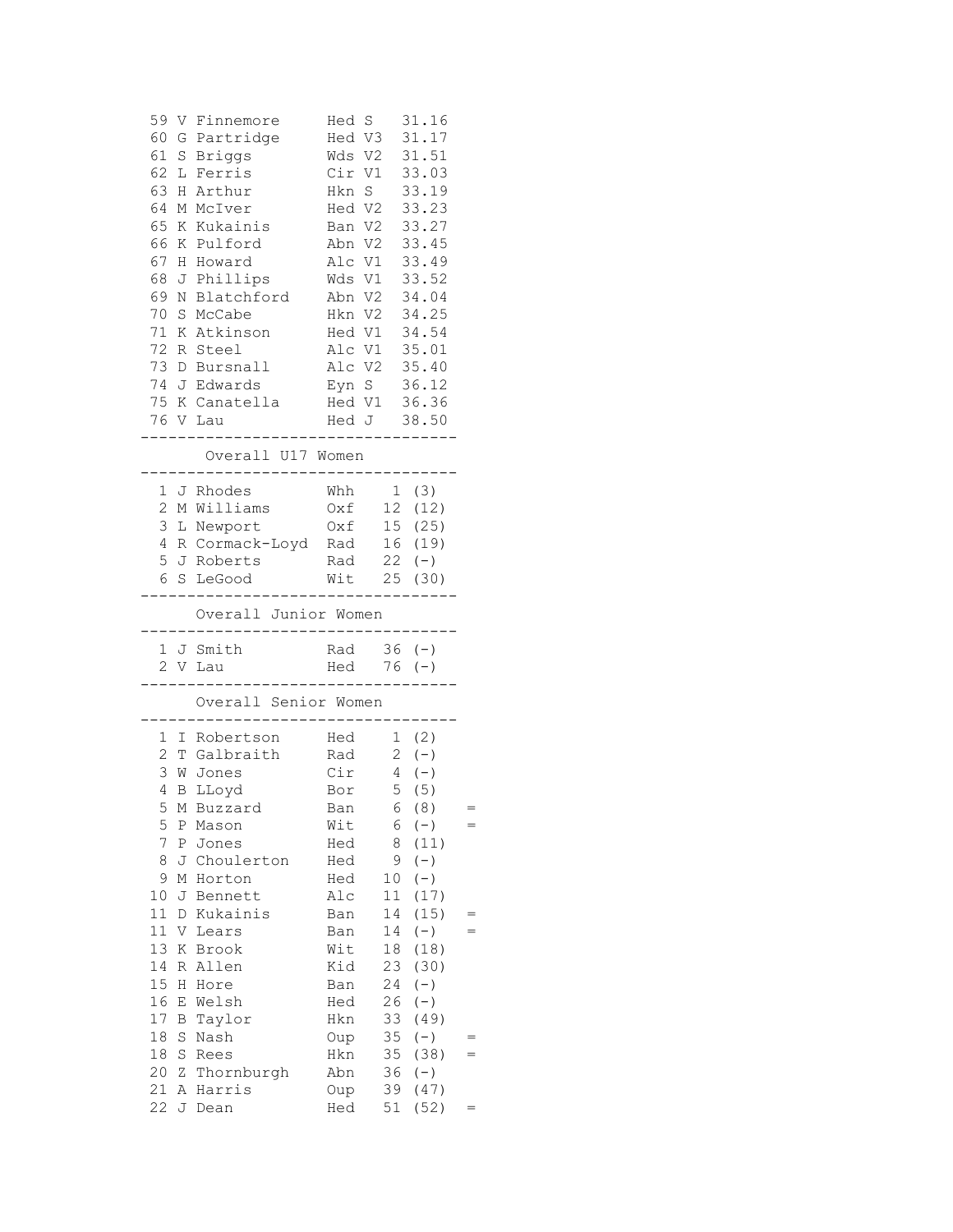| Pos | Name | Club | Cat | Time |
|---|---|---|---|---|
| 59 | V Finnemore | Hed | S | 31.16 |
| 60 | G Partridge | Hed | V3 | 31.17 |
| 61 | S Briggs | Wds | V2 | 31.51 |
| 62 | L Ferris | Cir | V1 | 33.03 |
| 63 | H Arthur | Hkn | S | 33.19 |
| 64 | M McIver | Hed | V2 | 33.23 |
| 65 | K Kukainis | Ban | V2 | 33.27 |
| 66 | K Pulford | Abn | V2 | 33.45 |
| 67 | H Howard | Alc | V1 | 33.49 |
| 68 | J Phillips | Wds | V1 | 33.52 |
| 69 | N Blatchford | Abn | V2 | 34.04 |
| 70 | S McCabe | Hkn | V2 | 34.25 |
| 71 | K Atkinson | Hed | V1 | 34.54 |
| 72 | R Steel | Alc | V1 | 35.01 |
| 73 | D Bursnall | Alc | V2 | 35.40 |
| 74 | J Edwards | Eyn | S | 36.12 |
| 75 | K Canatella | Hed | V1 | 36.36 |
| 76 | V Lau | Hed | J | 38.50 |

## Overall U17 Women

| Pos | Name | Club | Points | |
|---|---|---|---|---|
| 1 | J Rhodes | Whh | 1 | (3) |
| 2 | M Williams | Oxf | 12 | (12) |
| 3 | L Newport | Oxf | 15 | (25) |
| 4 | R Cormack-Loyd | Rad | 16 | (19) |
| 5 | J Roberts | Rad | 22 | (-) |
| 6 | S LeGood | Wit | 25 | (30) |

## Overall Junior Women

| Pos | Name | Club | Points | |
|---|---|---|---|---|
| 1 | J Smith | Rad | 36 | (-) |
| 2 | V Lau | Hed | 76 | (-) |

## Overall Senior Women

| Pos | Name | Club | Points | | |
|---|---|---|---|---|---|
| 1 | I Robertson | Hed | 1 | (2) | |
| 2 | T Galbraith | Rad | 2 | (-) | |
| 3 | W Jones | Cir | 4 | (-) | |
| 4 | B LLoyd | Bor | 5 | (5) | |
| 5 | M Buzzard | Ban | 6 | (8) | = |
| 5 | P Mason | Wit | 6 | (-) | = |
| 7 | P Jones | Hed | 8 | (11) | |
| 8 | J Choulerton | Hed | 9 | (-) | |
| 9 | M Horton | Hed | 10 | (-) | |
| 10 | J Bennett | Alc | 11 | (17) | |
| 11 | D Kukainis | Ban | 14 | (15) | = |
| 11 | V Lears | Ban | 14 | (-) | = |
| 13 | K Brook | Wit | 18 | (18) | |
| 14 | R Allen | Kid | 23 | (30) | |
| 15 | H Hore | Ban | 24 | (-) | |
| 16 | E Welsh | Hed | 26 | (-) | |
| 17 | B Taylor | Hkn | 33 | (49) | |
| 18 | S Nash | Oup | 35 | (-) | = |
| 18 | S Rees | Hkn | 35 | (38) | = |
| 20 | Z Thornburgh | Abn | 36 | (-) | |
| 21 | A Harris | Oup | 39 | (47) | |
| 22 | J Dean | Hed | 51 | (52) | = |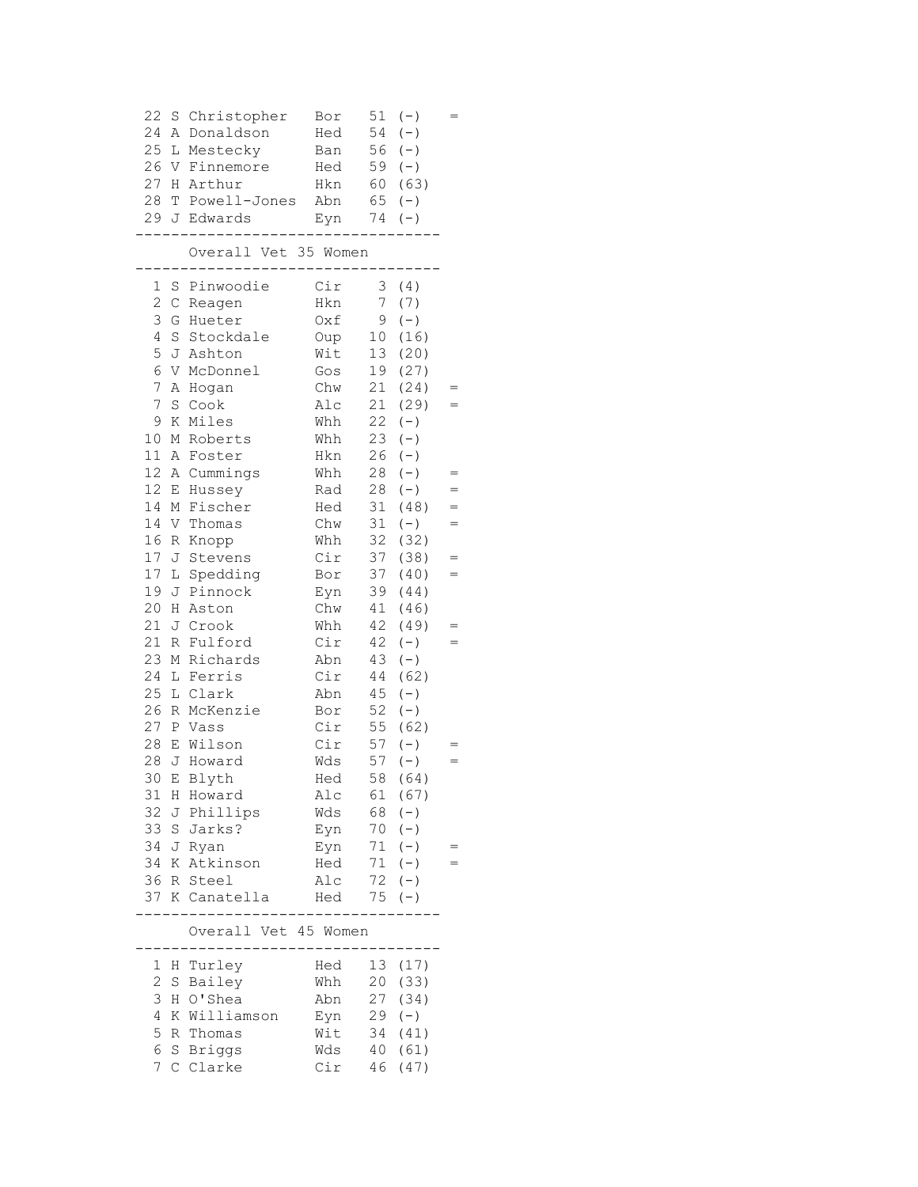```
 22 S Christopher   Bor   51 (-)    =
 24 A Donaldson     Hed   54 (-)
 25 L Mestecky      Ban   56 (-)
 26 V Finnemore     Hed   59 (-)
 27 H Arthur        Hkn   60 (63)
 28 T Powell-Jones  Abn   65 (-)
 29 J Edwards       Eyn   74 (-)
----------------------------------
       Overall Vet 35 Women
----------------------------------
  1 S Pinwoodie     Cir    3 (4)
  2 C Reagen        Hkn    7 (7)
  3 G Hueter        Oxf    9 (-)
  4 S Stockdale     Oup   10 (16)
  5 J Ashton        Wit   13 (20)
  6 V McDonnel      Gos   19 (27)
  7 A Hogan         Chw   21 (24)   =
  7 S Cook          Alc   21 (29)   =
  9 K Miles         Whh   22 (-)
 10 M Roberts       Whh   23 (-)
 11 A Foster        Hkn   26 (-)
 12 A Cummings      Whh   28 (-)    =
 12 E Hussey        Rad   28 (-)    =
 14 M Fischer       Hed   31 (48)   =
 14 V Thomas        Chw   31 (-)    =
 16 R Knopp         Whh   32 (32)
 17 J Stevens       Cir   37 (38)   =
 17 L Spedding      Bor   37 (40)   =
 19 J Pinnock       Eyn   39 (44)
 20 H Aston         Chw   41 (46)
 21 J Crook         Whh   42 (49)   =
 21 R Fulford       Cir   42 (-)    =
 23 M Richards      Abn   43 (-)
 24 L Ferris        Cir   44 (62)
 25 L Clark         Abn   45 (-)
 26 R McKenzie      Bor   52 (-)
 27 P Vass          Cir   55 (62)
 28 E Wilson        Cir   57 (-)    =
 28 J Howard        Wds   57 (-)    =
 30 E Blyth         Hed   58 (64)
 31 H Howard        Alc   61 (67)
 32 J Phillips      Wds   68 (-)
 33 S Jarks?        Eyn   70 (-)
 34 J Ryan          Eyn   71 (-)    =
 34 K Atkinson      Hed   71 (-)    =
 36 R Steel         Alc   72 (-)
 37 K Canatella     Hed   75 (-)
----------------------------------
       Overall Vet 45 Women
----------------------------------
  1 H Turley        Hed   13 (17)
  2 S Bailey        Whh   20 (33)
  3 H O'Shea        Abn   27 (34)
  4 K Williamson    Eyn   29 (-)
  5 R Thomas        Wit   34 (41)
  6 S Briggs        Wds   40 (61)
  7 C Clarke        Cir   46 (47)
```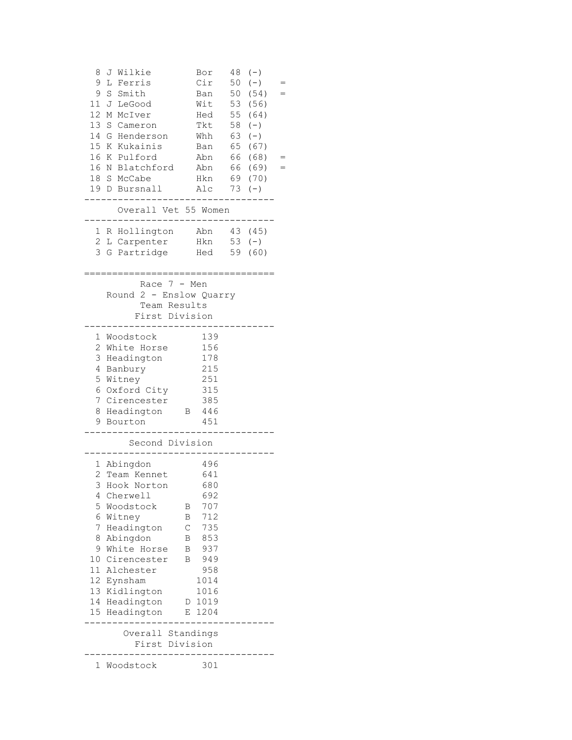| | | | | |
|---|---|---|---|---|
| 8 | J Wilkie | Bor | 48 (-) | |
| 9 | L Ferris | Cir | 50 (-) | = |
| 9 | S Smith | Ban | 50 (54) | = |
| 11 | J LeGood | Wit | 53 (56) | |
| 12 | M McIver | Hed | 55 (64) | |
| 13 | S Cameron | Tkt | 58 (-) | |
| 14 | G Henderson | Whh | 63 (-) | |
| 15 | K Kukainis | Ban | 65 (67) | |
| 16 | K Pulford | Abn | 66 (68) | = |
| 16 | N Blatchford | Abn | 66 (69) | = |
| 18 | S McCabe | Hkn | 69 (70) | |
| 19 | D Bursnall | Alc | 73 (-) | |

### Overall Vet 55 Women

| | | | |
|---|---|---|---|
| 1 | R Hollington | Abn | 43 (45) |
| 2 | L Carpenter | Hkn | 53 (-) |
| 3 | G Partridge | Hed | 59 (60) |

## Race 7 - Men
### Round 2 - Enslow Quarry
### Team Results
### First Division

| | | |
|---|---|---|
| 1 | Woodstock | 139 |
| 2 | White Horse | 156 |
| 3 | Headington | 178 |
| 4 | Banbury | 215 |
| 5 | Witney | 251 |
| 6 | Oxford City | 315 |
| 7 | Cirencester | 385 |
| 8 | Headington B | 446 |
| 9 | Bourton | 451 |

### Second Division

| | | |
|---|---|---|
| 1 | Abingdon | 496 |
| 2 | Team Kennet | 641 |
| 3 | Hook Norton | 680 |
| 4 | Cherwell | 692 |
| 5 | Woodstock B | 707 |
| 6 | Witney B | 712 |
| 7 | Headington C | 735 |
| 8 | Abingdon B | 853 |
| 9 | White Horse B | 937 |
| 10 | Cirencester B | 949 |
| 11 | Alchester | 958 |
| 12 | Eynsham | 1014 |
| 13 | Kidlington | 1016 |
| 14 | Headington D | 1019 |
| 15 | Headington E | 1204 |

### Overall Standings
### First Division

| | | |
|---|---|---|
| 1 | Woodstock | 301 |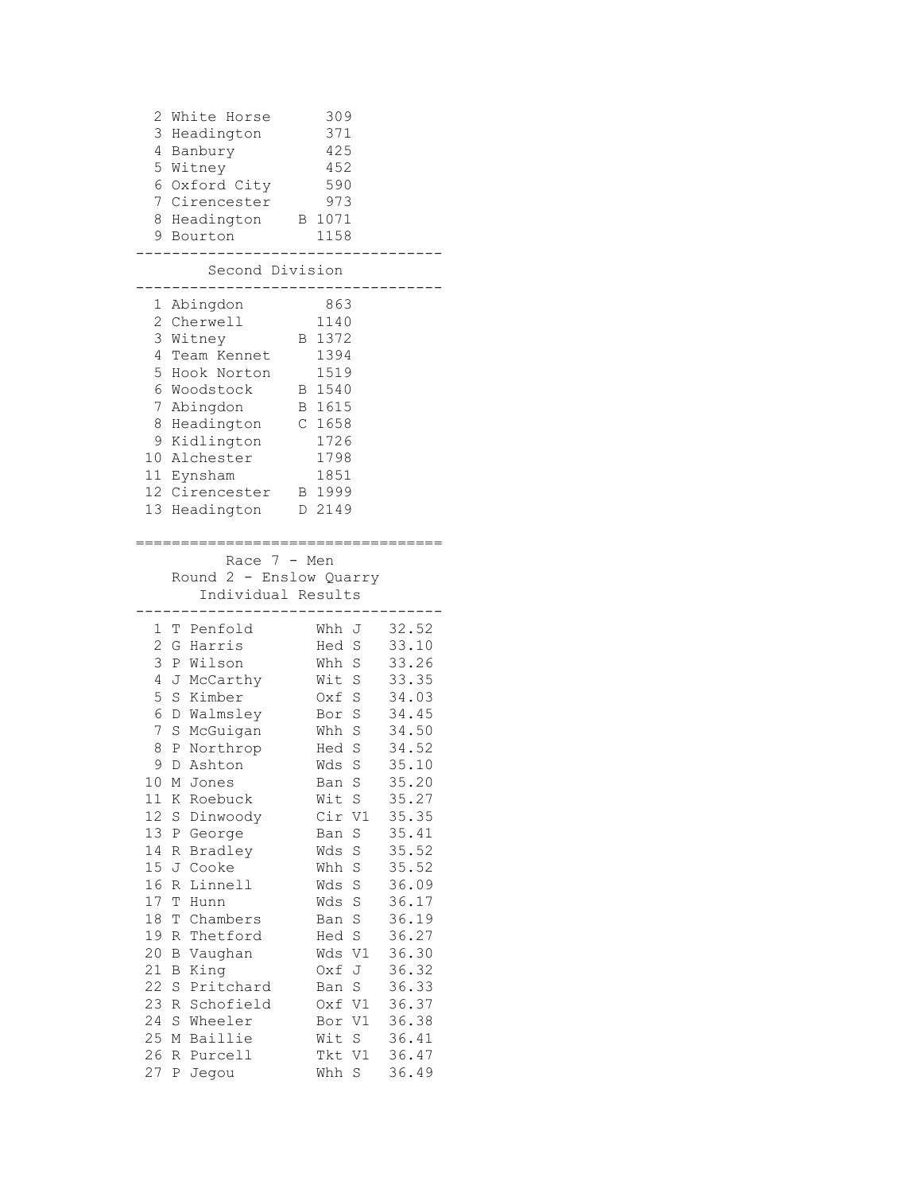| Pos | Team | | Points |
|---|---|---|---|
| 2 | White Horse | | 309 |
| 3 | Headington | | 371 |
| 4 | Banbury | | 425 |
| 5 | Witney | | 452 |
| 6 | Oxford City | | 590 |
| 7 | Cirencester | | 973 |
| 8 | Headington | B | 1071 |
| 9 | Bourton | | 1158 |

## Second Division

| Pos | Team | | Points |
|---|---|---|---|
| 1 | Abingdon | | 863 |
| 2 | Cherwell | | 1140 |
| 3 | Witney | B | 1372 |
| 4 | Team Kennet | | 1394 |
| 5 | Hook Norton | | 1519 |
| 6 | Woodstock | B | 1540 |
| 7 | Abingdon | B | 1615 |
| 8 | Headington | C | 1658 |
| 9 | Kidlington | | 1726 |
| 10 | Alchester | | 1798 |
| 11 | Eynsham | | 1851 |
| 12 | Cirencester | B | 1999 |
| 13 | Headington | D | 2149 |

## Race 7 - Men
### Round 2 - Enslow Quarry
### Individual Results

| Pos | Name | Club | Cat | Time |
|---|---|---|---|---|
| 1 | T Penfold | Whh | J | 32.52 |
| 2 | G Harris | Hed | S | 33.10 |
| 3 | P Wilson | Whh | S | 33.26 |
| 4 | J McCarthy | Wit | S | 33.35 |
| 5 | S Kimber | Oxf | S | 34.03 |
| 6 | D Walmsley | Bor | S | 34.45 |
| 7 | S McGuigan | Whh | S | 34.50 |
| 8 | P Northrop | Hed | S | 34.52 |
| 9 | D Ashton | Wds | S | 35.10 |
| 10 | M Jones | Ban | S | 35.20 |
| 11 | K Roebuck | Wit | S | 35.27 |
| 12 | S Dinwoody | Cir | V1 | 35.35 |
| 13 | P George | Ban | S | 35.41 |
| 14 | R Bradley | Wds | S | 35.52 |
| 15 | J Cooke | Whh | S | 35.52 |
| 16 | R Linnell | Wds | S | 36.09 |
| 17 | T Hunn | Wds | S | 36.17 |
| 18 | T Chambers | Ban | S | 36.19 |
| 19 | R Thetford | Hed | S | 36.27 |
| 20 | B Vaughan | Wds | V1 | 36.30 |
| 21 | B King | Oxf | J | 36.32 |
| 22 | S Pritchard | Ban | S | 36.33 |
| 23 | R Schofield | Oxf | V1 | 36.37 |
| 24 | S Wheeler | Bor | V1 | 36.38 |
| 25 | M Baillie | Wit | S | 36.41 |
| 26 | R Purcell | Tkt | V1 | 36.47 |
| 27 | P Jegou | Whh | S | 36.49 |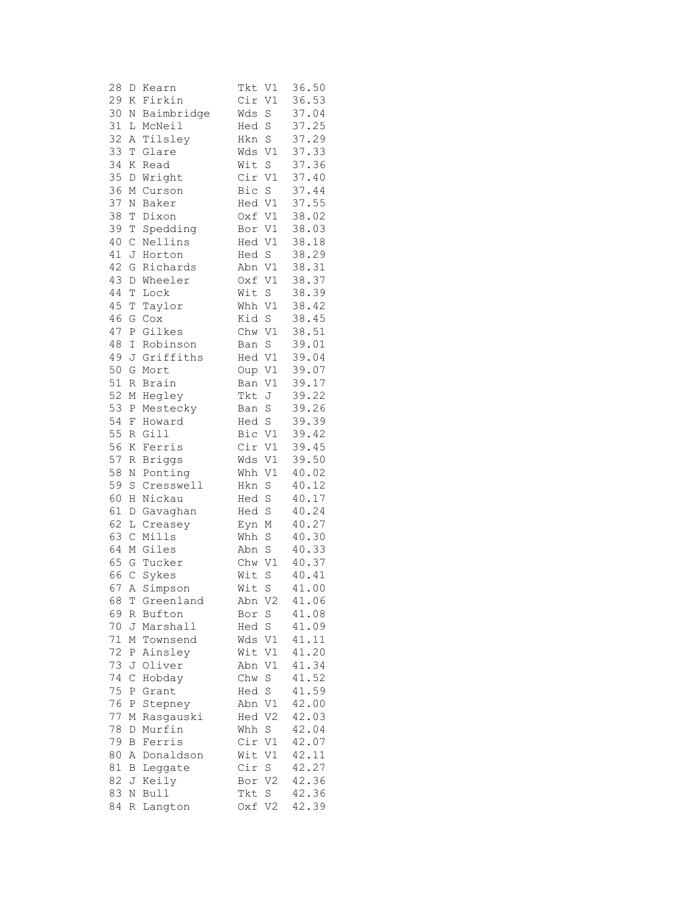```
28 D Kearn         Tkt V1  36.50
29 K Firkin        Cir V1  36.53
30 N Baimbridge    Wds S   37.04
31 L McNeil        Hed S   37.25
32 A Tilsley       Hkn S   37.29
33 T Glare         Wds V1  37.33
34 K Read          Wit S   37.36
35 D Wright        Cir V1  37.40
36 M Curson        Bic S   37.44
37 N Baker         Hed V1  37.55
38 T Dixon         Oxf V1  38.02
39 T Spedding      Bor V1  38.03
40 C Nellins       Hed V1  38.18
41 J Horton        Hed S   38.29
42 G Richards      Abn V1  38.31
43 D Wheeler       Oxf V1  38.37
44 T Lock          Wit S   38.39
45 T Taylor        Whh V1  38.42
46 G Cox           Kid S   38.45
47 P Gilkes        Chw V1  38.51
48 I Robinson      Ban S   39.01
49 J Griffiths     Hed V1  39.04
50 G Mort          Oup V1  39.07
51 R Brain         Ban V1  39.17
52 M Hegley        Tkt J   39.22
53 P Mestecky      Ban S   39.26
54 F Howard        Hed S   39.39
55 R Gill          Bic V1  39.42
56 K Ferris        Cir V1  39.45
57 R Briggs        Wds V1  39.50
58 N Ponting       Whh V1  40.02
59 S Cresswell     Hkn S   40.12
60 H Nickau        Hed S   40.17
61 D Gavaghan      Hed S   40.24
62 L Creasey       Eyn M   40.27
63 C Mills         Whh S   40.30
64 M Giles         Abn S   40.33
65 G Tucker        Chw V1  40.37
66 C Sykes         Wit S   40.41
67 A Simpson       Wit S   41.00
68 T Greenland     Abn V2  41.06
69 R Bufton        Bor S   41.08
70 J Marshall      Hed S   41.09
71 M Townsend      Wds V1  41.11
72 P Ainsley       Wit V1  41.20
73 J Oliver        Abn V1  41.34
74 C Hobday        Chw S   41.52
75 P Grant         Hed S   41.59
76 P Stepney       Abn V1  42.00
77 M Rasgauski     Hed V2  42.03
78 D Murfin        Whh S   42.04
79 B Ferris        Cir V1  42.07
80 A Donaldson     Wit V1  42.11
81 B Leggate       Cir S   42.27
82 J Keily         Bor V2  42.36
83 N Bull          Tkt S   42.36
84 R Langton       Oxf V2  42.39
```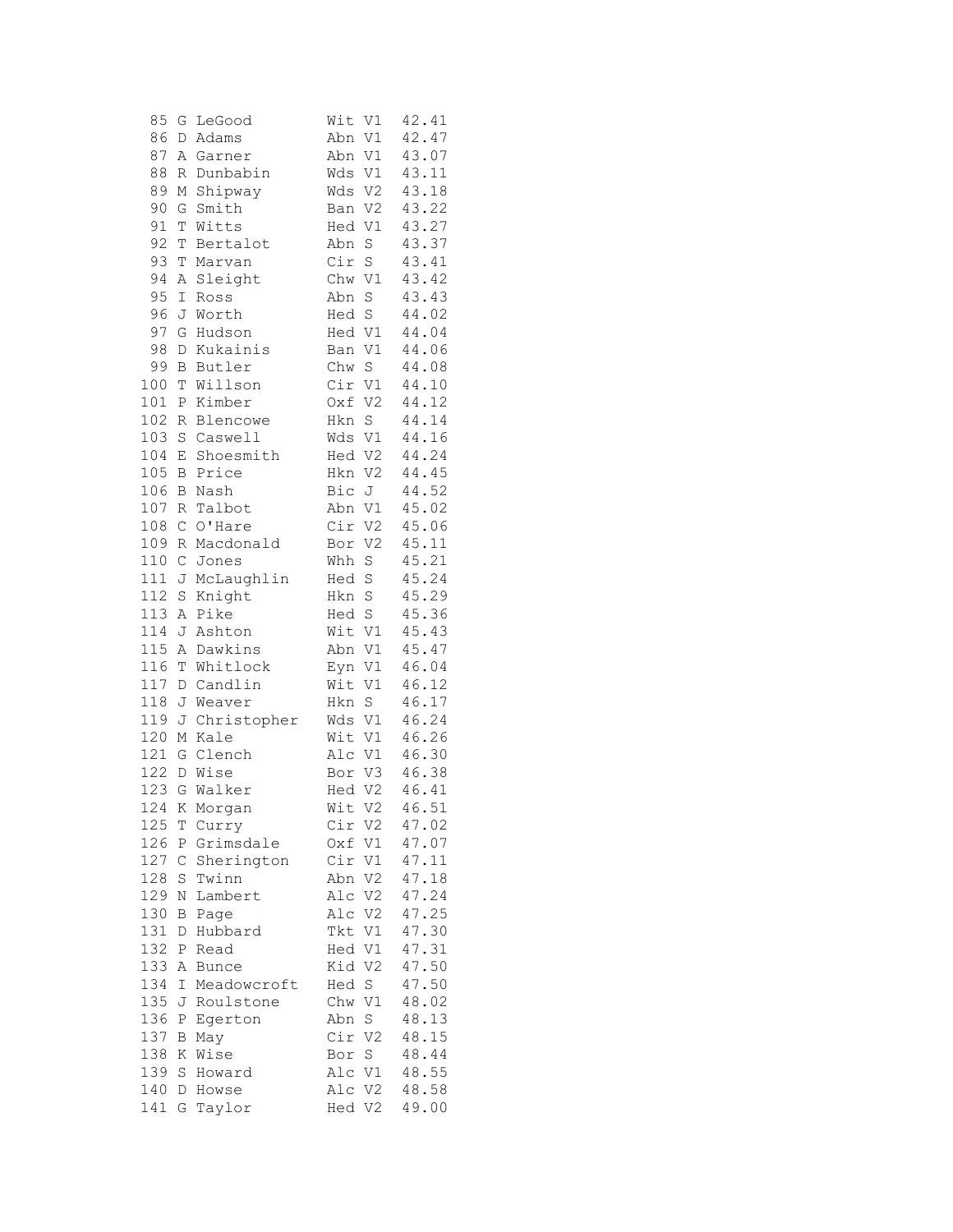| | | | | | |
|---|---|---|---|---|---|
| 85 | G | LeGood | Wit | V1 | 42.41 |
| 86 | D | Adams | Abn | V1 | 42.47 |
| 87 | A | Garner | Abn | V1 | 43.07 |
| 88 | R | Dunbabin | Wds | V1 | 43.11 |
| 89 | M | Shipway | Wds | V2 | 43.18 |
| 90 | G | Smith | Ban | V2 | 43.22 |
| 91 | T | Witts | Hed | V1 | 43.27 |
| 92 | T | Bertalot | Abn | S | 43.37 |
| 93 | T | Marvan | Cir | S | 43.41 |
| 94 | A | Sleight | Chw | V1 | 43.42 |
| 95 | I | Ross | Abn | S | 43.43 |
| 96 | J | Worth | Hed | S | 44.02 |
| 97 | G | Hudson | Hed | V1 | 44.04 |
| 98 | D | Kukainis | Ban | V1 | 44.06 |
| 99 | B | Butler | Chw | S | 44.08 |
| 100 | T | Willson | Cir | V1 | 44.10 |
| 101 | P | Kimber | Oxf | V2 | 44.12 |
| 102 | R | Blencowe | Hkn | S | 44.14 |
| 103 | S | Caswell | Wds | V1 | 44.16 |
| 104 | E | Shoesmith | Hed | V2 | 44.24 |
| 105 | B | Price | Hkn | V2 | 44.45 |
| 106 | B | Nash | Bic | J | 44.52 |
| 107 | R | Talbot | Abn | V1 | 45.02 |
| 108 | C | O'Hare | Cir | V2 | 45.06 |
| 109 | R | Macdonald | Bor | V2 | 45.11 |
| 110 | C | Jones | Whh | S | 45.21 |
| 111 | J | McLaughlin | Hed | S | 45.24 |
| 112 | S | Knight | Hkn | S | 45.29 |
| 113 | A | Pike | Hed | S | 45.36 |
| 114 | J | Ashton | Wit | V1 | 45.43 |
| 115 | A | Dawkins | Abn | V1 | 45.47 |
| 116 | T | Whitlock | Eyn | V1 | 46.04 |
| 117 | D | Candlin | Wit | V1 | 46.12 |
| 118 | J | Weaver | Hkn | S | 46.17 |
| 119 | J | Christopher | Wds | V1 | 46.24 |
| 120 | M | Kale | Wit | V1 | 46.26 |
| 121 | G | Clench | Alc | V1 | 46.30 |
| 122 | D | Wise | Bor | V3 | 46.38 |
| 123 | G | Walker | Hed | V2 | 46.41 |
| 124 | K | Morgan | Wit | V2 | 46.51 |
| 125 | T | Curry | Cir | V2 | 47.02 |
| 126 | P | Grimsdale | Oxf | V1 | 47.07 |
| 127 | C | Sherington | Cir | V1 | 47.11 |
| 128 | S | Twinn | Abn | V2 | 47.18 |
| 129 | N | Lambert | Alc | V2 | 47.24 |
| 130 | B | Page | Alc | V2 | 47.25 |
| 131 | D | Hubbard | Tkt | V1 | 47.30 |
| 132 | P | Read | Hed | V1 | 47.31 |
| 133 | A | Bunce | Kid | V2 | 47.50 |
| 134 | I | Meadowcroft | Hed | S | 47.50 |
| 135 | J | Roulstone | Chw | V1 | 48.02 |
| 136 | P | Egerton | Abn | S | 48.13 |
| 137 | B | May | Cir | V2 | 48.15 |
| 138 | K | Wise | Bor | S | 48.44 |
| 139 | S | Howard | Alc | V1 | 48.55 |
| 140 | D | Howse | Alc | V2 | 48.58 |
| 141 | G | Taylor | Hed | V2 | 49.00 |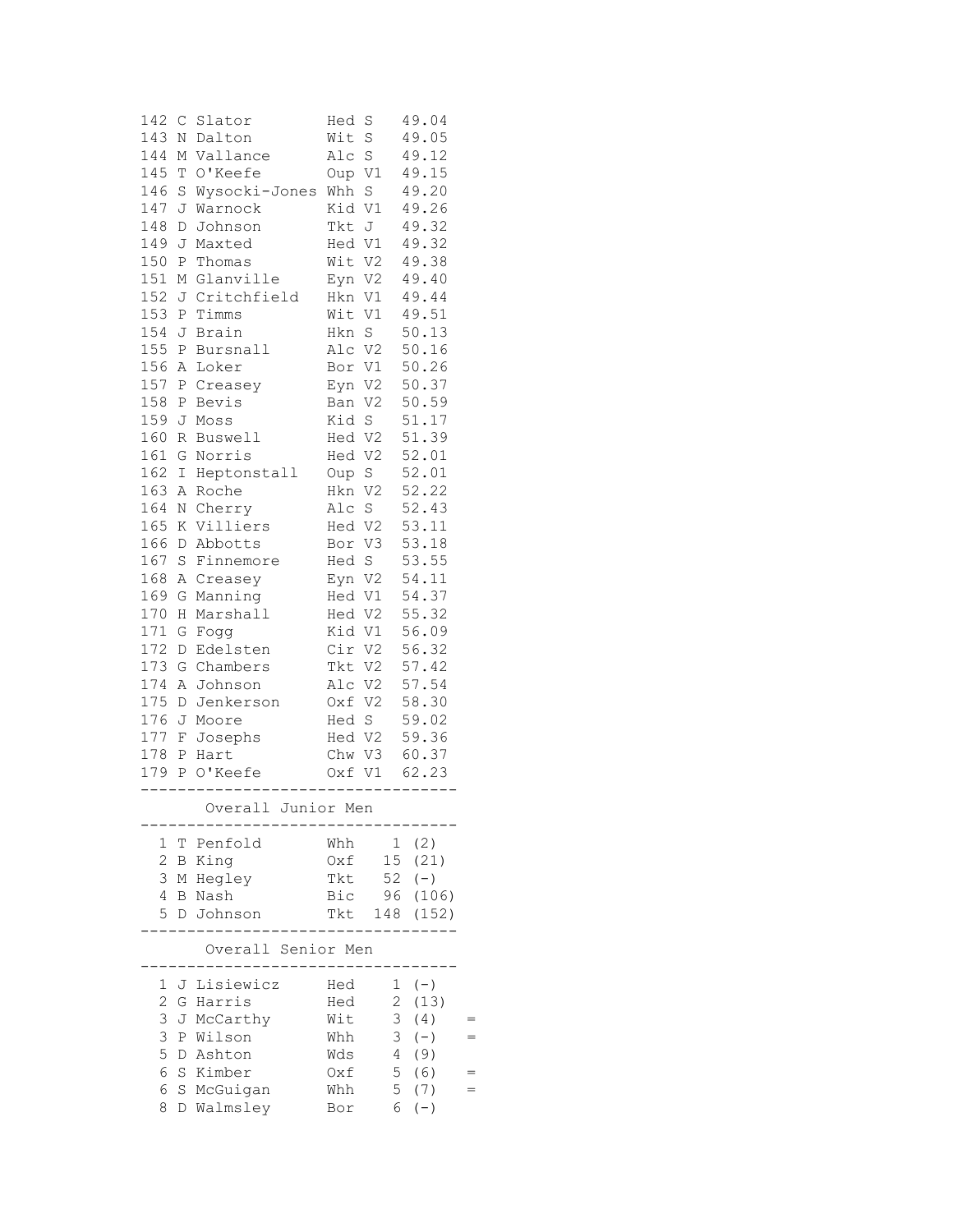| Pos | Init | Name | Club | Cat | Time |
|---|---|---|---|---|---|
| 142 | C | Slator | Hed | S | 49.04 |
| 143 | N | Dalton | Wit | S | 49.05 |
| 144 | M | Vallance | Alc | S | 49.12 |
| 145 | T | O'Keefe | Oup | V1 | 49.15 |
| 146 | S | Wysocki-Jones | Whh | S | 49.20 |
| 147 | J | Warnock | Kid | V1 | 49.26 |
| 148 | D | Johnson | Tkt | J | 49.32 |
| 149 | J | Maxted | Hed | V1 | 49.32 |
| 150 | P | Thomas | Wit | V2 | 49.38 |
| 151 | M | Glanville | Eyn | V2 | 49.40 |
| 152 | J | Critchfield | Hkn | V1 | 49.44 |
| 153 | P | Timms | Wit | V1 | 49.51 |
| 154 | J | Brain | Hkn | S | 50.13 |
| 155 | P | Bursnall | Alc | V2 | 50.16 |
| 156 | A | Loker | Bor | V1 | 50.26 |
| 157 | P | Creasey | Eyn | V2 | 50.37 |
| 158 | P | Bevis | Ban | V2 | 50.59 |
| 159 | J | Moss | Kid | S | 51.17 |
| 160 | R | Buswell | Hed | V2 | 51.39 |
| 161 | G | Norris | Hed | V2 | 52.01 |
| 162 | I | Heptonstall | Oup | S | 52.01 |
| 163 | A | Roche | Hkn | V2 | 52.22 |
| 164 | N | Cherry | Alc | S | 52.43 |
| 165 | K | Villiers | Hed | V2 | 53.11 |
| 166 | D | Abbotts | Bor | V3 | 53.18 |
| 167 | S | Finnemore | Hed | S | 53.55 |
| 168 | A | Creasey | Eyn | V2 | 54.11 |
| 169 | G | Manning | Hed | V1 | 54.37 |
| 170 | H | Marshall | Hed | V2 | 55.32 |
| 171 | G | Fogg | Kid | V1 | 56.09 |
| 172 | D | Edelsten | Cir | V2 | 56.32 |
| 173 | G | Chambers | Tkt | V2 | 57.42 |
| 174 | A | Johnson | Alc | V2 | 57.54 |
| 175 | D | Jenkerson | Oxf | V2 | 58.30 |
| 176 | J | Moore | Hed | S | 59.02 |
| 177 | F | Josephs | Hed | V2 | 59.36 |
| 178 | P | Hart | Chw | V3 | 60.37 |
| 179 | P | O'Keefe | Oxf | V1 | 62.23 |

## Overall Junior Men

| Pos | Init | Name | Club | Pts | |
|---|---|---|---|---|---|
| 1 | T | Penfold | Whh | 1 | (2) |
| 2 | B | King | Oxf | 15 | (21) |
| 3 | M | Hegley | Tkt | 52 | (-) |
| 4 | B | Nash | Bic | 96 | (106) |
| 5 | D | Johnson | Tkt | 148 | (152) |

## Overall Senior Men

| Pos | Init | Name | Club | Pts | | |
|---|---|---|---|---|---|---|
| 1 | J | Lisiewicz | Hed | 1 | (-) | |
| 2 | G | Harris | Hed | 2 | (13) | |
| 3 | J | McCarthy | Wit | 3 | (4) | = |
| 3 | P | Wilson | Whh | 3 | (-) | = |
| 5 | D | Ashton | Wds | 4 | (9) | |
| 6 | S | Kimber | Oxf | 5 | (6) | = |
| 6 | S | McGuigan | Whh | 5 | (7) | = |
| 8 | D | Walmsley | Bor | 6 | (-) | |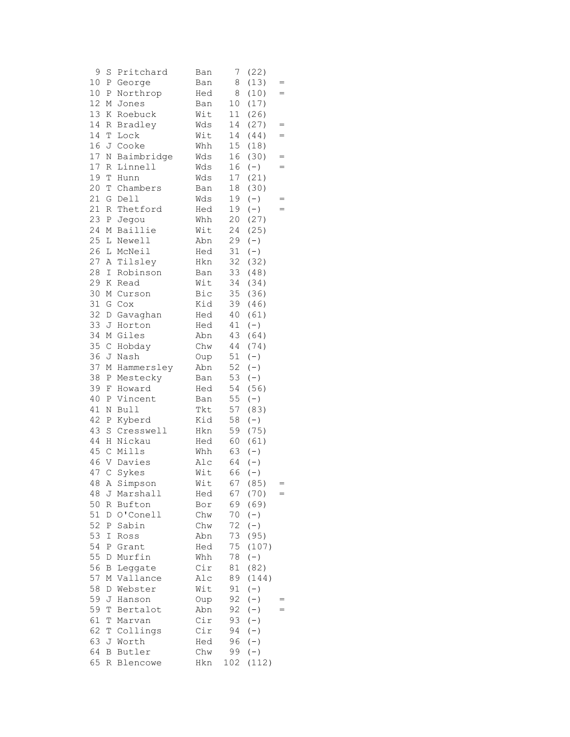| | | | | | | |
|---|---|---|---|---|---|---|
| 9 | S | Pritchard | Ban | 7 | (22) | |
| 10 | P | George | Ban | 8 | (13) | = |
| 10 | P | Northrop | Hed | 8 | (10) | = |
| 12 | M | Jones | Ban | 10 | (17) | |
| 13 | K | Roebuck | Wit | 11 | (26) | |
| 14 | R | Bradley | Wds | 14 | (27) | = |
| 14 | T | Lock | Wit | 14 | (44) | = |
| 16 | J | Cooke | Whh | 15 | (18) | |
| 17 | N | Baimbridge | Wds | 16 | (30) | = |
| 17 | R | Linnell | Wds | 16 | (-) | = |
| 19 | T | Hunn | Wds | 17 | (21) | |
| 20 | T | Chambers | Ban | 18 | (30) | |
| 21 | G | Dell | Wds | 19 | (-) | = |
| 21 | R | Thetford | Hed | 19 | (-) | = |
| 23 | P | Jegou | Whh | 20 | (27) | |
| 24 | M | Baillie | Wit | 24 | (25) | |
| 25 | L | Newell | Abn | 29 | (-) | |
| 26 | L | McNeil | Hed | 31 | (-) | |
| 27 | A | Tilsley | Hkn | 32 | (32) | |
| 28 | I | Robinson | Ban | 33 | (48) | |
| 29 | K | Read | Wit | 34 | (34) | |
| 30 | M | Curson | Bic | 35 | (36) | |
| 31 | G | Cox | Kid | 39 | (46) | |
| 32 | D | Gavaghan | Hed | 40 | (61) | |
| 33 | J | Horton | Hed | 41 | (-) | |
| 34 | M | Giles | Abn | 43 | (64) | |
| 35 | C | Hobday | Chw | 44 | (74) | |
| 36 | J | Nash | Oup | 51 | (-) | |
| 37 | M | Hammersley | Abn | 52 | (-) | |
| 38 | P | Mestecky | Ban | 53 | (-) | |
| 39 | F | Howard | Hed | 54 | (56) | |
| 40 | P | Vincent | Ban | 55 | (-) | |
| 41 | N | Bull | Tkt | 57 | (83) | |
| 42 | P | Kyberd | Kid | 58 | (-) | |
| 43 | S | Cresswell | Hkn | 59 | (75) | |
| 44 | H | Nickau | Hed | 60 | (61) | |
| 45 | C | Mills | Whh | 63 | (-) | |
| 46 | V | Davies | Alc | 64 | (-) | |
| 47 | C | Sykes | Wit | 66 | (-) | |
| 48 | A | Simpson | Wit | 67 | (85) | = |
| 48 | J | Marshall | Hed | 67 | (70) | = |
| 50 | R | Bufton | Bor | 69 | (69) | |
| 51 | D | O'Conell | Chw | 70 | (-) | |
| 52 | P | Sabin | Chw | 72 | (-) | |
| 53 | I | Ross | Abn | 73 | (95) | |
| 54 | P | Grant | Hed | 75 | (107) | |
| 55 | D | Murfin | Whh | 78 | (-) | |
| 56 | B | Leggate | Cir | 81 | (82) | |
| 57 | M | Vallance | Alc | 89 | (144) | |
| 58 | D | Webster | Wit | 91 | (-) | |
| 59 | J | Hanson | Oup | 92 | (-) | = |
| 59 | T | Bertalot | Abn | 92 | (-) | = |
| 61 | T | Marvan | Cir | 93 | (-) | |
| 62 | T | Collings | Cir | 94 | (-) | |
| 63 | J | Worth | Hed | 96 | (-) | |
| 64 | B | Butler | Chw | 99 | (-) | |
| 65 | R | Blencowe | Hkn | 102 | (112) | |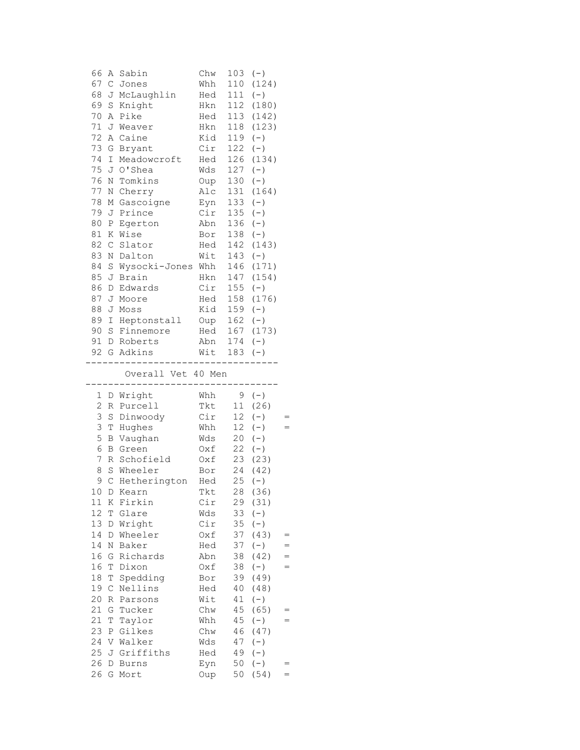| Pos | Init | Name | Club | Pts | (Total) | |
|---|---|---|---|---|---|---|
| 66 | A | Sabin | Chw | 103 | (-) | |
| 67 | C | Jones | Whh | 110 | (124) | |
| 68 | J | McLaughlin | Hed | 111 | (-) | |
| 69 | S | Knight | Hkn | 112 | (180) | |
| 70 | A | Pike | Hed | 113 | (142) | |
| 71 | J | Weaver | Hkn | 118 | (123) | |
| 72 | A | Caine | Kid | 119 | (-) | |
| 73 | G | Bryant | Cir | 122 | (-) | |
| 74 | I | Meadowcroft | Hed | 126 | (134) | |
| 75 | J | O'Shea | Wds | 127 | (-) | |
| 76 | N | Tomkins | Oup | 130 | (-) | |
| 77 | N | Cherry | Alc | 131 | (164) | |
| 78 | M | Gascoigne | Eyn | 133 | (-) | |
| 79 | J | Prince | Cir | 135 | (-) | |
| 80 | P | Egerton | Abn | 136 | (-) | |
| 81 | K | Wise | Bor | 138 | (-) | |
| 82 | C | Slator | Hed | 142 | (143) | |
| 83 | N | Dalton | Wit | 143 | (-) | |
| 84 | S | Wysocki-Jones | Whh | 146 | (171) | |
| 85 | J | Brain | Hkn | 147 | (154) | |
| 86 | D | Edwards | Cir | 155 | (-) | |
| 87 | J | Moore | Hed | 158 | (176) | |
| 88 | J | Moss | Kid | 159 | (-) | |
| 89 | I | Heptonstall | Oup | 162 | (-) | |
| 90 | S | Finnemore | Hed | 167 | (173) | |
| 91 | D | Roberts | Abn | 174 | (-) | |
| 92 | G | Adkins | Wit | 183 | (-) | |

## Overall Vet 40 Men

| Pos | Init | Name | Club | Pts | (Total) | |
|---|---|---|---|---|---|---|
| 1 | D | Wright | Whh | 9 | (-) | |
| 2 | R | Purcell | Tkt | 11 | (26) | |
| 3 | S | Dinwoody | Cir | 12 | (-) | = |
| 3 | T | Hughes | Whh | 12 | (-) | = |
| 5 | B | Vaughan | Wds | 20 | (-) | |
| 6 | B | Green | Oxf | 22 | (-) | |
| 7 | R | Schofield | Oxf | 23 | (23) | |
| 8 | S | Wheeler | Bor | 24 | (42) | |
| 9 | C | Hetherington | Hed | 25 | (-) | |
| 10 | D | Kearn | Tkt | 28 | (36) | |
| 11 | K | Firkin | Cir | 29 | (31) | |
| 12 | T | Glare | Wds | 33 | (-) | |
| 13 | D | Wright | Cir | 35 | (-) | |
| 14 | D | Wheeler | Oxf | 37 | (43) | = |
| 14 | N | Baker | Hed | 37 | (-) | = |
| 16 | G | Richards | Abn | 38 | (42) | = |
| 16 | T | Dixon | Oxf | 38 | (-) | = |
| 18 | T | Spedding | Bor | 39 | (49) | |
| 19 | C | Nellins | Hed | 40 | (48) | |
| 20 | R | Parsons | Wit | 41 | (-) | |
| 21 | G | Tucker | Chw | 45 | (65) | = |
| 21 | T | Taylor | Whh | 45 | (-) | = |
| 23 | P | Gilkes | Chw | 46 | (47) | |
| 24 | V | Walker | Wds | 47 | (-) | |
| 25 | J | Griffiths | Hed | 49 | (-) | |
| 26 | D | Burns | Eyn | 50 | (-) | = |
| 26 | G | Mort | Oup | 50 | (54) | = |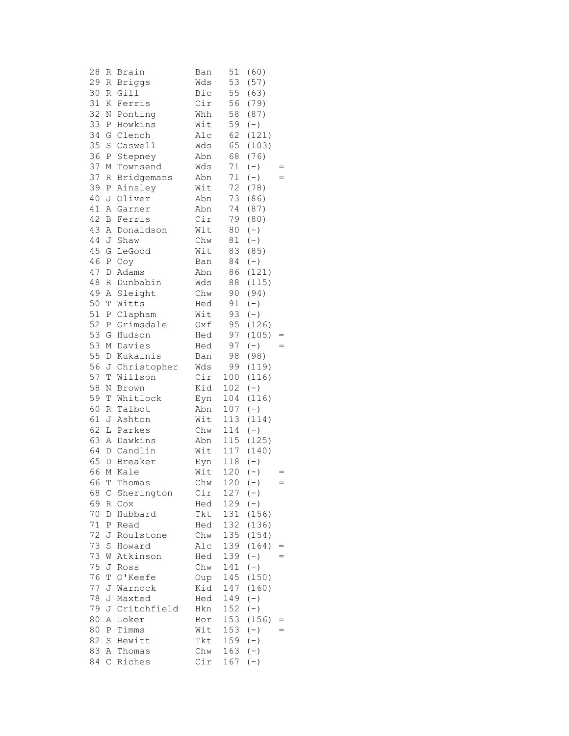| | | | | | | |
|---|---|---|---|---|---|---|
| 28 | R | Brain | Ban | 51 | (60) | |
| 29 | R | Briggs | Wds | 53 | (57) | |
| 30 | R | Gill | Bic | 55 | (63) | |
| 31 | K | Ferris | Cir | 56 | (79) | |
| 32 | N | Ponting | Whh | 58 | (87) | |
| 33 | P | Howkins | Wit | 59 | (-) | |
| 34 | G | Clench | Alc | 62 | (121) | |
| 35 | S | Caswell | Wds | 65 | (103) | |
| 36 | P | Stepney | Abn | 68 | (76) | |
| 37 | M | Townsend | Wds | 71 | (-) | = |
| 37 | R | Bridgemans | Abn | 71 | (-) | = |
| 39 | P | Ainsley | Wit | 72 | (78) | |
| 40 | J | Oliver | Abn | 73 | (86) | |
| 41 | A | Garner | Abn | 74 | (87) | |
| 42 | B | Ferris | Cir | 79 | (80) | |
| 43 | A | Donaldson | Wit | 80 | (-) | |
| 44 | J | Shaw | Chw | 81 | (-) | |
| 45 | G | LeGood | Wit | 83 | (85) | |
| 46 | P | Coy | Ban | 84 | (-) | |
| 47 | D | Adams | Abn | 86 | (121) | |
| 48 | R | Dunbabin | Wds | 88 | (115) | |
| 49 | A | Sleight | Chw | 90 | (94) | |
| 50 | T | Witts | Hed | 91 | (-) | |
| 51 | P | Clapham | Wit | 93 | (-) | |
| 52 | P | Grimsdale | Oxf | 95 | (126) | |
| 53 | G | Hudson | Hed | 97 | (105) | = |
| 53 | M | Davies | Hed | 97 | (-) | = |
| 55 | D | Kukainis | Ban | 98 | (98) | |
| 56 | J | Christopher | Wds | 99 | (119) | |
| 57 | T | Willson | Cir | 100 | (116) | |
| 58 | N | Brown | Kid | 102 | (-) | |
| 59 | T | Whitlock | Eyn | 104 | (116) | |
| 60 | R | Talbot | Abn | 107 | (-) | |
| 61 | J | Ashton | Wit | 113 | (114) | |
| 62 | L | Parkes | Chw | 114 | (-) | |
| 63 | A | Dawkins | Abn | 115 | (125) | |
| 64 | D | Candlin | Wit | 117 | (140) | |
| 65 | D | Breaker | Eyn | 118 | (-) | |
| 66 | M | Kale | Wit | 120 | (-) | = |
| 66 | T | Thomas | Chw | 120 | (-) | = |
| 68 | C | Sherington | Cir | 127 | (-) | |
| 69 | R | Cox | Hed | 129 | (-) | |
| 70 | D | Hubbard | Tkt | 131 | (156) | |
| 71 | P | Read | Hed | 132 | (136) | |
| 72 | J | Roulstone | Chw | 135 | (154) | |
| 73 | S | Howard | Alc | 139 | (164) | = |
| 73 | W | Atkinson | Hed | 139 | (-) | = |
| 75 | J | Ross | Chw | 141 | (-) | |
| 76 | T | O'Keefe | Oup | 145 | (150) | |
| 77 | J | Warnock | Kid | 147 | (160) | |
| 78 | J | Maxted | Hed | 149 | (-) | |
| 79 | J | Critchfield | Hkn | 152 | (-) | |
| 80 | A | Loker | Bor | 153 | (156) | = |
| 80 | P | Timms | Wit | 153 | (-) | = |
| 82 | S | Hewitt | Tkt | 159 | (-) | |
| 83 | A | Thomas | Chw | 163 | (-) | |
| 84 | C | Riches | Cir | 167 | (-) | |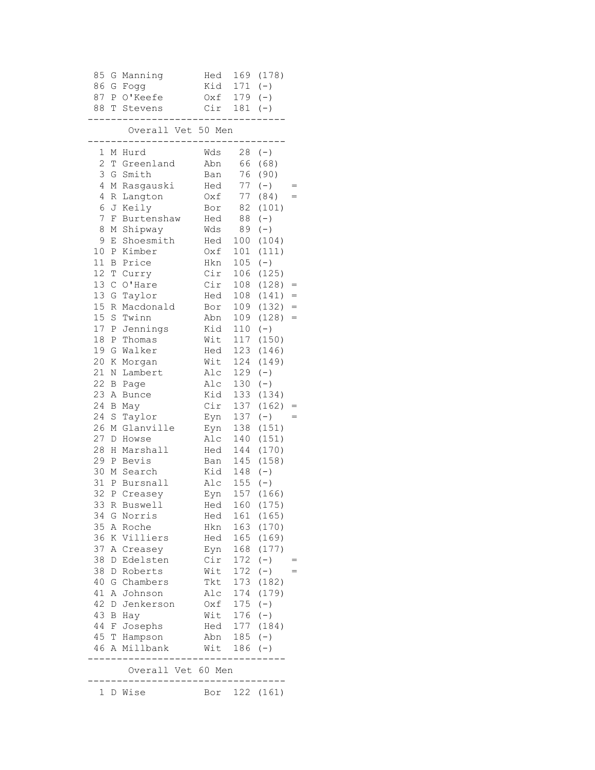| Pos | Init | Name | Club | Pts | (Pts) | |
|---|---|---|---|---|---|---|
| 85 | G | Manning | Hed | 169 | (178) | |
| 86 | G | Fogg | Kid | 171 | (-) | |
| 87 | P | O'Keefe | Oxf | 179 | (-) | |
| 88 | T | Stevens | Cir | 181 | (-) | |

## Overall Vet 50 Men

| Pos | Init | Name | Club | Pts | (Pts) | |
|---|---|---|---|---|---|---|
| 1 | M | Hurd | Wds | 28 | (-) | |
| 2 | T | Greenland | Abn | 66 | (68) | |
| 3 | G | Smith | Ban | 76 | (90) | |
| 4 | M | Rasgauski | Hed | 77 | (-) | = |
| 4 | R | Langton | Oxf | 77 | (84) | = |
| 6 | J | Keily | Bor | 82 | (101) | |
| 7 | F | Burtenshaw | Hed | 88 | (-) | |
| 8 | M | Shipway | Wds | 89 | (-) | |
| 9 | E | Shoesmith | Hed | 100 | (104) | |
| 10 | P | Kimber | Oxf | 101 | (111) | |
| 11 | B | Price | Hkn | 105 | (-) | |
| 12 | T | Curry | Cir | 106 | (125) | |
| 13 | C | O'Hare | Cir | 108 | (128) | = |
| 13 | G | Taylor | Hed | 108 | (141) | = |
| 15 | R | Macdonald | Bor | 109 | (132) | = |
| 15 | S | Twinn | Abn | 109 | (128) | = |
| 17 | P | Jennings | Kid | 110 | (-) | |
| 18 | P | Thomas | Wit | 117 | (150) | |
| 19 | G | Walker | Hed | 123 | (146) | |
| 20 | K | Morgan | Wit | 124 | (149) | |
| 21 | N | Lambert | Alc | 129 | (-) | |
| 22 | B | Page | Alc | 130 | (-) | |
| 23 | A | Bunce | Kid | 133 | (134) | |
| 24 | B | May | Cir | 137 | (162) | = |
| 24 | S | Taylor | Eyn | 137 | (-) | = |
| 26 | M | Glanville | Eyn | 138 | (151) | |
| 27 | D | Howse | Alc | 140 | (151) | |
| 28 | H | Marshall | Hed | 144 | (170) | |
| 29 | P | Bevis | Ban | 145 | (158) | |
| 30 | M | Search | Kid | 148 | (-) | |
| 31 | P | Bursnall | Alc | 155 | (-) | |
| 32 | P | Creasey | Eyn | 157 | (166) | |
| 33 | R | Buswell | Hed | 160 | (175) | |
| 34 | G | Norris | Hed | 161 | (165) | |
| 35 | A | Roche | Hkn | 163 | (170) | |
| 36 | K | Villiers | Hed | 165 | (169) | |
| 37 | A | Creasey | Eyn | 168 | (177) | |
| 38 | D | Edelsten | Cir | 172 | (-) | = |
| 38 | D | Roberts | Wit | 172 | (-) | = |
| 40 | G | Chambers | Tkt | 173 | (182) | |
| 41 | A | Johnson | Alc | 174 | (179) | |
| 42 | D | Jenkerson | Oxf | 175 | (-) | |
| 43 | B | Hay | Wit | 176 | (-) | |
| 44 | F | Josephs | Hed | 177 | (184) | |
| 45 | T | Hampson | Abn | 185 | (-) | |
| 46 | A | Millbank | Wit | 186 | (-) | |

## Overall Vet 60 Men

| Pos | Init | Name | Club | Pts | (Pts) | |
|---|---|---|---|---|---|---|
| 1 | D | Wise | Bor | 122 | (161) | |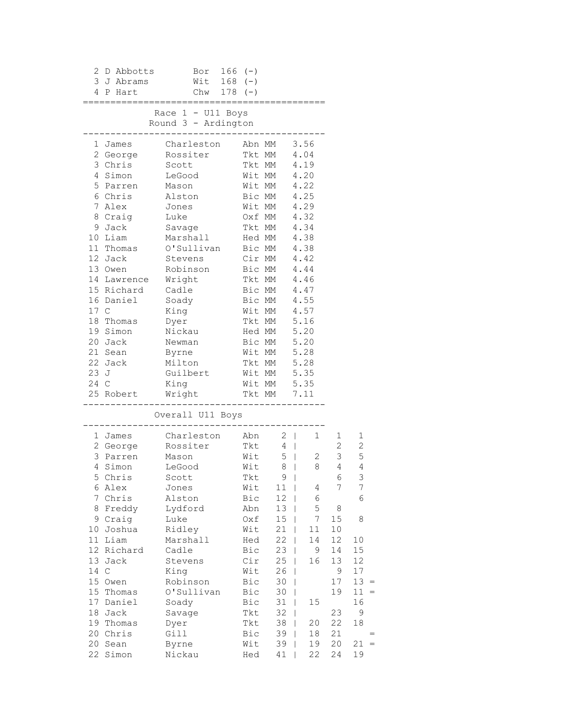| | | | | |
|---|---|---|---|---|
| 2 | D Abbotts | Bor | 166 | (-) |
| 3 | J Abrams | Wit | 168 | (-) |
| 4 | P Hart | Chw | 178 | (-) |

## Race 1 - U11 Boys
### Round 3 - Ardington

| Pos | First | Last | Club | Cat | Time |
|---|---|---|---|---|---|
| 1 | James | Charleston | Abn | MM | 3.56 |
| 2 | George | Rossiter | Tkt | MM | 4.04 |
| 3 | Chris | Scott | Tkt | MM | 4.19 |
| 4 | Simon | LeGood | Wit | MM | 4.20 |
| 5 | Parren | Mason | Wit | MM | 4.22 |
| 6 | Chris | Alston | Bic | MM | 4.25 |
| 7 | Alex | Jones | Wit | MM | 4.29 |
| 8 | Craig | Luke | Oxf | MM | 4.32 |
| 9 | Jack | Savage | Tkt | MM | 4.34 |
| 10 | Liam | Marshall | Hed | MM | 4.38 |
| 11 | Thomas | O'Sullivan | Bic | MM | 4.38 |
| 12 | Jack | Stevens | Cir | MM | 4.42 |
| 13 | Owen | Robinson | Bic | MM | 4.44 |
| 14 | Lawrence | Wright | Tkt | MM | 4.46 |
| 15 | Richard | Cadle | Bic | MM | 4.47 |
| 16 | Daniel | Soady | Bic | MM | 4.55 |
| 17 | C | King | Wit | MM | 4.57 |
| 18 | Thomas | Dyer | Tkt | MM | 5.16 |
| 19 | Simon | Nickau | Hed | MM | 5.20 |
| 20 | Jack | Newman | Bic | MM | 5.20 |
| 21 | Sean | Byrne | Wit | MM | 5.28 |
| 22 | Jack | Milton | Tkt | MM | 5.28 |
| 23 | J | Guilbert | Wit | MM | 5.35 |
| 24 | C | King | Wit | MM | 5.35 |
| 25 | Robert | Wright | Tkt | MM | 7.11 |

## Overall U11 Boys

| Pos | First | Last | Club | Total | R1 | R2 | R3 | |
|---|---|---|---|---|---|---|---|---|
| 1 | James | Charleston | Abn | 2 | 1 | 1 | 1 | |
| 2 | George | Rossiter | Tkt | 4 | | 2 | 2 | |
| 3 | Parren | Mason | Wit | 5 | 2 | 3 | 5 | |
| 4 | Simon | LeGood | Wit | 8 | 8 | 4 | 4 | |
| 5 | Chris | Scott | Tkt | 9 | | 6 | 3 | |
| 6 | Alex | Jones | Wit | 11 | 4 | 7 | 7 | |
| 7 | Chris | Alston | Bic | 12 | 6 | | 6 | |
| 8 | Freddy | Lydford | Abn | 13 | 5 | 8 | | |
| 9 | Craig | Luke | Oxf | 15 | 7 | 15 | 8 | |
| 10 | Joshua | Ridley | Wit | 21 | 11 | 10 | | |
| 11 | Liam | Marshall | Hed | 22 | 14 | 12 | 10 | |
| 12 | Richard | Cadle | Bic | 23 | 9 | 14 | 15 | |
| 13 | Jack | Stevens | Cir | 25 | 16 | 13 | 12 | |
| 14 | C | King | Wit | 26 | | 9 | 17 | |
| 15 | Owen | Robinson | Bic | 30 | | 17 | 13 | = |
| 15 | Thomas | O'Sullivan | Bic | 30 | | 19 | 11 | = |
| 17 | Daniel | Soady | Bic | 31 | 15 | | 16 | |
| 18 | Jack | Savage | Tkt | 32 | | 23 | 9 | |
| 19 | Thomas | Dyer | Tkt | 38 | 20 | 22 | 18 | |
| 20 | Chris | Gill | Bic | 39 | 18 | 21 | | = |
| 20 | Sean | Byrne | Wit | 39 | 19 | 20 | 21 | = |
| 22 | Simon | Nickau | Hed | 41 | 22 | 24 | 19 | |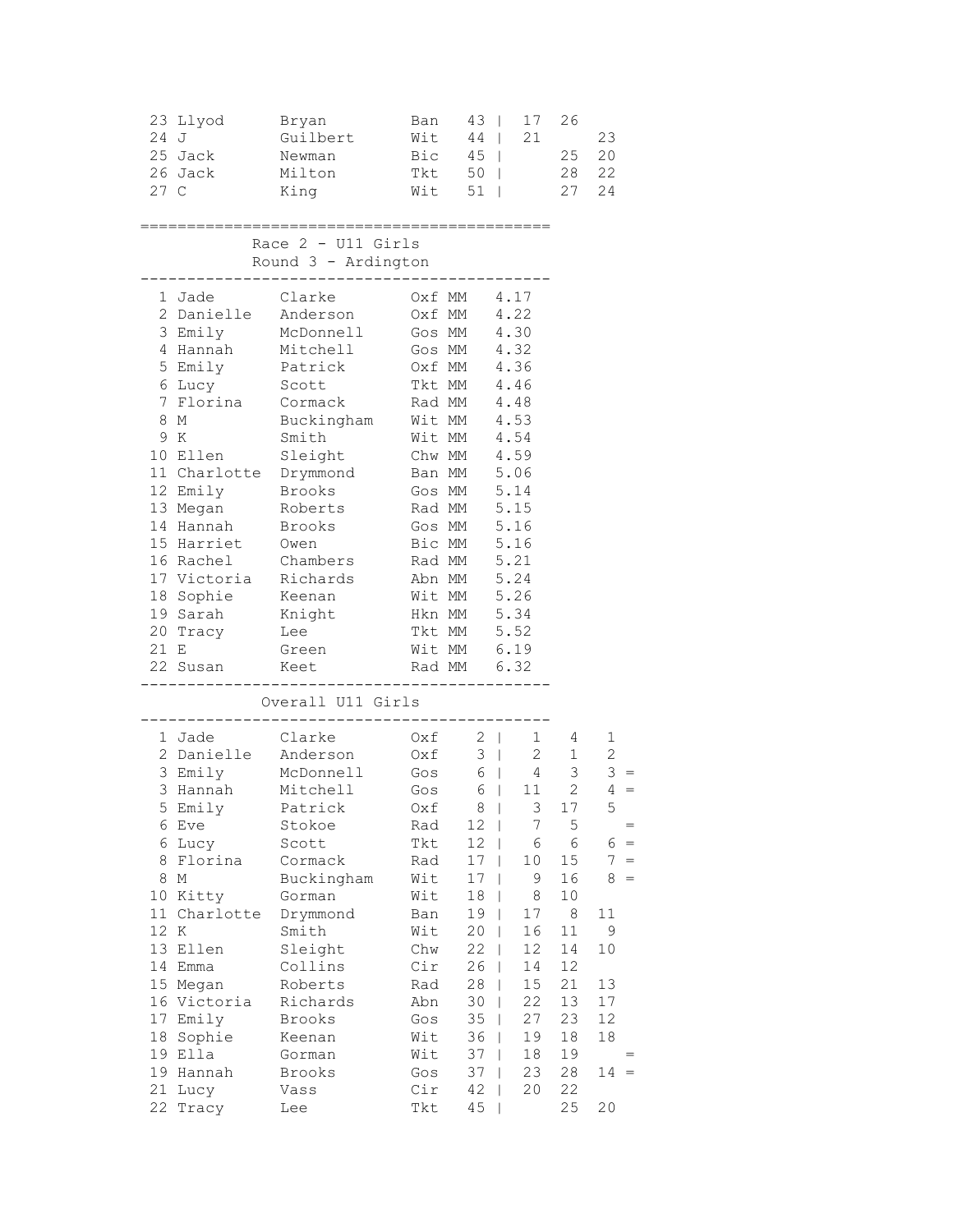| Pos | First | Last | Club | Total | | R1 | R2 | R3 |
|---|---|---|---|---|---|---|---|---|
| 23 | Llyod | Bryan | Ban | 43 | \| | 17 | 26 | |
| 24 | J | Guilbert | Wit | 44 | \| | 21 | | 23 |
| 25 | Jack | Newman | Bic | 45 | \| | | 25 | 20 |
| 26 | Jack | Milton | Tkt | 50 | \| | | 28 | 22 |
| 27 | C | King | Wit | 51 | \| | | 27 | 24 |

## Race 2 - U11 Girls
### Round 3 - Ardington

| Pos | First | Last | Club | Cat | Time |
|---|---|---|---|---|---|
| 1 | Jade | Clarke | Oxf | MM | 4.17 |
| 2 | Danielle | Anderson | Oxf | MM | 4.22 |
| 3 | Emily | McDonnell | Gos | MM | 4.30 |
| 4 | Hannah | Mitchell | Gos | MM | 4.32 |
| 5 | Emily | Patrick | Oxf | MM | 4.36 |
| 6 | Lucy | Scott | Tkt | MM | 4.46 |
| 7 | Florina | Cormack | Rad | MM | 4.48 |
| 8 | M | Buckingham | Wit | MM | 4.53 |
| 9 | K | Smith | Wit | MM | 4.54 |
| 10 | Ellen | Sleight | Chw | MM | 4.59 |
| 11 | Charlotte | Drymmond | Ban | MM | 5.06 |
| 12 | Emily | Brooks | Gos | MM | 5.14 |
| 13 | Megan | Roberts | Rad | MM | 5.15 |
| 14 | Hannah | Brooks | Gos | MM | 5.16 |
| 15 | Harriet | Owen | Bic | MM | 5.16 |
| 16 | Rachel | Chambers | Rad | MM | 5.21 |
| 17 | Victoria | Richards | Abn | MM | 5.24 |
| 18 | Sophie | Keenan | Wit | MM | 5.26 |
| 19 | Sarah | Knight | Hkn | MM | 5.34 |
| 20 | Tracy | Lee | Tkt | MM | 5.52 |
| 21 | E | Green | Wit | MM | 6.19 |
| 22 | Susan | Keet | Rad | MM | 6.32 |

## Overall U11 Girls

| Pos | First | Last | Club | Total | | R1 | R2 | R3 | |
|---|---|---|---|---|---|---|---|---|---|
| 1 | Jade | Clarke | Oxf | 2 | \| | 1 | 4 | 1 | |
| 2 | Danielle | Anderson | Oxf | 3 | \| | 2 | 1 | 2 | |
| 3 | Emily | McDonnell | Gos | 6 | \| | 4 | 3 | 3 | = |
| 3 | Hannah | Mitchell | Gos | 6 | \| | 11 | 2 | 4 | = |
| 5 | Emily | Patrick | Oxf | 8 | \| | 3 | 17 | 5 | |
| 6 | Eve | Stokoe | Rad | 12 | \| | 7 | 5 | | = |
| 6 | Lucy | Scott | Tkt | 12 | \| | 6 | 6 | 6 | = |
| 8 | Florina | Cormack | Rad | 17 | \| | 10 | 15 | 7 | = |
| 8 | M | Buckingham | Wit | 17 | \| | 9 | 16 | 8 | = |
| 10 | Kitty | Gorman | Wit | 18 | \| | 8 | 10 | | |
| 11 | Charlotte | Drymmond | Ban | 19 | \| | 17 | 8 | 11 | |
| 12 | K | Smith | Wit | 20 | \| | 16 | 11 | 9 | |
| 13 | Ellen | Sleight | Chw | 22 | \| | 12 | 14 | 10 | |
| 14 | Emma | Collins | Cir | 26 | \| | 14 | 12 | | |
| 15 | Megan | Roberts | Rad | 28 | \| | 15 | 21 | 13 | |
| 16 | Victoria | Richards | Abn | 30 | \| | 22 | 13 | 17 | |
| 17 | Emily | Brooks | Gos | 35 | \| | 27 | 23 | 12 | |
| 18 | Sophie | Keenan | Wit | 36 | \| | 19 | 18 | 18 | |
| 19 | Ella | Gorman | Wit | 37 | \| | 18 | 19 | | = |
| 19 | Hannah | Brooks | Gos | 37 | \| | 23 | 28 | 14 | = |
| 21 | Lucy | Vass | Cir | 42 | \| | 20 | 22 | | |
| 22 | Tracy | Lee | Tkt | 45 | \| | | 25 | 20 | |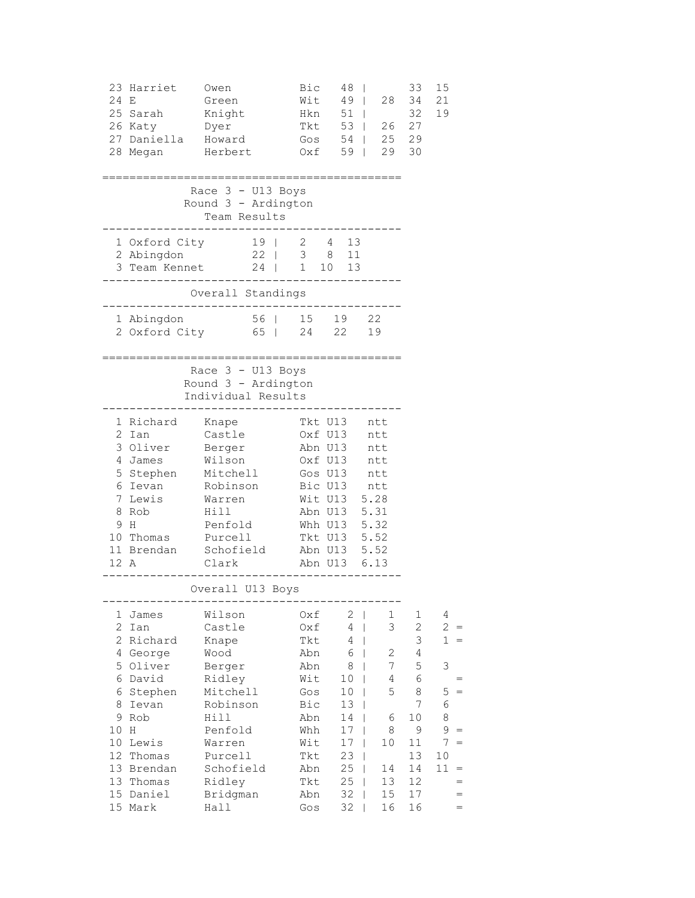| Pos | First | Last | Club | Total | | R1 | R2 | R3 |
|---|---|---|---|---|---|---|---|---|
| 23 | Harriet | Owen | Bic | 48 | \| | | 33 | 15 |
| 24 | E | Green | Wit | 49 | \| | 28 | 34 | 21 |
| 25 | Sarah | Knight | Hkn | 51 | \| | | 32 | 19 |
| 26 | Katy | Dyer | Tkt | 53 | \| | 26 | 27 | |
| 27 | Daniella | Howard | Gos | 54 | \| | 25 | 29 | |
| 28 | Megan | Herbert | Oxf | 59 | \| | 29 | 30 | |

## Race 3 - U13 Boys
### Round 3 - Ardington
### Team Results

| Pos | Team | Points | | | | |
|---|---|---|---|---|---|---|
| 1 | Oxford City | 19 | \| | 2 | 4 | 13 |
| 2 | Abingdon | 22 | \| | 3 | 8 | 11 |
| 3 | Team Kennet | 24 | \| | 1 | 10 | 13 |

### Overall Standings

| Pos | Team | Points | | | | |
|---|---|---|---|---|---|---|
| 1 | Abingdon | 56 | \| | 15 | 19 | 22 |
| 2 | Oxford City | 65 | \| | 24 | 22 | 19 |

## Race 3 - U13 Boys
### Round 3 - Ardington
### Individual Results

| Pos | First | Last | Club | Cat | Time |
|---|---|---|---|---|---|
| 1 | Richard | Knape | Tkt | U13 | ntt |
| 2 | Ian | Castle | Oxf | U13 | ntt |
| 3 | Oliver | Berger | Abn | U13 | ntt |
| 4 | James | Wilson | Oxf | U13 | ntt |
| 5 | Stephen | Mitchell | Gos | U13 | ntt |
| 6 | Ievan | Robinson | Bic | U13 | ntt |
| 7 | Lewis | Warren | Wit | U13 | 5.28 |
| 8 | Rob | Hill | Abn | U13 | 5.31 |
| 9 | H | Penfold | Whh | U13 | 5.32 |
| 10 | Thomas | Purcell | Tkt | U13 | 5.52 |
| 11 | Brendan | Schofield | Abn | U13 | 5.52 |
| 12 | A | Clark | Abn | U13 | 6.13 |

### Overall U13 Boys

| Pos | First | Last | Club | Total | | R1 | R2 | R3 | |
|---|---|---|---|---|---|---|---|---|---|
| 1 | James | Wilson | Oxf | 2 | \| | 1 | 1 | 4 | |
| 2 | Ian | Castle | Oxf | 4 | \| | 3 | 2 | 2 | = |
| 2 | Richard | Knape | Tkt | 4 | \| | | 3 | 1 | = |
| 4 | George | Wood | Abn | 6 | \| | 2 | 4 | | |
| 5 | Oliver | Berger | Abn | 8 | \| | 7 | 5 | 3 | |
| 6 | David | Ridley | Wit | 10 | \| | 4 | 6 | | = |
| 6 | Stephen | Mitchell | Gos | 10 | \| | 5 | 8 | 5 | = |
| 8 | Ievan | Robinson | Bic | 13 | \| | | 7 | 6 | |
| 9 | Rob | Hill | Abn | 14 | \| | 6 | 10 | 8 | |
| 10 | H | Penfold | Whh | 17 | \| | 8 | 9 | 9 | = |
| 10 | Lewis | Warren | Wit | 17 | \| | 10 | 11 | 7 | = |
| 12 | Thomas | Purcell | Tkt | 23 | \| | | 13 | 10 | |
| 13 | Brendan | Schofield | Abn | 25 | \| | 14 | 14 | 11 | = |
| 13 | Thomas | Ridley | Tkt | 25 | \| | 13 | 12 | | = |
| 15 | Daniel | Bridgman | Abn | 32 | \| | 15 | 17 | | = |
| 15 | Mark | Hall | Gos | 32 | \| | 16 | 16 | | = |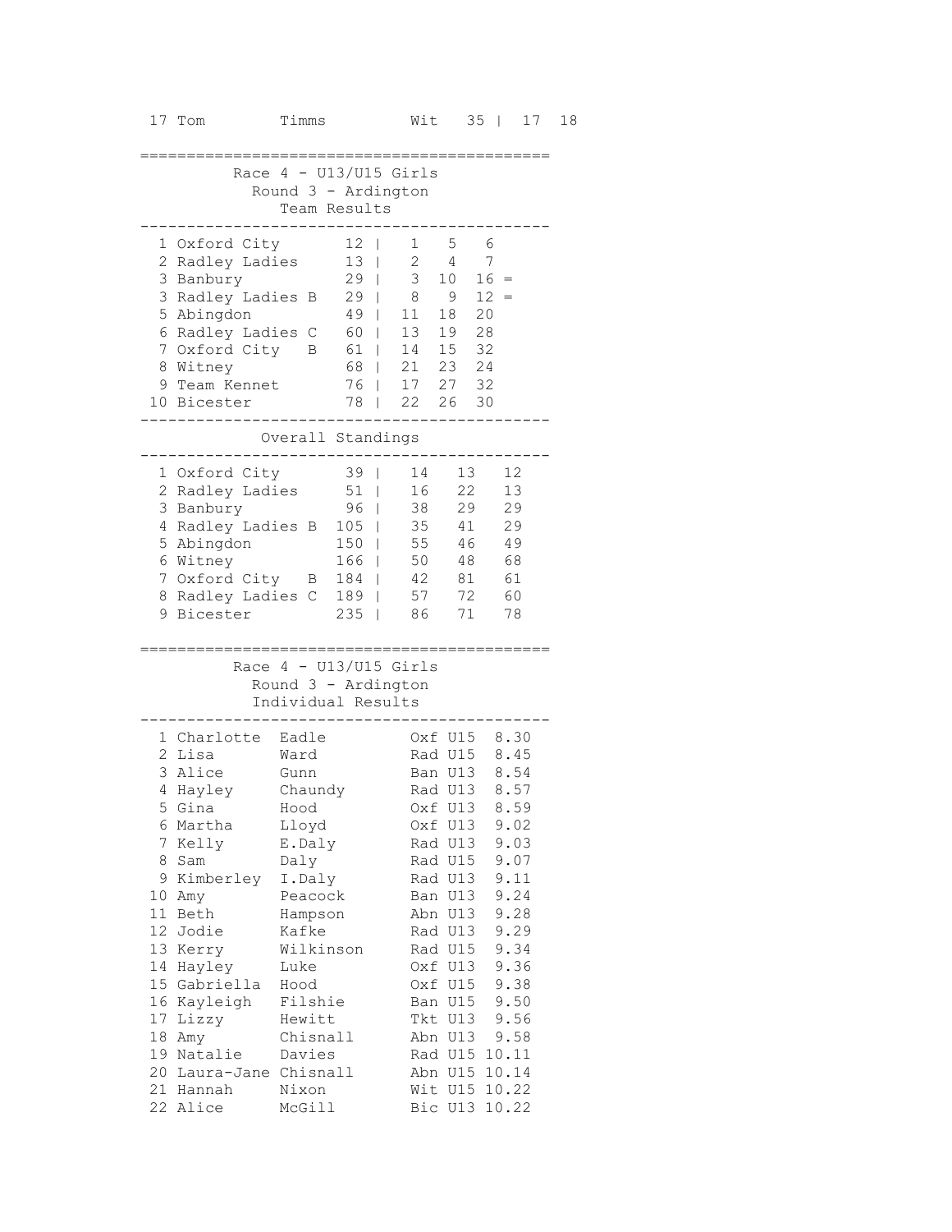| 17 | Tom | Timms | Wit | 35 | 17 | 18 |
|---|---|---|---|---|---|---|

## Race 4 - U13/U15 Girls
### Round 3 - Ardington
### Team Results

| Pos | Team | Points | | | | |
|---|---|---|---|---|---|---|
| 1 | Oxford City | 12 | 1 | 5 | 6 | |
| 2 | Radley Ladies | 13 | 2 | 4 | 7 | |
| 3 | Banbury | 29 | 3 | 10 | 16 | = |
| 3 | Radley Ladies B | 29 | 8 | 9 | 12 | = |
| 5 | Abingdon | 49 | 11 | 18 | 20 | |
| 6 | Radley Ladies C | 60 | 13 | 19 | 28 | |
| 7 | Oxford City B | 61 | 14 | 15 | 32 | |
| 8 | Witney | 68 | 21 | 23 | 24 | |
| 9 | Team Kennet | 76 | 17 | 27 | 32 | |
| 10 | Bicester | 78 | 22 | 26 | 30 | |

### Overall Standings

| Pos | Team | Total | | | |
|---|---|---|---|---|---|
| 1 | Oxford City | 39 | 14 | 13 | 12 |
| 2 | Radley Ladies | 51 | 16 | 22 | 13 |
| 3 | Banbury | 96 | 38 | 29 | 29 |
| 4 | Radley Ladies B | 105 | 35 | 41 | 29 |
| 5 | Abingdon | 150 | 55 | 46 | 49 |
| 6 | Witney | 166 | 50 | 48 | 68 |
| 7 | Oxford City B | 184 | 42 | 81 | 61 |
| 8 | Radley Ladies C | 189 | 57 | 72 | 60 |
| 9 | Bicester | 235 | 86 | 71 | 78 |

## Race 4 - U13/U15 Girls
### Round 3 - Ardington
### Individual Results

| Pos | First Name | Surname | Club | Cat | Time |
|---|---|---|---|---|---|
| 1 | Charlotte | Eadle | Oxf | U15 | 8.30 |
| 2 | Lisa | Ward | Rad | U15 | 8.45 |
| 3 | Alice | Gunn | Ban | U13 | 8.54 |
| 4 | Hayley | Chaundy | Rad | U13 | 8.57 |
| 5 | Gina | Hood | Oxf | U13 | 8.59 |
| 6 | Martha | Lloyd | Oxf | U13 | 9.02 |
| 7 | Kelly | E.Daly | Rad | U13 | 9.03 |
| 8 | Sam | Daly | Rad | U15 | 9.07 |
| 9 | Kimberley | I.Daly | Rad | U13 | 9.11 |
| 10 | Amy | Peacock | Ban | U13 | 9.24 |
| 11 | Beth | Hampson | Abn | U13 | 9.28 |
| 12 | Jodie | Kafke | Rad | U13 | 9.29 |
| 13 | Kerry | Wilkinson | Rad | U15 | 9.34 |
| 14 | Hayley | Luke | Oxf | U13 | 9.36 |
| 15 | Gabriella | Hood | Oxf | U15 | 9.38 |
| 16 | Kayleigh | Filshie | Ban | U15 | 9.50 |
| 17 | Lizzy | Hewitt | Tkt | U13 | 9.56 |
| 18 | Amy | Chisnall | Abn | U13 | 9.58 |
| 19 | Natalie | Davies | Rad | U15 | 10.11 |
| 20 | Laura-Jane | Chisnall | Abn | U15 | 10.14 |
| 21 | Hannah | Nixon | Wit | U15 | 10.22 |
| 22 | Alice | McGill | Bic | U13 | 10.22 |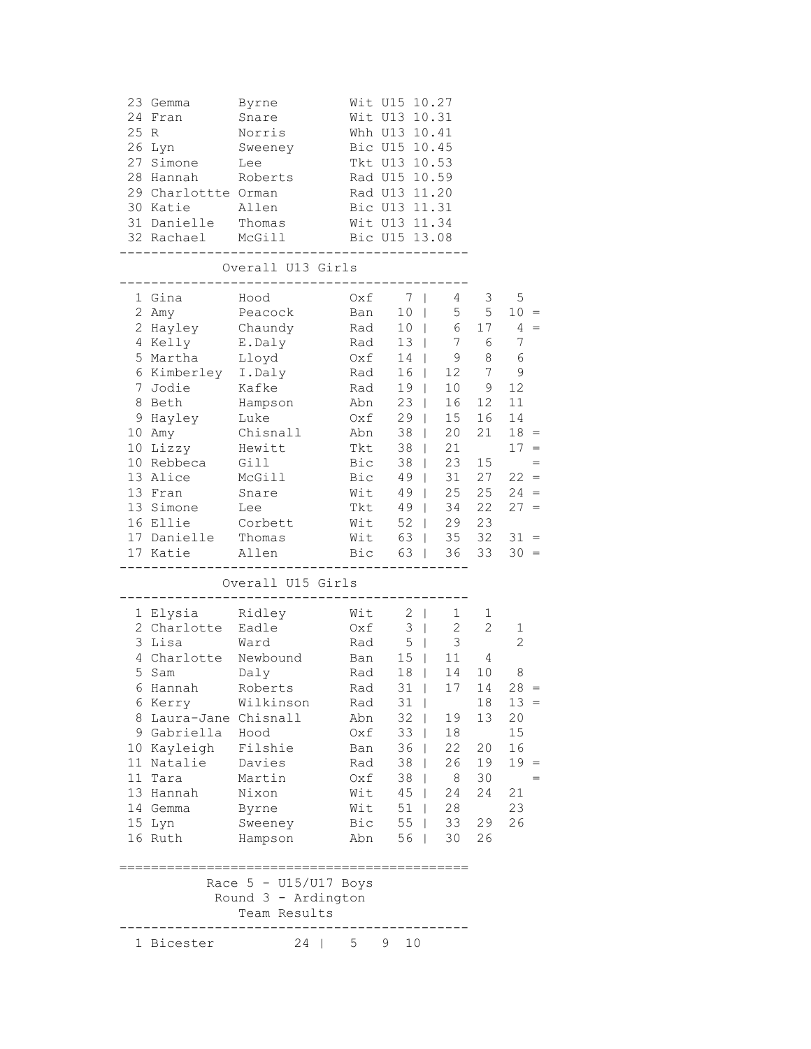| Pos | First | Last | Club | Cat | Time |
|---|---|---|---|---|---|
| 23 | Gemma | Byrne | Wit | U15 | 10.27 |
| 24 | Fran | Snare | Wit | U13 | 10.31 |
| 25 | R | Norris | Whh | U13 | 10.41 |
| 26 | Lyn | Sweeney | Bic | U15 | 10.45 |
| 27 | Simone | Lee | Tkt | U13 | 10.53 |
| 28 | Hannah | Roberts | Rad | U15 | 10.59 |
| 29 | Charlottte | Orman | Rad | U13 | 11.20 |
| 30 | Katie | Allen | Bic | U13 | 11.31 |
| 31 | Danielle | Thomas | Wit | U13 | 11.34 |
| 32 | Rachael | McGill | Bic | U15 | 13.08 |

## Overall U13 Girls

| Pos | First | Last | Club | Total | R1 | R2 | R3 | |
|---|---|---|---|---|---|---|---|---|
| 1 | Gina | Hood | Oxf | 7 | 4 | 3 | 5 | |
| 2 | Amy | Peacock | Ban | 10 | 5 | 5 | 10 | = |
| 2 | Hayley | Chaundy | Rad | 10 | 6 | 17 | 4 | = |
| 4 | Kelly | E.Daly | Rad | 13 | 7 | 6 | 7 | |
| 5 | Martha | Lloyd | Oxf | 14 | 9 | 8 | 6 | |
| 6 | Kimberley | I.Daly | Rad | 16 | 12 | 7 | 9 | |
| 7 | Jodie | Kafke | Rad | 19 | 10 | 9 | 12 | |
| 8 | Beth | Hampson | Abn | 23 | 16 | 12 | 11 | |
| 9 | Hayley | Luke | Oxf | 29 | 15 | 16 | 14 | |
| 10 | Amy | Chisnall | Abn | 38 | 20 | 21 | 18 | = |
| 10 | Lizzy | Hewitt | Tkt | 38 | 21 | | 17 | = |
| 10 | Rebbeca | Gill | Bic | 38 | 23 | 15 | | = |
| 13 | Alice | McGill | Bic | 49 | 31 | 27 | 22 | = |
| 13 | Fran | Snare | Wit | 49 | 25 | 25 | 24 | = |
| 13 | Simone | Lee | Tkt | 49 | 34 | 22 | 27 | = |
| 16 | Ellie | Corbett | Wit | 52 | 29 | 23 | | |
| 17 | Danielle | Thomas | Wit | 63 | 35 | 32 | 31 | = |
| 17 | Katie | Allen | Bic | 63 | 36 | 33 | 30 | = |

## Overall U15 Girls

| Pos | First | Last | Club | Total | R1 | R2 | R3 | |
|---|---|---|---|---|---|---|---|---|
| 1 | Elysia | Ridley | Wit | 2 | 1 | 1 | | |
| 2 | Charlotte | Eadle | Oxf | 3 | 2 | 2 | 1 | |
| 3 | Lisa | Ward | Rad | 5 | 3 | | 2 | |
| 4 | Charlotte | Newbound | Ban | 15 | 11 | 4 | | |
| 5 | Sam | Daly | Rad | 18 | 14 | 10 | 8 | |
| 6 | Hannah | Roberts | Rad | 31 | 17 | 14 | 28 | = |
| 6 | Kerry | Wilkinson | Rad | 31 | | 18 | 13 | = |
| 8 | Laura-Jane | Chisnall | Abn | 32 | 19 | 13 | 20 | |
| 9 | Gabriella | Hood | Oxf | 33 | 18 | | 15 | |
| 10 | Kayleigh | Filshie | Ban | 36 | 22 | 20 | 16 | |
| 11 | Natalie | Davies | Rad | 38 | 26 | 19 | 19 | = |
| 11 | Tara | Martin | Oxf | 38 | 8 | 30 | | = |
| 13 | Hannah | Nixon | Wit | 45 | 24 | 24 | 21 | |
| 14 | Gemma | Byrne | Wit | 51 | 28 | | 23 | |
| 15 | Lyn | Sweeney | Bic | 55 | 33 | 29 | 26 | |
| 16 | Ruth | Hampson | Abn | 56 | 30 | 26 | | |

# Race 5 - U15/U17 Boys

## Round 3 - Ardington

### Team Results

| Pos | Team | Total | | | |
|---|---|---|---|---|---|
| 1 | Bicester | 24 | 5 | 9 | 10 |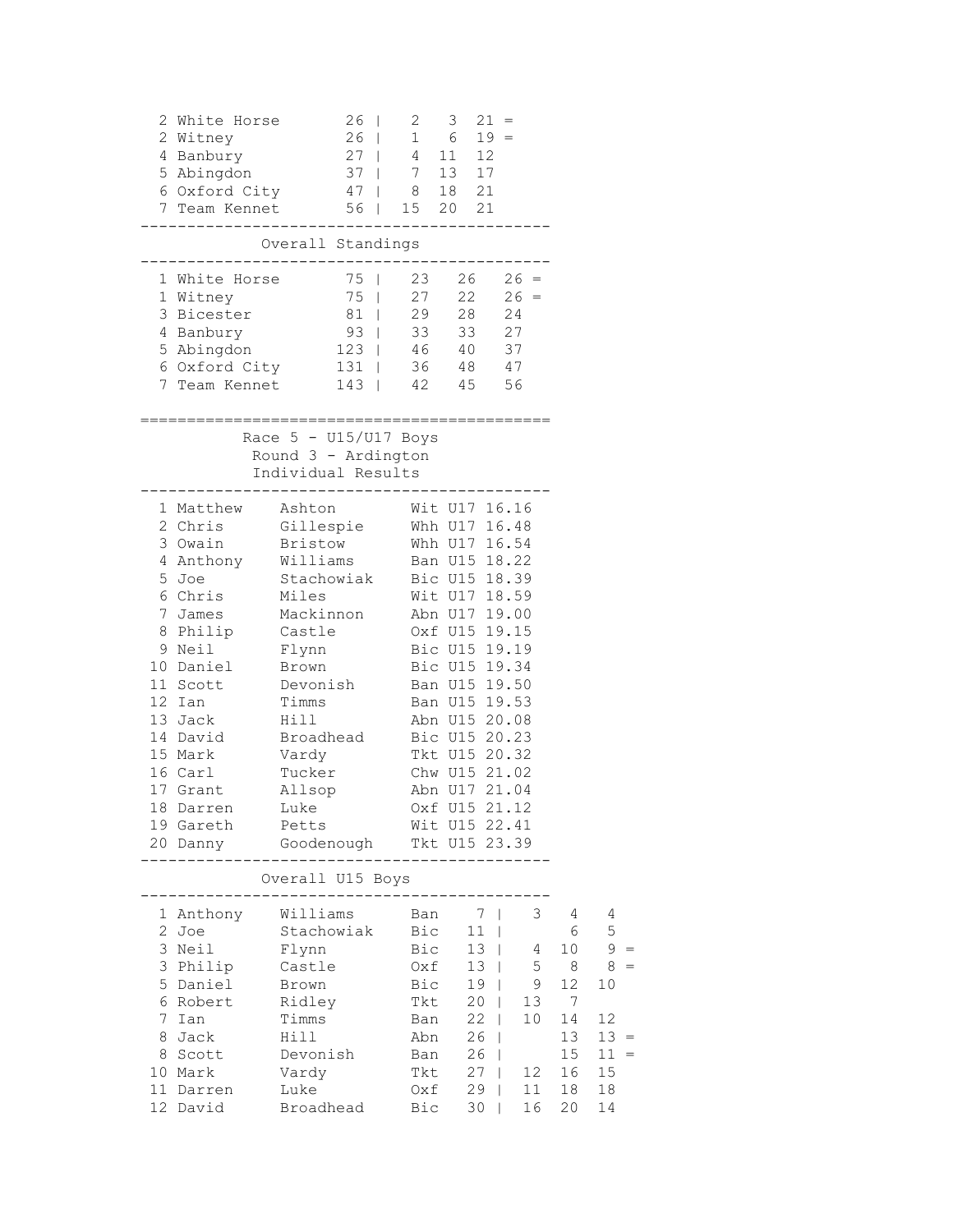| Pos | Team | Total | | | | |
|---|---|---|---|---|---|---|
| 2 | White Horse | 26 | 2 | 3 | 21 | = |
| 2 | Witney | 26 | 1 | 6 | 19 | = |
| 4 | Banbury | 27 | 4 | 11 | 12 | |
| 5 | Abingdon | 37 | 7 | 13 | 17 | |
| 6 | Oxford City | 47 | 8 | 18 | 21 | |
| 7 | Team Kennet | 56 | 15 | 20 | 21 | |

### Overall Standings

| Pos | Team | Total | | | | |
|---|---|---|---|---|---|---|
| 1 | White Horse | 75 | 23 | 26 | 26 | = |
| 1 | Witney | 75 | 27 | 22 | 26 | = |
| 3 | Bicester | 81 | 29 | 28 | 24 | |
| 4 | Banbury | 93 | 33 | 33 | 27 | |
| 5 | Abingdon | 123 | 46 | 40 | 37 | |
| 6 | Oxford City | 131 | 36 | 48 | 47 | |
| 7 | Team Kennet | 143 | 42 | 45 | 56 | |

## Race 5 - U15/U17 Boys
### Round 3 - Ardington
### Individual Results

| Pos | First Name | Surname | Club | Cat | Time |
|---|---|---|---|---|---|
| 1 | Matthew | Ashton | Wit | U17 | 16.16 |
| 2 | Chris | Gillespie | Whh | U17 | 16.48 |
| 3 | Owain | Bristow | Whh | U17 | 16.54 |
| 4 | Anthony | Williams | Ban | U15 | 18.22 |
| 5 | Joe | Stachowiak | Bic | U15 | 18.39 |
| 6 | Chris | Miles | Wit | U17 | 18.59 |
| 7 | James | Mackinnon | Abn | U17 | 19.00 |
| 8 | Philip | Castle | Oxf | U15 | 19.15 |
| 9 | Neil | Flynn | Bic | U15 | 19.19 |
| 10 | Daniel | Brown | Bic | U15 | 19.34 |
| 11 | Scott | Devonish | Ban | U15 | 19.50 |
| 12 | Ian | Timms | Ban | U15 | 19.53 |
| 13 | Jack | Hill | Abn | U15 | 20.08 |
| 14 | David | Broadhead | Bic | U15 | 20.23 |
| 15 | Mark | Vardy | Tkt | U15 | 20.32 |
| 16 | Carl | Tucker | Chw | U15 | 21.02 |
| 17 | Grant | Allsop | Abn | U17 | 21.04 |
| 18 | Darren | Luke | Oxf | U15 | 21.12 |
| 19 | Gareth | Petts | Wit | U15 | 22.41 |
| 20 | Danny | Goodenough | Tkt | U15 | 23.39 |

### Overall U15 Boys

| Pos | First Name | Surname | Club | Total | | | | |
|---|---|---|---|---|---|---|---|---|
| 1 | Anthony | Williams | Ban | 7 | 3 | 4 | 4 | |
| 2 | Joe | Stachowiak | Bic | 11 | | 6 | 5 | |
| 3 | Neil | Flynn | Bic | 13 | 4 | 10 | 9 | = |
| 3 | Philip | Castle | Oxf | 13 | 5 | 8 | 8 | = |
| 5 | Daniel | Brown | Bic | 19 | 9 | 12 | 10 | |
| 6 | Robert | Ridley | Tkt | 20 | 13 | 7 | | |
| 7 | Ian | Timms | Ban | 22 | 10 | 14 | 12 | |
| 8 | Jack | Hill | Abn | 26 | | 13 | 13 | = |
| 8 | Scott | Devonish | Ban | 26 | | 15 | 11 | = |
| 10 | Mark | Vardy | Tkt | 27 | 12 | 16 | 15 | |
| 11 | Darren | Luke | Oxf | 29 | 11 | 18 | 18 | |
| 12 | David | Broadhead | Bic | 30 | 16 | 20 | 14 | |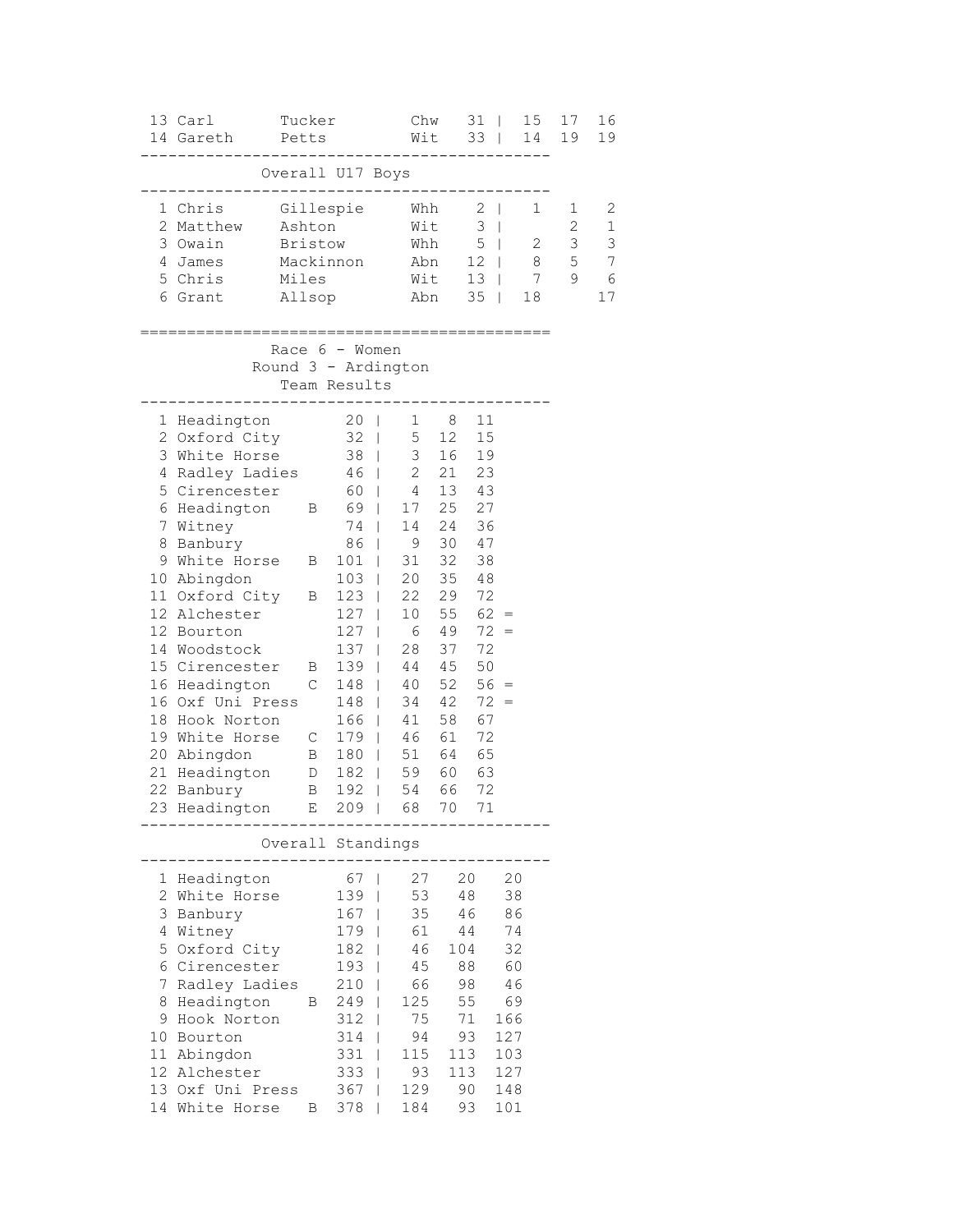| Pos | First | Last | Club | Total | | R1 | R2 | R3 |
|---|---|---|---|---|---|---|---|---|
| 13 | Carl | Tucker | Chw | 31 | \| | 15 | 17 | 16 |
| 14 | Gareth | Petts | Wit | 33 | \| | 14 | 19 | 19 |

## Overall U17 Boys

| Pos | First | Last | Club | Total | | R1 | R2 | R3 |
|---|---|---|---|---|---|---|---|---|
| 1 | Chris | Gillespie | Whh | 2 | \| | 1 | 1 | 2 |
| 2 | Matthew | Ashton | Wit | 3 | \| | | 2 | 1 |
| 3 | Owain | Bristow | Whh | 5 | \| | 2 | 3 | 3 |
| 4 | James | Mackinnon | Abn | 12 | \| | 8 | 5 | 7 |
| 5 | Chris | Miles | Wit | 13 | \| | 7 | 9 | 6 |
| 6 | Grant | Allsop | Abn | 35 | \| | 18 | | 17 |

## Race 6 - Women
## Round 3 - Ardington
### Team Results

| Pos | Team | | Total | | 1st | 2nd | 3rd | |
|---|---|---|---|---|---|---|---|---|
| 1 | Headington | | 20 | \| | 1 | 8 | 11 | |
| 2 | Oxford City | | 32 | \| | 5 | 12 | 15 | |
| 3 | White Horse | | 38 | \| | 3 | 16 | 19 | |
| 4 | Radley Ladies | | 46 | \| | 2 | 21 | 23 | |
| 5 | Cirencester | | 60 | \| | 4 | 13 | 43 | |
| 6 | Headington | B | 69 | \| | 17 | 25 | 27 | |
| 7 | Witney | | 74 | \| | 14 | 24 | 36 | |
| 8 | Banbury | | 86 | \| | 9 | 30 | 47 | |
| 9 | White Horse | B | 101 | \| | 31 | 32 | 38 | |
| 10 | Abingdon | | 103 | \| | 20 | 35 | 48 | |
| 11 | Oxford City | B | 123 | \| | 22 | 29 | 72 | |
| 12 | Alchester | | 127 | \| | 10 | 55 | 62 | = |
| 12 | Bourton | | 127 | \| | 6 | 49 | 72 | = |
| 14 | Woodstock | | 137 | \| | 28 | 37 | 72 | |
| 15 | Cirencester | B | 139 | \| | 44 | 45 | 50 | |
| 16 | Headington | C | 148 | \| | 40 | 52 | 56 | = |
| 16 | Oxf Uni Press | | 148 | \| | 34 | 42 | 72 | = |
| 18 | Hook Norton | | 166 | \| | 41 | 58 | 67 | |
| 19 | White Horse | C | 179 | \| | 46 | 61 | 72 | |
| 20 | Abingdon | B | 180 | \| | 51 | 64 | 65 | |
| 21 | Headington | D | 182 | \| | 59 | 60 | 63 | |
| 22 | Banbury | B | 192 | \| | 54 | 66 | 72 | |
| 23 | Headington | E | 209 | \| | 68 | 70 | 71 | |

### Overall Standings

| Pos | Team | | Total | | R1 | R2 | R3 |
|---|---|---|---|---|---|---|---|
| 1 | Headington | | 67 | \| | 27 | 20 | 20 |
| 2 | White Horse | | 139 | \| | 53 | 48 | 38 |
| 3 | Banbury | | 167 | \| | 35 | 46 | 86 |
| 4 | Witney | | 179 | \| | 61 | 44 | 74 |
| 5 | Oxford City | | 182 | \| | 46 | 104 | 32 |
| 6 | Cirencester | | 193 | \| | 45 | 88 | 60 |
| 7 | Radley Ladies | | 210 | \| | 66 | 98 | 46 |
| 8 | Headington | B | 249 | \| | 125 | 55 | 69 |
| 9 | Hook Norton | | 312 | \| | 75 | 71 | 166 |
| 10 | Bourton | | 314 | \| | 94 | 93 | 127 |
| 11 | Abingdon | | 331 | \| | 115 | 113 | 103 |
| 12 | Alchester | | 333 | \| | 93 | 113 | 127 |
| 13 | Oxf Uni Press | | 367 | \| | 129 | 90 | 148 |
| 14 | White Horse | B | 378 | \| | 184 | 93 | 101 |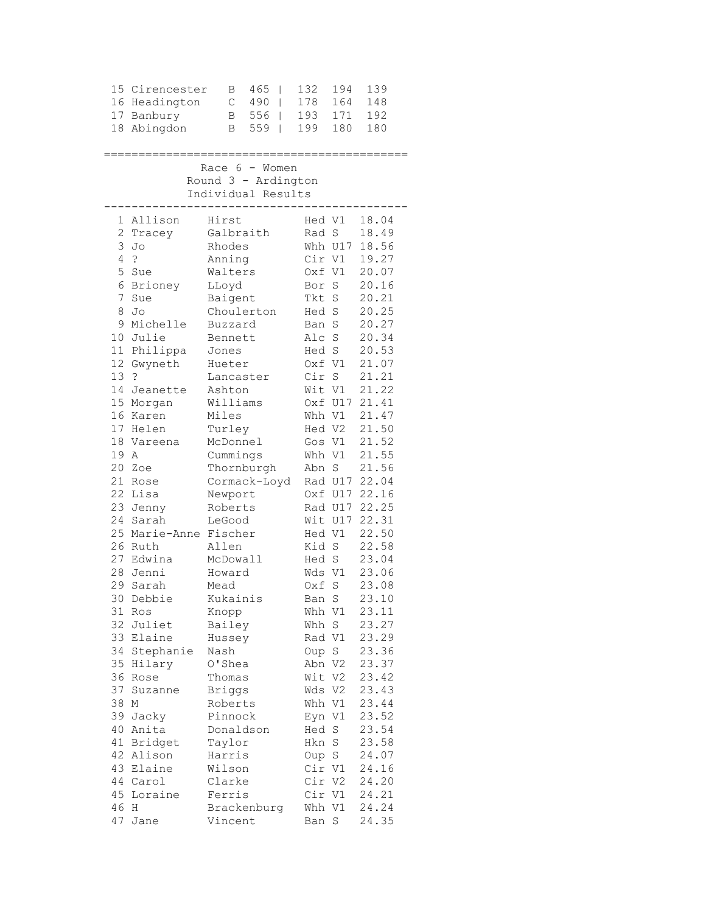| | | | | | | |
|---|---|---|---|---|---|---|
| 15 | Cirencester | B | 465 | 132 | 194 | 139 |
| 16 | Headington | C | 490 | 178 | 164 | 148 |
| 17 | Banbury | B | 556 | 193 | 171 | 192 |
| 18 | Abingdon | B | 559 | 199 | 180 | 180 |

==============================================

Race 6 - Women

Round 3 - Ardington

Individual Results

----------------------------------------------

| | | | | | |
|---|---|---|---|---|---|
| 1 | Allison | Hirst | Hed | V1 | 18.04 |
| 2 | Tracey | Galbraith | Rad | S | 18.49 |
| 3 | Jo | Rhodes | Whh | U17 | 18.56 |
| 4 | ? | Anning | Cir | V1 | 19.27 |
| 5 | Sue | Walters | Oxf | V1 | 20.07 |
| 6 | Brioney | LLoyd | Bor | S | 20.16 |
| 7 | Sue | Baigent | Tkt | S | 20.21 |
| 8 | Jo | Choulerton | Hed | S | 20.25 |
| 9 | Michelle | Buzzard | Ban | S | 20.27 |
| 10 | Julie | Bennett | Alc | S | 20.34 |
| 11 | Philippa | Jones | Hed | S | 20.53 |
| 12 | Gwyneth | Hueter | Oxf | V1 | 21.07 |
| 13 | ? | Lancaster | Cir | S | 21.21 |
| 14 | Jeanette | Ashton | Wit | V1 | 21.22 |
| 15 | Morgan | Williams | Oxf | U17 | 21.41 |
| 16 | Karen | Miles | Whh | V1 | 21.47 |
| 17 | Helen | Turley | Hed | V2 | 21.50 |
| 18 | Vareena | McDonnel | Gos | V1 | 21.52 |
| 19 | A | Cummings | Whh | V1 | 21.55 |
| 20 | Zoe | Thornburgh | Abn | S | 21.56 |
| 21 | Rose | Cormack-Loyd | Rad | U17 | 22.04 |
| 22 | Lisa | Newport | Oxf | U17 | 22.16 |
| 23 | Jenny | Roberts | Rad | U17 | 22.25 |
| 24 | Sarah | LeGood | Wit | U17 | 22.31 |
| 25 | Marie-Anne | Fischer | Hed | V1 | 22.50 |
| 26 | Ruth | Allen | Kid | S | 22.58 |
| 27 | Edwina | McDowall | Hed | S | 23.04 |
| 28 | Jenni | Howard | Wds | V1 | 23.06 |
| 29 | Sarah | Mead | Oxf | S | 23.08 |
| 30 | Debbie | Kukainis | Ban | S | 23.10 |
| 31 | Ros | Knopp | Whh | V1 | 23.11 |
| 32 | Juliet | Bailey | Whh | S | 23.27 |
| 33 | Elaine | Hussey | Rad | V1 | 23.29 |
| 34 | Stephanie | Nash | Oup | S | 23.36 |
| 35 | Hilary | O'Shea | Abn | V2 | 23.37 |
| 36 | Rose | Thomas | Wit | V2 | 23.42 |
| 37 | Suzanne | Briggs | Wds | V2 | 23.43 |
| 38 | M | Roberts | Whh | V1 | 23.44 |
| 39 | Jacky | Pinnock | Eyn | V1 | 23.52 |
| 40 | Anita | Donaldson | Hed | S | 23.54 |
| 41 | Bridget | Taylor | Hkn | S | 23.58 |
| 42 | Alison | Harris | Oup | S | 24.07 |
| 43 | Elaine | Wilson | Cir | V1 | 24.16 |
| 44 | Carol | Clarke | Cir | V2 | 24.20 |
| 45 | Loraine | Ferris | Cir | V1 | 24.21 |
| 46 | H | Brackenburg | Whh | V1 | 24.24 |
| 47 | Jane | Vincent | Ban | S | 24.35 |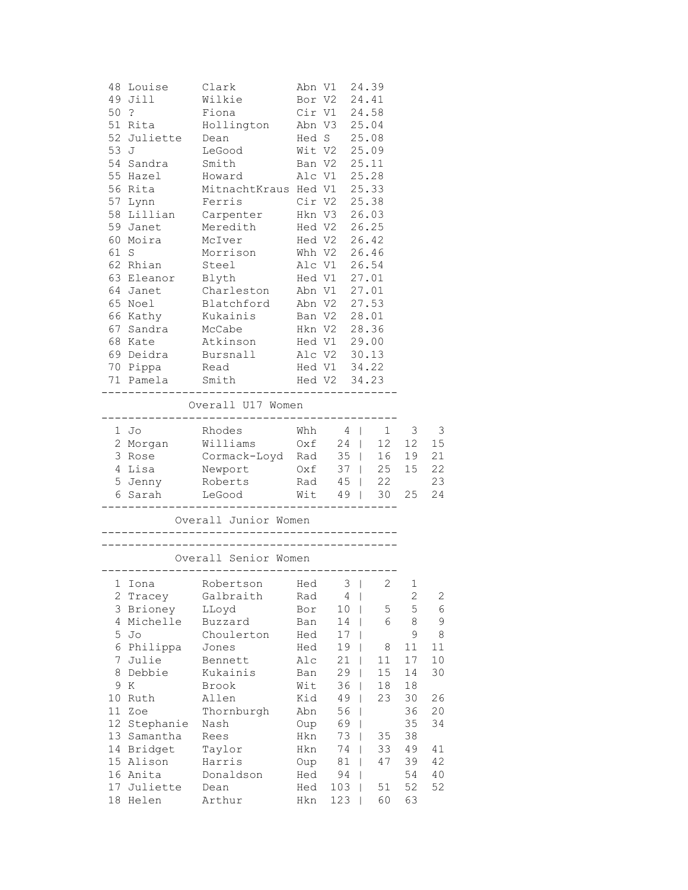| Pos | First | Surname | Club | Cat | Time |
|---|---|---|---|---|---|
| 48 | Louise | Clark | Abn | V1 | 24.39 |
| 49 | Jill | Wilkie | Bor | V2 | 24.41 |
| 50 | ? | Fiona | Cir | V1 | 24.58 |
| 51 | Rita | Hollington | Abn | V3 | 25.04 |
| 52 | Juliette | Dean | Hed | S | 25.08 |
| 53 | J | LeGood | Wit | V2 | 25.09 |
| 54 | Sandra | Smith | Ban | V2 | 25.11 |
| 55 | Hazel | Howard | Alc | V1 | 25.28 |
| 56 | Rita | MitnachtKraus | Hed | V1 | 25.33 |
| 57 | Lynn | Ferris | Cir | V2 | 25.38 |
| 58 | Lillian | Carpenter | Hkn | V3 | 26.03 |
| 59 | Janet | Meredith | Hed | V2 | 26.25 |
| 60 | Moira | McIver | Hed | V2 | 26.42 |
| 61 | S | Morrison | Whh | V2 | 26.46 |
| 62 | Rhian | Steel | Alc | V1 | 26.54 |
| 63 | Eleanor | Blyth | Hed | V1 | 27.01 |
| 64 | Janet | Charleston | Abn | V1 | 27.01 |
| 65 | Noel | Blatchford | Abn | V2 | 27.53 |
| 66 | Kathy | Kukainis | Ban | V2 | 28.01 |
| 67 | Sandra | McCabe | Hkn | V2 | 28.36 |
| 68 | Kate | Atkinson | Hed | V1 | 29.00 |
| 69 | Deidra | Bursnall | Alc | V2 | 30.13 |
| 70 | Pippa | Read | Hed | V1 | 34.22 |
| 71 | Pamela | Smith | Hed | V2 | 34.23 |

## Overall U17 Women

| Pos | First | Surname | Club | Total | | | |
|---|---|---|---|---|---|---|---|
| 1 | Jo | Rhodes | Whh | 4 | 1 | 3 | 3 |
| 2 | Morgan | Williams | Oxf | 24 | 12 | 12 | 15 |
| 3 | Rose | Cormack-Loyd | Rad | 35 | 16 | 19 | 21 |
| 4 | Lisa | Newport | Oxf | 37 | 25 | 15 | 22 |
| 5 | Jenny | Roberts | Rad | 45 | 22 | | 23 |
| 6 | Sarah | LeGood | Wit | 49 | 30 | 25 | 24 |

## Overall Junior Women

## Overall Senior Women

| Pos | First | Surname | Club | Total | | | |
|---|---|---|---|---|---|---|---|
| 1 | Iona | Robertson | Hed | 3 | 2 | 1 | |
| 2 | Tracey | Galbraith | Rad | 4 | | 2 | 2 |
| 3 | Brioney | LLoyd | Bor | 10 | 5 | 5 | 6 |
| 4 | Michelle | Buzzard | Ban | 14 | 6 | 8 | 9 |
| 5 | Jo | Choulerton | Hed | 17 | | 9 | 8 |
| 6 | Philippa | Jones | Hed | 19 | 8 | 11 | 11 |
| 7 | Julie | Bennett | Alc | 21 | 11 | 17 | 10 |
| 8 | Debbie | Kukainis | Ban | 29 | 15 | 14 | 30 |
| 9 | K | Brook | Wit | 36 | 18 | 18 | |
| 10 | Ruth | Allen | Kid | 49 | 23 | 30 | 26 |
| 11 | Zoe | Thornburgh | Abn | 56 | | 36 | 20 |
| 12 | Stephanie | Nash | Oup | 69 | | 35 | 34 |
| 13 | Samantha | Rees | Hkn | 73 | 35 | 38 | |
| 14 | Bridget | Taylor | Hkn | 74 | 33 | 49 | 41 |
| 15 | Alison | Harris | Oup | 81 | 47 | 39 | 42 |
| 16 | Anita | Donaldson | Hed | 94 | | 54 | 40 |
| 17 | Juliette | Dean | Hed | 103 | 51 | 52 | 52 |
| 18 | Helen | Arthur | Hkn | 123 | 60 | 63 | |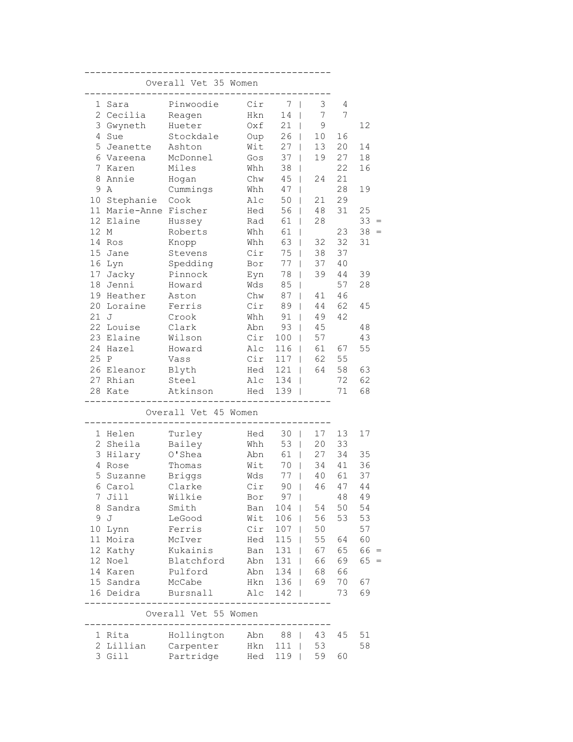## Overall Vet 35 Women

| Pos | First Name | Surname | Club | Total | | | | |
|---|---|---|---|---|---|---|---|---|
| 1 | Sara | Pinwoodie | Cir | 7 | 3 | 4 | | |
| 2 | Cecilia | Reagen | Hkn | 14 | 7 | 7 | | |
| 3 | Gwyneth | Hueter | Oxf | 21 | 9 | | 12 | |
| 4 | Sue | Stockdale | Oup | 26 | 10 | 16 | | |
| 5 | Jeanette | Ashton | Wit | 27 | 13 | 20 | 14 | |
| 6 | Vareena | McDonnel | Gos | 37 | 19 | 27 | 18 | |
| 7 | Karen | Miles | Whh | 38 | | 22 | 16 | |
| 8 | Annie | Hogan | Chw | 45 | 24 | 21 | | |
| 9 | A | Cummings | Whh | 47 | | 28 | 19 | |
| 10 | Stephanie | Cook | Alc | 50 | 21 | 29 | | |
| 11 | Marie-Anne | Fischer | Hed | 56 | 48 | 31 | 25 | |
| 12 | Elaine | Hussey | Rad | 61 | 28 | | 33 | = |
| 12 | M | Roberts | Whh | 61 | | 23 | 38 | = |
| 14 | Ros | Knopp | Whh | 63 | 32 | 32 | 31 | |
| 15 | Jane | Stevens | Cir | 75 | 38 | 37 | | |
| 16 | Lyn | Spedding | Bor | 77 | 37 | 40 | | |
| 17 | Jacky | Pinnock | Eyn | 78 | 39 | 44 | 39 | |
| 18 | Jenni | Howard | Wds | 85 | | 57 | 28 | |
| 19 | Heather | Aston | Chw | 87 | 41 | 46 | | |
| 20 | Loraine | Ferris | Cir | 89 | 44 | 62 | 45 | |
| 21 | J | Crook | Whh | 91 | 49 | 42 | | |
| 22 | Louise | Clark | Abn | 93 | 45 | | 48 | |
| 23 | Elaine | Wilson | Cir | 100 | 57 | | 43 | |
| 24 | Hazel | Howard | Alc | 116 | 61 | 67 | 55 | |
| 25 | P | Vass | Cir | 117 | 62 | 55 | | |
| 26 | Eleanor | Blyth | Hed | 121 | 64 | 58 | 63 | |
| 27 | Rhian | Steel | Alc | 134 | | 72 | 62 | |
| 28 | Kate | Atkinson | Hed | 139 | | 71 | 68 | |

## Overall Vet 45 Women

| Pos | First Name | Surname | Club | Total | | | | |
|---|---|---|---|---|---|---|---|---|
| 1 | Helen | Turley | Hed | 30 | 17 | 13 | 17 | |
| 2 | Sheila | Bailey | Whh | 53 | 20 | 33 | | |
| 3 | Hilary | O'Shea | Abn | 61 | 27 | 34 | 35 | |
| 4 | Rose | Thomas | Wit | 70 | 34 | 41 | 36 | |
| 5 | Suzanne | Briggs | Wds | 77 | 40 | 61 | 37 | |
| 6 | Carol | Clarke | Cir | 90 | 46 | 47 | 44 | |
| 7 | Jill | Wilkie | Bor | 97 | | 48 | 49 | |
| 8 | Sandra | Smith | Ban | 104 | 54 | 50 | 54 | |
| 9 | J | LeGood | Wit | 106 | 56 | 53 | 53 | |
| 10 | Lynn | Ferris | Cir | 107 | 50 | | 57 | |
| 11 | Moira | McIver | Hed | 115 | 55 | 64 | 60 | |
| 12 | Kathy | Kukainis | Ban | 131 | 67 | 65 | 66 | = |
| 12 | Noel | Blatchford | Abn | 131 | 66 | 69 | 65 | = |
| 14 | Karen | Pulford | Abn | 134 | 68 | 66 | | |
| 15 | Sandra | McCabe | Hkn | 136 | 69 | 70 | 67 | |
| 16 | Deidra | Bursnall | Alc | 142 | | 73 | 69 | |

## Overall Vet 55 Women

| Pos | First Name | Surname | Club | Total | | | |
|---|---|---|---|---|---|---|---|
| 1 | Rita | Hollington | Abn | 88 | 43 | 45 | 51 |
| 2 | Lillian | Carpenter | Hkn | 111 | 53 | | 58 |
| 3 | Gill | Partridge | Hed | 119 | 59 | 60 | |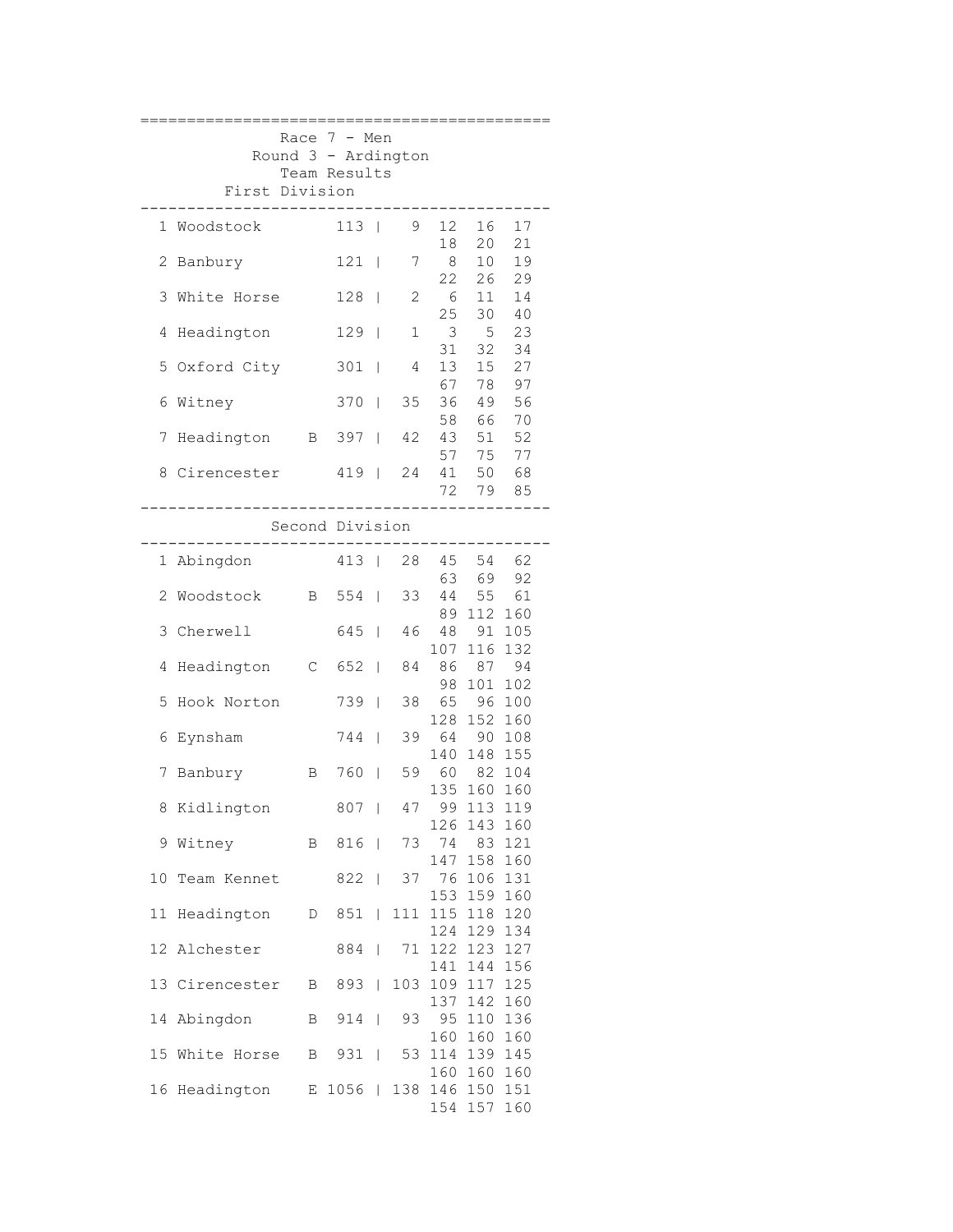## Race 7 - Men

### Round 3 - Ardington

### Team Results

#### First Division

| Pos | Team | | Total | Scores |
|---|---|---|---|---|
| 1 | Woodstock | | 113 | 9 12 16 17 18 20 21 |
| 2 | Banbury | | 121 | 7 8 10 19 22 26 29 |
| 3 | White Horse | | 128 | 2 6 11 14 25 30 40 |
| 4 | Headington | | 129 | 1 3 5 23 31 32 34 |
| 5 | Oxford City | | 301 | 4 13 15 27 67 78 97 |
| 6 | Witney | | 370 | 35 36 49 56 58 66 70 |
| 7 | Headington | B | 397 | 42 43 51 52 57 75 77 |
| 8 | Cirencester | | 419 | 24 41 50 68 72 79 85 |

#### Second Division

| Pos | Team | | Total | Scores |
|---|---|---|---|---|
| 1 | Abingdon | | 413 | 28 45 54 62 63 69 92 |
| 2 | Woodstock | B | 554 | 33 44 55 61 89 112 160 |
| 3 | Cherwell | | 645 | 46 48 91 105 107 116 132 |
| 4 | Headington | C | 652 | 84 86 87 94 98 101 102 |
| 5 | Hook Norton | | 739 | 38 65 96 100 128 152 160 |
| 6 | Eynsham | | 744 | 39 64 90 108 140 148 155 |
| 7 | Banbury | B | 760 | 59 60 82 104 135 160 160 |
| 8 | Kidlington | | 807 | 47 99 113 119 126 143 160 |
| 9 | Witney | B | 816 | 73 74 83 121 147 158 160 |
| 10 | Team Kennet | | 822 | 37 76 106 131 153 159 160 |
| 11 | Headington | D | 851 | 111 115 118 120 124 129 134 |
| 12 | Alchester | | 884 | 71 122 123 127 141 144 156 |
| 13 | Cirencester | B | 893 | 103 109 117 125 137 142 160 |
| 14 | Abingdon | B | 914 | 93 95 110 136 160 160 160 |
| 15 | White Horse | B | 931 | 53 114 139 145 160 160 160 |
| 16 | Headington | E | 1056 | 138 146 150 151 154 157 160 |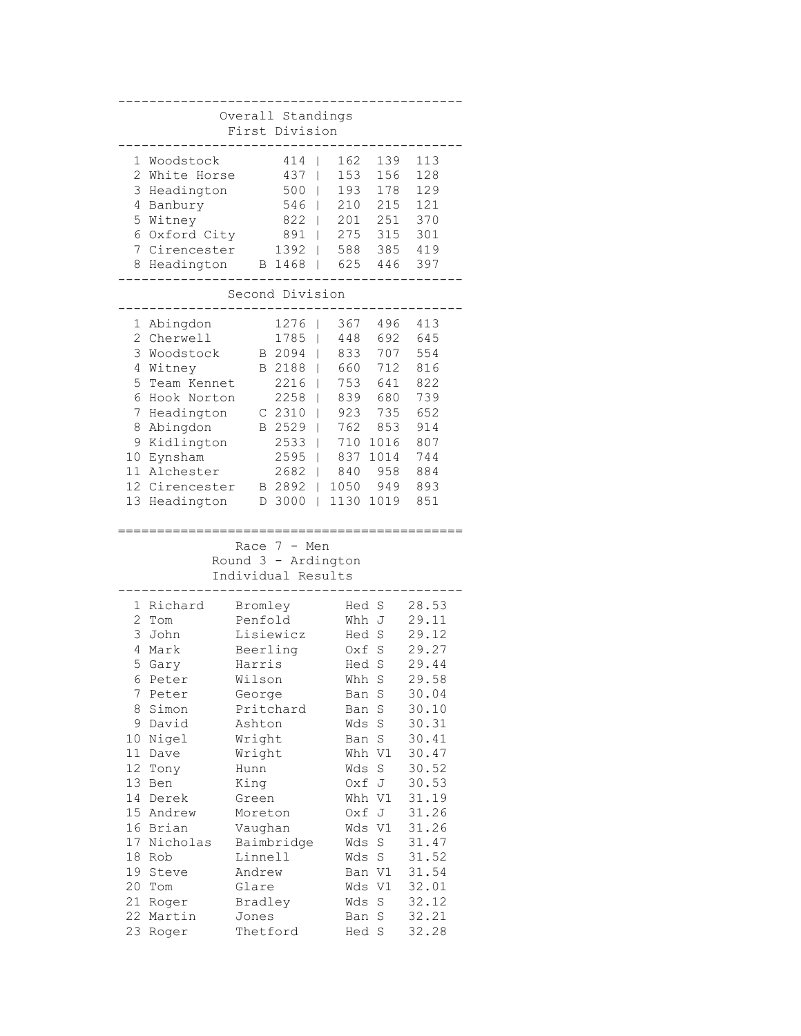## Overall Standings

### First Division

| Pos | Team | | Total | R1 | R2 | R3 |
|---|---|---|---|---|---|---|
| 1 | Woodstock | | 414 | 162 | 139 | 113 |
| 2 | White Horse | | 437 | 153 | 156 | 128 |
| 3 | Headington | | 500 | 193 | 178 | 129 |
| 4 | Banbury | | 546 | 210 | 215 | 121 |
| 5 | Witney | | 822 | 201 | 251 | 370 |
| 6 | Oxford City | | 891 | 275 | 315 | 301 |
| 7 | Cirencester | | 1392 | 588 | 385 | 419 |
| 8 | Headington | B | 1468 | 625 | 446 | 397 |

### Second Division

| Pos | Team | | Total | R1 | R2 | R3 |
|---|---|---|---|---|---|---|
| 1 | Abingdon | | 1276 | 367 | 496 | 413 |
| 2 | Cherwell | | 1785 | 448 | 692 | 645 |
| 3 | Woodstock | B | 2094 | 833 | 707 | 554 |
| 4 | Witney | B | 2188 | 660 | 712 | 816 |
| 5 | Team Kennet | | 2216 | 753 | 641 | 822 |
| 6 | Hook Norton | | 2258 | 839 | 680 | 739 |
| 7 | Headington | C | 2310 | 923 | 735 | 652 |
| 8 | Abingdon | B | 2529 | 762 | 853 | 914 |
| 9 | Kidlington | | 2533 | 710 | 1016 | 807 |
| 10 | Eynsham | | 2595 | 837 | 1014 | 744 |
| 11 | Alchester | | 2682 | 840 | 958 | 884 |
| 12 | Cirencester | B | 2892 | 1050 | 949 | 893 |
| 13 | Headington | D | 3000 | 1130 | 1019 | 851 |

## Race 7 - Men
### Round 3 - Ardington
### Individual Results

| Pos | First Name | Surname | Club | Cat | Time |
|---|---|---|---|---|---|
| 1 | Richard | Bromley | Hed | S | 28.53 |
| 2 | Tom | Penfold | Whh | J | 29.11 |
| 3 | John | Lisiewicz | Hed | S | 29.12 |
| 4 | Mark | Beerling | Oxf | S | 29.27 |
| 5 | Gary | Harris | Hed | S | 29.44 |
| 6 | Peter | Wilson | Whh | S | 29.58 |
| 7 | Peter | George | Ban | S | 30.04 |
| 8 | Simon | Pritchard | Ban | S | 30.10 |
| 9 | David | Ashton | Wds | S | 30.31 |
| 10 | Nigel | Wright | Ban | S | 30.41 |
| 11 | Dave | Wright | Whh | V1 | 30.47 |
| 12 | Tony | Hunn | Wds | S | 30.52 |
| 13 | Ben | King | Oxf | J | 30.53 |
| 14 | Derek | Green | Whh | V1 | 31.19 |
| 15 | Andrew | Moreton | Oxf | J | 31.26 |
| 16 | Brian | Vaughan | Wds | V1 | 31.26 |
| 17 | Nicholas | Baimbridge | Wds | S | 31.47 |
| 18 | Rob | Linnell | Wds | S | 31.52 |
| 19 | Steve | Andrew | Ban | V1 | 31.54 |
| 20 | Tom | Glare | Wds | V1 | 32.01 |
| 21 | Roger | Bradley | Wds | S | 32.12 |
| 22 | Martin | Jones | Ban | S | 32.21 |
| 23 | Roger | Thetford | Hed | S | 32.28 |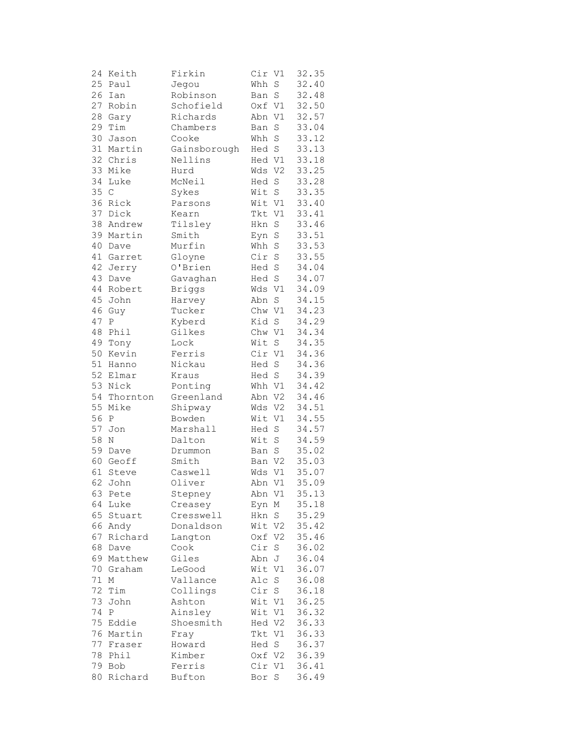| | | | | | |
|---|---|---|---|---|---|
| 24 | Keith | Firkin | Cir | V1 | 32.35 |
| 25 | Paul | Jegou | Whh | S | 32.40 |
| 26 | Ian | Robinson | Ban | S | 32.48 |
| 27 | Robin | Schofield | Oxf | V1 | 32.50 |
| 28 | Gary | Richards | Abn | V1 | 32.57 |
| 29 | Tim | Chambers | Ban | S | 33.04 |
| 30 | Jason | Cooke | Whh | S | 33.12 |
| 31 | Martin | Gainsborough | Hed | S | 33.13 |
| 32 | Chris | Nellins | Hed | V1 | 33.18 |
| 33 | Mike | Hurd | Wds | V2 | 33.25 |
| 34 | Luke | McNeil | Hed | S | 33.28 |
| 35 | C | Sykes | Wit | S | 33.35 |
| 36 | Rick | Parsons | Wit | V1 | 33.40 |
| 37 | Dick | Kearn | Tkt | V1 | 33.41 |
| 38 | Andrew | Tilsley | Hkn | S | 33.46 |
| 39 | Martin | Smith | Eyn | S | 33.51 |
| 40 | Dave | Murfin | Whh | S | 33.53 |
| 41 | Garret | Gloyne | Cir | S | 33.55 |
| 42 | Jerry | O'Brien | Hed | S | 34.04 |
| 43 | Dave | Gavaghan | Hed | S | 34.07 |
| 44 | Robert | Briggs | Wds | V1 | 34.09 |
| 45 | John | Harvey | Abn | S | 34.15 |
| 46 | Guy | Tucker | Chw | V1 | 34.23 |
| 47 | P | Kyberd | Kid | S | 34.29 |
| 48 | Phil | Gilkes | Chw | V1 | 34.34 |
| 49 | Tony | Lock | Wit | S | 34.35 |
| 50 | Kevin | Ferris | Cir | V1 | 34.36 |
| 51 | Hanno | Nickau | Hed | S | 34.36 |
| 52 | Elmar | Kraus | Hed | S | 34.39 |
| 53 | Nick | Ponting | Whh | V1 | 34.42 |
| 54 | Thornton | Greenland | Abn | V2 | 34.46 |
| 55 | Mike | Shipway | Wds | V2 | 34.51 |
| 56 | P | Bowden | Wit | V1 | 34.55 |
| 57 | Jon | Marshall | Hed | S | 34.57 |
| 58 | N | Dalton | Wit | S | 34.59 |
| 59 | Dave | Drummon | Ban | S | 35.02 |
| 60 | Geoff | Smith | Ban | V2 | 35.03 |
| 61 | Steve | Caswell | Wds | V1 | 35.07 |
| 62 | John | Oliver | Abn | V1 | 35.09 |
| 63 | Pete | Stepney | Abn | V1 | 35.13 |
| 64 | Luke | Creasey | Eyn | M | 35.18 |
| 65 | Stuart | Cresswell | Hkn | S | 35.29 |
| 66 | Andy | Donaldson | Wit | V2 | 35.42 |
| 67 | Richard | Langton | Oxf | V2 | 35.46 |
| 68 | Dave | Cook | Cir | S | 36.02 |
| 69 | Matthew | Giles | Abn | J | 36.04 |
| 70 | Graham | LeGood | Wit | V1 | 36.07 |
| 71 | M | Vallance | Alc | S | 36.08 |
| 72 | Tim | Collings | Cir | S | 36.18 |
| 73 | John | Ashton | Wit | V1 | 36.25 |
| 74 | P | Ainsley | Wit | V1 | 36.32 |
| 75 | Eddie | Shoesmith | Hed | V2 | 36.33 |
| 76 | Martin | Fray | Tkt | V1 | 36.33 |
| 77 | Fraser | Howard | Hed | S | 36.37 |
| 78 | Phil | Kimber | Oxf | V2 | 36.39 |
| 79 | Bob | Ferris | Cir | V1 | 36.41 |
| 80 | Richard | Bufton | Bor | S | 36.49 |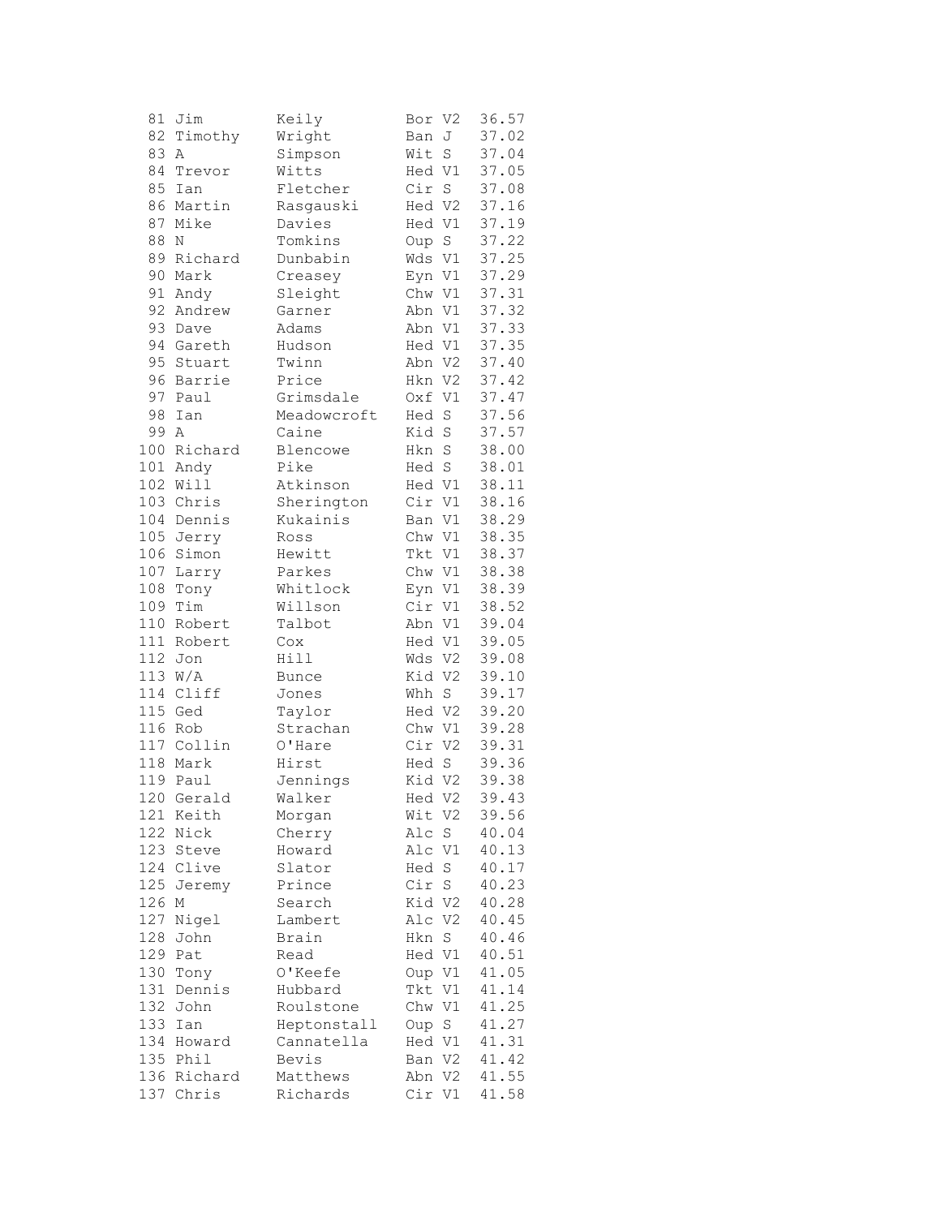| | | | | | |
|---|---|---|---|---|---|
| 81 | Jim | Keily | Bor | V2 | 36.57 |
| 82 | Timothy | Wright | Ban | J | 37.02 |
| 83 | A | Simpson | Wit | S | 37.04 |
| 84 | Trevor | Witts | Hed | V1 | 37.05 |
| 85 | Ian | Fletcher | Cir | S | 37.08 |
| 86 | Martin | Rasgauski | Hed | V2 | 37.16 |
| 87 | Mike | Davies | Hed | V1 | 37.19 |
| 88 | N | Tomkins | Oup | S | 37.22 |
| 89 | Richard | Dunbabin | Wds | V1 | 37.25 |
| 90 | Mark | Creasey | Eyn | V1 | 37.29 |
| 91 | Andy | Sleight | Chw | V1 | 37.31 |
| 92 | Andrew | Garner | Abn | V1 | 37.32 |
| 93 | Dave | Adams | Abn | V1 | 37.33 |
| 94 | Gareth | Hudson | Hed | V1 | 37.35 |
| 95 | Stuart | Twinn | Abn | V2 | 37.40 |
| 96 | Barrie | Price | Hkn | V2 | 37.42 |
| 97 | Paul | Grimsdale | Oxf | V1 | 37.47 |
| 98 | Ian | Meadowcroft | Hed | S | 37.56 |
| 99 | A | Caine | Kid | S | 37.57 |
| 100 | Richard | Blencowe | Hkn | S | 38.00 |
| 101 | Andy | Pike | Hed | S | 38.01 |
| 102 | Will | Atkinson | Hed | V1 | 38.11 |
| 103 | Chris | Sherington | Cir | V1 | 38.16 |
| 104 | Dennis | Kukainis | Ban | V1 | 38.29 |
| 105 | Jerry | Ross | Chw | V1 | 38.35 |
| 106 | Simon | Hewitt | Tkt | V1 | 38.37 |
| 107 | Larry | Parkes | Chw | V1 | 38.38 |
| 108 | Tony | Whitlock | Eyn | V1 | 38.39 |
| 109 | Tim | Willson | Cir | V1 | 38.52 |
| 110 | Robert | Talbot | Abn | V1 | 39.04 |
| 111 | Robert | Cox | Hed | V1 | 39.05 |
| 112 | Jon | Hill | Wds | V2 | 39.08 |
| 113 | W/A | Bunce | Kid | V2 | 39.10 |
| 114 | Cliff | Jones | Whh | S | 39.17 |
| 115 | Ged | Taylor | Hed | V2 | 39.20 |
| 116 | Rob | Strachan | Chw | V1 | 39.28 |
| 117 | Collin | O'Hare | Cir | V2 | 39.31 |
| 118 | Mark | Hirst | Hed | S | 39.36 |
| 119 | Paul | Jennings | Kid | V2 | 39.38 |
| 120 | Gerald | Walker | Hed | V2 | 39.43 |
| 121 | Keith | Morgan | Wit | V2 | 39.56 |
| 122 | Nick | Cherry | Alc | S | 40.04 |
| 123 | Steve | Howard | Alc | V1 | 40.13 |
| 124 | Clive | Slator | Hed | S | 40.17 |
| 125 | Jeremy | Prince | Cir | S | 40.23 |
| 126 | M | Search | Kid | V2 | 40.28 |
| 127 | Nigel | Lambert | Alc | V2 | 40.45 |
| 128 | John | Brain | Hkn | S | 40.46 |
| 129 | Pat | Read | Hed | V1 | 40.51 |
| 130 | Tony | O'Keefe | Oup | V1 | 41.05 |
| 131 | Dennis | Hubbard | Tkt | V1 | 41.14 |
| 132 | John | Roulstone | Chw | V1 | 41.25 |
| 133 | Ian | Heptonstall | Oup | S | 41.27 |
| 134 | Howard | Cannatella | Hed | V1 | 41.31 |
| 135 | Phil | Bevis | Ban | V2 | 41.42 |
| 136 | Richard | Matthews | Abn | V2 | 41.55 |
| 137 | Chris | Richards | Cir | V1 | 41.58 |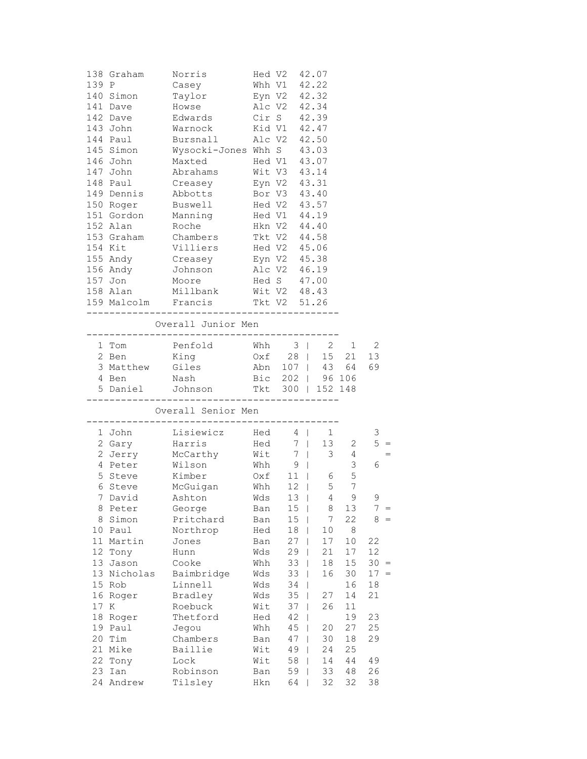| Pos | First Name | Surname | Club | Cat | Time |
|---|---|---|---|---|---|
| 138 | Graham | Norris | Hed | V2 | 42.07 |
| 139 | P | Casey | Whh | V1 | 42.22 |
| 140 | Simon | Taylor | Eyn | V2 | 42.32 |
| 141 | Dave | Howse | Alc | V2 | 42.34 |
| 142 | Dave | Edwards | Cir | S | 42.39 |
| 143 | John | Warnock | Kid | V1 | 42.47 |
| 144 | Paul | Bursnall | Alc | V2 | 42.50 |
| 145 | Simon | Wysocki-Jones | Whh | S | 43.03 |
| 146 | John | Maxted | Hed | V1 | 43.07 |
| 147 | John | Abrahams | Wit | V3 | 43.14 |
| 148 | Paul | Creasey | Eyn | V2 | 43.31 |
| 149 | Dennis | Abbotts | Bor | V3 | 43.40 |
| 150 | Roger | Buswell | Hed | V2 | 43.57 |
| 151 | Gordon | Manning | Hed | V1 | 44.19 |
| 152 | Alan | Roche | Hkn | V2 | 44.40 |
| 153 | Graham | Chambers | Tkt | V2 | 44.58 |
| 154 | Kit | Villiers | Hed | V2 | 45.06 |
| 155 | Andy | Creasey | Eyn | V2 | 45.38 |
| 156 | Andy | Johnson | Alc | V2 | 46.19 |
| 157 | Jon | Moore | Hed | S | 47.00 |
| 158 | Alan | Millbank | Wit | V2 | 48.43 |
| 159 | Malcolm | Francis | Tkt | V2 | 51.26 |

## Overall Junior Men

| Pos | First Name | Surname | Club | Total | Race 1 | Race 2 | Race 3 |
|---|---|---|---|---|---|---|---|
| 1 | Tom | Penfold | Whh | 3 | 2 | 1 | 2 |
| 2 | Ben | King | Oxf | 28 | 15 | 21 | 13 |
| 3 | Matthew | Giles | Abn | 107 | 43 | 64 | 69 |
| 4 | Ben | Nash | Bic | 202 | 96 | 106 | |
| 5 | Daniel | Johnson | Tkt | 300 | 152 | 148 | |

## Overall Senior Men

| Pos | First Name | Surname | Club | Total | Race 1 | Race 2 | Race 3 | |
|---|---|---|---|---|---|---|---|---|
| 1 | John | Lisiewicz | Hed | 4 | 1 | | 3 | |
| 2 | Gary | Harris | Hed | 7 | 13 | 2 | 5 | = |
| 2 | Jerry | McCarthy | Wit | 7 | 3 | 4 | | = |
| 4 | Peter | Wilson | Whh | 9 | | 3 | 6 | |
| 5 | Steve | Kimber | Oxf | 11 | 6 | 5 | | |
| 6 | Steve | McGuigan | Whh | 12 | 5 | 7 | | |
| 7 | David | Ashton | Wds | 13 | 4 | 9 | 9 | |
| 8 | Peter | George | Ban | 15 | 8 | 13 | 7 | = |
| 8 | Simon | Pritchard | Ban | 15 | 7 | 22 | 8 | = |
| 10 | Paul | Northrop | Hed | 18 | 10 | 8 | | |
| 11 | Martin | Jones | Ban | 27 | 17 | 10 | 22 | |
| 12 | Tony | Hunn | Wds | 29 | 21 | 17 | 12 | |
| 13 | Jason | Cooke | Whh | 33 | 18 | 15 | 30 | = |
| 13 | Nicholas | Baimbridge | Wds | 33 | 16 | 30 | 17 | = |
| 15 | Rob | Linnell | Wds | 34 | | 16 | 18 | |
| 16 | Roger | Bradley | Wds | 35 | 27 | 14 | 21 | |
| 17 | K | Roebuck | Wit | 37 | 26 | 11 | | |
| 18 | Roger | Thetford | Hed | 42 | | 19 | 23 | |
| 19 | Paul | Jegou | Whh | 45 | 20 | 27 | 25 | |
| 20 | Tim | Chambers | Ban | 47 | 30 | 18 | 29 | |
| 21 | Mike | Baillie | Wit | 49 | 24 | 25 | | |
| 22 | Tony | Lock | Wit | 58 | 14 | 44 | 49 | |
| 23 | Ian | Robinson | Ban | 59 | 33 | 48 | 26 | |
| 24 | Andrew | Tilsley | Hkn | 64 | 32 | 32 | 38 | |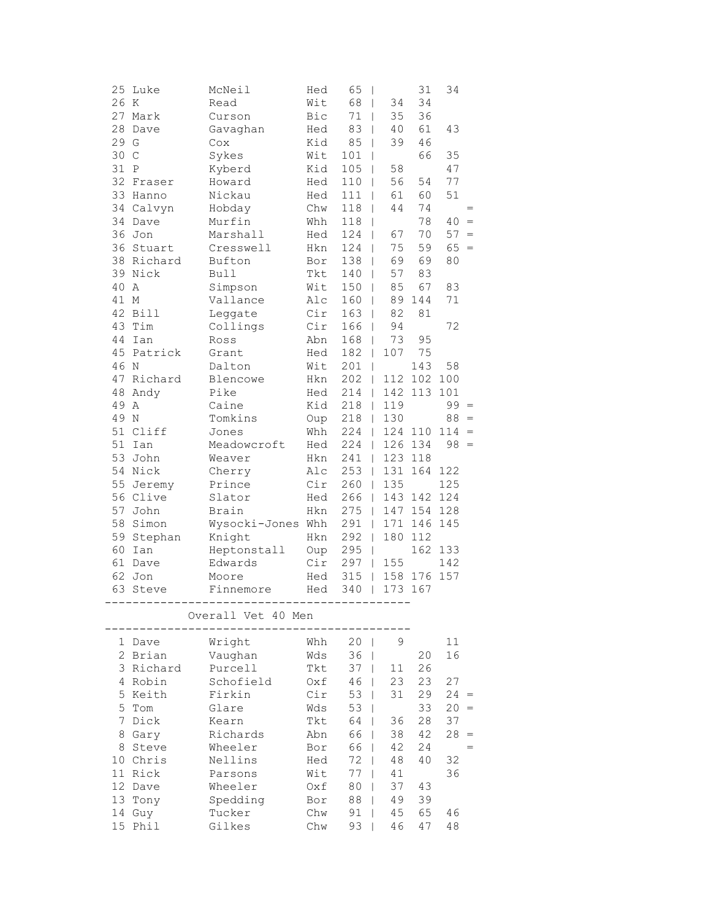| Pos | First | Surname | Club | Total | | | | |
|---|---|---|---|---|---|---|---|---|
| 25 | Luke | McNeil | Hed | 65 | | 31 | 34 | |
| 26 | K | Read | Wit | 68 | 34 | 34 | | |
| 27 | Mark | Curson | Bic | 71 | 35 | 36 | | |
| 28 | Dave | Gavaghan | Hed | 83 | 40 | 61 | 43 | |
| 29 | G | Cox | Kid | 85 | 39 | 46 | | |
| 30 | C | Sykes | Wit | 101 | | 66 | 35 | |
| 31 | P | Kyberd | Kid | 105 | 58 | | 47 | |
| 32 | Fraser | Howard | Hed | 110 | 56 | 54 | 77 | |
| 33 | Hanno | Nickau | Hed | 111 | 61 | 60 | 51 | |
| 34 | Calvyn | Hobday | Chw | 118 | 44 | 74 | | = |
| 34 | Dave | Murfin | Whh | 118 | | 78 | 40 | = |
| 36 | Jon | Marshall | Hed | 124 | 67 | 70 | 57 | = |
| 36 | Stuart | Cresswell | Hkn | 124 | 75 | 59 | 65 | = |
| 38 | Richard | Bufton | Bor | 138 | 69 | 69 | 80 | |
| 39 | Nick | Bull | Tkt | 140 | 57 | 83 | | |
| 40 | A | Simpson | Wit | 150 | 85 | 67 | 83 | |
| 41 | M | Vallance | Alc | 160 | 89 | 144 | 71 | |
| 42 | Bill | Leggate | Cir | 163 | 82 | 81 | | |
| 43 | Tim | Collings | Cir | 166 | 94 | | 72 | |
| 44 | Ian | Ross | Abn | 168 | 73 | 95 | | |
| 45 | Patrick | Grant | Hed | 182 | 107 | 75 | | |
| 46 | N | Dalton | Wit | 201 | | 143 | 58 | |
| 47 | Richard | Blencowe | Hkn | 202 | 112 | 102 | 100 | |
| 48 | Andy | Pike | Hed | 214 | 142 | 113 | 101 | |
| 49 | A | Caine | Kid | 218 | 119 | | 99 | = |
| 49 | N | Tomkins | Oup | 218 | 130 | | 88 | = |
| 51 | Cliff | Jones | Whh | 224 | 124 | 110 | 114 | = |
| 51 | Ian | Meadowcroft | Hed | 224 | 126 | 134 | 98 | = |
| 53 | John | Weaver | Hkn | 241 | 123 | 118 | | |
| 54 | Nick | Cherry | Alc | 253 | 131 | 164 | 122 | |
| 55 | Jeremy | Prince | Cir | 260 | 135 | | 125 | |
| 56 | Clive | Slator | Hed | 266 | 143 | 142 | 124 | |
| 57 | John | Brain | Hkn | 275 | 147 | 154 | 128 | |
| 58 | Simon | Wysocki-Jones | Whh | 291 | 171 | 146 | 145 | |
| 59 | Stephan | Knight | Hkn | 292 | 180 | 112 | | |
| 60 | Ian | Heptonstall | Oup | 295 | | 162 | 133 | |
| 61 | Dave | Edwards | Cir | 297 | 155 | | 142 | |
| 62 | Jon | Moore | Hed | 315 | 158 | 176 | 157 | |
| 63 | Steve | Finnemore | Hed | 340 | 173 | 167 | | |

## Overall Vet 40 Men

| Pos | First | Surname | Club | Total | | | | |
|---|---|---|---|---|---|---|---|---|
| 1 | Dave | Wright | Whh | 20 | 9 | | 11 | |
| 2 | Brian | Vaughan | Wds | 36 | | 20 | 16 | |
| 3 | Richard | Purcell | Tkt | 37 | 11 | 26 | | |
| 4 | Robin | Schofield | Oxf | 46 | 23 | 23 | 27 | |
| 5 | Keith | Firkin | Cir | 53 | 31 | 29 | 24 | = |
| 5 | Tom | Glare | Wds | 53 | | 33 | 20 | = |
| 7 | Dick | Kearn | Tkt | 64 | 36 | 28 | 37 | |
| 8 | Gary | Richards | Abn | 66 | 38 | 42 | 28 | = |
| 8 | Steve | Wheeler | Bor | 66 | 42 | 24 | | = |
| 10 | Chris | Nellins | Hed | 72 | 48 | 40 | 32 | |
| 11 | Rick | Parsons | Wit | 77 | 41 | | 36 | |
| 12 | Dave | Wheeler | Oxf | 80 | 37 | 43 | | |
| 13 | Tony | Spedding | Bor | 88 | 49 | 39 | | |
| 14 | Guy | Tucker | Chw | 91 | 45 | 65 | 46 | |
| 15 | Phil | Gilkes | Chw | 93 | 46 | 47 | 48 | |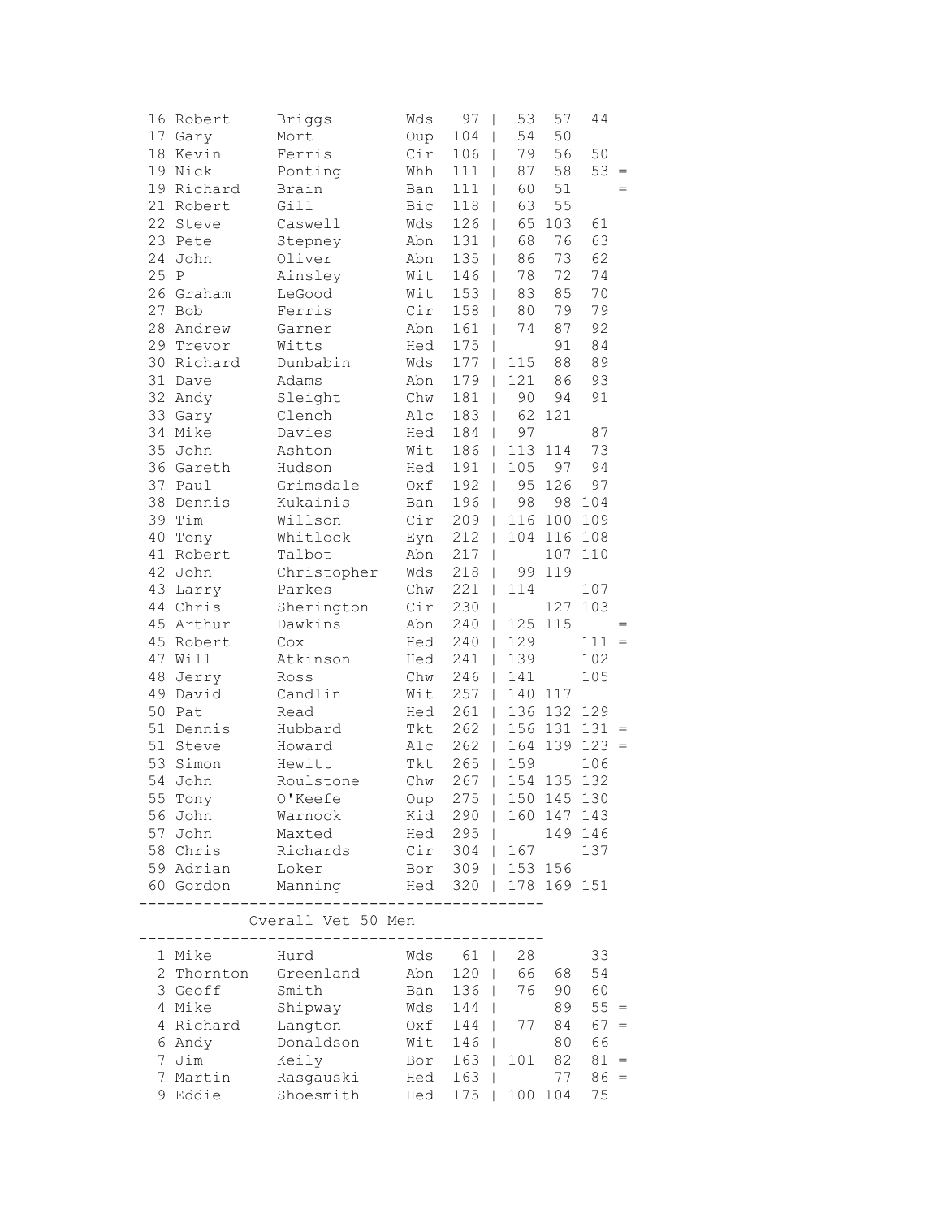| | | | | | | | | |
|---|---|---|---|---|---|---|---|---|
| 16 | Robert | Briggs | Wds | 97 | 53 | 57 | 44 | |
| 17 | Gary | Mort | Oup | 104 | 54 | 50 | | |
| 18 | Kevin | Ferris | Cir | 106 | 79 | 56 | 50 | |
| 19 | Nick | Ponting | Whh | 111 | 87 | 58 | 53 | = |
| 19 | Richard | Brain | Ban | 111 | 60 | 51 | | = |
| 21 | Robert | Gill | Bic | 118 | 63 | 55 | | |
| 22 | Steve | Caswell | Wds | 126 | 65 | 103 | 61 | |
| 23 | Pete | Stepney | Abn | 131 | 68 | 76 | 63 | |
| 24 | John | Oliver | Abn | 135 | 86 | 73 | 62 | |
| 25 | P | Ainsley | Wit | 146 | 78 | 72 | 74 | |
| 26 | Graham | LeGood | Wit | 153 | 83 | 85 | 70 | |
| 27 | Bob | Ferris | Cir | 158 | 80 | 79 | 79 | |
| 28 | Andrew | Garner | Abn | 161 | 74 | 87 | 92 | |
| 29 | Trevor | Witts | Hed | 175 | | 91 | 84 | |
| 30 | Richard | Dunbabin | Wds | 177 | 115 | 88 | 89 | |
| 31 | Dave | Adams | Abn | 179 | 121 | 86 | 93 | |
| 32 | Andy | Sleight | Chw | 181 | 90 | 94 | 91 | |
| 33 | Gary | Clench | Alc | 183 | 62 | 121 | | |
| 34 | Mike | Davies | Hed | 184 | 97 | | 87 | |
| 35 | John | Ashton | Wit | 186 | 113 | 114 | 73 | |
| 36 | Gareth | Hudson | Hed | 191 | 105 | 97 | 94 | |
| 37 | Paul | Grimsdale | Oxf | 192 | 95 | 126 | 97 | |
| 38 | Dennis | Kukainis | Ban | 196 | 98 | 98 | 104 | |
| 39 | Tim | Willson | Cir | 209 | 116 | 100 | 109 | |
| 40 | Tony | Whitlock | Eyn | 212 | 104 | 116 | 108 | |
| 41 | Robert | Talbot | Abn | 217 | | 107 | 110 | |
| 42 | John | Christopher | Wds | 218 | 99 | 119 | | |
| 43 | Larry | Parkes | Chw | 221 | 114 | | 107 | |
| 44 | Chris | Sherington | Cir | 230 | | 127 | 103 | |
| 45 | Arthur | Dawkins | Abn | 240 | 125 | 115 | | = |
| 45 | Robert | Cox | Hed | 240 | 129 | | 111 | = |
| 47 | Will | Atkinson | Hed | 241 | 139 | | 102 | |
| 48 | Jerry | Ross | Chw | 246 | 141 | | 105 | |
| 49 | David | Candlin | Wit | 257 | 140 | 117 | | |
| 50 | Pat | Read | Hed | 261 | 136 | 132 | 129 | |
| 51 | Dennis | Hubbard | Tkt | 262 | 156 | 131 | 131 | = |
| 51 | Steve | Howard | Alc | 262 | 164 | 139 | 123 | = |
| 53 | Simon | Hewitt | Tkt | 265 | 159 | | 106 | |
| 54 | John | Roulstone | Chw | 267 | 154 | 135 | 132 | |
| 55 | Tony | O'Keefe | Oup | 275 | 150 | 145 | 130 | |
| 56 | John | Warnock | Kid | 290 | 160 | 147 | 143 | |
| 57 | John | Maxted | Hed | 295 | | 149 | 146 | |
| 58 | Chris | Richards | Cir | 304 | 167 | | 137 | |
| 59 | Adrian | Loker | Bor | 309 | 153 | 156 | | |
| 60 | Gordon | Manning | Hed | 320 | 178 | 169 | 151 | |

## Overall Vet 50 Men

| | | | | | | | | |
|---|---|---|---|---|---|---|---|---|
| 1 | Mike | Hurd | Wds | 61 | 28 | | 33 | |
| 2 | Thornton | Greenland | Abn | 120 | 66 | 68 | 54 | |
| 3 | Geoff | Smith | Ban | 136 | 76 | 90 | 60 | |
| 4 | Mike | Shipway | Wds | 144 | | 89 | 55 | = |
| 4 | Richard | Langton | Oxf | 144 | 77 | 84 | 67 | = |
| 6 | Andy | Donaldson | Wit | 146 | | 80 | 66 | |
| 7 | Jim | Keily | Bor | 163 | 101 | 82 | 81 | = |
| 7 | Martin | Rasgauski | Hed | 163 | | 77 | 86 | = |
| 9 | Eddie | Shoesmith | Hed | 175 | 100 | 104 | 75 | |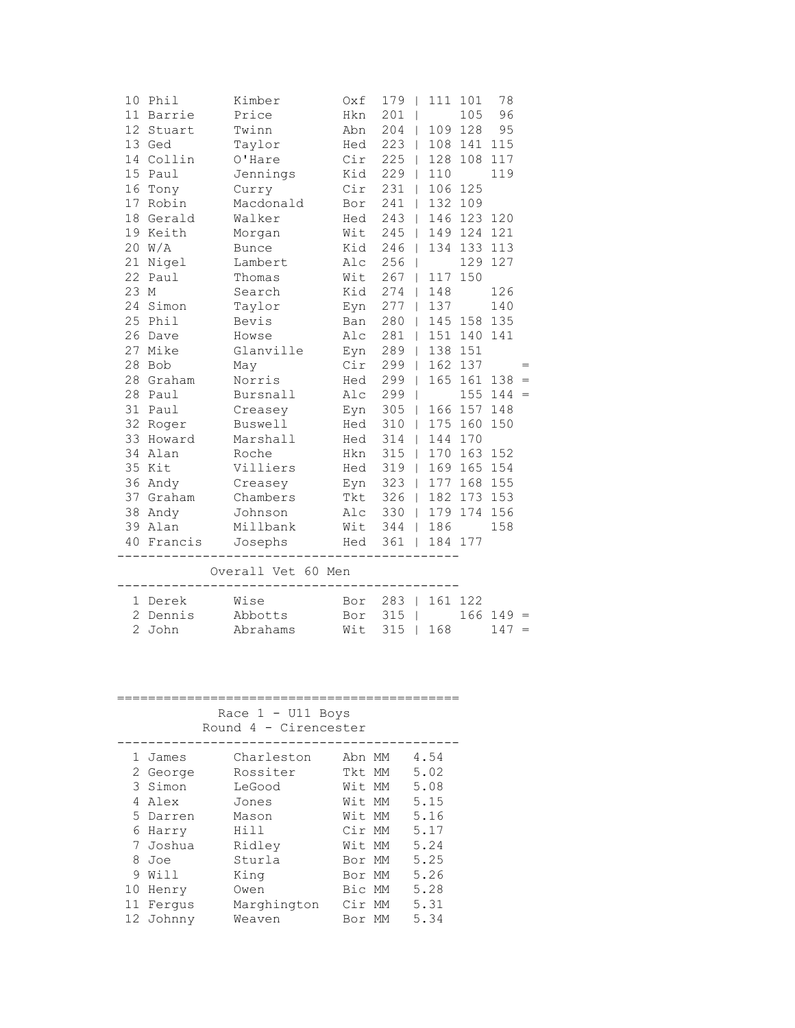| Pos | First | Last | Club | Total | | R1 | R2 | R3 | |
|---|---|---|---|---|---|---|---|---|---|
| 10 | Phil | Kimber | Oxf | 179 | \| | 111 | 101 | 78 | |
| 11 | Barrie | Price | Hkn | 201 | \| | | 105 | 96 | |
| 12 | Stuart | Twinn | Abn | 204 | \| | 109 | 128 | 95 | |
| 13 | Ged | Taylor | Hed | 223 | \| | 108 | 141 | 115 | |
| 14 | Collin | O'Hare | Cir | 225 | \| | 128 | 108 | 117 | |
| 15 | Paul | Jennings | Kid | 229 | \| | 110 | | 119 | |
| 16 | Tony | Curry | Cir | 231 | \| | 106 | 125 | | |
| 17 | Robin | Macdonald | Bor | 241 | \| | 132 | 109 | | |
| 18 | Gerald | Walker | Hed | 243 | \| | 146 | 123 | 120 | |
| 19 | Keith | Morgan | Wit | 245 | \| | 149 | 124 | 121 | |
| 20 | W/A | Bunce | Kid | 246 | \| | 134 | 133 | 113 | |
| 21 | Nigel | Lambert | Alc | 256 | \| | | 129 | 127 | |
| 22 | Paul | Thomas | Wit | 267 | \| | 117 | 150 | | |
| 23 | M | Search | Kid | 274 | \| | 148 | | 126 | |
| 24 | Simon | Taylor | Eyn | 277 | \| | 137 | | 140 | |
| 25 | Phil | Bevis | Ban | 280 | \| | 145 | 158 | 135 | |
| 26 | Dave | Howse | Alc | 281 | \| | 151 | 140 | 141 | |
| 27 | Mike | Glanville | Eyn | 289 | \| | 138 | 151 | | |
| 28 | Bob | May | Cir | 299 | \| | 162 | 137 | | = |
| 28 | Graham | Norris | Hed | 299 | \| | 165 | 161 | 138 | = |
| 28 | Paul | Bursnall | Alc | 299 | \| | | 155 | 144 | = |
| 31 | Paul | Creasey | Eyn | 305 | \| | 166 | 157 | 148 | |
| 32 | Roger | Buswell | Hed | 310 | \| | 175 | 160 | 150 | |
| 33 | Howard | Marshall | Hed | 314 | \| | 144 | 170 | | |
| 34 | Alan | Roche | Hkn | 315 | \| | 170 | 163 | 152 | |
| 35 | Kit | Villiers | Hed | 319 | \| | 169 | 165 | 154 | |
| 36 | Andy | Creasey | Eyn | 323 | \| | 177 | 168 | 155 | |
| 37 | Graham | Chambers | Tkt | 326 | \| | 182 | 173 | 153 | |
| 38 | Andy | Johnson | Alc | 330 | \| | 179 | 174 | 156 | |
| 39 | Alan | Millbank | Wit | 344 | \| | 186 | | 158 | |
| 40 | Francis | Josephs | Hed | 361 | \| | 184 | 177 | | |

## Overall Vet 60 Men

| Pos | First | Last | Club | Total | | R1 | R2 | R3 | |
|---|---|---|---|---|---|---|---|---|---|
| 1 | Derek | Wise | Bor | 283 | \| | 161 | 122 | | |
| 2 | Dennis | Abbotts | Bor | 315 | \| | | 166 | 149 | = |
| 2 | John | Abrahams | Wit | 315 | \| | 168 | | 147 | = |

## Race 1 - U11 Boys
### Round 4 - Cirencester

| Pos | First | Last | Club | Cat | Time |
|---|---|---|---|---|---|
| 1 | James | Charleston | Abn | MM | 4.54 |
| 2 | George | Rossiter | Tkt | MM | 5.02 |
| 3 | Simon | LeGood | Wit | MM | 5.08 |
| 4 | Alex | Jones | Wit | MM | 5.15 |
| 5 | Darren | Mason | Wit | MM | 5.16 |
| 6 | Harry | Hill | Cir | MM | 5.17 |
| 7 | Joshua | Ridley | Wit | MM | 5.24 |
| 8 | Joe | Sturla | Bor | MM | 5.25 |
| 9 | Will | King | Bor | MM | 5.26 |
| 10 | Henry | Owen | Bic | MM | 5.28 |
| 11 | Fergus | Marghington | Cir | MM | 5.31 |
| 12 | Johnny | Weaven | Bor | MM | 5.34 |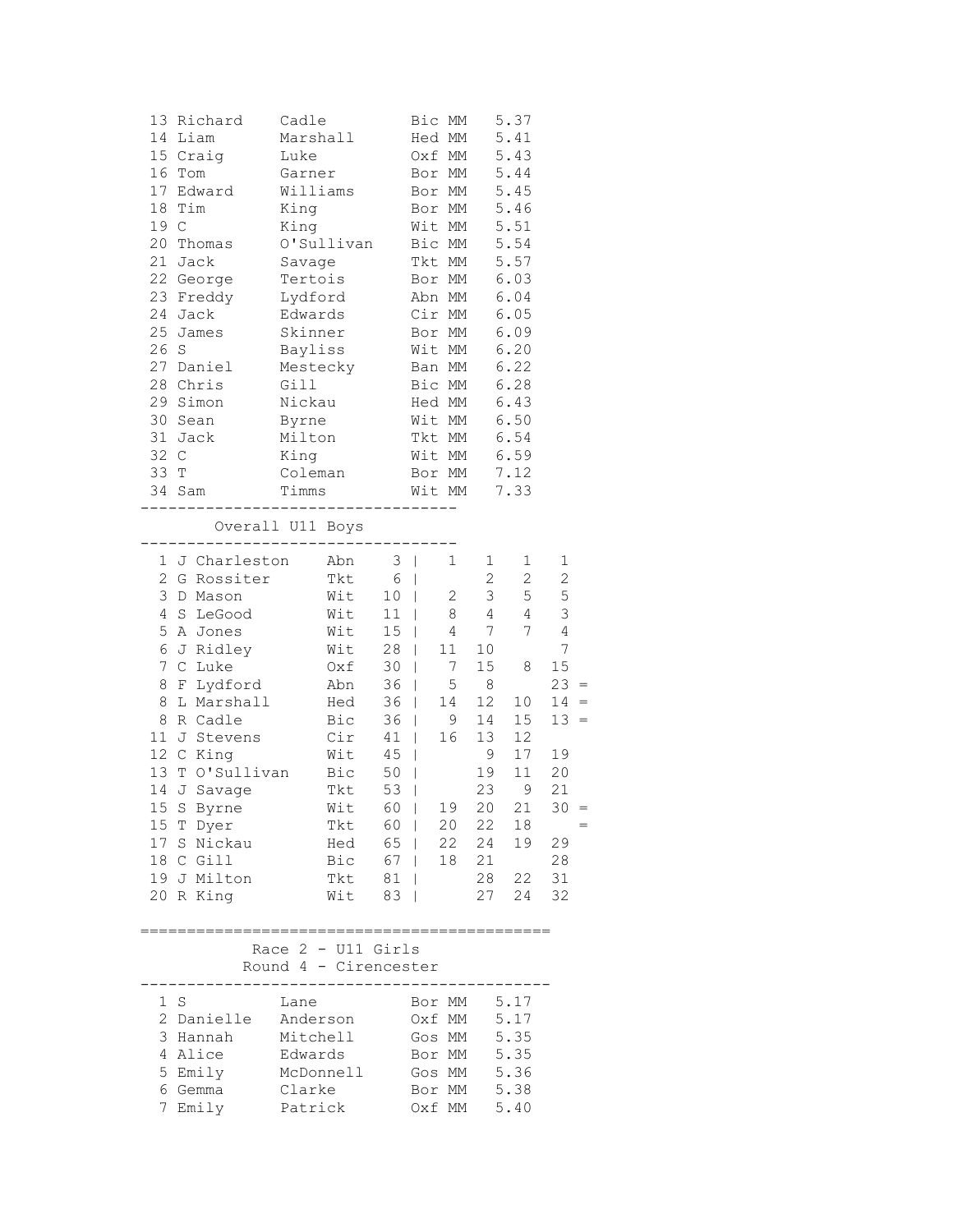| Pos | First Name | Surname | Club | Time |
|---|---|---|---|---|
| 13 | Richard | Cadle | Bic MM | 5.37 |
| 14 | Liam | Marshall | Hed MM | 5.41 |
| 15 | Craig | Luke | Oxf MM | 5.43 |
| 16 | Tom | Garner | Bor MM | 5.44 |
| 17 | Edward | Williams | Bor MM | 5.45 |
| 18 | Tim | King | Bor MM | 5.46 |
| 19 | C | King | Wit MM | 5.51 |
| 20 | Thomas | O'Sullivan | Bic MM | 5.54 |
| 21 | Jack | Savage | Tkt MM | 5.57 |
| 22 | George | Tertois | Bor MM | 6.03 |
| 23 | Freddy | Lydford | Abn MM | 6.04 |
| 24 | Jack | Edwards | Cir MM | 6.05 |
| 25 | James | Skinner | Bor MM | 6.09 |
| 26 | S | Bayliss | Wit MM | 6.20 |
| 27 | Daniel | Mestecky | Ban MM | 6.22 |
| 28 | Chris | Gill | Bic MM | 6.28 |
| 29 | Simon | Nickau | Hed MM | 6.43 |
| 30 | Sean | Byrne | Wit MM | 6.50 |
| 31 | Jack | Milton | Tkt MM | 6.54 |
| 32 | C | King | Wit MM | 6.59 |
| 33 | T | Coleman | Bor MM | 7.12 |
| 34 | Sam | Timms | Wit MM | 7.33 |

## Overall U11 Boys

| Pos | Name | Club | Total | R1 | R2 | R3 | R4 | |
|---|---|---|---|---|---|---|---|---|
| 1 | J Charleston | Abn | 3 | 1 | 1 | 1 | 1 | |
| 2 | G Rossiter | Tkt | 6 | | 2 | 2 | 2 | |
| 3 | D Mason | Wit | 10 | 2 | 3 | 5 | 5 | |
| 4 | S LeGood | Wit | 11 | 8 | 4 | 4 | 3 | |
| 5 | A Jones | Wit | 15 | 4 | 7 | 7 | 4 | |
| 6 | J Ridley | Wit | 28 | 11 | 10 | | 7 | |
| 7 | C Luke | Oxf | 30 | 7 | 15 | 8 | 15 | |
| 8 | F Lydford | Abn | 36 | 5 | 8 | | 23 | = |
| 8 | L Marshall | Hed | 36 | 14 | 12 | 10 | 14 | = |
| 8 | R Cadle | Bic | 36 | 9 | 14 | 15 | 13 | = |
| 11 | J Stevens | Cir | 41 | 16 | 13 | 12 | | |
| 12 | C King | Wit | 45 | | 9 | 17 | 19 | |
| 13 | T O'Sullivan | Bic | 50 | | 19 | 11 | 20 | |
| 14 | J Savage | Tkt | 53 | | 23 | 9 | 21 | |
| 15 | S Byrne | Wit | 60 | 19 | 20 | 21 | 30 | = |
| 15 | T Dyer | Tkt | 60 | 20 | 22 | 18 | | = |
| 17 | S Nickau | Hed | 65 | 22 | 24 | 19 | 29 | |
| 18 | C Gill | Bic | 67 | 18 | 21 | | 28 | |
| 19 | J Milton | Tkt | 81 | | 28 | 22 | 31 | |
| 20 | R King | Wit | 83 | | 27 | 24 | 32 | |

## Race 2 - U11 Girls
### Round 4 - Cirencester

| Pos | First Name | Surname | Club | Time |
|---|---|---|---|---|
| 1 | S | Lane | Bor MM | 5.17 |
| 2 | Danielle | Anderson | Oxf MM | 5.17 |
| 3 | Hannah | Mitchell | Gos MM | 5.35 |
| 4 | Alice | Edwards | Bor MM | 5.35 |
| 5 | Emily | McDonnell | Gos MM | 5.36 |
| 6 | Gemma | Clarke | Bor MM | 5.38 |
| 7 | Emily | Patrick | Oxf MM | 5.40 |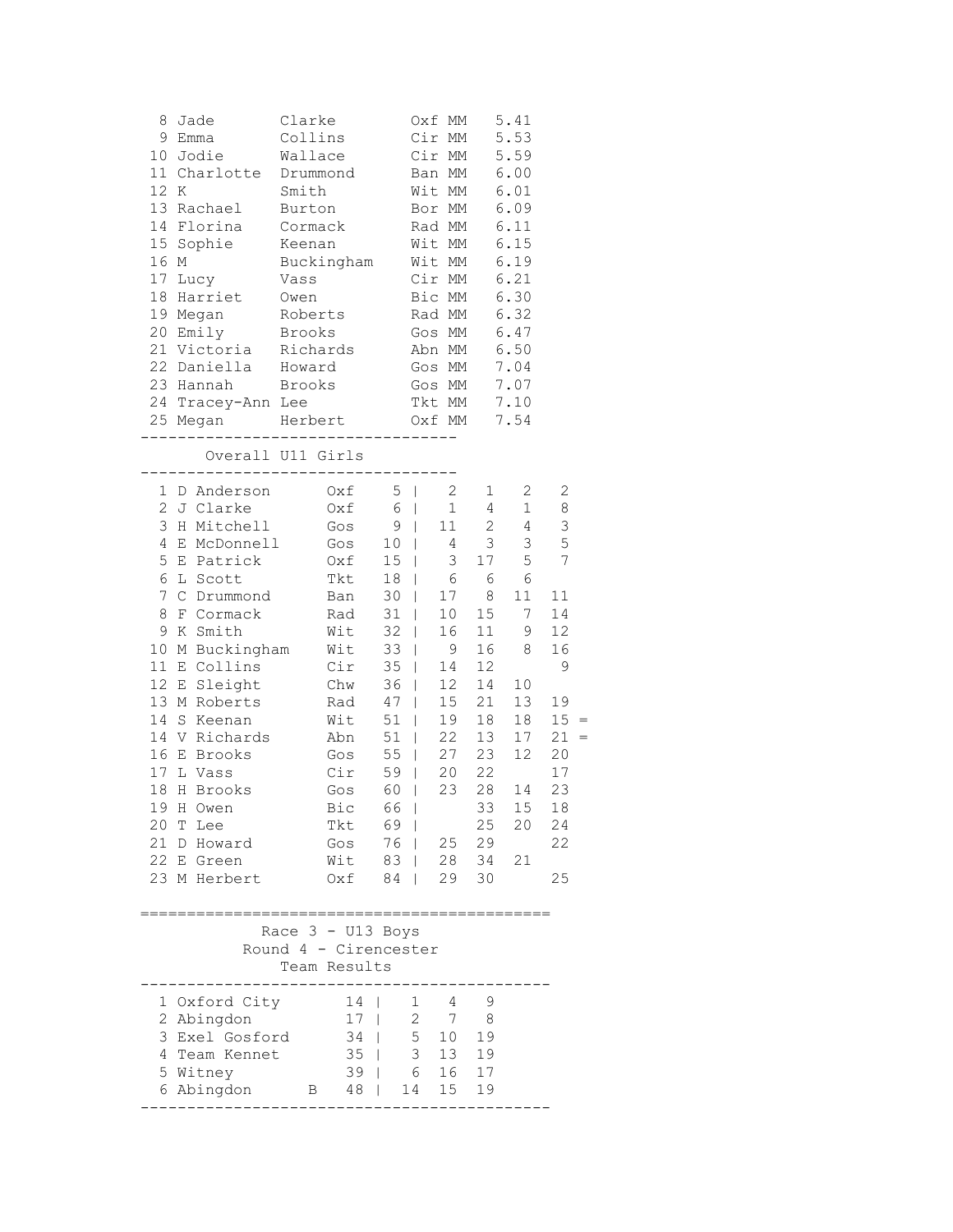| Pos | First Name | Surname | Club | Cat | Time |
|---|---|---|---|---|---|
| 8 | Jade | Clarke | Oxf | MM | 5.41 |
| 9 | Emma | Collins | Cir | MM | 5.53 |
| 10 | Jodie | Wallace | Cir | MM | 5.59 |
| 11 | Charlotte | Drummond | Ban | MM | 6.00 |
| 12 | K | Smith | Wit | MM | 6.01 |
| 13 | Rachael | Burton | Bor | MM | 6.09 |
| 14 | Florina | Cormack | Rad | MM | 6.11 |
| 15 | Sophie | Keenan | Wit | MM | 6.15 |
| 16 | M | Buckingham | Wit | MM | 6.19 |
| 17 | Lucy | Vass | Cir | MM | 6.21 |
| 18 | Harriet | Owen | Bic | MM | 6.30 |
| 19 | Megan | Roberts | Rad | MM | 6.32 |
| 20 | Emily | Brooks | Gos | MM | 6.47 |
| 21 | Victoria | Richards | Abn | MM | 6.50 |
| 22 | Daniella | Howard | Gos | MM | 7.04 |
| 23 | Hannah | Brooks | Gos | MM | 7.07 |
| 24 | Tracey-Ann | Lee | Tkt | MM | 7.10 |
| 25 | Megan | Herbert | Oxf | MM | 7.54 |

## Overall U11 Girls

| Pos | Name | Club | Total | R1 | R2 | R3 | R4 | |
|---|---|---|---|---|---|---|---|---|
| 1 | D Anderson | Oxf | 5 | 2 | 1 | 2 | 2 | |
| 2 | J Clarke | Oxf | 6 | 1 | 4 | 1 | 8 | |
| 3 | H Mitchell | Gos | 9 | 11 | 2 | 4 | 3 | |
| 4 | E McDonnell | Gos | 10 | 4 | 3 | 3 | 5 | |
| 5 | E Patrick | Oxf | 15 | 3 | 17 | 5 | 7 | |
| 6 | L Scott | Tkt | 18 | 6 | 6 | 6 | | |
| 7 | C Drummond | Ban | 30 | 17 | 8 | 11 | 11 | |
| 8 | F Cormack | Rad | 31 | 10 | 15 | 7 | 14 | |
| 9 | K Smith | Wit | 32 | 16 | 11 | 9 | 12 | |
| 10 | M Buckingham | Wit | 33 | 9 | 16 | 8 | 16 | |
| 11 | E Collins | Cir | 35 | 14 | 12 | | 9 | |
| 12 | E Sleight | Chw | 36 | 12 | 14 | 10 | | |
| 13 | M Roberts | Rad | 47 | 15 | 21 | 13 | 19 | |
| 14 | S Keenan | Wit | 51 | 19 | 18 | 18 | 15 | = |
| 14 | V Richards | Abn | 51 | 22 | 13 | 17 | 21 | = |
| 16 | E Brooks | Gos | 55 | 27 | 23 | 12 | 20 | |
| 17 | L Vass | Cir | 59 | 20 | 22 | | 17 | |
| 18 | H Brooks | Gos | 60 | 23 | 28 | 14 | 23 | |
| 19 | H Owen | Bic | 66 | | 33 | 15 | 18 | |
| 20 | T Lee | Tkt | 69 | | 25 | 20 | 24 | |
| 21 | D Howard | Gos | 76 | 25 | 29 | | 22 | |
| 22 | E Green | Wit | 83 | 28 | 34 | 21 | | |
| 23 | M Herbert | Oxf | 84 | 29 | 30 | | 25 | |

## Race 3 - U13 Boys

### Round 4 - Cirencester

### Team Results

| Pos | Team | Total | 1st | 2nd | 3rd |
|---|---|---|---|---|---|
| 1 | Oxford City | 14 | 1 | 4 | 9 |
| 2 | Abingdon | 17 | 2 | 7 | 8 |
| 3 | Exel Gosford | 34 | 5 | 10 | 19 |
| 4 | Team Kennet | 35 | 3 | 13 | 19 |
| 5 | Witney | 39 | 6 | 16 | 17 |
| 6 | Abingdon B | 48 | 14 | 15 | 19 |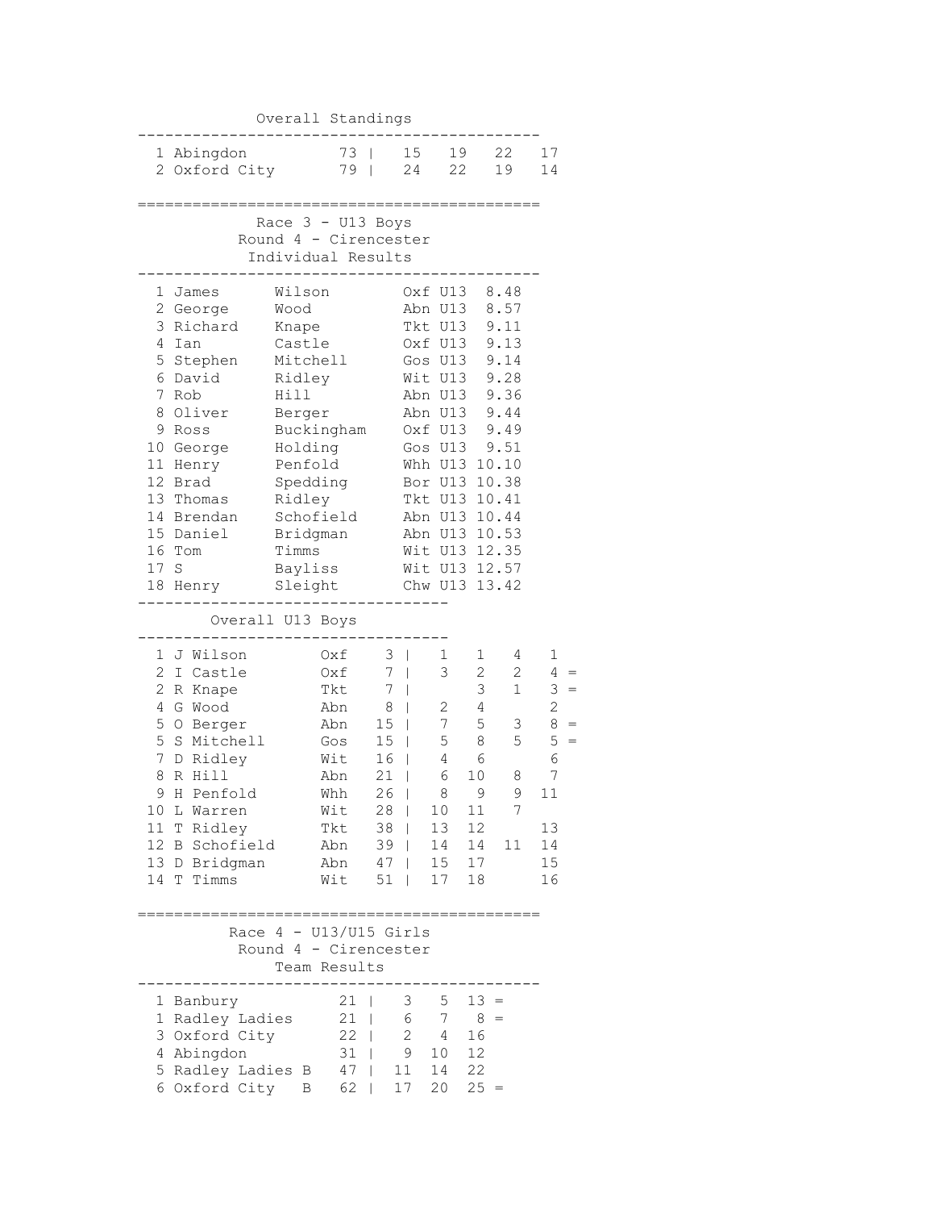### Overall Standings

| Pos | Team | Total | | | | |
|---|---|---|---|---|---|---|
| 1 | Abingdon | 73 | 15 | 19 | 22 | 17 |
| 2 | Oxford City | 79 | 24 | 22 | 19 | 14 |

## Race 3 - U13 Boys
### Round 4 - Cirencester
### Individual Results

| Pos | First Name | Surname | Club | Cat | Time |
|---|---|---|---|---|---|
| 1 | James | Wilson | Oxf | U13 | 8.48 |
| 2 | George | Wood | Abn | U13 | 8.57 |
| 3 | Richard | Knape | Tkt | U13 | 9.11 |
| 4 | Ian | Castle | Oxf | U13 | 9.13 |
| 5 | Stephen | Mitchell | Gos | U13 | 9.14 |
| 6 | David | Ridley | Wit | U13 | 9.28 |
| 7 | Rob | Hill | Abn | U13 | 9.36 |
| 8 | Oliver | Berger | Abn | U13 | 9.44 |
| 9 | Ross | Buckingham | Oxf | U13 | 9.49 |
| 10 | George | Holding | Gos | U13 | 9.51 |
| 11 | Henry | Penfold | Whh | U13 | 10.10 |
| 12 | Brad | Spedding | Bor | U13 | 10.38 |
| 13 | Thomas | Ridley | Tkt | U13 | 10.41 |
| 14 | Brendan | Schofield | Abn | U13 | 10.44 |
| 15 | Daniel | Bridgman | Abn | U13 | 10.53 |
| 16 | Tom | Timms | Wit | U13 | 12.35 |
| 17 | S | Bayliss | Wit | U13 | 12.57 |
| 18 | Henry | Sleight | Chw | U13 | 13.42 |

### Overall U13 Boys

| Pos | Name | Club | Total | | | | | |
|---|---|---|---|---|---|---|---|---|
| 1 | J Wilson | Oxf | 3 | 1 | 1 | 4 | 1 | |
| 2 | I Castle | Oxf | 7 | 3 | 2 | 2 | 4 | = |
| 2 | R Knape | Tkt | 7 | | 3 | 1 | 3 | = |
| 4 | G Wood | Abn | 8 | 2 | 4 | | 2 | |
| 5 | O Berger | Abn | 15 | 7 | 5 | 3 | 8 | = |
| 5 | S Mitchell | Gos | 15 | 5 | 8 | 5 | 5 | = |
| 7 | D Ridley | Wit | 16 | 4 | 6 | | 6 | |
| 8 | R Hill | Abn | 21 | 6 | 10 | 8 | 7 | |
| 9 | H Penfold | Whh | 26 | 8 | 9 | 9 | 11 | |
| 10 | L Warren | Wit | 28 | 10 | 11 | 7 | | |
| 11 | T Ridley | Tkt | 38 | 13 | 12 | | 13 | |
| 12 | B Schofield | Abn | 39 | 14 | 14 | 11 | 14 | |
| 13 | D Bridgman | Abn | 47 | 15 | 17 | | 15 | |
| 14 | T Timms | Wit | 51 | 17 | 18 | | 16 | |

## Race 4 - U13/U15 Girls
### Round 4 - Cirencester
### Team Results

| Pos | Team | Total | | | | |
|---|---|---|---|---|---|---|
| 1 | Banbury | 21 | 3 | 5 | 13 | = |
| 1 | Radley Ladies | 21 | 6 | 7 | 8 | = |
| 3 | Oxford City | 22 | 2 | 4 | 16 | |
| 4 | Abingdon | 31 | 9 | 10 | 12 | |
| 5 | Radley Ladies B | 47 | 11 | 14 | 22 | |
| 6 | Oxford City B | 62 | 17 | 20 | 25 | = |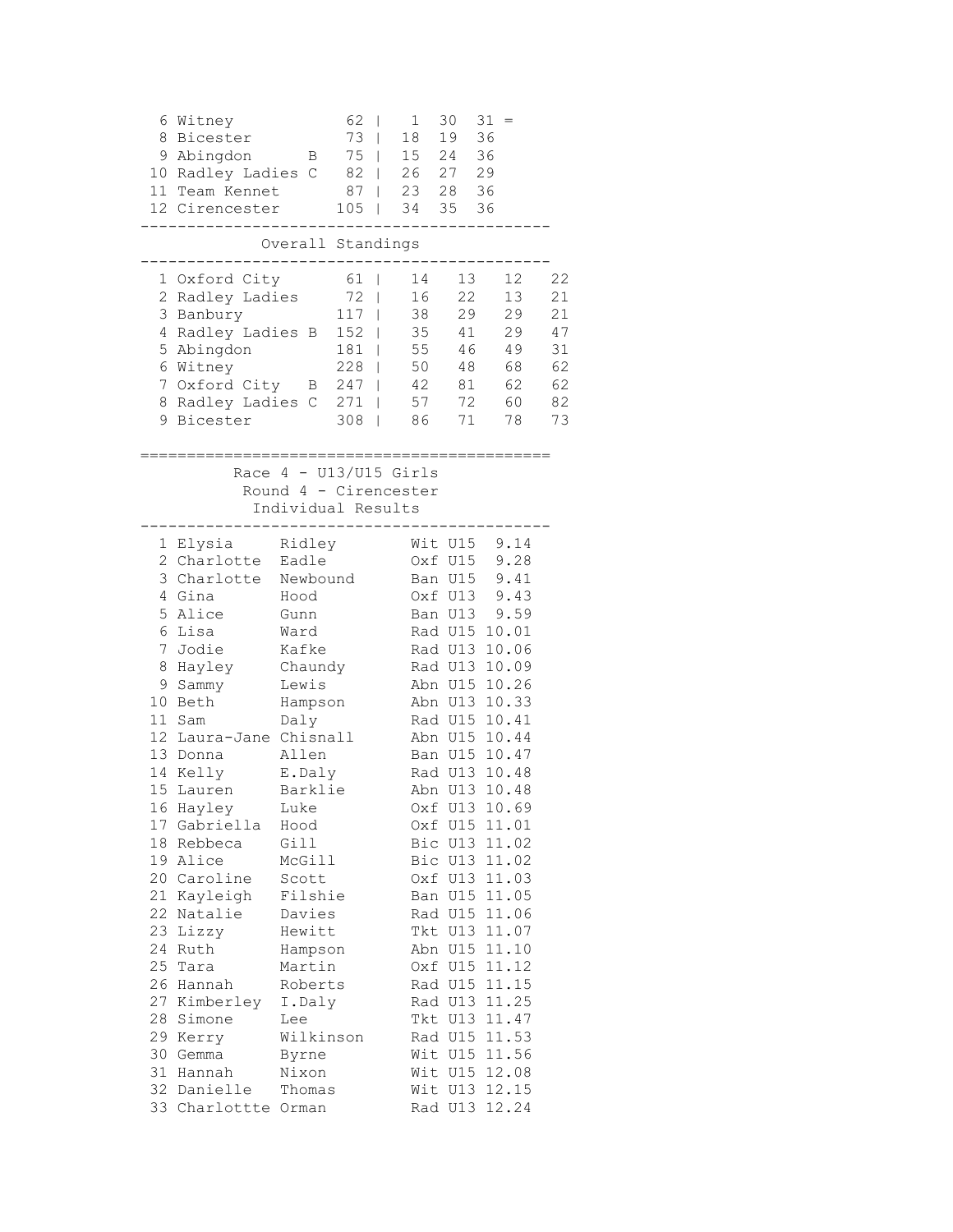| Pos | Team | Points | | | |
|---|---|---|---|---|---|
| 6 | Witney | 62 | 1 | 30 | 31 = |
| 8 | Bicester | 73 | 18 | 19 | 36 |
| 9 | Abingdon B | 75 | 15 | 24 | 36 |
| 10 | Radley Ladies C | 82 | 26 | 27 | 29 |
| 11 | Team Kennet | 87 | 23 | 28 | 36 |
| 12 | Cirencester | 105 | 34 | 35 | 36 |

## Overall Standings

| Pos | Team | Total | | | | |
|---|---|---|---|---|---|---|
| 1 | Oxford City | 61 | 14 | 13 | 12 | 22 |
| 2 | Radley Ladies | 72 | 16 | 22 | 13 | 21 |
| 3 | Banbury | 117 | 38 | 29 | 29 | 21 |
| 4 | Radley Ladies B | 152 | 35 | 41 | 29 | 47 |
| 5 | Abingdon | 181 | 55 | 46 | 49 | 31 |
| 6 | Witney | 228 | 50 | 48 | 68 | 62 |
| 7 | Oxford City B | 247 | 42 | 81 | 62 | 62 |
| 8 | Radley Ladies C | 271 | 57 | 72 | 60 | 82 |
| 9 | Bicester | 308 | 86 | 71 | 78 | 73 |

# Race 4 - U13/U15 Girls

## Round 4 - Cirencester

### Individual Results

| Pos | First Name | Surname | Club | Cat | Time |
|---|---|---|---|---|---|
| 1 | Elysia | Ridley | Wit | U15 | 9.14 |
| 2 | Charlotte | Eadle | Oxf | U15 | 9.28 |
| 3 | Charlotte | Newbound | Ban | U15 | 9.41 |
| 4 | Gina | Hood | Oxf | U13 | 9.43 |
| 5 | Alice | Gunn | Ban | U13 | 9.59 |
| 6 | Lisa | Ward | Rad | U15 | 10.01 |
| 7 | Jodie | Kafke | Rad | U13 | 10.06 |
| 8 | Hayley | Chaundy | Rad | U13 | 10.09 |
| 9 | Sammy | Lewis | Abn | U15 | 10.26 |
| 10 | Beth | Hampson | Abn | U13 | 10.33 |
| 11 | Sam | Daly | Rad | U15 | 10.41 |
| 12 | Laura-Jane | Chisnall | Abn | U15 | 10.44 |
| 13 | Donna | Allen | Ban | U15 | 10.47 |
| 14 | Kelly | E.Daly | Rad | U13 | 10.48 |
| 15 | Lauren | Barklie | Abn | U13 | 10.48 |
| 16 | Hayley | Luke | Oxf | U13 | 10.69 |
| 17 | Gabriella | Hood | Oxf | U15 | 11.01 |
| 18 | Rebbeca | Gill | Bic | U13 | 11.02 |
| 19 | Alice | McGill | Bic | U13 | 11.02 |
| 20 | Caroline | Scott | Oxf | U13 | 11.03 |
| 21 | Kayleigh | Filshie | Ban | U15 | 11.05 |
| 22 | Natalie | Davies | Rad | U15 | 11.06 |
| 23 | Lizzy | Hewitt | Tkt | U13 | 11.07 |
| 24 | Ruth | Hampson | Abn | U15 | 11.10 |
| 25 | Tara | Martin | Oxf | U15 | 11.12 |
| 26 | Hannah | Roberts | Rad | U15 | 11.15 |
| 27 | Kimberley | I.Daly | Rad | U13 | 11.25 |
| 28 | Simone | Lee | Tkt | U13 | 11.47 |
| 29 | Kerry | Wilkinson | Rad | U15 | 11.53 |
| 30 | Gemma | Byrne | Wit | U15 | 11.56 |
| 31 | Hannah | Nixon | Wit | U15 | 12.08 |
| 32 | Danielle | Thomas | Wit | U13 | 12.15 |
| 33 | Charlottte | Orman | Rad | U13 | 12.24 |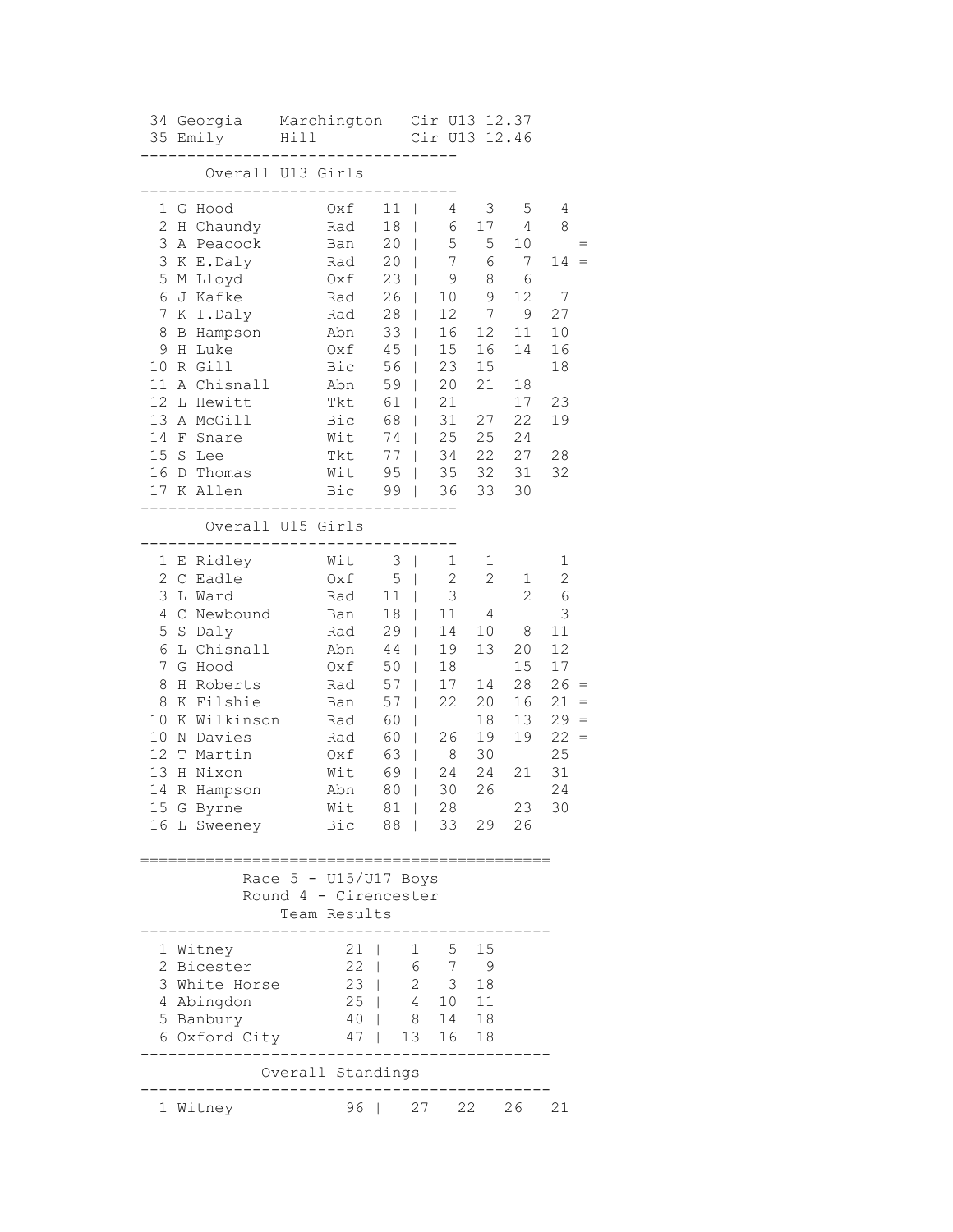| Pos | First Name | Surname | Club | Cat | Time |
|---|---|---|---|---|---|
| 34 | Georgia | Marchington | Cir | U13 | 12.37 |
| 35 | Emily | Hill | Cir | U13 | 12.46 |

## Overall U13 Girls

| Pos | Name | Club | Total | | | | | |
|---|---|---|---|---|---|---|---|---|
| 1 | G Hood | Oxf | 11 | 4 | 3 | 5 | 4 | |
| 2 | H Chaundy | Rad | 18 | 6 | 17 | 4 | 8 | |
| 3 | A Peacock | Ban | 20 | 5 | 5 | 10 | | = |
| 3 | K E.Daly | Rad | 20 | 7 | 6 | 7 | 14 | = |
| 5 | M Lloyd | Oxf | 23 | 9 | 8 | 6 | | |
| 6 | J Kafke | Rad | 26 | 10 | 9 | 12 | 7 | |
| 7 | K I.Daly | Rad | 28 | 12 | 7 | 9 | 27 | |
| 8 | B Hampson | Abn | 33 | 16 | 12 | 11 | 10 | |
| 9 | H Luke | Oxf | 45 | 15 | 16 | 14 | 16 | |
| 10 | R Gill | Bic | 56 | 23 | 15 | | 18 | |
| 11 | A Chisnall | Abn | 59 | 20 | 21 | 18 | | |
| 12 | L Hewitt | Tkt | 61 | 21 | | 17 | 23 | |
| 13 | A McGill | Bic | 68 | 31 | 27 | 22 | 19 | |
| 14 | F Snare | Wit | 74 | 25 | 25 | 24 | | |
| 15 | S Lee | Tkt | 77 | 34 | 22 | 27 | 28 | |
| 16 | D Thomas | Wit | 95 | 35 | 32 | 31 | 32 | |
| 17 | K Allen | Bic | 99 | 36 | 33 | 30 | | |

## Overall U15 Girls

| Pos | Name | Club | Total | | | | | |
|---|---|---|---|---|---|---|---|---|
| 1 | E Ridley | Wit | 3 | 1 | 1 | | 1 | |
| 2 | C Eadle | Oxf | 5 | 2 | 2 | 1 | 2 | |
| 3 | L Ward | Rad | 11 | 3 | | 2 | 6 | |
| 4 | C Newbound | Ban | 18 | 11 | 4 | | 3 | |
| 5 | S Daly | Rad | 29 | 14 | 10 | 8 | 11 | |
| 6 | L Chisnall | Abn | 44 | 19 | 13 | 20 | 12 | |
| 7 | G Hood | Oxf | 50 | 18 | | 15 | 17 | |
| 8 | H Roberts | Rad | 57 | 17 | 14 | 28 | 26 | = |
| 8 | K Filshie | Ban | 57 | 22 | 20 | 16 | 21 | = |
| 10 | K Wilkinson | Rad | 60 | | 18 | 13 | 29 | = |
| 10 | N Davies | Rad | 60 | 26 | 19 | 19 | 22 | = |
| 12 | T Martin | Oxf | 63 | 8 | 30 | | 25 | |
| 13 | H Nixon | Wit | 69 | 24 | 24 | 21 | 31 | |
| 14 | R Hampson | Abn | 80 | 30 | 26 | | 24 | |
| 15 | G Byrne | Wit | 81 | 28 | | 23 | 30 | |
| 16 | L Sweeney | Bic | 88 | 33 | 29 | 26 | | |

---

## Race 5 - U15/U17 Boys
### Round 4 - Cirencester
### Team Results

| Pos | Team | Total | | | |
|---|---|---|---|---|---|
| 1 | Witney | 21 | 1 | 5 | 15 |
| 2 | Bicester | 22 | 6 | 7 | 9 |
| 3 | White Horse | 23 | 2 | 3 | 18 |
| 4 | Abingdon | 25 | 4 | 10 | 11 |
| 5 | Banbury | 40 | 8 | 14 | 18 |
| 6 | Oxford City | 47 | 13 | 16 | 18 |

### Overall Standings

| Pos | Team | Total | | | | |
|---|---|---|---|---|---|---|
| 1 | Witney | 96 | 27 | 22 | 26 | 21 |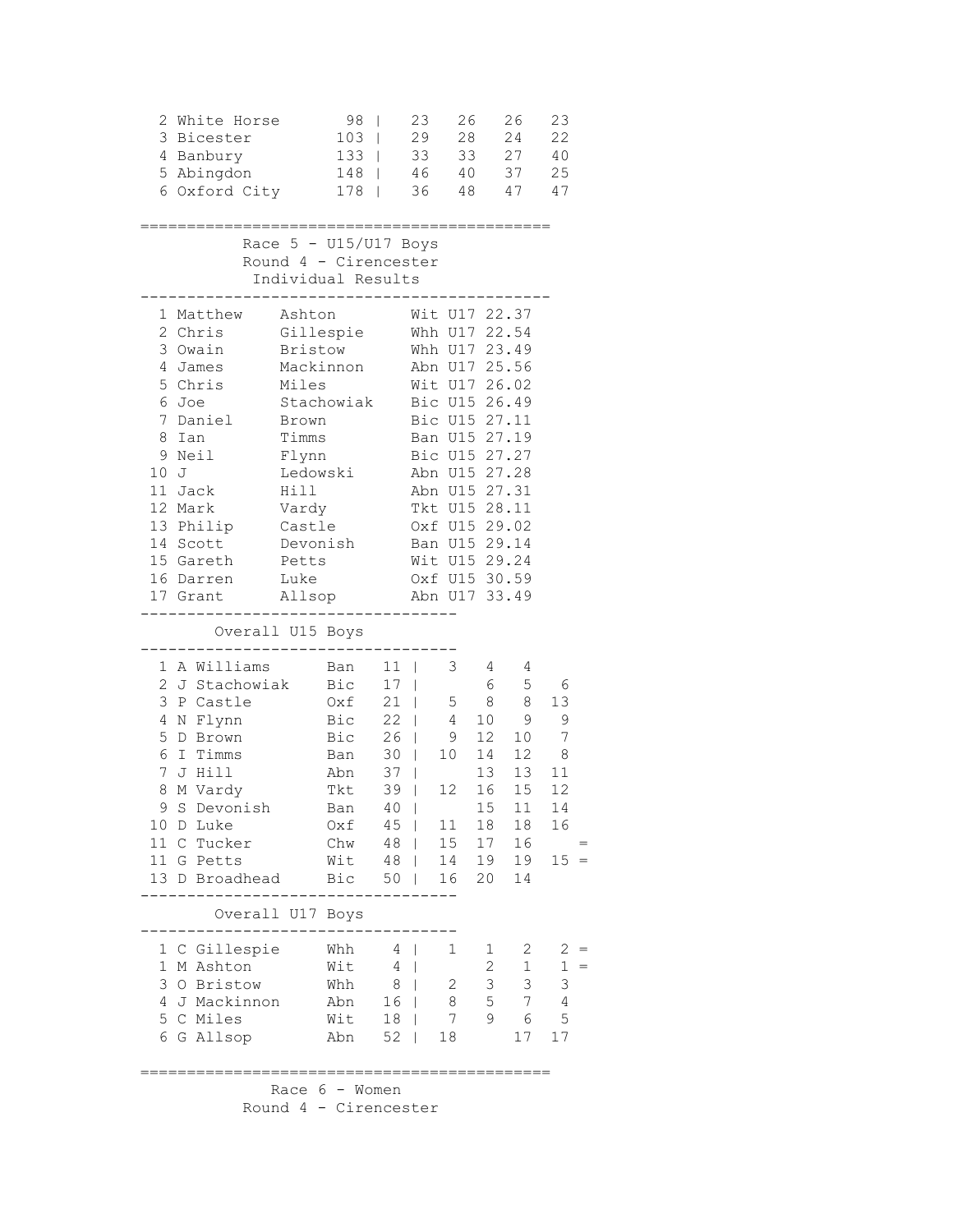| Pos | Team | Total | | | | |
|---|---|---|---|---|---|---|
| 2 | White Horse | 98 | 23 | 26 | 26 | 23 |
| 3 | Bicester | 103 | 29 | 28 | 24 | 22 |
| 4 | Banbury | 133 | 33 | 33 | 27 | 40 |
| 5 | Abingdon | 148 | 46 | 40 | 37 | 25 |
| 6 | Oxford City | 178 | 36 | 48 | 47 | 47 |

## Race 5 - U15/U17 Boys

### Round 4 - Cirencester

### Individual Results

| Pos | First Name | Surname | Club | Cat | Time |
|---|---|---|---|---|---|
| 1 | Matthew | Ashton | Wit | U17 | 22.37 |
| 2 | Chris | Gillespie | Whh | U17 | 22.54 |
| 3 | Owain | Bristow | Whh | U17 | 23.49 |
| 4 | James | Mackinnon | Abn | U17 | 25.56 |
| 5 | Chris | Miles | Wit | U17 | 26.02 |
| 6 | Joe | Stachowiak | Bic | U15 | 26.49 |
| 7 | Daniel | Brown | Bic | U15 | 27.11 |
| 8 | Ian | Timms | Ban | U15 | 27.19 |
| 9 | Neil | Flynn | Bic | U15 | 27.27 |
| 10 | J | Ledowski | Abn | U15 | 27.28 |
| 11 | Jack | Hill | Abn | U15 | 27.31 |
| 12 | Mark | Vardy | Tkt | U15 | 28.11 |
| 13 | Philip | Castle | Oxf | U15 | 29.02 |
| 14 | Scott | Devonish | Ban | U15 | 29.14 |
| 15 | Gareth | Petts | Wit | U15 | 29.24 |
| 16 | Darren | Luke | Oxf | U15 | 30.59 |
| 17 | Grant | Allsop | Abn | U17 | 33.49 |

### Overall U15 Boys

| Pos | Name | Club | Total | | | | | |
|---|---|---|---|---|---|---|---|---|
| 1 | A Williams | Ban | 11 | 3 | 4 | 4 | | |
| 2 | J Stachowiak | Bic | 17 | | 6 | 5 | 6 | |
| 3 | P Castle | Oxf | 21 | 5 | 8 | 8 | 13 | |
| 4 | N Flynn | Bic | 22 | 4 | 10 | 9 | 9 | |
| 5 | D Brown | Bic | 26 | 9 | 12 | 10 | 7 | |
| 6 | I Timms | Ban | 30 | 10 | 14 | 12 | 8 | |
| 7 | J Hill | Abn | 37 | | 13 | 13 | 11 | |
| 8 | M Vardy | Tkt | 39 | 12 | 16 | 15 | 12 | |
| 9 | S Devonish | Ban | 40 | | 15 | 11 | 14 | |
| 10 | D Luke | Oxf | 45 | 11 | 18 | 18 | 16 | |
| 11 | C Tucker | Chw | 48 | 15 | 17 | 16 | | = |
| 11 | G Petts | Wit | 48 | 14 | 19 | 19 | 15 | = |
| 13 | D Broadhead | Bic | 50 | 16 | 20 | 14 | | |

### Overall U17 Boys

| Pos | Name | Club | Total | | | | | |
|---|---|---|---|---|---|---|---|---|
| 1 | C Gillespie | Whh | 4 | 1 | 1 | 2 | 2 | = |
| 1 | M Ashton | Wit | 4 | | 2 | 1 | 1 | = |
| 3 | O Bristow | Whh | 8 | 2 | 3 | 3 | 3 | |
| 4 | J Mackinnon | Abn | 16 | 8 | 5 | 7 | 4 | |
| 5 | C Miles | Wit | 18 | 7 | 9 | 6 | 5 | |
| 6 | G Allsop | Abn | 52 | 18 | | 17 | 17 | |

## Race 6 - Women

### Round 4 - Cirencester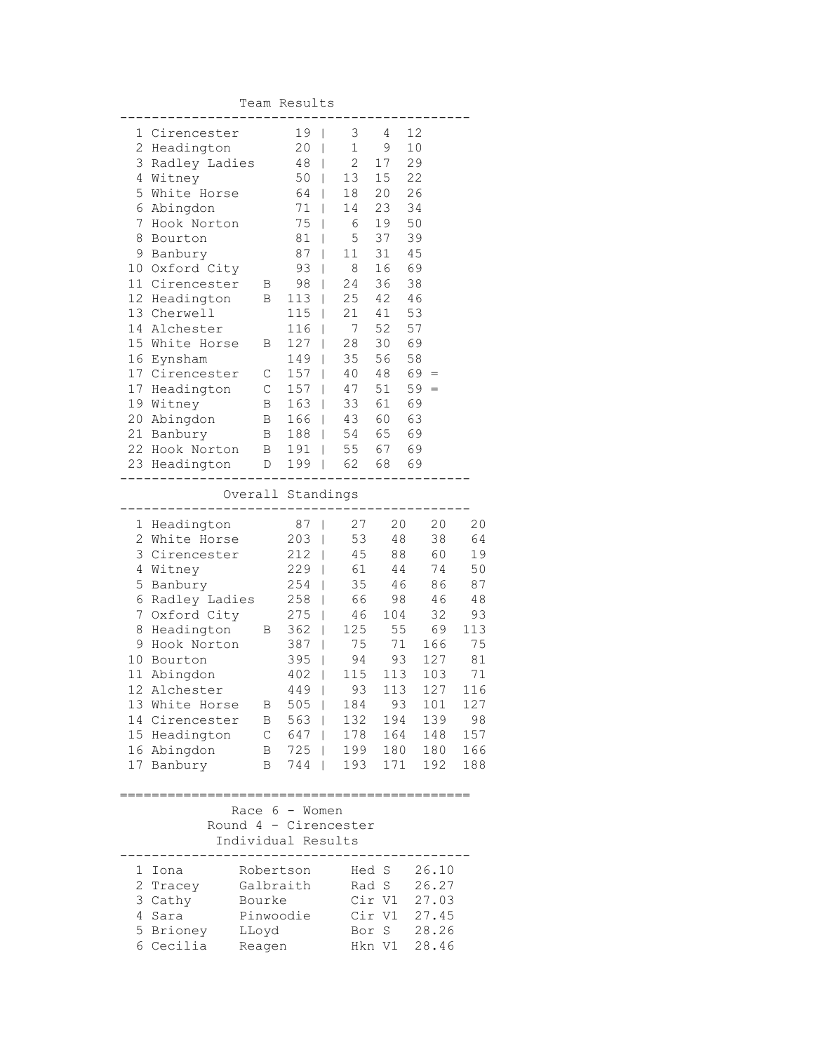## Team Results

| Pos | Team | | Total | | | |
|---|---|---|---|---|---|---|
| 1 | Cirencester | | 19 | 3 | 4 | 12 |
| 2 | Headington | | 20 | 1 | 9 | 10 |
| 3 | Radley Ladies | | 48 | 2 | 17 | 29 |
| 4 | Witney | | 50 | 13 | 15 | 22 |
| 5 | White Horse | | 64 | 18 | 20 | 26 |
| 6 | Abingdon | | 71 | 14 | 23 | 34 |
| 7 | Hook Norton | | 75 | 6 | 19 | 50 |
| 8 | Bourton | | 81 | 5 | 37 | 39 |
| 9 | Banbury | | 87 | 11 | 31 | 45 |
| 10 | Oxford City | | 93 | 8 | 16 | 69 |
| 11 | Cirencester | B | 98 | 24 | 36 | 38 |
| 12 | Headington | B | 113 | 25 | 42 | 46 |
| 13 | Cherwell | | 115 | 21 | 41 | 53 |
| 14 | Alchester | | 116 | 7 | 52 | 57 |
| 15 | White Horse | B | 127 | 28 | 30 | 69 |
| 16 | Eynsham | | 149 | 35 | 56 | 58 |
| 17 | Cirencester | C | 157 | 40 | 48 | 69 = |
| 17 | Headington | C | 157 | 47 | 51 | 59 = |
| 19 | Witney | B | 163 | 33 | 61 | 69 |
| 20 | Abingdon | B | 166 | 43 | 60 | 63 |
| 21 | Banbury | B | 188 | 54 | 65 | 69 |
| 22 | Hook Norton | B | 191 | 55 | 67 | 69 |
| 23 | Headington | D | 199 | 62 | 68 | 69 |

## Overall Standings

| Pos | Team | | Total | | | | |
|---|---|---|---|---|---|---|---|
| 1 | Headington | | 87 | 27 | 20 | 20 | 20 |
| 2 | White Horse | | 203 | 53 | 48 | 38 | 64 |
| 3 | Cirencester | | 212 | 45 | 88 | 60 | 19 |
| 4 | Witney | | 229 | 61 | 44 | 74 | 50 |
| 5 | Banbury | | 254 | 35 | 46 | 86 | 87 |
| 6 | Radley Ladies | | 258 | 66 | 98 | 46 | 48 |
| 7 | Oxford City | | 275 | 46 | 104 | 32 | 93 |
| 8 | Headington | B | 362 | 125 | 55 | 69 | 113 |
| 9 | Hook Norton | | 387 | 75 | 71 | 166 | 75 |
| 10 | Bourton | | 395 | 94 | 93 | 127 | 81 |
| 11 | Abingdon | | 402 | 115 | 113 | 103 | 71 |
| 12 | Alchester | | 449 | 93 | 113 | 127 | 116 |
| 13 | White Horse | B | 505 | 184 | 93 | 101 | 127 |
| 14 | Cirencester | B | 563 | 132 | 194 | 139 | 98 |
| 15 | Headington | C | 647 | 178 | 164 | 148 | 157 |
| 16 | Abingdon | B | 725 | 199 | 180 | 180 | 166 |
| 17 | Banbury | B | 744 | 193 | 171 | 192 | 188 |

## Race 6 - Women
### Round 4 - Cirencester
### Individual Results

| Pos | First Name | Surname | Club | Cat | Time |
|---|---|---|---|---|---|
| 1 | Iona | Robertson | Hed | S | 26.10 |
| 2 | Tracey | Galbraith | Rad | S | 26.27 |
| 3 | Cathy | Bourke | Cir | V1 | 27.03 |
| 4 | Sara | Pinwoodie | Cir | V1 | 27.45 |
| 5 | Brioney | LLoyd | Bor | S | 28.26 |
| 6 | Cecilia | Reagen | Hkn | V1 | 28.46 |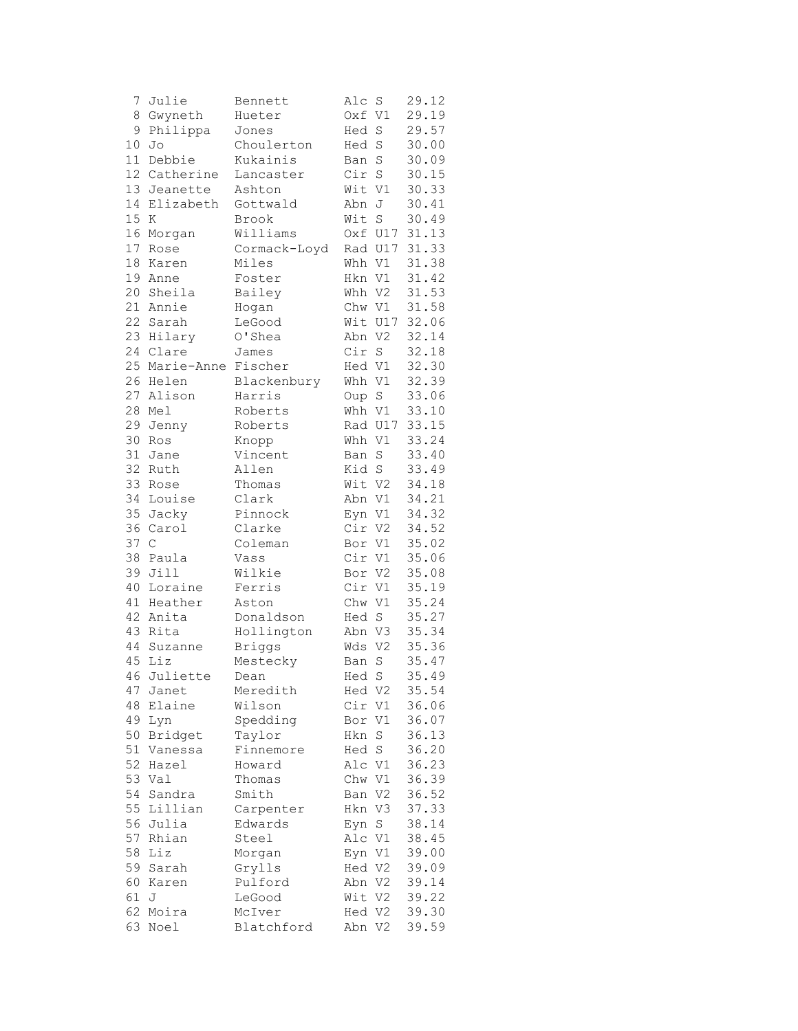```
 7 Julie       Bennett       Alc S    29.12
 8 Gwyneth     Hueter        Oxf V1   29.19
 9 Philippa    Jones         Hed S    29.57
10 Jo          Choulerton    Hed S    30.00
11 Debbie      Kukainis      Ban S    30.09
12 Catherine   Lancaster     Cir S    30.15
13 Jeanette    Ashton        Wit V1   30.33
14 Elizabeth   Gottwald      Abn J    30.41
15 K           Brook         Wit S    30.49
16 Morgan      Williams      Oxf U17  31.13
17 Rose        Cormack-Loyd  Rad U17  31.33
18 Karen       Miles         Whh V1   31.38
19 Anne        Foster        Hkn V1   31.42
20 Sheila      Bailey        Whh V2   31.53
21 Annie       Hogan         Chw V1   31.58
22 Sarah       LeGood        Wit U17  32.06
23 Hilary      O'Shea        Abn V2   32.14
24 Clare       James         Cir S    32.18
25 Marie-Anne  Fischer       Hed V1   32.30
26 Helen       Blackenbury   Whh V1   32.39
27 Alison      Harris        Oup S    33.06
28 Mel         Roberts       Whh V1   33.10
29 Jenny       Roberts       Rad U17  33.15
30 Ros         Knopp         Whh V1   33.24
31 Jane        Vincent       Ban S    33.40
32 Ruth        Allen         Kid S    33.49
33 Rose        Thomas        Wit V2   34.18
34 Louise      Clark         Abn V1   34.21
35 Jacky       Pinnock       Eyn V1   34.32
36 Carol       Clarke        Cir V2   34.52
37 C           Coleman       Bor V1   35.02
38 Paula       Vass          Cir V1   35.06
39 Jill        Wilkie        Bor V2   35.08
40 Loraine     Ferris        Cir V1   35.19
41 Heather     Aston         Chw V1   35.24
42 Anita       Donaldson     Hed S    35.27
43 Rita        Hollington    Abn V3   35.34
44 Suzanne     Briggs        Wds V2   35.36
45 Liz         Mestecky      Ban S    35.47
46 Juliette    Dean          Hed S    35.49
47 Janet       Meredith      Hed V2   35.54
48 Elaine      Wilson        Cir V1   36.06
49 Lyn         Spedding      Bor V1   36.07
50 Bridget     Taylor        Hkn S    36.13
51 Vanessa     Finnemore     Hed S    36.20
52 Hazel       Howard        Alc V1   36.23
53 Val         Thomas        Chw V1   36.39
54 Sandra      Smith         Ban V2   36.52
55 Lillian     Carpenter     Hkn V3   37.33
56 Julia       Edwards       Eyn S    38.14
57 Rhian       Steel         Alc V1   38.45
58 Liz         Morgan        Eyn V1   39.00
59 Sarah       Grylls        Hed V2   39.09
60 Karen       Pulford       Abn V2   39.14
61 J           LeGood        Wit V2   39.22
62 Moira       McIver        Hed V2   39.30
63 Noel        Blatchford    Abn V2   39.59
```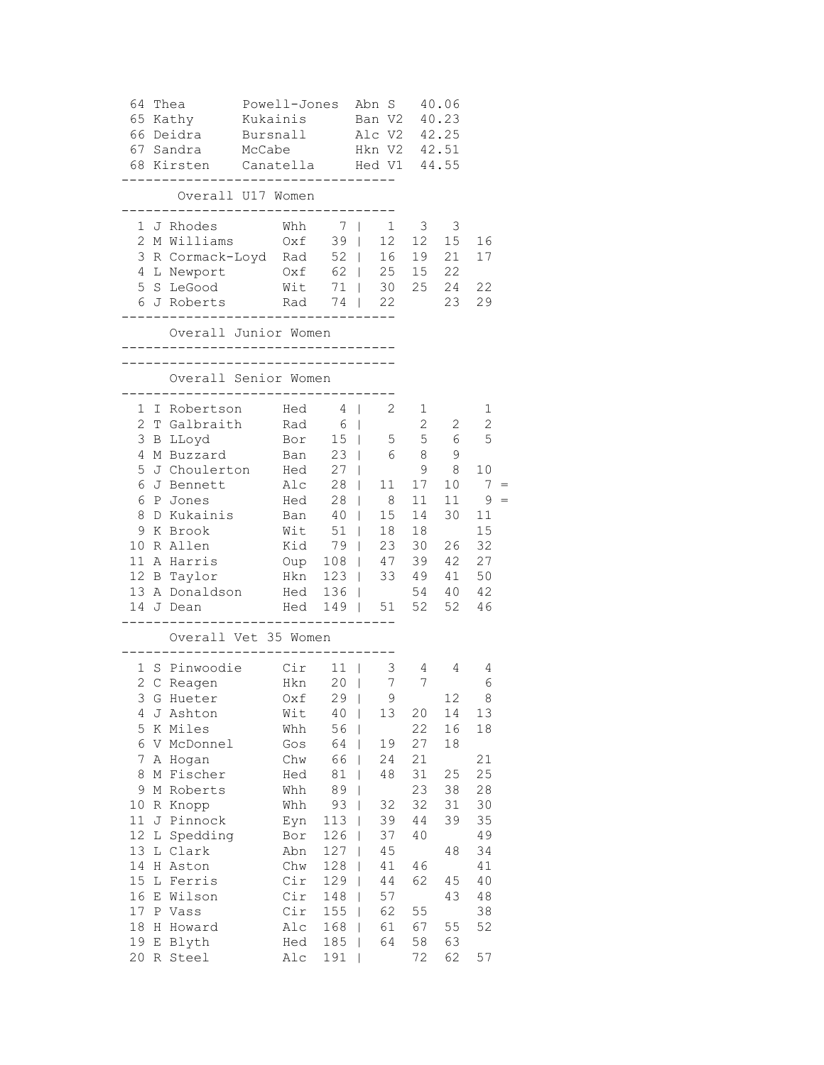| Pos | First Name | Surname | Club | Cat | Time |
|---|---|---|---|---|---|
| 64 | Thea | Powell-Jones | Abn | S | 40.06 |
| 65 | Kathy | Kukainis | Ban | V2 | 40.23 |
| 66 | Deidra | Bursnall | Alc | V2 | 42.25 |
| 67 | Sandra | McCabe | Hkn | V2 | 42.51 |
| 68 | Kirsten | Canatella | Hed | V1 | 44.55 |

## Overall U17 Women

| Pos | Name | Club | Total | | | | | |
|---|---|---|---|---|---|---|---|---|
| 1 | J Rhodes | Whh | 7 | 1 | 3 | 3 | | |
| 2 | M Williams | Oxf | 39 | 12 | 12 | 15 | 16 | |
| 3 | R Cormack-Loyd | Rad | 52 | 16 | 19 | 21 | 17 | |
| 4 | L Newport | Oxf | 62 | 25 | 15 | 22 | | |
| 5 | S LeGood | Wit | 71 | 30 | 25 | 24 | 22 | |
| 6 | J Roberts | Rad | 74 | 22 | | 23 | 29 | |

## Overall Junior Women

## Overall Senior Women

| Pos | Name | Club | Total | | | | | |
|---|---|---|---|---|---|---|---|---|
| 1 | I Robertson | Hed | 4 | 2 | 1 | | 1 | |
| 2 | T Galbraith | Rad | 6 | | 2 | 2 | 2 | |
| 3 | B LLoyd | Bor | 15 | 5 | 5 | 6 | 5 | |
| 4 | M Buzzard | Ban | 23 | 6 | 8 | 9 | | |
| 5 | J Choulerton | Hed | 27 | | 9 | 8 | 10 | |
| 6 | J Bennett | Alc | 28 | 11 | 17 | 10 | 7 | = |
| 6 | P Jones | Hed | 28 | 8 | 11 | 11 | 9 | = |
| 8 | D Kukainis | Ban | 40 | 15 | 14 | 30 | 11 | |
| 9 | K Brook | Wit | 51 | 18 | 18 | | 15 | |
| 10 | R Allen | Kid | 79 | 23 | 30 | 26 | 32 | |
| 11 | A Harris | Oup | 108 | 47 | 39 | 42 | 27 | |
| 12 | B Taylor | Hkn | 123 | 33 | 49 | 41 | 50 | |
| 13 | A Donaldson | Hed | 136 | | 54 | 40 | 42 | |
| 14 | J Dean | Hed | 149 | 51 | 52 | 52 | 46 | |

## Overall Vet 35 Women

| Pos | Name | Club | Total | | | | |
|---|---|---|---|---|---|---|---|
| 1 | S Pinwoodie | Cir | 11 | 3 | 4 | 4 | 4 |
| 2 | C Reagen | Hkn | 20 | 7 | 7 | | 6 |
| 3 | G Hueter | Oxf | 29 | 9 | | 12 | 8 |
| 4 | J Ashton | Wit | 40 | 13 | 20 | 14 | 13 |
| 5 | K Miles | Whh | 56 | | 22 | 16 | 18 |
| 6 | V McDonnel | Gos | 64 | 19 | 27 | 18 | |
| 7 | A Hogan | Chw | 66 | 24 | 21 | | 21 |
| 8 | M Fischer | Hed | 81 | 48 | 31 | 25 | 25 |
| 9 | M Roberts | Whh | 89 | | 23 | 38 | 28 |
| 10 | R Knopp | Whh | 93 | 32 | 32 | 31 | 30 |
| 11 | J Pinnock | Eyn | 113 | 39 | 44 | 39 | 35 |
| 12 | L Spedding | Bor | 126 | 37 | 40 | | 49 |
| 13 | L Clark | Abn | 127 | 45 | | 48 | 34 |
| 14 | H Aston | Chw | 128 | 41 | 46 | | 41 |
| 15 | L Ferris | Cir | 129 | 44 | 62 | 45 | 40 |
| 16 | E Wilson | Cir | 148 | 57 | | 43 | 48 |
| 17 | P Vass | Cir | 155 | 62 | 55 | | 38 |
| 18 | H Howard | Alc | 168 | 61 | 67 | 55 | 52 |
| 19 | E Blyth | Hed | 185 | 64 | 58 | 63 | |
| 20 | R Steel | Alc | 191 | | 72 | 62 | 57 |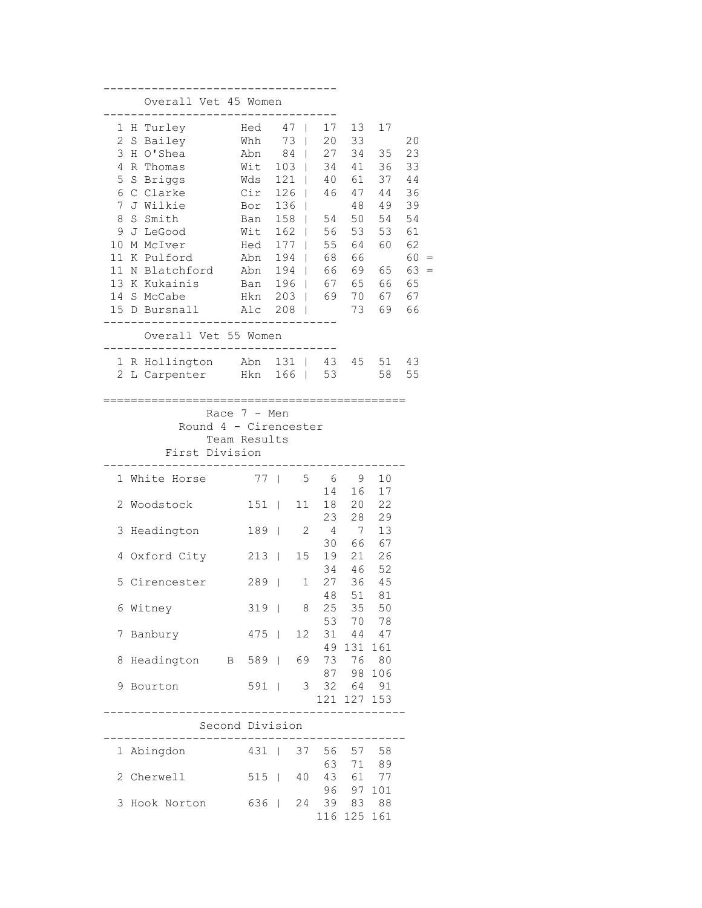## Overall Vet 45 Women

| Pos | Name | Club | Total | | | | | |
|---|---|---|---|---|---|---|---|---|
| 1 | H Turley | Hed | 47 | 17 | 13 | 17 | | |
| 2 | S Bailey | Whh | 73 | 20 | 33 | | 20 | |
| 3 | H O'Shea | Abn | 84 | 27 | 34 | 35 | 23 | |
| 4 | R Thomas | Wit | 103 | 34 | 41 | 36 | 33 | |
| 5 | S Briggs | Wds | 121 | 40 | 61 | 37 | 44 | |
| 6 | C Clarke | Cir | 126 | 46 | 47 | 44 | 36 | |
| 7 | J Wilkie | Bor | 136 | | 48 | 49 | 39 | |
| 8 | S Smith | Ban | 158 | 54 | 50 | 54 | 54 | |
| 9 | J LeGood | Wit | 162 | 56 | 53 | 53 | 61 | |
| 10 | M McIver | Hed | 177 | 55 | 64 | 60 | 62 | |
| 11 | K Pulford | Abn | 194 | 68 | 66 | | 60 | = |
| 11 | N Blatchford | Abn | 194 | 66 | 69 | 65 | 63 | = |
| 13 | K Kukainis | Ban | 196 | 67 | 65 | 66 | 65 | |
| 14 | S McCabe | Hkn | 203 | 69 | 70 | 67 | 67 | |
| 15 | D Bursnall | Alc | 208 | | 73 | 69 | 66 | |

## Overall Vet 55 Women

| Pos | Name | Club | Total | | | | |
|---|---|---|---|---|---|---|---|
| 1 | R Hollington | Abn | 131 | 43 | 45 | 51 | 43 |
| 2 | L Carpenter | Hkn | 166 | 53 | | 58 | 55 |

---

# Race 7 - Men
## Round 4 - Cirencester
## Team Results
### First Division

| Pos | Team | Total | | | | | | | |
|---|---|---|---|---|---|---|---|---|---|
| 1 | White Horse | 77 | 5 | 6 | 9 | 10 | 14 | 16 | 17 |
| 2 | Woodstock | 151 | 11 | 18 | 20 | 22 | 23 | 28 | 29 |
| 3 | Headington | 189 | 2 | 4 | 7 | 13 | 30 | 66 | 67 |
| 4 | Oxford City | 213 | 15 | 19 | 21 | 26 | 34 | 46 | 52 |
| 5 | Cirencester | 289 | 1 | 27 | 36 | 45 | 48 | 51 | 81 |
| 6 | Witney | 319 | 8 | 25 | 35 | 50 | 53 | 70 | 78 |
| 7 | Banbury | 475 | 12 | 31 | 44 | 47 | 49 | 131 | 161 |
| 8 | Headington B | 589 | 69 | 73 | 76 | 80 | 87 | 98 | 106 |
| 9 | Bourton | 591 | 3 | 32 | 64 | 91 | 121 | 127 | 153 |

### Second Division

| Pos | Team | Total | | | | | | | |
|---|---|---|---|---|---|---|---|---|---|
| 1 | Abingdon | 431 | 37 | 56 | 57 | 58 | 63 | 71 | 89 |
| 2 | Cherwell | 515 | 40 | 43 | 61 | 77 | 96 | 97 | 101 |
| 3 | Hook Norton | 636 | 24 | 39 | 83 | 88 | 116 | 125 | 161 |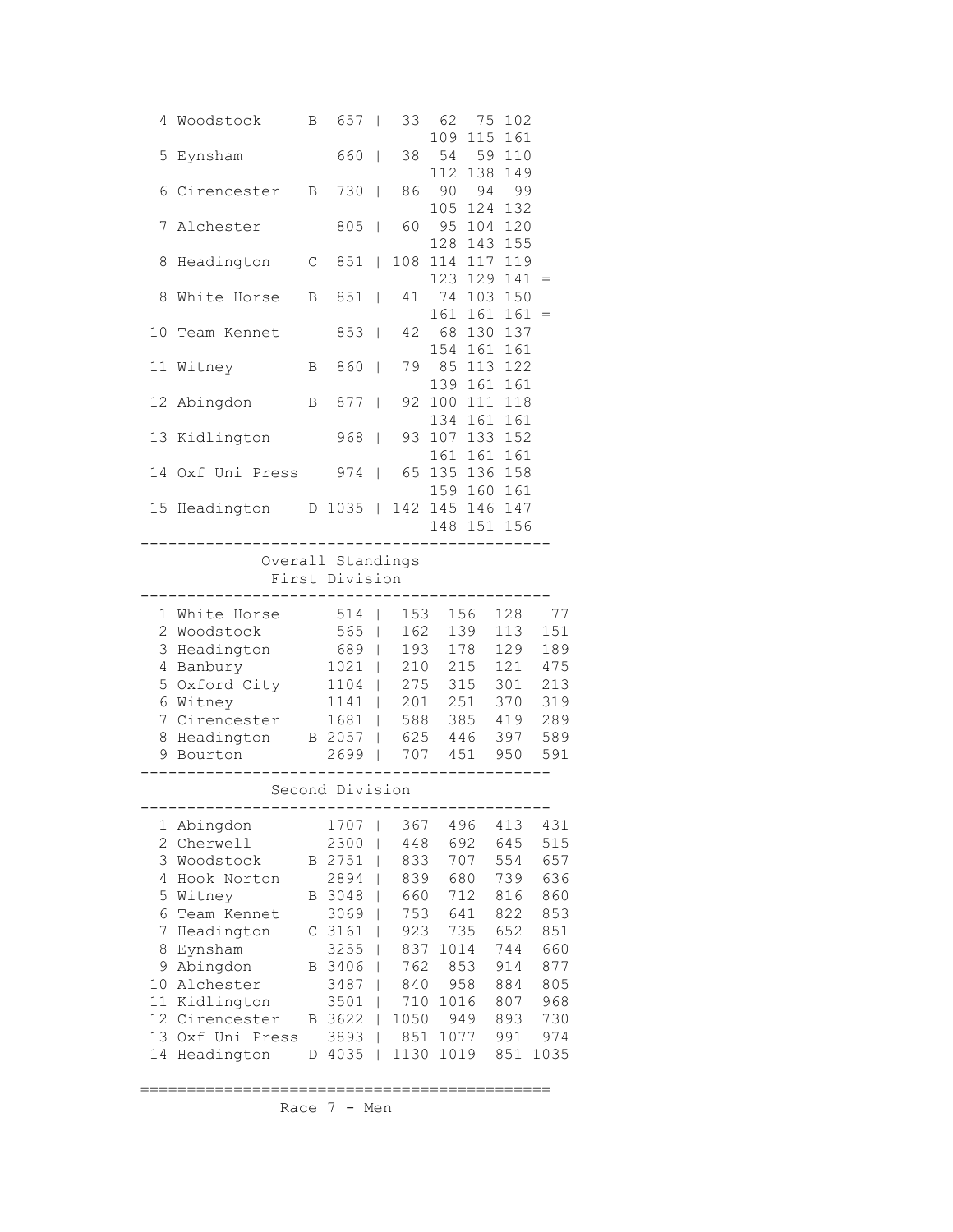```
  4 Woodstock     B  657 |  33  62  75 102
                             109 115 161
  5 Eynsham          660 |  38  54  59 110
                             112 138 149
  6 Cirencester   B  730 |  86  90  94  99
                             105 124 132
  7 Alchester        805 |  60  95 104 120
                             128 143 155
  8 Headington    C  851 | 108 114 117 119
                             123 129 141 =
  8 White Horse   B  851 |  41  74 103 150
                             161 161 161 =
 10 Team Kennet      853 |  42  68 130 137
                             154 161 161
 11 Witney        B  860 |  79  85 113 122
                             139 161 161
 12 Abingdon      B  877 |  92 100 111 118
                             134 161 161
 13 Kidlington       968 |  93 107 133 152
                             161 161 161
 14 Oxf Uni Press    974 |  65 135 136 158
                             159 160 161
 15 Headington    D 1035 | 142 145 146 147
                             148 151 156
-------------------------------------------
            Overall Standings
             First Division
-------------------------------------------
  1 White Horse      514 |  153  156  128   77
  2 Woodstock        565 |  162  139  113  151
  3 Headington       689 |  193  178  129  189
  4 Banbury         1021 |  210  215  121  475
  5 Oxford City     1104 |  275  315  301  213
  6 Witney          1141 |  201  251  370  319
  7 Cirencester     1681 |  588  385  419  289
  8 Headington    B 2057 |  625  446  397  589
  9 Bourton         2699 |  707  451  950  591
-------------------------------------------
             Second Division
-------------------------------------------
  1 Abingdon        1707 |  367  496  413  431
  2 Cherwell        2300 |  448  692  645  515
  3 Woodstock     B 2751 |  833  707  554  657
  4 Hook Norton     2894 |  839  680  739  636
  5 Witney        B 3048 |  660  712  816  860
  6 Team Kennet     3069 |  753  641  822  853
  7 Headington    C 3161 |  923  735  652  851
  8 Eynsham         3255 |  837 1014  744  660
  9 Abingdon      B 3406 |  762  853  914  877
 10 Alchester       3487 |  840  958  884  805
 11 Kidlington      3501 |  710 1016  807  968
 12 Cirencester   B 3622 | 1050  949  893  730
 13 Oxf Uni Press   3893 |  851 1077  991  974
 14 Headington    D 4035 | 1130 1019  851 1035

===========================================
              Race 7 - Men
```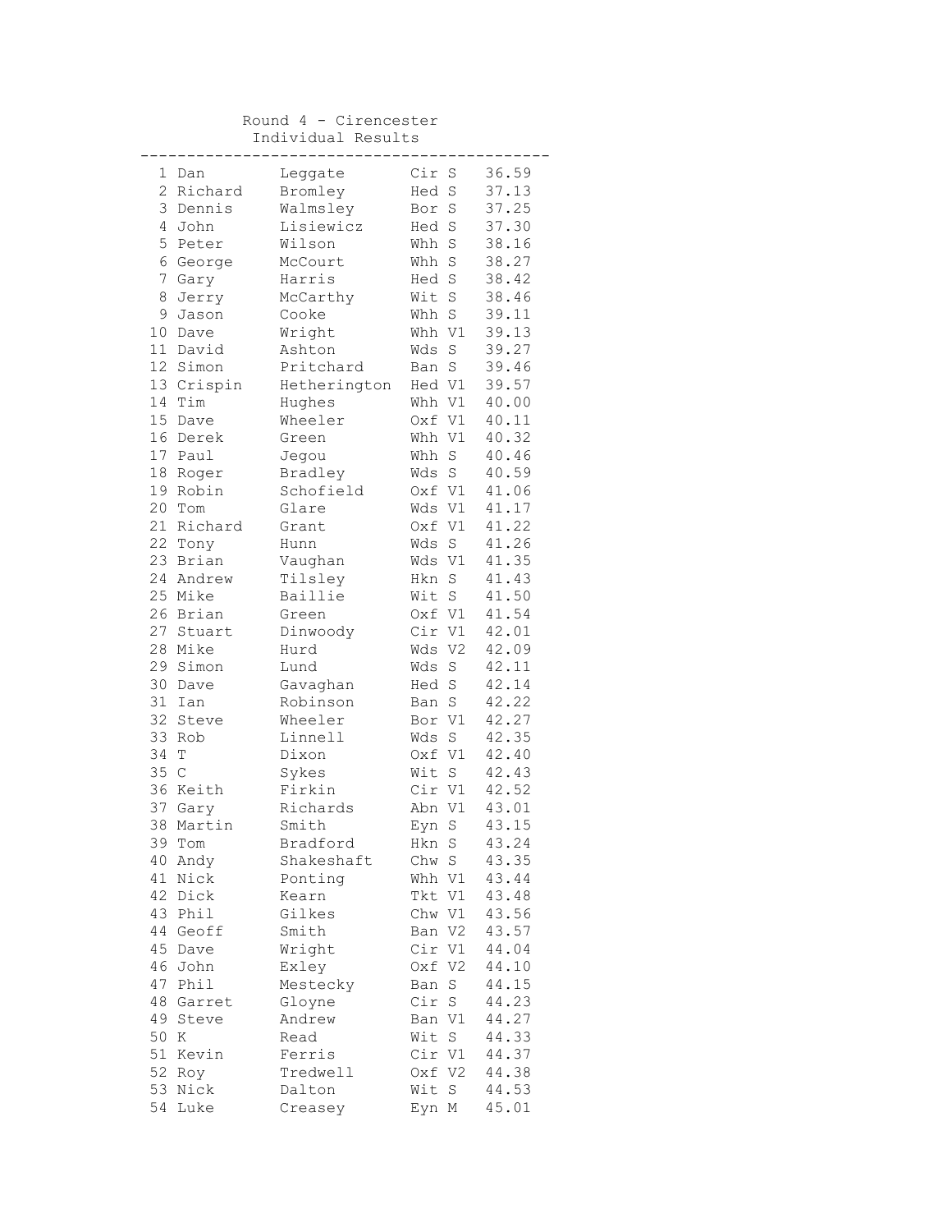# Round 4 - Cirencester

## Individual Results

| Pos | First Name | Surname | Club | Cat | Time |
|---|---|---|---|---|---|
| 1 | Dan | Leggate | Cir | S | 36.59 |
| 2 | Richard | Bromley | Hed | S | 37.13 |
| 3 | Dennis | Walmsley | Bor | S | 37.25 |
| 4 | John | Lisiewicz | Hed | S | 37.30 |
| 5 | Peter | Wilson | Whh | S | 38.16 |
| 6 | George | McCourt | Whh | S | 38.27 |
| 7 | Gary | Harris | Hed | S | 38.42 |
| 8 | Jerry | McCarthy | Wit | S | 38.46 |
| 9 | Jason | Cooke | Whh | S | 39.11 |
| 10 | Dave | Wright | Whh | V1 | 39.13 |
| 11 | David | Ashton | Wds | S | 39.27 |
| 12 | Simon | Pritchard | Ban | S | 39.46 |
| 13 | Crispin | Hetherington | Hed | V1 | 39.57 |
| 14 | Tim | Hughes | Whh | V1 | 40.00 |
| 15 | Dave | Wheeler | Oxf | V1 | 40.11 |
| 16 | Derek | Green | Whh | V1 | 40.32 |
| 17 | Paul | Jegou | Whh | S | 40.46 |
| 18 | Roger | Bradley | Wds | S | 40.59 |
| 19 | Robin | Schofield | Oxf | V1 | 41.06 |
| 20 | Tom | Glare | Wds | V1 | 41.17 |
| 21 | Richard | Grant | Oxf | V1 | 41.22 |
| 22 | Tony | Hunn | Wds | S | 41.26 |
| 23 | Brian | Vaughan | Wds | V1 | 41.35 |
| 24 | Andrew | Tilsley | Hkn | S | 41.43 |
| 25 | Mike | Baillie | Wit | S | 41.50 |
| 26 | Brian | Green | Oxf | V1 | 41.54 |
| 27 | Stuart | Dinwoody | Cir | V1 | 42.01 |
| 28 | Mike | Hurd | Wds | V2 | 42.09 |
| 29 | Simon | Lund | Wds | S | 42.11 |
| 30 | Dave | Gavaghan | Hed | S | 42.14 |
| 31 | Ian | Robinson | Ban | S | 42.22 |
| 32 | Steve | Wheeler | Bor | V1 | 42.27 |
| 33 | Rob | Linnell | Wds | S | 42.35 |
| 34 | T | Dixon | Oxf | V1 | 42.40 |
| 35 | C | Sykes | Wit | S | 42.43 |
| 36 | Keith | Firkin | Cir | V1 | 42.52 |
| 37 | Gary | Richards | Abn | V1 | 43.01 |
| 38 | Martin | Smith | Eyn | S | 43.15 |
| 39 | Tom | Bradford | Hkn | S | 43.24 |
| 40 | Andy | Shakeshaft | Chw | S | 43.35 |
| 41 | Nick | Ponting | Whh | V1 | 43.44 |
| 42 | Dick | Kearn | Tkt | V1 | 43.48 |
| 43 | Phil | Gilkes | Chw | V1 | 43.56 |
| 44 | Geoff | Smith | Ban | V2 | 43.57 |
| 45 | Dave | Wright | Cir | V1 | 44.04 |
| 46 | John | Exley | Oxf | V2 | 44.10 |
| 47 | Phil | Mestecky | Ban | S | 44.15 |
| 48 | Garret | Gloyne | Cir | S | 44.23 |
| 49 | Steve | Andrew | Ban | V1 | 44.27 |
| 50 | K | Read | Wit | S | 44.33 |
| 51 | Kevin | Ferris | Cir | V1 | 44.37 |
| 52 | Roy | Tredwell | Oxf | V2 | 44.38 |
| 53 | Nick | Dalton | Wit | S | 44.53 |
| 54 | Luke | Creasey | Eyn | M | 45.01 |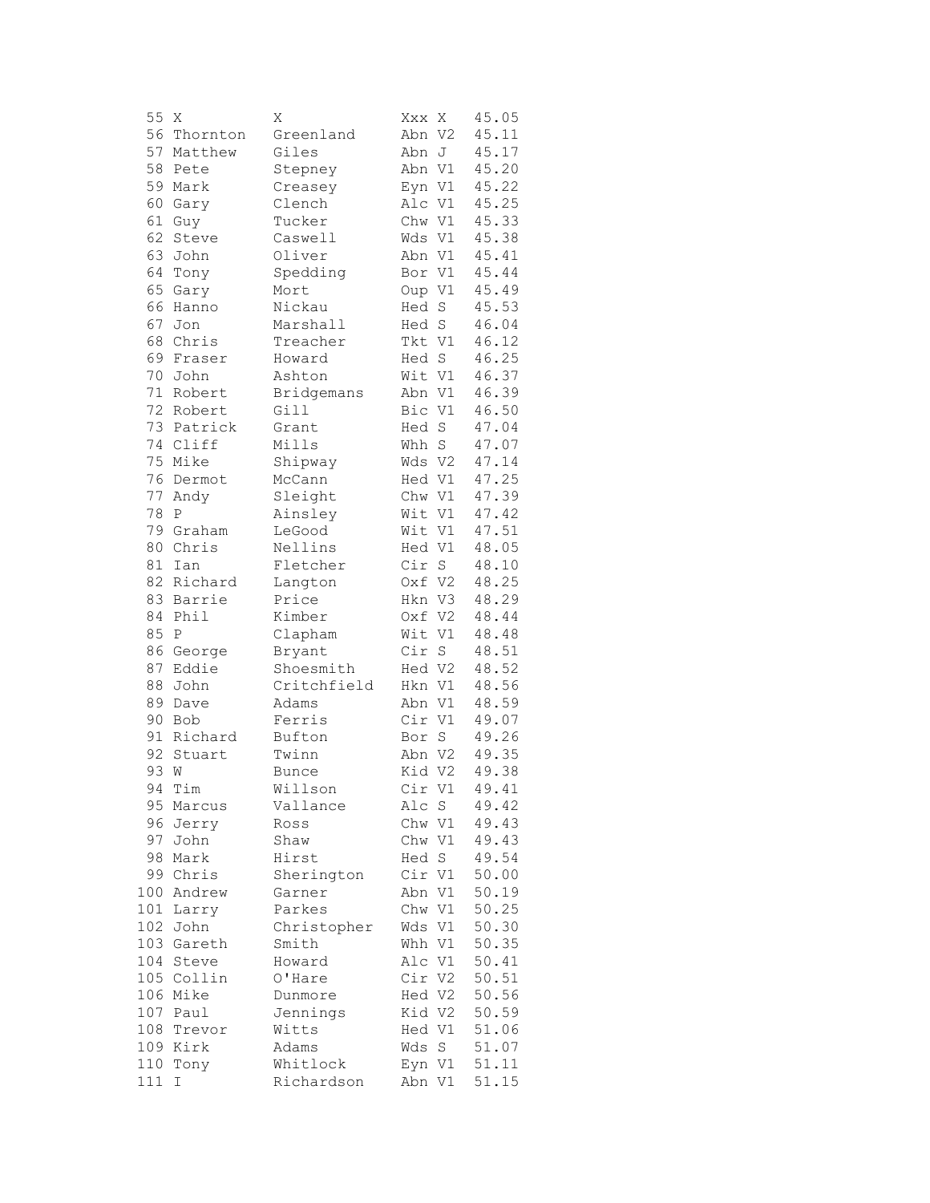| | | | | | |
|---|---|---|---|---|---|
| 55 | X | X | Xxx | X | 45.05 |
| 56 | Thornton | Greenland | Abn | V2 | 45.11 |
| 57 | Matthew | Giles | Abn | J | 45.17 |
| 58 | Pete | Stepney | Abn | V1 | 45.20 |
| 59 | Mark | Creasey | Eyn | V1 | 45.22 |
| 60 | Gary | Clench | Alc | V1 | 45.25 |
| 61 | Guy | Tucker | Chw | V1 | 45.33 |
| 62 | Steve | Caswell | Wds | V1 | 45.38 |
| 63 | John | Oliver | Abn | V1 | 45.41 |
| 64 | Tony | Spedding | Bor | V1 | 45.44 |
| 65 | Gary | Mort | Oup | V1 | 45.49 |
| 66 | Hanno | Nickau | Hed | S | 45.53 |
| 67 | Jon | Marshall | Hed | S | 46.04 |
| 68 | Chris | Treacher | Tkt | V1 | 46.12 |
| 69 | Fraser | Howard | Hed | S | 46.25 |
| 70 | John | Ashton | Wit | V1 | 46.37 |
| 71 | Robert | Bridgemans | Abn | V1 | 46.39 |
| 72 | Robert | Gill | Bic | V1 | 46.50 |
| 73 | Patrick | Grant | Hed | S | 47.04 |
| 74 | Cliff | Mills | Whh | S | 47.07 |
| 75 | Mike | Shipway | Wds | V2 | 47.14 |
| 76 | Dermot | McCann | Hed | V1 | 47.25 |
| 77 | Andy | Sleight | Chw | V1 | 47.39 |
| 78 | P | Ainsley | Wit | V1 | 47.42 |
| 79 | Graham | LeGood | Wit | V1 | 47.51 |
| 80 | Chris | Nellins | Hed | V1 | 48.05 |
| 81 | Ian | Fletcher | Cir | S | 48.10 |
| 82 | Richard | Langton | Oxf | V2 | 48.25 |
| 83 | Barrie | Price | Hkn | V3 | 48.29 |
| 84 | Phil | Kimber | Oxf | V2 | 48.44 |
| 85 | P | Clapham | Wit | V1 | 48.48 |
| 86 | George | Bryant | Cir | S | 48.51 |
| 87 | Eddie | Shoesmith | Hed | V2 | 48.52 |
| 88 | John | Critchfield | Hkn | V1 | 48.56 |
| 89 | Dave | Adams | Abn | V1 | 48.59 |
| 90 | Bob | Ferris | Cir | V1 | 49.07 |
| 91 | Richard | Bufton | Bor | S | 49.26 |
| 92 | Stuart | Twinn | Abn | V2 | 49.35 |
| 93 | W | Bunce | Kid | V2 | 49.38 |
| 94 | Tim | Willson | Cir | V1 | 49.41 |
| 95 | Marcus | Vallance | Alc | S | 49.42 |
| 96 | Jerry | Ross | Chw | V1 | 49.43 |
| 97 | John | Shaw | Chw | V1 | 49.43 |
| 98 | Mark | Hirst | Hed | S | 49.54 |
| 99 | Chris | Sherington | Cir | V1 | 50.00 |
| 100 | Andrew | Garner | Abn | V1 | 50.19 |
| 101 | Larry | Parkes | Chw | V1 | 50.25 |
| 102 | John | Christopher | Wds | V1 | 50.30 |
| 103 | Gareth | Smith | Whh | V1 | 50.35 |
| 104 | Steve | Howard | Alc | V1 | 50.41 |
| 105 | Collin | O'Hare | Cir | V2 | 50.51 |
| 106 | Mike | Dunmore | Hed | V2 | 50.56 |
| 107 | Paul | Jennings | Kid | V2 | 50.59 |
| 108 | Trevor | Witts | Hed | V1 | 51.06 |
| 109 | Kirk | Adams | Wds | S | 51.07 |
| 110 | Tony | Whitlock | Eyn | V1 | 51.11 |
| 111 | I | Richardson | Abn | V1 | 51.15 |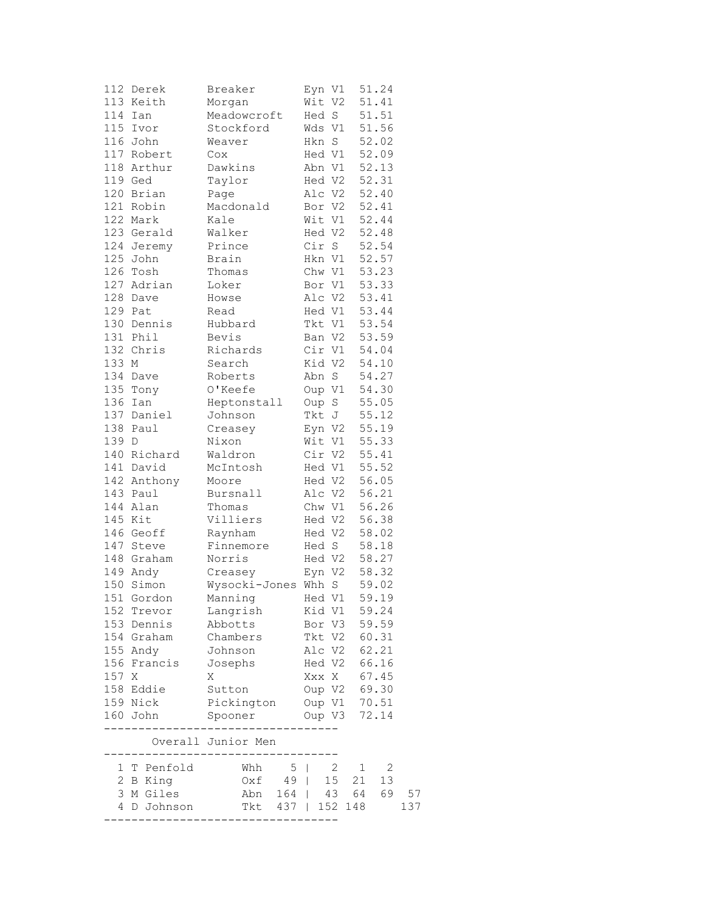| Pos | First | Surname | Club | Cat | Time |
|---|---|---|---|---|---|
| 112 | Derek | Breaker | Eyn | V1 | 51.24 |
| 113 | Keith | Morgan | Wit | V2 | 51.41 |
| 114 | Ian | Meadowcroft | Hed | S | 51.51 |
| 115 | Ivor | Stockford | Wds | V1 | 51.56 |
| 116 | John | Weaver | Hkn | S | 52.02 |
| 117 | Robert | Cox | Hed | V1 | 52.09 |
| 118 | Arthur | Dawkins | Abn | V1 | 52.13 |
| 119 | Ged | Taylor | Hed | V2 | 52.31 |
| 120 | Brian | Page | Alc | V2 | 52.40 |
| 121 | Robin | Macdonald | Bor | V2 | 52.41 |
| 122 | Mark | Kale | Wit | V1 | 52.44 |
| 123 | Gerald | Walker | Hed | V2 | 52.48 |
| 124 | Jeremy | Prince | Cir | S | 52.54 |
| 125 | John | Brain | Hkn | V1 | 52.57 |
| 126 | Tosh | Thomas | Chw | V1 | 53.23 |
| 127 | Adrian | Loker | Bor | V1 | 53.33 |
| 128 | Dave | Howse | Alc | V2 | 53.41 |
| 129 | Pat | Read | Hed | V1 | 53.44 |
| 130 | Dennis | Hubbard | Tkt | V1 | 53.54 |
| 131 | Phil | Bevis | Ban | V2 | 53.59 |
| 132 | Chris | Richards | Cir | V1 | 54.04 |
| 133 | M | Search | Kid | V2 | 54.10 |
| 134 | Dave | Roberts | Abn | S | 54.27 |
| 135 | Tony | O'Keefe | Oup | V1 | 54.30 |
| 136 | Ian | Heptonstall | Oup | S | 55.05 |
| 137 | Daniel | Johnson | Tkt | J | 55.12 |
| 138 | Paul | Creasey | Eyn | V2 | 55.19 |
| 139 | D | Nixon | Wit | V1 | 55.33 |
| 140 | Richard | Waldron | Cir | V2 | 55.41 |
| 141 | David | McIntosh | Hed | V1 | 55.52 |
| 142 | Anthony | Moore | Hed | V2 | 56.05 |
| 143 | Paul | Bursnall | Alc | V2 | 56.21 |
| 144 | Alan | Thomas | Chw | V1 | 56.26 |
| 145 | Kit | Villiers | Hed | V2 | 56.38 |
| 146 | Geoff | Raynham | Hed | V2 | 58.02 |
| 147 | Steve | Finnemore | Hed | S | 58.18 |
| 148 | Graham | Norris | Hed | V2 | 58.27 |
| 149 | Andy | Creasey | Eyn | V2 | 58.32 |
| 150 | Simon | Wysocki-Jones | Whh | S | 59.02 |
| 151 | Gordon | Manning | Hed | V1 | 59.19 |
| 152 | Trevor | Langrish | Kid | V1 | 59.24 |
| 153 | Dennis | Abbotts | Bor | V3 | 59.59 |
| 154 | Graham | Chambers | Tkt | V2 | 60.31 |
| 155 | Andy | Johnson | Alc | V2 | 62.21 |
| 156 | Francis | Josephs | Hed | V2 | 66.16 |
| 157 | X | X | Xxx | X | 67.45 |
| 158 | Eddie | Sutton | Oup | V2 | 69.30 |
| 159 | Nick | Pickington | Oup | V1 | 70.51 |
| 160 | John | Spooner | Oup | V3 | 72.14 |

## Overall Junior Men

| Pos | Name | Club | Total | | | | |
|---|---|---|---|---|---|---|---|
| 1 | T Penfold | Whh | 5 | 2 | 1 | 2 | |
| 2 | B King | Oxf | 49 | 15 | 21 | 13 | |
| 3 | M Giles | Abn | 164 | 43 | 64 | 69 | 57 |
| 4 | D Johnson | Tkt | 437 | 152 | 148 | | 137 |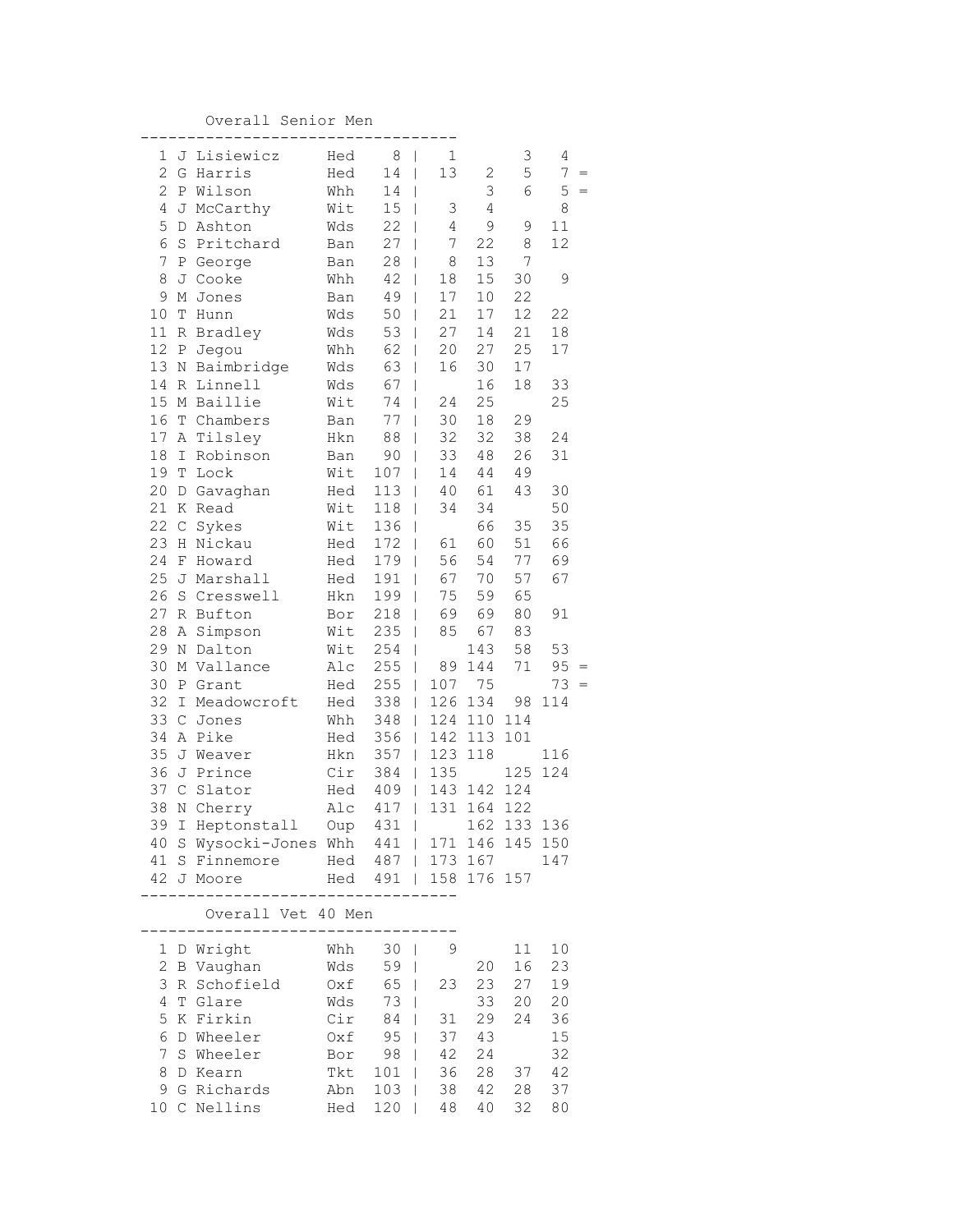## Overall Senior Men

| Pos | Name | Club | Total | | | | | |
|---|---|---|---|---|---|---|---|---|
| 1 | J Lisiewicz | Hed | 8 | 1 | | 3 | 4 | |
| 2 | G Harris | Hed | 14 | 13 | 2 | 5 | 7 | = |
| 2 | P Wilson | Whh | 14 | | 3 | 6 | 5 | = |
| 4 | J McCarthy | Wit | 15 | 3 | 4 | | 8 | |
| 5 | D Ashton | Wds | 22 | 4 | 9 | 9 | 11 | |
| 6 | S Pritchard | Ban | 27 | 7 | 22 | 8 | 12 | |
| 7 | P George | Ban | 28 | 8 | 13 | 7 | | |
| 8 | J Cooke | Whh | 42 | 18 | 15 | 30 | 9 | |
| 9 | M Jones | Ban | 49 | 17 | 10 | 22 | | |
| 10 | T Hunn | Wds | 50 | 21 | 17 | 12 | 22 | |
| 11 | R Bradley | Wds | 53 | 27 | 14 | 21 | 18 | |
| 12 | P Jegou | Whh | 62 | 20 | 27 | 25 | 17 | |
| 13 | N Baimbridge | Wds | 63 | 16 | 30 | 17 | | |
| 14 | R Linnell | Wds | 67 | | 16 | 18 | 33 | |
| 15 | M Baillie | Wit | 74 | 24 | 25 | | 25 | |
| 16 | T Chambers | Ban | 77 | 30 | 18 | 29 | | |
| 17 | A Tilsley | Hkn | 88 | 32 | 32 | 38 | 24 | |
| 18 | I Robinson | Ban | 90 | 33 | 48 | 26 | 31 | |
| 19 | T Lock | Wit | 107 | 14 | 44 | 49 | | |
| 20 | D Gavaghan | Hed | 113 | 40 | 61 | 43 | 30 | |
| 21 | K Read | Wit | 118 | 34 | 34 | | 50 | |
| 22 | C Sykes | Wit | 136 | | 66 | 35 | 35 | |
| 23 | H Nickau | Hed | 172 | 61 | 60 | 51 | 66 | |
| 24 | F Howard | Hed | 179 | 56 | 54 | 77 | 69 | |
| 25 | J Marshall | Hed | 191 | 67 | 70 | 57 | 67 | |
| 26 | S Cresswell | Hkn | 199 | 75 | 59 | 65 | | |
| 27 | R Bufton | Bor | 218 | 69 | 69 | 80 | 91 | |
| 28 | A Simpson | Wit | 235 | 85 | 67 | 83 | | |
| 29 | N Dalton | Wit | 254 | | 143 | 58 | 53 | |
| 30 | M Vallance | Alc | 255 | 89 | 144 | 71 | 95 | = |
| 30 | P Grant | Hed | 255 | 107 | 75 | | 73 | = |
| 32 | I Meadowcroft | Hed | 338 | 126 | 134 | 98 | 114 | |
| 33 | C Jones | Whh | 348 | 124 | 110 | 114 | | |
| 34 | A Pike | Hed | 356 | 142 | 113 | 101 | | |
| 35 | J Weaver | Hkn | 357 | 123 | 118 | | 116 | |
| 36 | J Prince | Cir | 384 | 135 | | 125 | 124 | |
| 37 | C Slator | Hed | 409 | 143 | 142 | 124 | | |
| 38 | N Cherry | Alc | 417 | 131 | 164 | 122 | | |
| 39 | I Heptonstall | Oup | 431 | | 162 | 133 | 136 | |
| 40 | S Wysocki-Jones | Whh | 441 | 171 | 146 | 145 | 150 | |
| 41 | S Finnemore | Hed | 487 | 173 | 167 | | 147 | |
| 42 | J Moore | Hed | 491 | 158 | 176 | 157 | | |

## Overall Vet 40 Men

| Pos | Name | Club | Total | | | | |
|---|---|---|---|---|---|---|---|
| 1 | D Wright | Whh | 30 | 9 | | 11 | 10 |
| 2 | B Vaughan | Wds | 59 | | 20 | 16 | 23 |
| 3 | R Schofield | Oxf | 65 | 23 | 23 | 27 | 19 |
| 4 | T Glare | Wds | 73 | | 33 | 20 | 20 |
| 5 | K Firkin | Cir | 84 | 31 | 29 | 24 | 36 |
| 6 | D Wheeler | Oxf | 95 | 37 | 43 | | 15 |
| 7 | S Wheeler | Bor | 98 | 42 | 24 | | 32 |
| 8 | D Kearn | Tkt | 101 | 36 | 28 | 37 | 42 |
| 9 | G Richards | Abn | 103 | 38 | 42 | 28 | 37 |
| 10 | C Nellins | Hed | 120 | 48 | 40 | 32 | 80 |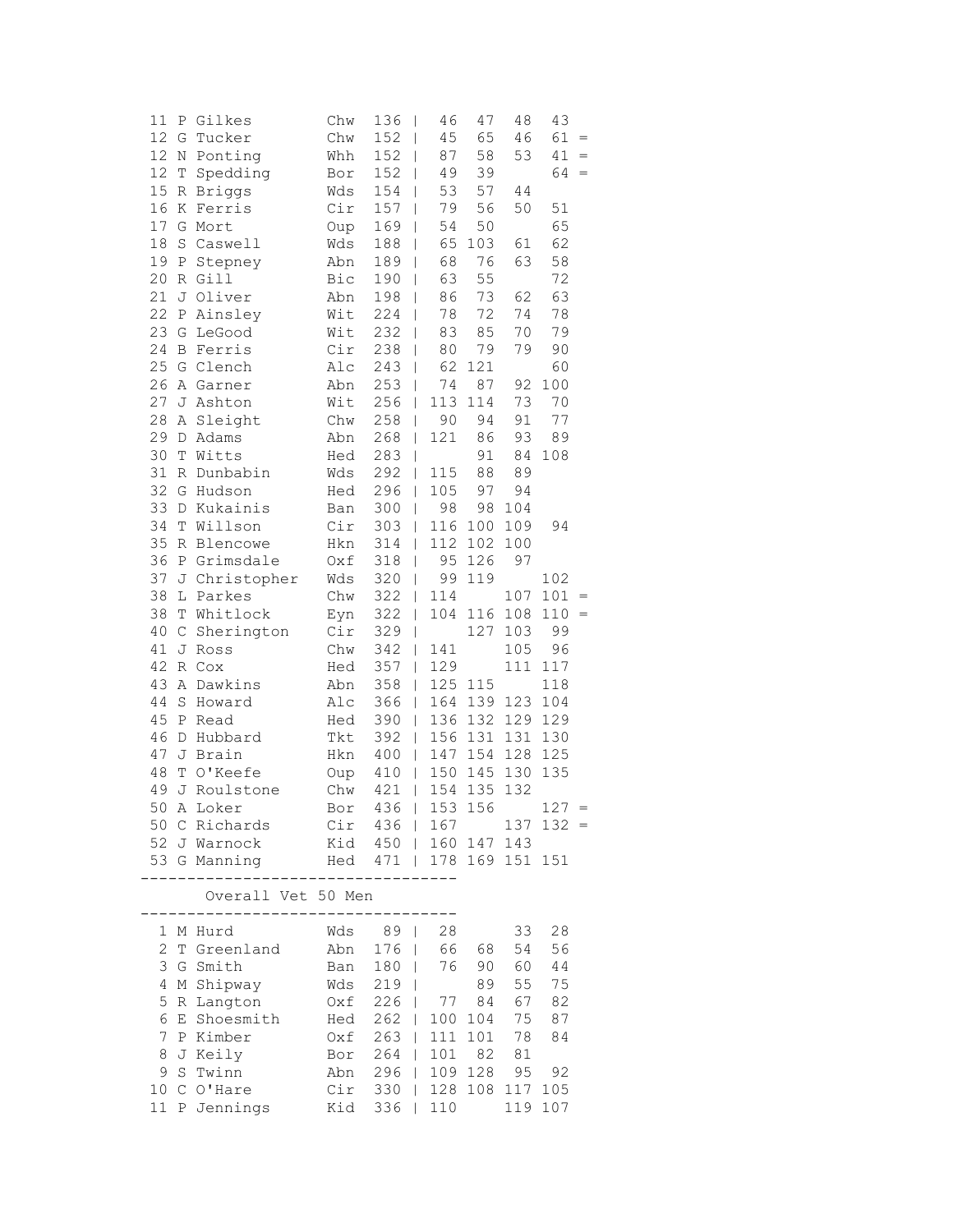| Pos | Name | Club | Total | | R1 | R2 | R3 | R4 | |
|---|---|---|---|---|---|---|---|---|---|
| 11 | P Gilkes | Chw | 136 | \| | 46 | 47 | 48 | 43 | |
| 12 | G Tucker | Chw | 152 | \| | 45 | 65 | 46 | 61 | = |
| 12 | N Ponting | Whh | 152 | \| | 87 | 58 | 53 | 41 | = |
| 12 | T Spedding | Bor | 152 | \| | 49 | 39 | | 64 | = |
| 15 | R Briggs | Wds | 154 | \| | 53 | 57 | 44 | | |
| 16 | K Ferris | Cir | 157 | \| | 79 | 56 | 50 | 51 | |
| 17 | G Mort | Oup | 169 | \| | 54 | 50 | | 65 | |
| 18 | S Caswell | Wds | 188 | \| | 65 | 103 | 61 | 62 | |
| 19 | P Stepney | Abn | 189 | \| | 68 | 76 | 63 | 58 | |
| 20 | R Gill | Bic | 190 | \| | 63 | 55 | | 72 | |
| 21 | J Oliver | Abn | 198 | \| | 86 | 73 | 62 | 63 | |
| 22 | P Ainsley | Wit | 224 | \| | 78 | 72 | 74 | 78 | |
| 23 | G LeGood | Wit | 232 | \| | 83 | 85 | 70 | 79 | |
| 24 | B Ferris | Cir | 238 | \| | 80 | 79 | 79 | 90 | |
| 25 | G Clench | Alc | 243 | \| | 62 | 121 | | 60 | |
| 26 | A Garner | Abn | 253 | \| | 74 | 87 | 92 | 100 | |
| 27 | J Ashton | Wit | 256 | \| | 113 | 114 | 73 | 70 | |
| 28 | A Sleight | Chw | 258 | \| | 90 | 94 | 91 | 77 | |
| 29 | D Adams | Abn | 268 | \| | 121 | 86 | 93 | 89 | |
| 30 | T Witts | Hed | 283 | \| | | 91 | 84 | 108 | |
| 31 | R Dunbabin | Wds | 292 | \| | 115 | 88 | 89 | | |
| 32 | G Hudson | Hed | 296 | \| | 105 | 97 | 94 | | |
| 33 | D Kukainis | Ban | 300 | \| | 98 | 98 | 104 | | |
| 34 | T Willson | Cir | 303 | \| | 116 | 100 | 109 | 94 | |
| 35 | R Blencowe | Hkn | 314 | \| | 112 | 102 | 100 | | |
| 36 | P Grimsdale | Oxf | 318 | \| | 95 | 126 | 97 | | |
| 37 | J Christopher | Wds | 320 | \| | 99 | 119 | | 102 | |
| 38 | L Parkes | Chw | 322 | \| | 114 | | 107 | 101 | = |
| 38 | T Whitlock | Eyn | 322 | \| | 104 | 116 | 108 | 110 | = |
| 40 | C Sherington | Cir | 329 | \| | | 127 | 103 | 99 | |
| 41 | J Ross | Chw | 342 | \| | 141 | | 105 | 96 | |
| 42 | R Cox | Hed | 357 | \| | 129 | | 111 | 117 | |
| 43 | A Dawkins | Abn | 358 | \| | 125 | 115 | | 118 | |
| 44 | S Howard | Alc | 366 | \| | 164 | 139 | 123 | 104 | |
| 45 | P Read | Hed | 390 | \| | 136 | 132 | 129 | 129 | |
| 46 | D Hubbard | Tkt | 392 | \| | 156 | 131 | 131 | 130 | |
| 47 | J Brain | Hkn | 400 | \| | 147 | 154 | 128 | 125 | |
| 48 | T O'Keefe | Oup | 410 | \| | 150 | 145 | 130 | 135 | |
| 49 | J Roulstone | Chw | 421 | \| | 154 | 135 | 132 | | |
| 50 | A Loker | Bor | 436 | \| | 153 | 156 | | 127 | = |
| 50 | C Richards | Cir | 436 | \| | 167 | | 137 | 132 | = |
| 52 | J Warnock | Kid | 450 | \| | 160 | 147 | 143 | | |
| 53 | G Manning | Hed | 471 | \| | 178 | 169 | 151 | 151 | |

## Overall Vet 50 Men

| Pos | Name | Club | Total | | R1 | R2 | R3 | R4 |
|---|---|---|---|---|---|---|---|---|
| 1 | M Hurd | Wds | 89 | \| | 28 | | 33 | 28 |
| 2 | T Greenland | Abn | 176 | \| | 66 | 68 | 54 | 56 |
| 3 | G Smith | Ban | 180 | \| | 76 | 90 | 60 | 44 |
| 4 | M Shipway | Wds | 219 | \| | | 89 | 55 | 75 |
| 5 | R Langton | Oxf | 226 | \| | 77 | 84 | 67 | 82 |
| 6 | E Shoesmith | Hed | 262 | \| | 100 | 104 | 75 | 87 |
| 7 | P Kimber | Oxf | 263 | \| | 111 | 101 | 78 | 84 |
| 8 | J Keily | Bor | 264 | \| | 101 | 82 | 81 | |
| 9 | S Twinn | Abn | 296 | \| | 109 | 128 | 95 | 92 |
| 10 | C O'Hare | Cir | 330 | \| | 128 | 108 | 117 | 105 |
| 11 | P Jennings | Kid | 336 | \| | 110 | | 119 | 107 |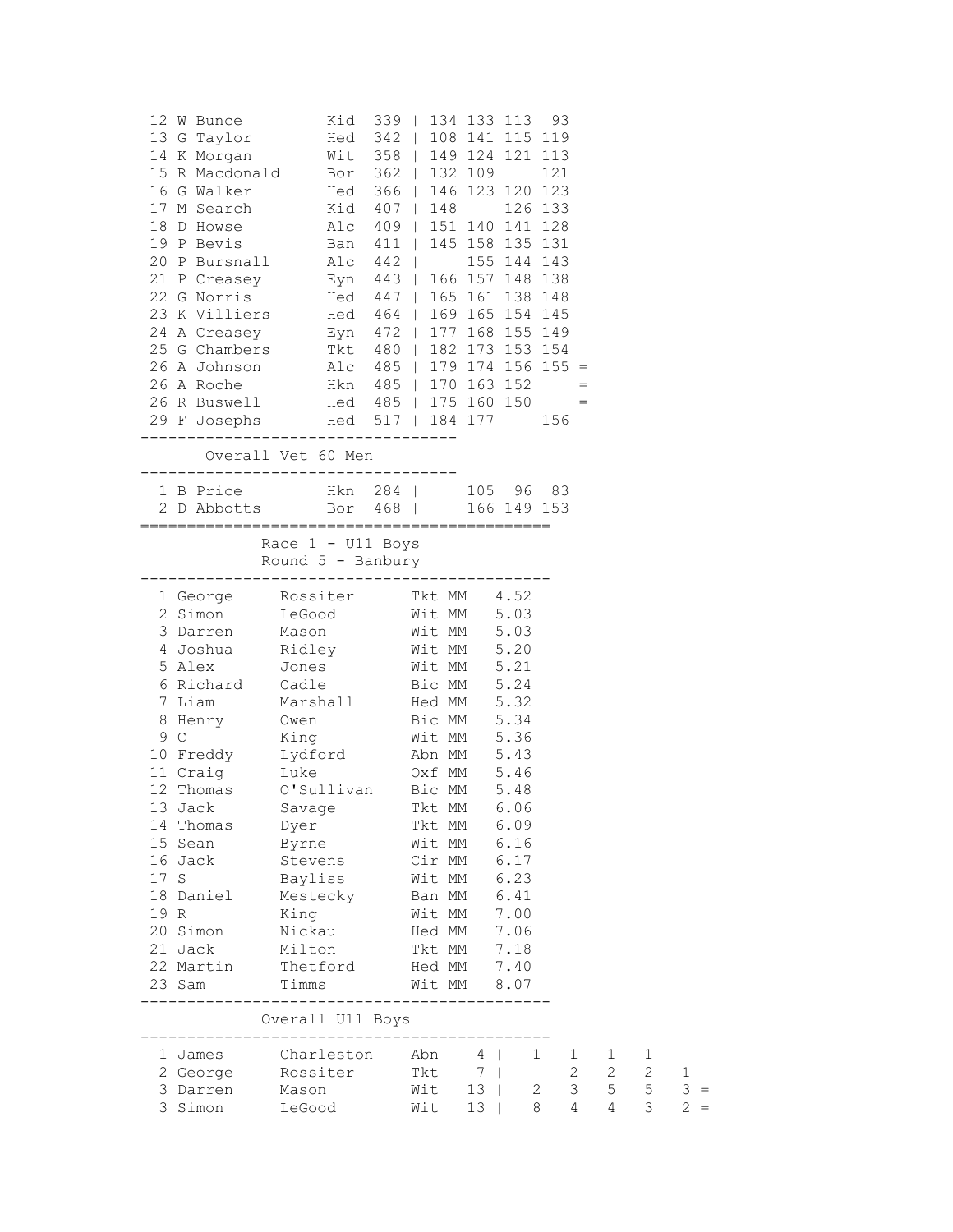| Pos | Name | Club | Total | | R1 | R2 | R3 | R4 | |
|---|---|---|---|---|---|---|---|---|---|
| 12 | W Bunce | Kid | 339 | \| | 134 | 133 | 113 | 93 | |
| 13 | G Taylor | Hed | 342 | \| | 108 | 141 | 115 | 119 | |
| 14 | K Morgan | Wit | 358 | \| | 149 | 124 | 121 | 113 | |
| 15 | R Macdonald | Bor | 362 | \| | 132 | 109 | | 121 | |
| 16 | G Walker | Hed | 366 | \| | 146 | 123 | 120 | 123 | |
| 17 | M Search | Kid | 407 | \| | 148 | | 126 | 133 | |
| 18 | D Howse | Alc | 409 | \| | 151 | 140 | 141 | 128 | |
| 19 | P Bevis | Ban | 411 | \| | 145 | 158 | 135 | 131 | |
| 20 | P Bursnall | Alc | 442 | \| | | 155 | 144 | 143 | |
| 21 | P Creasey | Eyn | 443 | \| | 166 | 157 | 148 | 138 | |
| 22 | G Norris | Hed | 447 | \| | 165 | 161 | 138 | 148 | |
| 23 | K Villiers | Hed | 464 | \| | 169 | 165 | 154 | 145 | |
| 24 | A Creasey | Eyn | 472 | \| | 177 | 168 | 155 | 149 | |
| 25 | G Chambers | Tkt | 480 | \| | 182 | 173 | 153 | 154 | |
| 26 | A Johnson | Alc | 485 | \| | 179 | 174 | 156 | 155 | = |
| 26 | A Roche | Hkn | 485 | \| | 170 | 163 | 152 | | = |
| 26 | R Buswell | Hed | 485 | \| | 175 | 160 | 150 | | = |
| 29 | F Josephs | Hed | 517 | \| | 184 | 177 | | 156 | |

## Overall Vet 60 Men

| Pos | Name | Club | Total | | R1 | R2 | R3 | R4 |
|---|---|---|---|---|---|---|---|---|
| 1 | B Price | Hkn | 284 | \| | | 105 | 96 | 83 |
| 2 | D Abbotts | Bor | 468 | \| | | 166 | 149 | 153 |

## Race 1 - U11 Boys
### Round 5 - Banbury

| Pos | First Name | Surname | Club | Cat | Time |
|---|---|---|---|---|---|
| 1 | George | Rossiter | Tkt | MM | 4.52 |
| 2 | Simon | LeGood | Wit | MM | 5.03 |
| 3 | Darren | Mason | Wit | MM | 5.03 |
| 4 | Joshua | Ridley | Wit | MM | 5.20 |
| 5 | Alex | Jones | Wit | MM | 5.21 |
| 6 | Richard | Cadle | Bic | MM | 5.24 |
| 7 | Liam | Marshall | Hed | MM | 5.32 |
| 8 | Henry | Owen | Bic | MM | 5.34 |
| 9 | C | King | Wit | MM | 5.36 |
| 10 | Freddy | Lydford | Abn | MM | 5.43 |
| 11 | Craig | Luke | Oxf | MM | 5.46 |
| 12 | Thomas | O'Sullivan | Bic | MM | 5.48 |
| 13 | Jack | Savage | Tkt | MM | 6.06 |
| 14 | Thomas | Dyer | Tkt | MM | 6.09 |
| 15 | Sean | Byrne | Wit | MM | 6.16 |
| 16 | Jack | Stevens | Cir | MM | 6.17 |
| 17 | S | Bayliss | Wit | MM | 6.23 |
| 18 | Daniel | Mestecky | Ban | MM | 6.41 |
| 19 | R | King | Wit | MM | 7.00 |
| 20 | Simon | Nickau | Hed | MM | 7.06 |
| 21 | Jack | Milton | Tkt | MM | 7.18 |
| 22 | Martin | Thetford | Hed | MM | 7.40 |
| 23 | Sam | Timms | Wit | MM | 8.07 |

## Overall U11 Boys

| Pos | First Name | Surname | Club | Total | | R1 | R2 | R3 | R4 | R5 | |
|---|---|---|---|---|---|---|---|---|---|---|---|
| 1 | James | Charleston | Abn | 4 | \| | 1 | 1 | 1 | 1 | | |
| 2 | George | Rossiter | Tkt | 7 | \| | | 2 | 2 | 2 | 1 | |
| 3 | Darren | Mason | Wit | 13 | \| | 2 | 3 | 5 | 5 | 3 | = |
| 3 | Simon | LeGood | Wit | 13 | \| | 8 | 4 | 4 | 3 | 2 | = |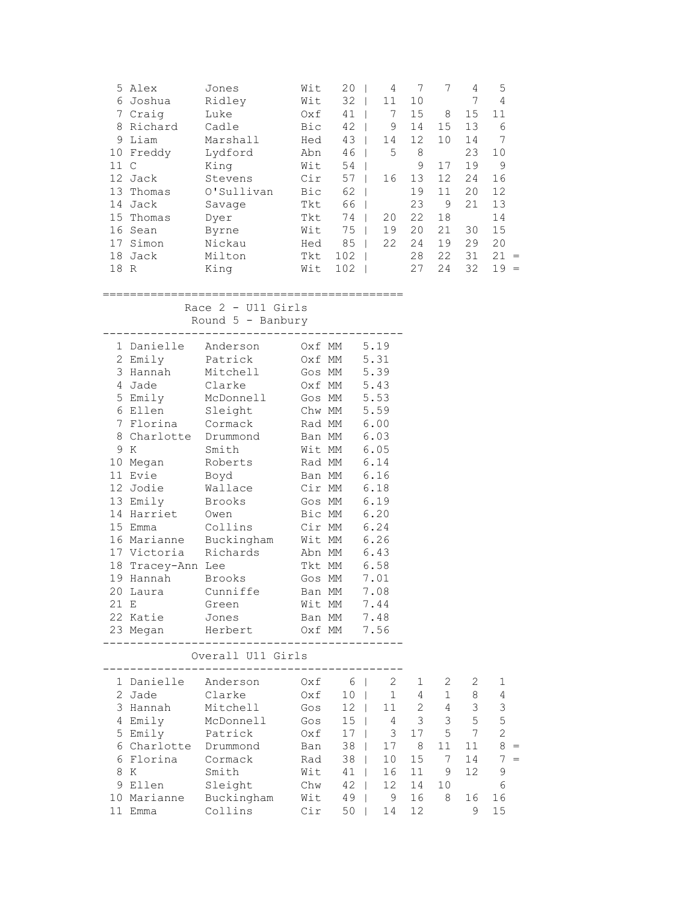| | | | | | | | | | | | |
|---|---|---|---|---|---|---|---|---|---|---|---|
| 5 | Alex | Jones | Wit | 20 | \| | 4 | 7 | 7 | 4 | 5 | |
| 6 | Joshua | Ridley | Wit | 32 | \| | 11 | 10 | | 7 | 4 | |
| 7 | Craig | Luke | Oxf | 41 | \| | 7 | 15 | 8 | 15 | 11 | |
| 8 | Richard | Cadle | Bic | 42 | \| | 9 | 14 | 15 | 13 | 6 | |
| 9 | Liam | Marshall | Hed | 43 | \| | 14 | 12 | 10 | 14 | 7 | |
| 10 | Freddy | Lydford | Abn | 46 | \| | 5 | 8 | | 23 | 10 | |
| 11 | C | King | Wit | 54 | \| | | 9 | 17 | 19 | 9 | |
| 12 | Jack | Stevens | Cir | 57 | \| | 16 | 13 | 12 | 24 | 16 | |
| 13 | Thomas | O'Sullivan | Bic | 62 | \| | | 19 | 11 | 20 | 12 | |
| 14 | Jack | Savage | Tkt | 66 | \| | | 23 | 9 | 21 | 13 | |
| 15 | Thomas | Dyer | Tkt | 74 | \| | 20 | 22 | 18 | | 14 | |
| 16 | Sean | Byrne | Wit | 75 | \| | 19 | 20 | 21 | 30 | 15 | |
| 17 | Simon | Nickau | Hed | 85 | \| | 22 | 24 | 19 | 29 | 20 | |
| 18 | Jack | Milton | Tkt | 102 | \| | | 28 | 22 | 31 | 21 | = |
| 18 | R | King | Wit | 102 | \| | | 27 | 24 | 32 | 19 | = |

## Race 2 - U11 Girls
### Round 5 - Banbury

| | | | | | |
|---|---|---|---|---|---|
| 1 | Danielle | Anderson | Oxf | MM | 5.19 |
| 2 | Emily | Patrick | Oxf | MM | 5.31 |
| 3 | Hannah | Mitchell | Gos | MM | 5.39 |
| 4 | Jade | Clarke | Oxf | MM | 5.43 |
| 5 | Emily | McDonnell | Gos | MM | 5.53 |
| 6 | Ellen | Sleight | Chw | MM | 5.59 |
| 7 | Florina | Cormack | Rad | MM | 6.00 |
| 8 | Charlotte | Drummond | Ban | MM | 6.03 |
| 9 | K | Smith | Wit | MM | 6.05 |
| 10 | Megan | Roberts | Rad | MM | 6.14 |
| 11 | Evie | Boyd | Ban | MM | 6.16 |
| 12 | Jodie | Wallace | Cir | MM | 6.18 |
| 13 | Emily | Brooks | Gos | MM | 6.19 |
| 14 | Harriet | Owen | Bic | MM | 6.20 |
| 15 | Emma | Collins | Cir | MM | 6.24 |
| 16 | Marianne | Buckingham | Wit | MM | 6.26 |
| 17 | Victoria | Richards | Abn | MM | 6.43 |
| 18 | Tracey-Ann | Lee | Tkt | MM | 6.58 |
| 19 | Hannah | Brooks | Gos | MM | 7.01 |
| 20 | Laura | Cunniffe | Ban | MM | 7.08 |
| 21 | E | Green | Wit | MM | 7.44 |
| 22 | Katie | Jones | Ban | MM | 7.48 |
| 23 | Megan | Herbert | Oxf | MM | 7.56 |

### Overall U11 Girls

| | | | | | | | | | | | |
|---|---|---|---|---|---|---|---|---|---|---|---|
| 1 | Danielle | Anderson | Oxf | 6 | \| | 2 | 1 | 2 | 2 | 1 | |
| 2 | Jade | Clarke | Oxf | 10 | \| | 1 | 4 | 1 | 8 | 4 | |
| 3 | Hannah | Mitchell | Gos | 12 | \| | 11 | 2 | 4 | 3 | 3 | |
| 4 | Emily | McDonnell | Gos | 15 | \| | 4 | 3 | 3 | 5 | 5 | |
| 5 | Emily | Patrick | Oxf | 17 | \| | 3 | 17 | 5 | 7 | 2 | |
| 6 | Charlotte | Drummond | Ban | 38 | \| | 17 | 8 | 11 | 11 | 8 | = |
| 6 | Florina | Cormack | Rad | 38 | \| | 10 | 15 | 7 | 14 | 7 | = |
| 8 | K | Smith | Wit | 41 | \| | 16 | 11 | 9 | 12 | 9 | |
| 9 | Ellen | Sleight | Chw | 42 | \| | 12 | 14 | 10 | | 6 | |
| 10 | Marianne | Buckingham | Wit | 49 | \| | 9 | 16 | 8 | 16 | 16 | |
| 11 | Emma | Collins | Cir | 50 | \| | 14 | 12 | | 9 | 15 | |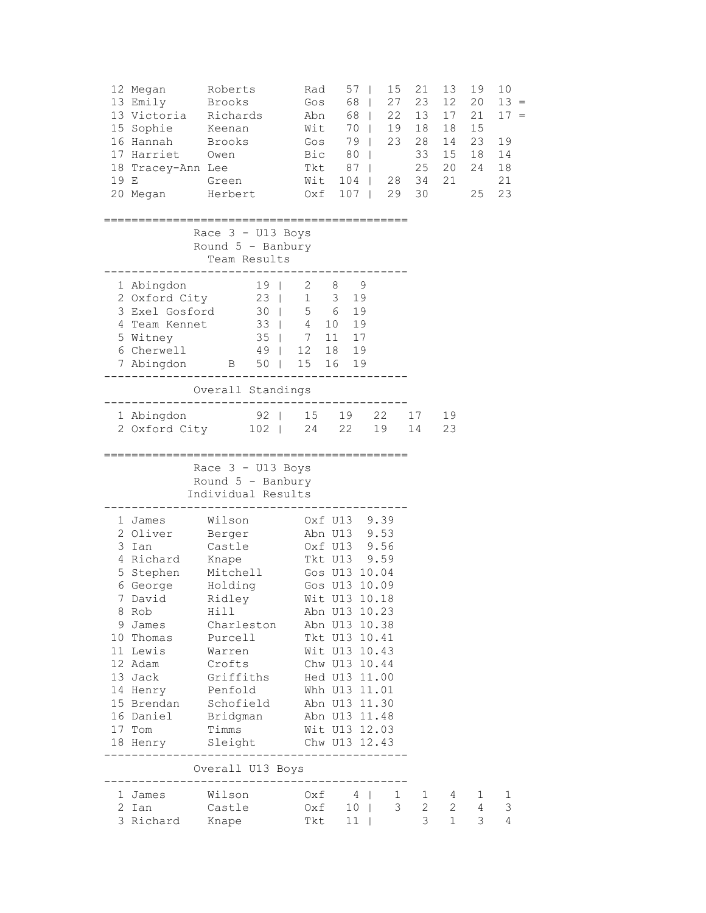| Pos | First | Last | Club | Total | R1 | R2 | R3 | R4 | R5 | |
|---|---|---|---|---|---|---|---|---|---|---|
| 12 | Megan | Roberts | Rad | 57 | 15 | 21 | 13 | 19 | 10 | |
| 13 | Emily | Brooks | Gos | 68 | 27 | 23 | 12 | 20 | 13 | = |
| 13 | Victoria | Richards | Abn | 68 | 22 | 13 | 17 | 21 | 17 | = |
| 15 | Sophie | Keenan | Wit | 70 | 19 | 18 | 18 | 15 | | |
| 16 | Hannah | Brooks | Gos | 79 | 23 | 28 | 14 | 23 | 19 | |
| 17 | Harriet | Owen | Bic | 80 | | 33 | 15 | 18 | 14 | |
| 18 | Tracey-Ann | Lee | Tkt | 87 | | 25 | 20 | 24 | 18 | |
| 19 | E | Green | Wit | 104 | 28 | 34 | 21 | | 21 | |
| 20 | Megan | Herbert | Oxf | 107 | 29 | 30 | | 25 | 23 | |

## Race 3 - U13 Boys
### Round 5 - Banbury
### Team Results

| Pos | Team | | Total | | | |
|---|---|---|---|---|---|---|
| 1 | Abingdon | | 19 | 2 | 8 | 9 |
| 2 | Oxford City | | 23 | 1 | 3 | 19 |
| 3 | Exel Gosford | | 30 | 5 | 6 | 19 |
| 4 | Team Kennet | | 33 | 4 | 10 | 19 |
| 5 | Witney | | 35 | 7 | 11 | 17 |
| 6 | Cherwell | | 49 | 12 | 18 | 19 |
| 7 | Abingdon | B | 50 | 15 | 16 | 19 |

### Overall Standings

| Pos | Team | Total | | | | | |
|---|---|---|---|---|---|---|---|
| 1 | Abingdon | 92 | 15 | 19 | 22 | 17 | 19 |
| 2 | Oxford City | 102 | 24 | 22 | 19 | 14 | 23 |

## Race 3 - U13 Boys
### Round 5 - Banbury
### Individual Results

| Pos | First | Last | Club | Cat | Time |
|---|---|---|---|---|---|
| 1 | James | Wilson | Oxf | U13 | 9.39 |
| 2 | Oliver | Berger | Abn | U13 | 9.53 |
| 3 | Ian | Castle | Oxf | U13 | 9.56 |
| 4 | Richard | Knape | Tkt | U13 | 9.59 |
| 5 | Stephen | Mitchell | Gos | U13 | 10.04 |
| 6 | George | Holding | Gos | U13 | 10.09 |
| 7 | David | Ridley | Wit | U13 | 10.18 |
| 8 | Rob | Hill | Abn | U13 | 10.23 |
| 9 | James | Charleston | Abn | U13 | 10.38 |
| 10 | Thomas | Purcell | Tkt | U13 | 10.41 |
| 11 | Lewis | Warren | Wit | U13 | 10.43 |
| 12 | Adam | Crofts | Chw | U13 | 10.44 |
| 13 | Jack | Griffiths | Hed | U13 | 11.00 |
| 14 | Henry | Penfold | Whh | U13 | 11.01 |
| 15 | Brendan | Schofield | Abn | U13 | 11.30 |
| 16 | Daniel | Bridgman | Abn | U13 | 11.48 |
| 17 | Tom | Timms | Wit | U13 | 12.03 |
| 18 | Henry | Sleight | Chw | U13 | 12.43 |

### Overall U13 Boys

| Pos | First | Last | Club | Total | R1 | R2 | R3 | R4 | R5 |
|---|---|---|---|---|---|---|---|---|---|
| 1 | James | Wilson | Oxf | 4 | 1 | 1 | 4 | 1 | 1 |
| 2 | Ian | Castle | Oxf | 10 | 3 | 2 | 2 | 4 | 3 |
| 3 | Richard | Knape | Tkt | 11 | | 3 | 1 | 3 | 4 |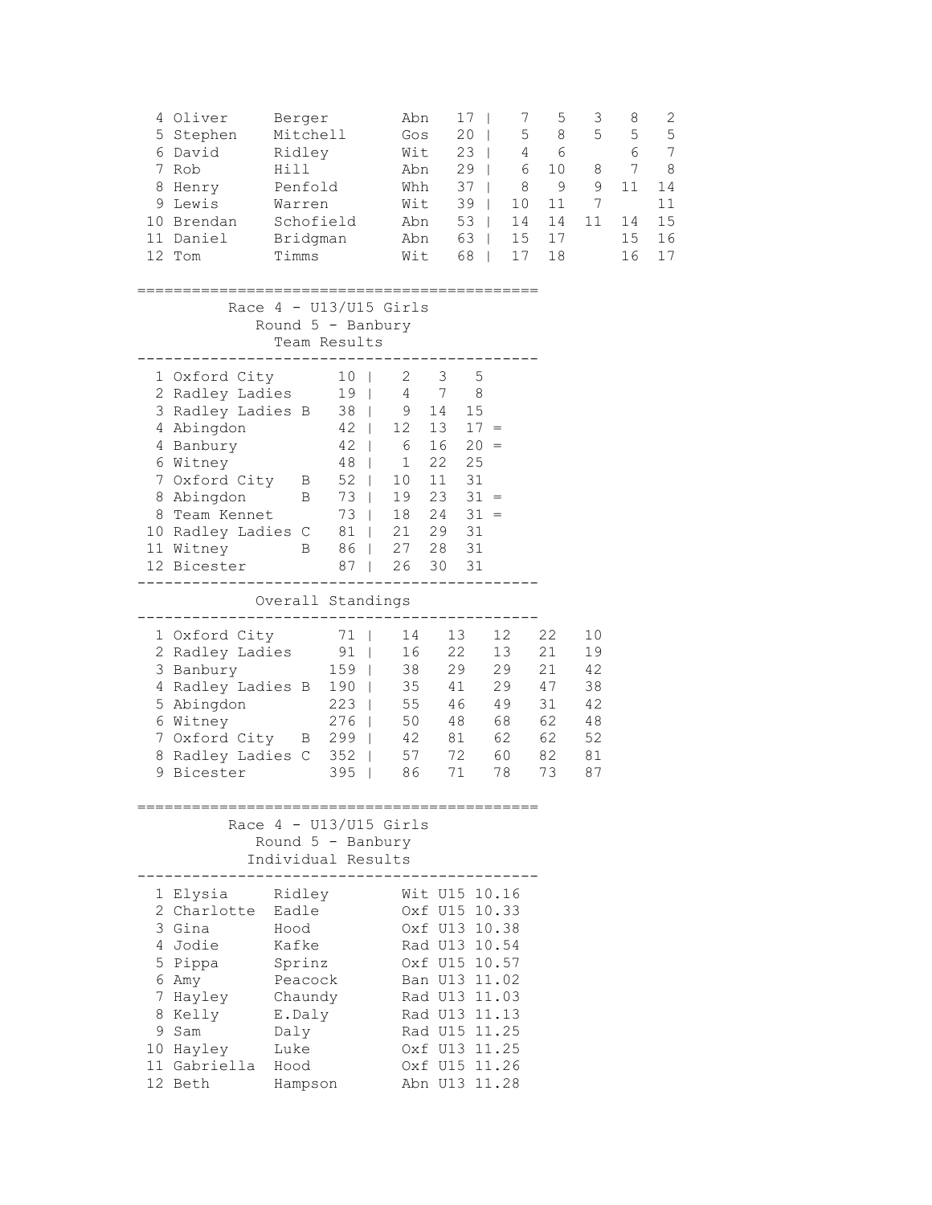| Pos | First Name | Surname | Club | Total | R1 | R2 | R3 | R4 | R5 |
|---|---|---|---|---|---|---|---|---|---|
| 4 | Oliver | Berger | Abn | 17 | 7 | 5 | 3 | 8 | 2 |
| 5 | Stephen | Mitchell | Gos | 20 | 5 | 8 | 5 | 5 | 5 |
| 6 | David | Ridley | Wit | 23 | 4 | 6 | | 6 | 7 |
| 7 | Rob | Hill | Abn | 29 | 6 | 10 | 8 | 7 | 8 |
| 8 | Henry | Penfold | Whh | 37 | 8 | 9 | 9 | 11 | 14 |
| 9 | Lewis | Warren | Wit | 39 | 10 | 11 | 7 | | 11 |
| 10 | Brendan | Schofield | Abn | 53 | 14 | 14 | 11 | 14 | 15 |
| 11 | Daniel | Bridgman | Abn | 63 | 15 | 17 | | 15 | 16 |
| 12 | Tom | Timms | Wit | 68 | 17 | 18 | | 16 | 17 |

## Race 4 - U13/U15 Girls
### Round 5 - Banbury
### Team Results

| Pos | Team | Total | 1st | 2nd | 3rd | |
|---|---|---|---|---|---|---|
| 1 | Oxford City | 10 | 2 | 3 | 5 | |
| 2 | Radley Ladies | 19 | 4 | 7 | 8 | |
| 3 | Radley Ladies B | 38 | 9 | 14 | 15 | |
| 4 | Abingdon | 42 | 12 | 13 | 17 | = |
| 4 | Banbury | 42 | 6 | 16 | 20 | = |
| 6 | Witney | 48 | 1 | 22 | 25 | |
| 7 | Oxford City B | 52 | 10 | 11 | 31 | |
| 8 | Abingdon B | 73 | 19 | 23 | 31 | = |
| 8 | Team Kennet | 73 | 18 | 24 | 31 | = |
| 10 | Radley Ladies C | 81 | 21 | 29 | 31 | |
| 11 | Witney B | 86 | 27 | 28 | 31 | |
| 12 | Bicester | 87 | 26 | 30 | 31 | |

### Overall Standings

| Pos | Team | Total | R1 | R2 | R3 | R4 | R5 |
|---|---|---|---|---|---|---|---|
| 1 | Oxford City | 71 | 14 | 13 | 12 | 22 | 10 |
| 2 | Radley Ladies | 91 | 16 | 22 | 13 | 21 | 19 |
| 3 | Banbury | 159 | 38 | 29 | 29 | 21 | 42 |
| 4 | Radley Ladies B | 190 | 35 | 41 | 29 | 47 | 38 |
| 5 | Abingdon | 223 | 55 | 46 | 49 | 31 | 42 |
| 6 | Witney | 276 | 50 | 48 | 68 | 62 | 48 |
| 7 | Oxford City B | 299 | 42 | 81 | 62 | 62 | 52 |
| 8 | Radley Ladies C | 352 | 57 | 72 | 60 | 82 | 81 |
| 9 | Bicester | 395 | 86 | 71 | 78 | 73 | 87 |

## Race 4 - U13/U15 Girls
### Round 5 - Banbury
### Individual Results

| Pos | First Name | Surname | Club | Cat | Time |
|---|---|---|---|---|---|
| 1 | Elysia | Ridley | Wit | U15 | 10.16 |
| 2 | Charlotte | Eadle | Oxf | U15 | 10.33 |
| 3 | Gina | Hood | Oxf | U13 | 10.38 |
| 4 | Jodie | Kafke | Rad | U13 | 10.54 |
| 5 | Pippa | Sprinz | Oxf | U15 | 10.57 |
| 6 | Amy | Peacock | Ban | U13 | 11.02 |
| 7 | Hayley | Chaundy | Rad | U13 | 11.03 |
| 8 | Kelly | E.Daly | Rad | U13 | 11.13 |
| 9 | Sam | Daly | Rad | U15 | 11.25 |
| 10 | Hayley | Luke | Oxf | U13 | 11.25 |
| 11 | Gabriella | Hood | Oxf | U15 | 11.26 |
| 12 | Beth | Hampson | Abn | U13 | 11.28 |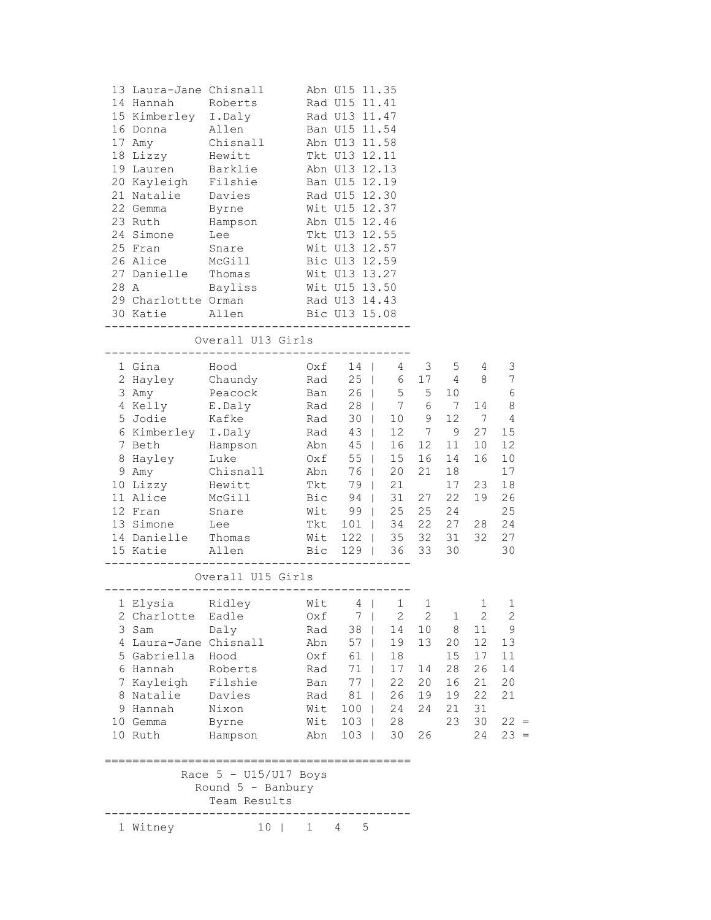| Pos | First | Last | Club | Cat | Time |
|---|---|---|---|---|---|
| 13 | Laura-Jane | Chisnall | Abn | U15 | 11.35 |
| 14 | Hannah | Roberts | Rad | U15 | 11.41 |
| 15 | Kimberley | I.Daly | Rad | U13 | 11.47 |
| 16 | Donna | Allen | Ban | U15 | 11.54 |
| 17 | Amy | Chisnall | Abn | U13 | 11.58 |
| 18 | Lizzy | Hewitt | Tkt | U13 | 12.11 |
| 19 | Lauren | Barklie | Abn | U13 | 12.13 |
| 20 | Kayleigh | Filshie | Ban | U15 | 12.19 |
| 21 | Natalie | Davies | Rad | U15 | 12.30 |
| 22 | Gemma | Byrne | Wit | U15 | 12.37 |
| 23 | Ruth | Hampson | Abn | U15 | 12.46 |
| 24 | Simone | Lee | Tkt | U13 | 12.55 |
| 25 | Fran | Snare | Wit | U13 | 12.57 |
| 26 | Alice | McGill | Bic | U13 | 12.59 |
| 27 | Danielle | Thomas | Wit | U13 | 13.27 |
| 28 | A | Bayliss | Wit | U15 | 13.50 |
| 29 | Charlottte | Orman | Rad | U13 | 14.43 |
| 30 | Katie | Allen | Bic | U13 | 15.08 |

### Overall U13 Girls

| Pos | First | Last | Club | Total | R1 | R2 | R3 | R4 | R5 |
|---|---|---|---|---|---|---|---|---|---|
| 1 | Gina | Hood | Oxf | 14 | 4 | 3 | 5 | 4 | 3 |
| 2 | Hayley | Chaundy | Rad | 25 | 6 | 17 | 4 | 8 | 7 |
| 3 | Amy | Peacock | Ban | 26 | 5 | 5 | 10 | | 6 |
| 4 | Kelly | E.Daly | Rad | 28 | 7 | 6 | 7 | 14 | 8 |
| 5 | Jodie | Kafke | Rad | 30 | 10 | 9 | 12 | 7 | 4 |
| 6 | Kimberley | I.Daly | Rad | 43 | 12 | 7 | 9 | 27 | 15 |
| 7 | Beth | Hampson | Abn | 45 | 16 | 12 | 11 | 10 | 12 |
| 8 | Hayley | Luke | Oxf | 55 | 15 | 16 | 14 | 16 | 10 |
| 9 | Amy | Chisnall | Abn | 76 | 20 | 21 | 18 | | 17 |
| 10 | Lizzy | Hewitt | Tkt | 79 | 21 | | 17 | 23 | 18 |
| 11 | Alice | McGill | Bic | 94 | 31 | 27 | 22 | 19 | 26 |
| 12 | Fran | Snare | Wit | 99 | 25 | 25 | 24 | | 25 |
| 13 | Simone | Lee | Tkt | 101 | 34 | 22 | 27 | 28 | 24 |
| 14 | Danielle | Thomas | Wit | 122 | 35 | 32 | 31 | 32 | 27 |
| 15 | Katie | Allen | Bic | 129 | 36 | 33 | 30 | | 30 |

### Overall U15 Girls

| Pos | First | Last | Club | Total | R1 | R2 | R3 | R4 | R5 |
|---|---|---|---|---|---|---|---|---|---|
| 1 | Elysia | Ridley | Wit | 4 | 1 | 1 | | 1 | 1 |
| 2 | Charlotte | Eadle | Oxf | 7 | 2 | 2 | 1 | 2 | 2 |
| 3 | Sam | Daly | Rad | 38 | 14 | 10 | 8 | 11 | 9 |
| 4 | Laura-Jane | Chisnall | Abn | 57 | 19 | 13 | 20 | 12 | 13 |
| 5 | Gabriella | Hood | Oxf | 61 | 18 | | 15 | 17 | 11 |
| 6 | Hannah | Roberts | Rad | 71 | 17 | 14 | 28 | 26 | 14 |
| 7 | Kayleigh | Filshie | Ban | 77 | 22 | 20 | 16 | 21 | 20 |
| 8 | Natalie | Davies | Rad | 81 | 26 | 19 | 19 | 22 | 21 |
| 9 | Hannah | Nixon | Wit | 100 | 24 | 24 | 21 | 31 | |
| 10 | Gemma | Byrne | Wit | 103 | 28 | | 23 | 30 | 22 = |
| 10 | Ruth | Hampson | Abn | 103 | 30 | 26 | | 24 | 23 = |

## Race 5 - U15/U17 Boys

### Round 5 - Banbury

### Team Results

| Pos | Team | Total | | | |
|---|---|---|---|---|---|
| 1 | Witney | 10 | 1 | 4 | 5 |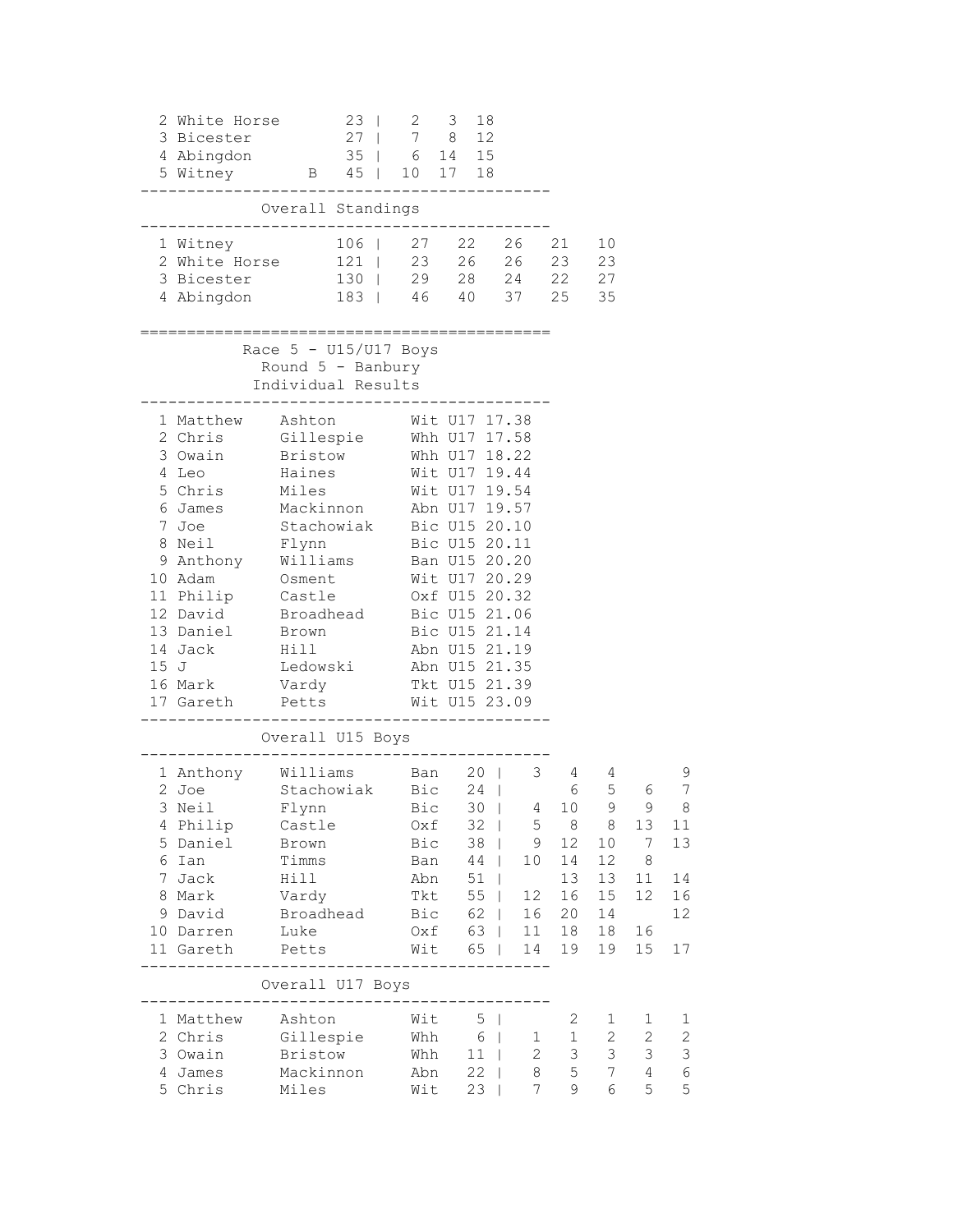| Pos | Team | | Total | | | |
|---|---|---|---|---|---|---|
| 2 | White Horse | | 23 | 2 | 3 | 18 |
| 3 | Bicester | | 27 | 7 | 8 | 12 |
| 4 | Abingdon | | 35 | 6 | 14 | 15 |
| 5 | Witney | B | 45 | 10 | 17 | 18 |

## Overall Standings

| Pos | Team | Total | | | | | |
|---|---|---|---|---|---|---|---|
| 1 | Witney | 106 | 27 | 22 | 26 | 21 | 10 |
| 2 | White Horse | 121 | 23 | 26 | 26 | 23 | 23 |
| 3 | Bicester | 130 | 29 | 28 | 24 | 22 | 27 |
| 4 | Abingdon | 183 | 46 | 40 | 37 | 25 | 35 |

## Race 5 - U15/U17 Boys
### Round 5 - Banbury
### Individual Results

| Pos | First Name | Surname | Club | Cat | Time |
|---|---|---|---|---|---|
| 1 | Matthew | Ashton | Wit | U17 | 17.38 |
| 2 | Chris | Gillespie | Whh | U17 | 17.58 |
| 3 | Owain | Bristow | Whh | U17 | 18.22 |
| 4 | Leo | Haines | Wit | U17 | 19.44 |
| 5 | Chris | Miles | Wit | U17 | 19.54 |
| 6 | James | Mackinnon | Abn | U17 | 19.57 |
| 7 | Joe | Stachowiak | Bic | U15 | 20.10 |
| 8 | Neil | Flynn | Bic | U15 | 20.11 |
| 9 | Anthony | Williams | Ban | U15 | 20.20 |
| 10 | Adam | Osment | Wit | U17 | 20.29 |
| 11 | Philip | Castle | Oxf | U15 | 20.32 |
| 12 | David | Broadhead | Bic | U15 | 21.06 |
| 13 | Daniel | Brown | Bic | U15 | 21.14 |
| 14 | Jack | Hill | Abn | U15 | 21.19 |
| 15 | J | Ledowski | Abn | U15 | 21.35 |
| 16 | Mark | Vardy | Tkt | U15 | 21.39 |
| 17 | Gareth | Petts | Wit | U15 | 23.09 |

## Overall U15 Boys

| Pos | First Name | Surname | Club | Total | | | | | |
|---|---|---|---|---|---|---|---|---|---|
| 1 | Anthony | Williams | Ban | 20 | 3 | 4 | 4 | | 9 |
| 2 | Joe | Stachowiak | Bic | 24 | | 6 | 5 | 6 | 7 |
| 3 | Neil | Flynn | Bic | 30 | 4 | 10 | 9 | 9 | 8 |
| 4 | Philip | Castle | Oxf | 32 | 5 | 8 | 8 | 13 | 11 |
| 5 | Daniel | Brown | Bic | 38 | 9 | 12 | 10 | 7 | 13 |
| 6 | Ian | Timms | Ban | 44 | 10 | 14 | 12 | 8 | |
| 7 | Jack | Hill | Abn | 51 | | 13 | 13 | 11 | 14 |
| 8 | Mark | Vardy | Tkt | 55 | 12 | 16 | 15 | 12 | 16 |
| 9 | David | Broadhead | Bic | 62 | 16 | 20 | 14 | | 12 |
| 10 | Darren | Luke | Oxf | 63 | 11 | 18 | 18 | 16 | |
| 11 | Gareth | Petts | Wit | 65 | 14 | 19 | 19 | 15 | 17 |

## Overall U17 Boys

| Pos | First Name | Surname | Club | Total | | | | | |
|---|---|---|---|---|---|---|---|---|---|
| 1 | Matthew | Ashton | Wit | 5 | | 2 | 1 | 1 | 1 |
| 2 | Chris | Gillespie | Whh | 6 | 1 | 1 | 2 | 2 | 2 |
| 3 | Owain | Bristow | Whh | 11 | 2 | 3 | 3 | 3 | 3 |
| 4 | James | Mackinnon | Abn | 22 | 8 | 5 | 7 | 4 | 6 |
| 5 | Chris | Miles | Wit | 23 | 7 | 9 | 6 | 5 | 5 |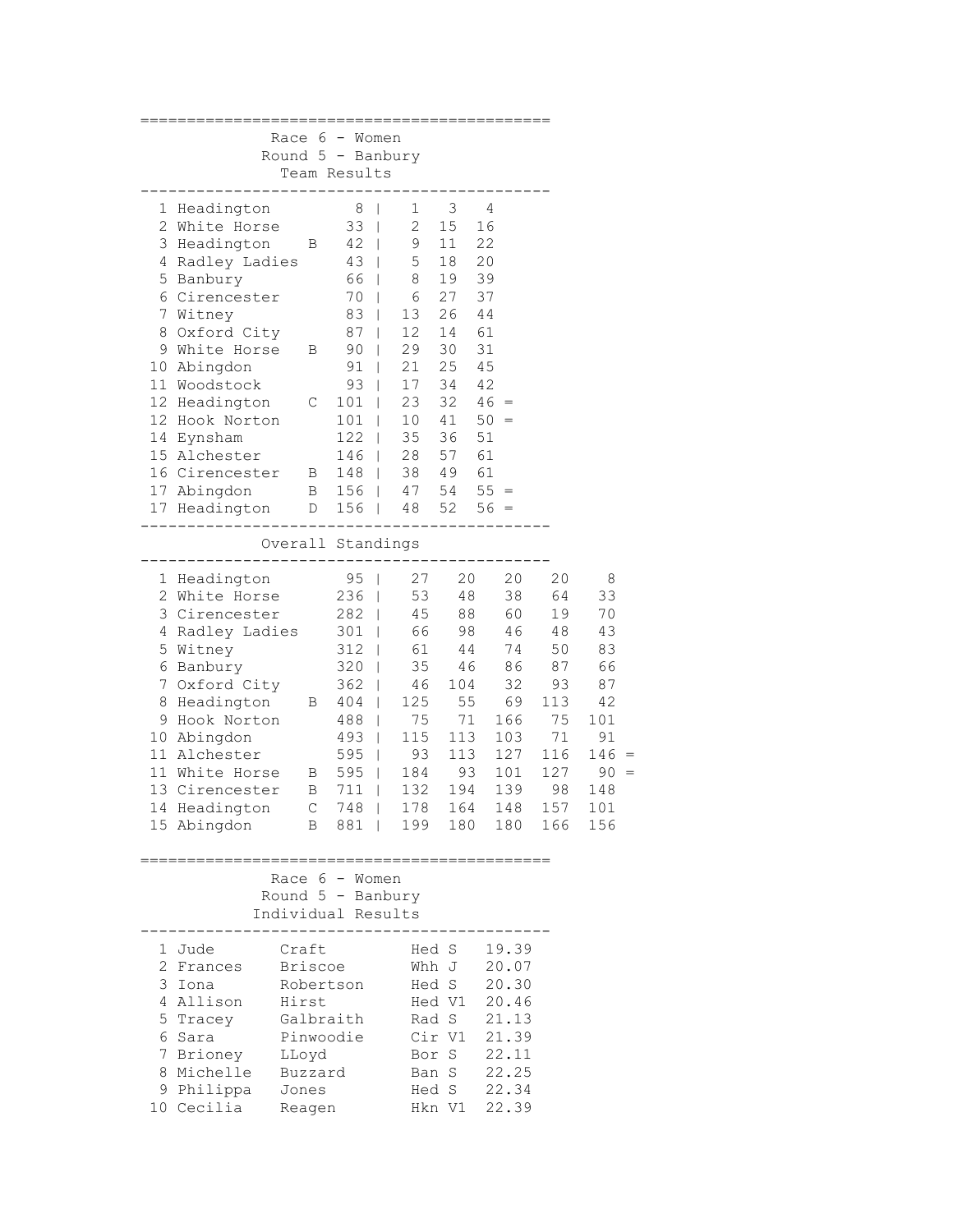## Race 6 - Women
## Round 5 - Banbury
### Team Results

| Pos | Team | | Points | | | |
|---|---|---|---|---|---|---|
| 1 | Headington | | 8 | 1 | 3 | 4 |
| 2 | White Horse | | 33 | 2 | 15 | 16 |
| 3 | Headington | B | 42 | 9 | 11 | 22 |
| 4 | Radley Ladies | | 43 | 5 | 18 | 20 |
| 5 | Banbury | | 66 | 8 | 19 | 39 |
| 6 | Cirencester | | 70 | 6 | 27 | 37 |
| 7 | Witney | | 83 | 13 | 26 | 44 |
| 8 | Oxford City | | 87 | 12 | 14 | 61 |
| 9 | White Horse | B | 90 | 29 | 30 | 31 |
| 10 | Abingdon | | 91 | 21 | 25 | 45 |
| 11 | Woodstock | | 93 | 17 | 34 | 42 |
| 12 | Headington | C | 101 | 23 | 32 | 46 = |
| 12 | Hook Norton | | 101 | 10 | 41 | 50 = |
| 14 | Eynsham | | 122 | 35 | 36 | 51 |
| 15 | Alchester | | 146 | 28 | 57 | 61 |
| 16 | Cirencester | B | 148 | 38 | 49 | 61 |
| 17 | Abingdon | B | 156 | 47 | 54 | 55 = |
| 17 | Headington | D | 156 | 48 | 52 | 56 = |

### Overall Standings

| Pos | Team | | Total | | | | | |
|---|---|---|---|---|---|---|---|---|
| 1 | Headington | | 95 | 27 | 20 | 20 | 20 | 8 |
| 2 | White Horse | | 236 | 53 | 48 | 38 | 64 | 33 |
| 3 | Cirencester | | 282 | 45 | 88 | 60 | 19 | 70 |
| 4 | Radley Ladies | | 301 | 66 | 98 | 46 | 48 | 43 |
| 5 | Witney | | 312 | 61 | 44 | 74 | 50 | 83 |
| 6 | Banbury | | 320 | 35 | 46 | 86 | 87 | 66 |
| 7 | Oxford City | | 362 | 46 | 104 | 32 | 93 | 87 |
| 8 | Headington | B | 404 | 125 | 55 | 69 | 113 | 42 |
| 9 | Hook Norton | | 488 | 75 | 71 | 166 | 75 | 101 |
| 10 | Abingdon | | 493 | 115 | 113 | 103 | 71 | 91 |
| 11 | Alchester | | 595 | 93 | 113 | 127 | 116 | 146 = |
| 11 | White Horse | B | 595 | 184 | 93 | 101 | 127 | 90 = |
| 13 | Cirencester | B | 711 | 132 | 194 | 139 | 98 | 148 |
| 14 | Headington | C | 748 | 178 | 164 | 148 | 157 | 101 |
| 15 | Abingdon | B | 881 | 199 | 180 | 180 | 166 | 156 |

## Race 6 - Women
## Round 5 - Banbury
### Individual Results

| Pos | First Name | Surname | Club | Cat | Time |
|---|---|---|---|---|---|
| 1 | Jude | Craft | Hed | S | 19.39 |
| 2 | Frances | Briscoe | Whh | J | 20.07 |
| 3 | Iona | Robertson | Hed | S | 20.30 |
| 4 | Allison | Hirst | Hed | V1 | 20.46 |
| 5 | Tracey | Galbraith | Rad | S | 21.13 |
| 6 | Sara | Pinwoodie | Cir | V1 | 21.39 |
| 7 | Brioney | LLoyd | Bor | S | 22.11 |
| 8 | Michelle | Buzzard | Ban | S | 22.25 |
| 9 | Philippa | Jones | Hed | S | 22.34 |
| 10 | Cecilia | Reagen | Hkn | V1 | 22.39 |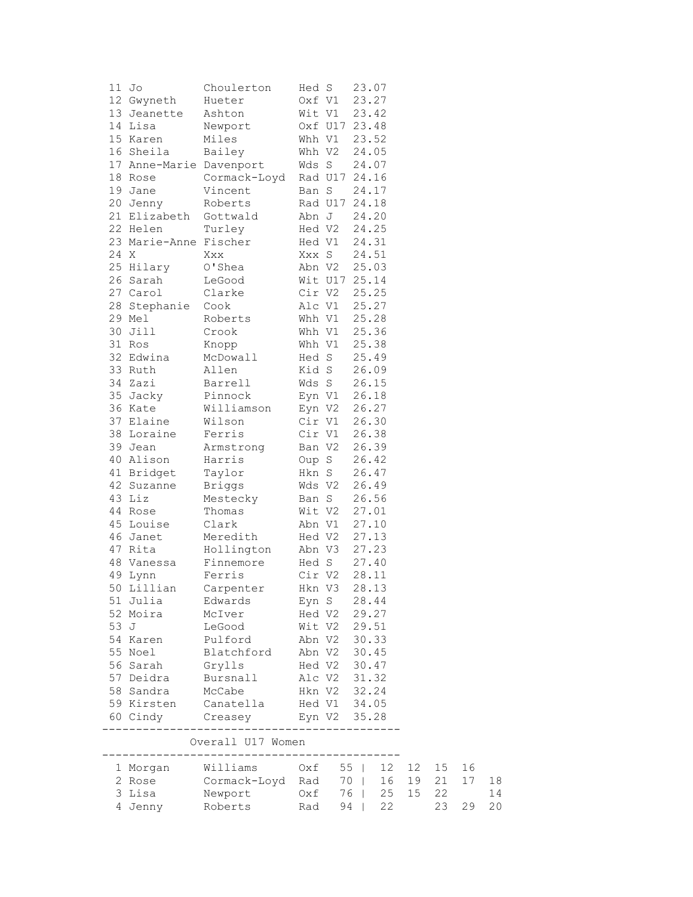| Pos | First name | Surname | Club | Cat | Time |
|---|---|---|---|---|---|
| 11 | Jo | Choulerton | Hed | S | 23.07 |
| 12 | Gwyneth | Hueter | Oxf | V1 | 23.27 |
| 13 | Jeanette | Ashton | Wit | V1 | 23.42 |
| 14 | Lisa | Newport | Oxf | U17 | 23.48 |
| 15 | Karen | Miles | Whh | V1 | 23.52 |
| 16 | Sheila | Bailey | Whh | V2 | 24.05 |
| 17 | Anne-Marie | Davenport | Wds | S | 24.07 |
| 18 | Rose | Cormack-Loyd | Rad | U17 | 24.16 |
| 19 | Jane | Vincent | Ban | S | 24.17 |
| 20 | Jenny | Roberts | Rad | U17 | 24.18 |
| 21 | Elizabeth | Gottwald | Abn | J | 24.20 |
| 22 | Helen | Turley | Hed | V2 | 24.25 |
| 23 | Marie-Anne | Fischer | Hed | V1 | 24.31 |
| 24 | X | Xxx | Xxx | S | 24.51 |
| 25 | Hilary | O'Shea | Abn | V2 | 25.03 |
| 26 | Sarah | LeGood | Wit | U17 | 25.14 |
| 27 | Carol | Clarke | Cir | V2 | 25.25 |
| 28 | Stephanie | Cook | Alc | V1 | 25.27 |
| 29 | Mel | Roberts | Whh | V1 | 25.28 |
| 30 | Jill | Crook | Whh | V1 | 25.36 |
| 31 | Ros | Knopp | Whh | V1 | 25.38 |
| 32 | Edwina | McDowall | Hed | S | 25.49 |
| 33 | Ruth | Allen | Kid | S | 26.09 |
| 34 | Zazi | Barrell | Wds | S | 26.15 |
| 35 | Jacky | Pinnock | Eyn | V1 | 26.18 |
| 36 | Kate | Williamson | Eyn | V2 | 26.27 |
| 37 | Elaine | Wilson | Cir | V1 | 26.30 |
| 38 | Loraine | Ferris | Cir | V1 | 26.38 |
| 39 | Jean | Armstrong | Ban | V2 | 26.39 |
| 40 | Alison | Harris | Oup | S | 26.42 |
| 41 | Bridget | Taylor | Hkn | S | 26.47 |
| 42 | Suzanne | Briggs | Wds | V2 | 26.49 |
| 43 | Liz | Mestecky | Ban | S | 26.56 |
| 44 | Rose | Thomas | Wit | V2 | 27.01 |
| 45 | Louise | Clark | Abn | V1 | 27.10 |
| 46 | Janet | Meredith | Hed | V2 | 27.13 |
| 47 | Rita | Hollington | Abn | V3 | 27.23 |
| 48 | Vanessa | Finnemore | Hed | S | 27.40 |
| 49 | Lynn | Ferris | Cir | V2 | 28.11 |
| 50 | Lillian | Carpenter | Hkn | V3 | 28.13 |
| 51 | Julia | Edwards | Eyn | S | 28.44 |
| 52 | Moira | McIver | Hed | V2 | 29.27 |
| 53 | J | LeGood | Wit | V2 | 29.51 |
| 54 | Karen | Pulford | Abn | V2 | 30.33 |
| 55 | Noel | Blatchford | Abn | V2 | 30.45 |
| 56 | Sarah | Grylls | Hed | V2 | 30.47 |
| 57 | Deidra | Bursnall | Alc | V2 | 31.32 |
| 58 | Sandra | McCabe | Hkn | V2 | 32.24 |
| 59 | Kirsten | Canatella | Hed | V1 | 34.05 |
| 60 | Cindy | Creasey | Eyn | V2 | 35.28 |

## Overall U17 Women

| Pos | First name | Surname | Club | Total | | | | | |
|---|---|---|---|---|---|---|---|---|---|
| 1 | Morgan | Williams | Oxf | 55 | 12 | 12 | 15 | 16 | |
| 2 | Rose | Cormack-Loyd | Rad | 70 | 16 | 19 | 21 | 17 | 18 |
| 3 | Lisa | Newport | Oxf | 76 | 25 | 15 | 22 | | 14 |
| 4 | Jenny | Roberts | Rad | 94 | 22 | | 23 | 29 | 20 |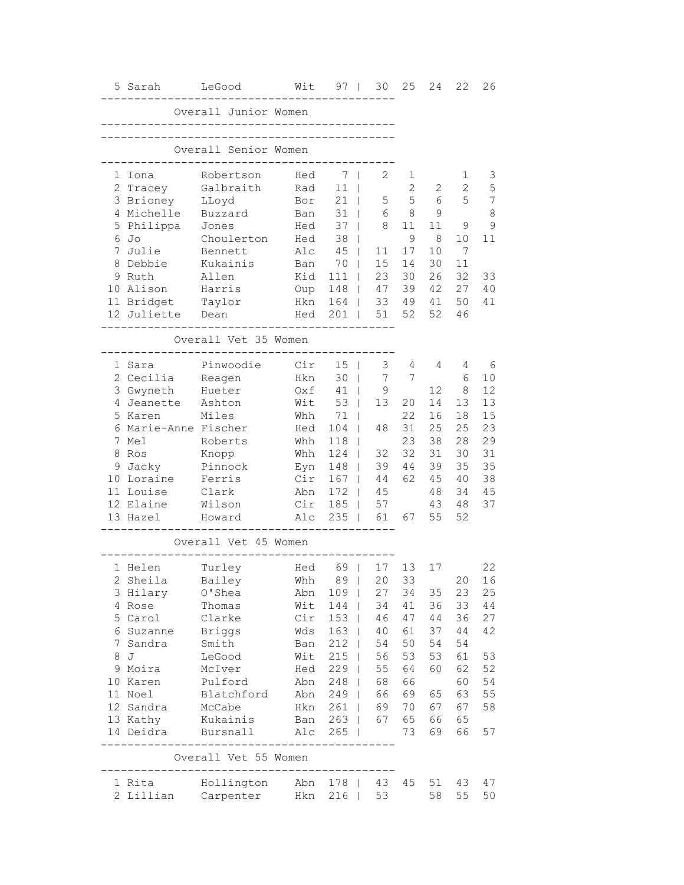| | | | | | | | | | |
|---|---|---|---|---|---|---|---|---|---|
| 5 | Sarah | LeGood | Wit | 97 | 30 | 25 | 24 | 22 | 26 |

## Overall Junior Women

## Overall Senior Women

| | | | | | | | | | |
|---|---|---|---|---|---|---|---|---|---|
| 1 | Iona | Robertson | Hed | 7 | 2 | 1 | | 1 | 3 |
| 2 | Tracey | Galbraith | Rad | 11 | | 2 | 2 | 2 | 5 |
| 3 | Brioney | LLoyd | Bor | 21 | 5 | 5 | 6 | 5 | 7 |
| 4 | Michelle | Buzzard | Ban | 31 | 6 | 8 | 9 | | 8 |
| 5 | Philippa | Jones | Hed | 37 | 8 | 11 | 11 | 9 | 9 |
| 6 | Jo | Choulerton | Hed | 38 | | 9 | 8 | 10 | 11 |
| 7 | Julie | Bennett | Alc | 45 | 11 | 17 | 10 | 7 | |
| 8 | Debbie | Kukainis | Ban | 70 | 15 | 14 | 30 | 11 | |
| 9 | Ruth | Allen | Kid | 111 | 23 | 30 | 26 | 32 | 33 |
| 10 | Alison | Harris | Oup | 148 | 47 | 39 | 42 | 27 | 40 |
| 11 | Bridget | Taylor | Hkn | 164 | 33 | 49 | 41 | 50 | 41 |
| 12 | Juliette | Dean | Hed | 201 | 51 | 52 | 52 | 46 | |

## Overall Vet 35 Women

| | | | | | | | | | |
|---|---|---|---|---|---|---|---|---|---|
| 1 | Sara | Pinwoodie | Cir | 15 | 3 | 4 | 4 | 4 | 6 |
| 2 | Cecilia | Reagen | Hkn | 30 | 7 | 7 | | 6 | 10 |
| 3 | Gwyneth | Hueter | Oxf | 41 | 9 | | 12 | 8 | 12 |
| 4 | Jeanette | Ashton | Wit | 53 | 13 | 20 | 14 | 13 | 13 |
| 5 | Karen | Miles | Whh | 71 | | 22 | 16 | 18 | 15 |
| 6 | Marie-Anne | Fischer | Hed | 104 | 48 | 31 | 25 | 25 | 23 |
| 7 | Mel | Roberts | Whh | 118 | | 23 | 38 | 28 | 29 |
| 8 | Ros | Knopp | Whh | 124 | 32 | 32 | 31 | 30 | 31 |
| 9 | Jacky | Pinnock | Eyn | 148 | 39 | 44 | 39 | 35 | 35 |
| 10 | Loraine | Ferris | Cir | 167 | 44 | 62 | 45 | 40 | 38 |
| 11 | Louise | Clark | Abn | 172 | 45 | | 48 | 34 | 45 |
| 12 | Elaine | Wilson | Cir | 185 | 57 | | 43 | 48 | 37 |
| 13 | Hazel | Howard | Alc | 235 | 61 | 67 | 55 | 52 | |

## Overall Vet 45 Women

| | | | | | | | | | |
|---|---|---|---|---|---|---|---|---|---|
| 1 | Helen | Turley | Hed | 69 | 17 | 13 | 17 | | 22 |
| 2 | Sheila | Bailey | Whh | 89 | 20 | 33 | | 20 | 16 |
| 3 | Hilary | O'Shea | Abn | 109 | 27 | 34 | 35 | 23 | 25 |
| 4 | Rose | Thomas | Wit | 144 | 34 | 41 | 36 | 33 | 44 |
| 5 | Carol | Clarke | Cir | 153 | 46 | 47 | 44 | 36 | 27 |
| 6 | Suzanne | Briggs | Wds | 163 | 40 | 61 | 37 | 44 | 42 |
| 7 | Sandra | Smith | Ban | 212 | 54 | 50 | 54 | 54 | |
| 8 | J | LeGood | Wit | 215 | 56 | 53 | 53 | 61 | 53 |
| 9 | Moira | McIver | Hed | 229 | 55 | 64 | 60 | 62 | 52 |
| 10 | Karen | Pulford | Abn | 248 | 68 | 66 | | 60 | 54 |
| 11 | Noel | Blatchford | Abn | 249 | 66 | 69 | 65 | 63 | 55 |
| 12 | Sandra | McCabe | Hkn | 261 | 69 | 70 | 67 | 67 | 58 |
| 13 | Kathy | Kukainis | Ban | 263 | 67 | 65 | 66 | 65 | |
| 14 | Deidra | Bursnall | Alc | 265 | | 73 | 69 | 66 | 57 |

## Overall Vet 55 Women

| | | | | | | | | | |
|---|---|---|---|---|---|---|---|---|---|
| 1 | Rita | Hollington | Abn | 178 | 43 | 45 | 51 | 43 | 47 |
| 2 | Lillian | Carpenter | Hkn | 216 | 53 | | 58 | 55 | 50 |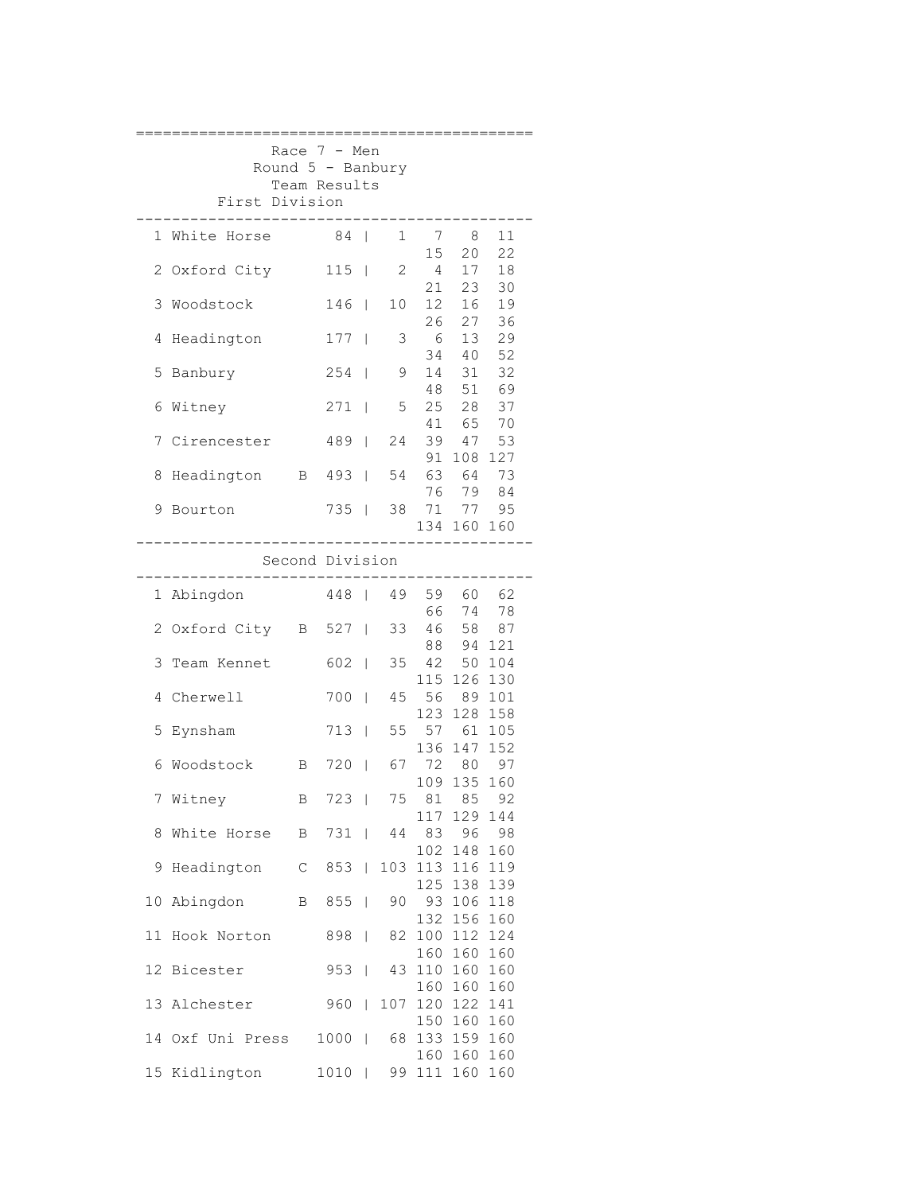Race 7 - Men
Round 5 - Banbury
Team Results

## First Division

| Pos | Team | | Total | Scores |
|---|---|---|---|---|
| 1 | White Horse | | 84 | 1 7 8 11 15 20 22 |
| 2 | Oxford City | | 115 | 2 4 17 18 21 23 30 |
| 3 | Woodstock | | 146 | 10 12 16 19 26 27 36 |
| 4 | Headington | | 177 | 3 6 13 29 34 40 52 |
| 5 | Banbury | | 254 | 9 14 31 32 48 51 69 |
| 6 | Witney | | 271 | 5 25 28 37 41 65 70 |
| 7 | Cirencester | | 489 | 24 39 47 53 91 108 127 |
| 8 | Headington | B | 493 | 54 63 64 73 76 79 84 |
| 9 | Bourton | | 735 | 38 71 77 95 134 160 160 |

## Second Division

| Pos | Team | | Total | Scores |
|---|---|---|---|---|
| 1 | Abingdon | | 448 | 49 59 60 62 66 74 78 |
| 2 | Oxford City | B | 527 | 33 46 58 87 88 94 121 |
| 3 | Team Kennet | | 602 | 35 42 50 104 115 126 130 |
| 4 | Cherwell | | 700 | 45 56 89 101 123 128 158 |
| 5 | Eynsham | | 713 | 55 57 61 105 136 147 152 |
| 6 | Woodstock | B | 720 | 67 72 80 97 109 135 160 |
| 7 | Witney | B | 723 | 75 81 85 92 117 129 144 |
| 8 | White Horse | B | 731 | 44 83 96 98 102 148 160 |
| 9 | Headington | C | 853 | 103 113 116 119 125 138 139 |
| 10 | Abingdon | B | 855 | 90 93 106 118 132 156 160 |
| 11 | Hook Norton | | 898 | 82 100 112 124 160 160 160 |
| 12 | Bicester | | 953 | 43 110 160 160 160 160 160 |
| 13 | Alchester | | 960 | 107 120 122 141 150 160 160 |
| 14 | Oxf Uni Press | | 1000 | 68 133 159 160 160 160 160 |
| 15 | Kidlington | | 1010 | 99 111 160 160 |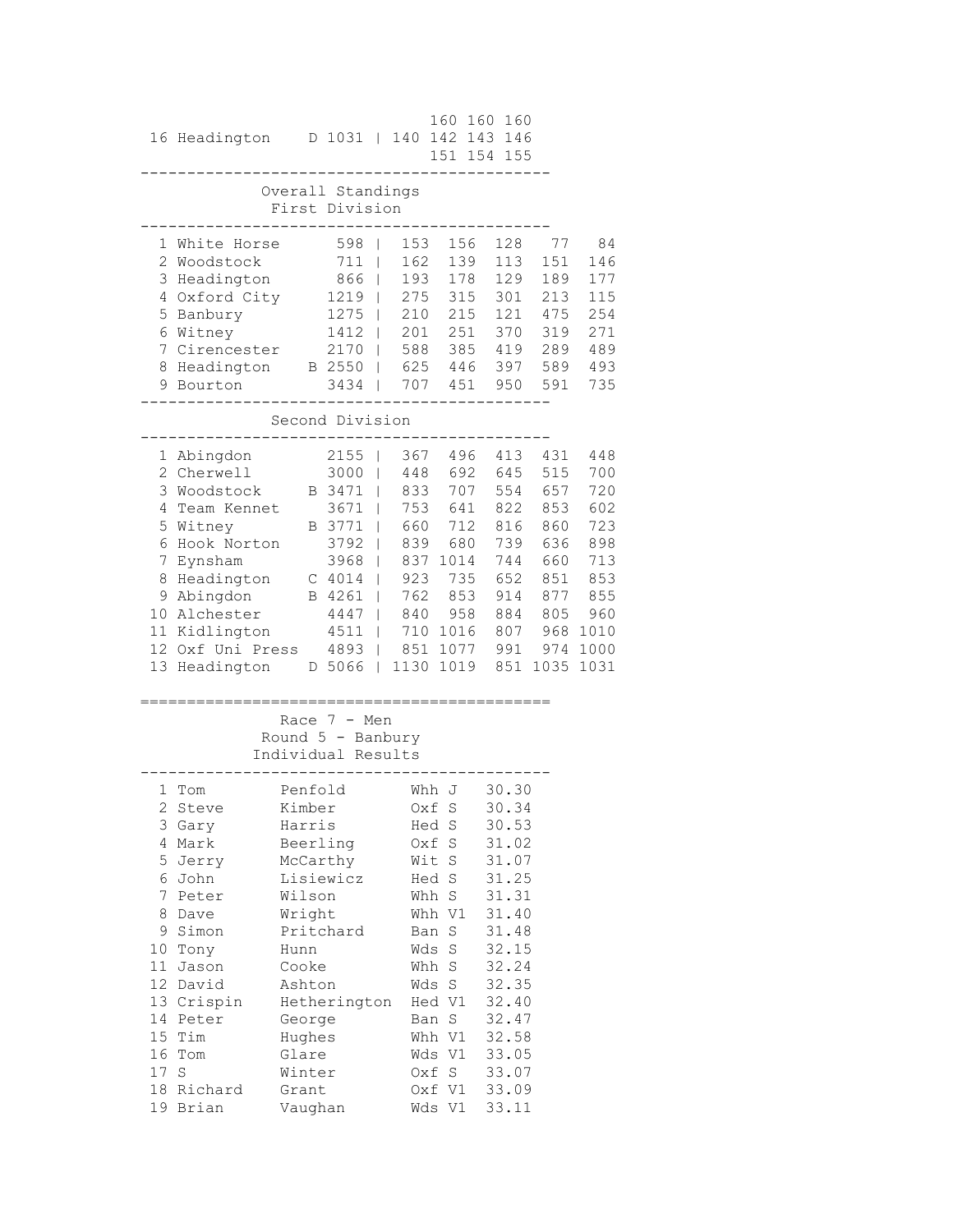| | | | | | | | |
|---|---|---|---|---|---|---|---|
| | | | | 160 | 160 | 160 | |
| 16 | Headington | D 1031 | 140 | 142 | 143 | 146 | |
| | | | | 151 | 154 | 155 | |

## Overall Standings
### First Division

| Pos | Team | Total | | | | | |
|---|---|---|---|---|---|---|---|
| 1 | White Horse | 598 | 153 | 156 | 128 | 77 | 84 |
| 2 | Woodstock | 711 | 162 | 139 | 113 | 151 | 146 |
| 3 | Headington | 866 | 193 | 178 | 129 | 189 | 177 |
| 4 | Oxford City | 1219 | 275 | 315 | 301 | 213 | 115 |
| 5 | Banbury | 1275 | 210 | 215 | 121 | 475 | 254 |
| 6 | Witney | 1412 | 201 | 251 | 370 | 319 | 271 |
| 7 | Cirencester | 2170 | 588 | 385 | 419 | 289 | 489 |
| 8 | Headington | B 2550 | 625 | 446 | 397 | 589 | 493 |
| 9 | Bourton | 3434 | 707 | 451 | 950 | 591 | 735 |

### Second Division

| Pos | Team | Total | | | | | |
|---|---|---|---|---|---|---|---|
| 1 | Abingdon | 2155 | 367 | 496 | 413 | 431 | 448 |
| 2 | Cherwell | 3000 | 448 | 692 | 645 | 515 | 700 |
| 3 | Woodstock | B 3471 | 833 | 707 | 554 | 657 | 720 |
| 4 | Team Kennet | 3671 | 753 | 641 | 822 | 853 | 602 |
| 5 | Witney | B 3771 | 660 | 712 | 816 | 860 | 723 |
| 6 | Hook Norton | 3792 | 839 | 680 | 739 | 636 | 898 |
| 7 | Eynsham | 3968 | 837 | 1014 | 744 | 660 | 713 |
| 8 | Headington | C 4014 | 923 | 735 | 652 | 851 | 853 |
| 9 | Abingdon | B 4261 | 762 | 853 | 914 | 877 | 855 |
| 10 | Alchester | 4447 | 840 | 958 | 884 | 805 | 960 |
| 11 | Kidlington | 4511 | 710 | 1016 | 807 | 968 | 1010 |
| 12 | Oxf Uni Press | 4893 | 851 | 1077 | 991 | 974 | 1000 |
| 13 | Headington | D 5066 | 1130 | 1019 | 851 | 1035 | 1031 |

## Race 7 - Men
### Round 5 - Banbury
### Individual Results

| Pos | First | Surname | Club | Cat | Time |
|---|---|---|---|---|---|
| 1 | Tom | Penfold | Whh | J | 30.30 |
| 2 | Steve | Kimber | Oxf | S | 30.34 |
| 3 | Gary | Harris | Hed | S | 30.53 |
| 4 | Mark | Beerling | Oxf | S | 31.02 |
| 5 | Jerry | McCarthy | Wit | S | 31.07 |
| 6 | John | Lisiewicz | Hed | S | 31.25 |
| 7 | Peter | Wilson | Whh | S | 31.31 |
| 8 | Dave | Wright | Whh | V1 | 31.40 |
| 9 | Simon | Pritchard | Ban | S | 31.48 |
| 10 | Tony | Hunn | Wds | S | 32.15 |
| 11 | Jason | Cooke | Whh | S | 32.24 |
| 12 | David | Ashton | Wds | S | 32.35 |
| 13 | Crispin | Hetherington | Hed | V1 | 32.40 |
| 14 | Peter | George | Ban | S | 32.47 |
| 15 | Tim | Hughes | Whh | V1 | 32.58 |
| 16 | Tom | Glare | Wds | V1 | 33.05 |
| 17 | S | Winter | Oxf | S | 33.07 |
| 18 | Richard | Grant | Oxf | V1 | 33.09 |
| 19 | Brian | Vaughan | Wds | V1 | 33.11 |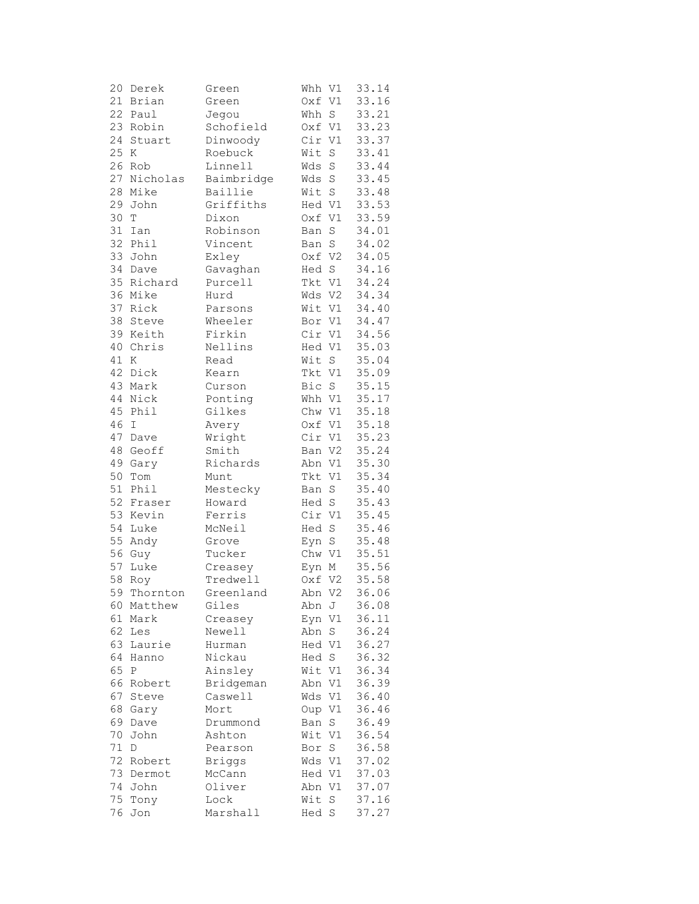```
20 Derek      Green       Whh V1  33.14
21 Brian      Green       Oxf V1  33.16
22 Paul       Jegou       Whh S   33.21
23 Robin      Schofield   Oxf V1  33.23
24 Stuart     Dinwoody    Cir V1  33.37
25 K          Roebuck     Wit S   33.41
26 Rob        Linnell     Wds S   33.44
27 Nicholas   Baimbridge  Wds S   33.45
28 Mike       Baillie     Wit S   33.48
29 John       Griffiths   Hed V1  33.53
30 T          Dixon       Oxf V1  33.59
31 Ian        Robinson    Ban S   34.01
32 Phil       Vincent     Ban S   34.02
33 John       Exley       Oxf V2  34.05
34 Dave       Gavaghan    Hed S   34.16
35 Richard    Purcell     Tkt V1  34.24
36 Mike       Hurd        Wds V2  34.34
37 Rick       Parsons     Wit V1  34.40
38 Steve      Wheeler     Bor V1  34.47
39 Keith      Firkin      Cir V1  34.56
40 Chris      Nellins     Hed V1  35.03
41 K          Read        Wit S   35.04
42 Dick       Kearn       Tkt V1  35.09
43 Mark       Curson      Bic S   35.15
44 Nick       Ponting     Whh V1  35.17
45 Phil       Gilkes      Chw V1  35.18
46 I          Avery       Oxf V1  35.18
47 Dave       Wright      Cir V1  35.23
48 Geoff      Smith       Ban V2  35.24
49 Gary       Richards    Abn V1  35.30
50 Tom        Munt        Tkt V1  35.34
51 Phil       Mestecky    Ban S   35.40
52 Fraser     Howard      Hed S   35.43
53 Kevin      Ferris      Cir V1  35.45
54 Luke       McNeil      Hed S   35.46
55 Andy       Grove       Eyn S   35.48
56 Guy        Tucker      Chw V1  35.51
57 Luke       Creasey     Eyn M   35.56
58 Roy        Tredwell    Oxf V2  35.58
59 Thornton   Greenland   Abn V2  36.06
60 Matthew    Giles       Abn J   36.08
61 Mark       Creasey     Eyn V1  36.11
62 Les        Newell      Abn S   36.24
63 Laurie     Hurman      Hed V1  36.27
64 Hanno      Nickau      Hed S   36.32
65 P          Ainsley     Wit V1  36.34
66 Robert     Bridgeman   Abn V1  36.39
67 Steve      Caswell     Wds V1  36.40
68 Gary       Mort        Oup V1  36.46
69 Dave       Drummond    Ban S   36.49
70 John       Ashton      Wit V1  36.54
71 D          Pearson     Bor S   36.58
72 Robert     Briggs      Wds V1  37.02
73 Dermot     McCann      Hed V1  37.03
74 John       Oliver      Abn V1  37.07
75 Tony       Lock        Wit S   37.16
76 Jon        Marshall    Hed S   37.27
```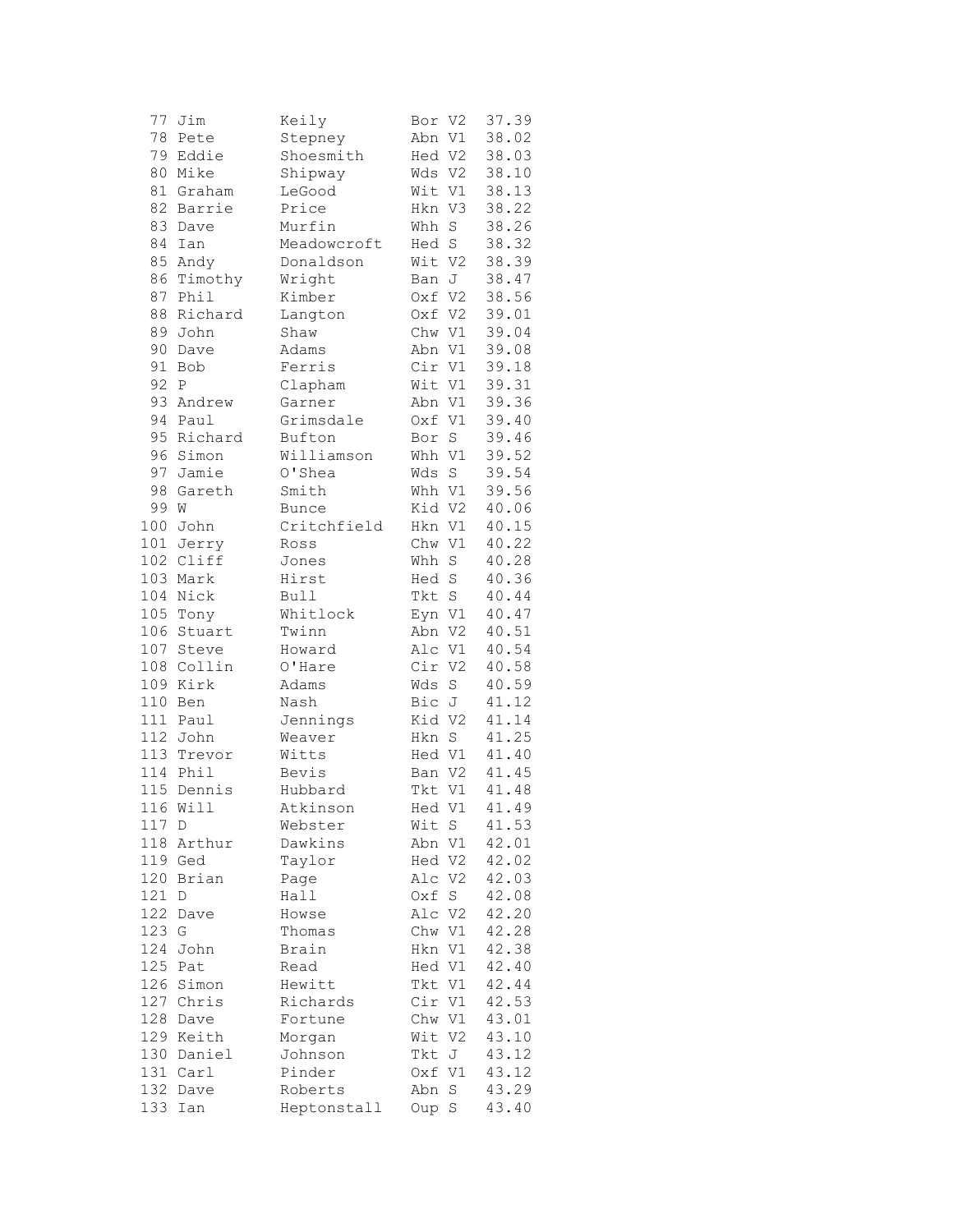| | | | | | |
|---|---|---|---|---|---|
| 77 | Jim | Keily | Bor | V2 | 37.39 |
| 78 | Pete | Stepney | Abn | V1 | 38.02 |
| 79 | Eddie | Shoesmith | Hed | V2 | 38.03 |
| 80 | Mike | Shipway | Wds | V2 | 38.10 |
| 81 | Graham | LeGood | Wit | V1 | 38.13 |
| 82 | Barrie | Price | Hkn | V3 | 38.22 |
| 83 | Dave | Murfin | Whh | S | 38.26 |
| 84 | Ian | Meadowcroft | Hed | S | 38.32 |
| 85 | Andy | Donaldson | Wit | V2 | 38.39 |
| 86 | Timothy | Wright | Ban | J | 38.47 |
| 87 | Phil | Kimber | Oxf | V2 | 38.56 |
| 88 | Richard | Langton | Oxf | V2 | 39.01 |
| 89 | John | Shaw | Chw | V1 | 39.04 |
| 90 | Dave | Adams | Abn | V1 | 39.08 |
| 91 | Bob | Ferris | Cir | V1 | 39.18 |
| 92 | P | Clapham | Wit | V1 | 39.31 |
| 93 | Andrew | Garner | Abn | V1 | 39.36 |
| 94 | Paul | Grimsdale | Oxf | V1 | 39.40 |
| 95 | Richard | Bufton | Bor | S | 39.46 |
| 96 | Simon | Williamson | Whh | V1 | 39.52 |
| 97 | Jamie | O'Shea | Wds | S | 39.54 |
| 98 | Gareth | Smith | Whh | V1 | 39.56 |
| 99 | W | Bunce | Kid | V2 | 40.06 |
| 100 | John | Critchfield | Hkn | V1 | 40.15 |
| 101 | Jerry | Ross | Chw | V1 | 40.22 |
| 102 | Cliff | Jones | Whh | S | 40.28 |
| 103 | Mark | Hirst | Hed | S | 40.36 |
| 104 | Nick | Bull | Tkt | S | 40.44 |
| 105 | Tony | Whitlock | Eyn | V1 | 40.47 |
| 106 | Stuart | Twinn | Abn | V2 | 40.51 |
| 107 | Steve | Howard | Alc | V1 | 40.54 |
| 108 | Collin | O'Hare | Cir | V2 | 40.58 |
| 109 | Kirk | Adams | Wds | S | 40.59 |
| 110 | Ben | Nash | Bic | J | 41.12 |
| 111 | Paul | Jennings | Kid | V2 | 41.14 |
| 112 | John | Weaver | Hkn | S | 41.25 |
| 113 | Trevor | Witts | Hed | V1 | 41.40 |
| 114 | Phil | Bevis | Ban | V2 | 41.45 |
| 115 | Dennis | Hubbard | Tkt | V1 | 41.48 |
| 116 | Will | Atkinson | Hed | V1 | 41.49 |
| 117 | D | Webster | Wit | S | 41.53 |
| 118 | Arthur | Dawkins | Abn | V1 | 42.01 |
| 119 | Ged | Taylor | Hed | V2 | 42.02 |
| 120 | Brian | Page | Alc | V2 | 42.03 |
| 121 | D | Hall | Oxf | S | 42.08 |
| 122 | Dave | Howse | Alc | V2 | 42.20 |
| 123 | G | Thomas | Chw | V1 | 42.28 |
| 124 | John | Brain | Hkn | V1 | 42.38 |
| 125 | Pat | Read | Hed | V1 | 42.40 |
| 126 | Simon | Hewitt | Tkt | V1 | 42.44 |
| 127 | Chris | Richards | Cir | V1 | 42.53 |
| 128 | Dave | Fortune | Chw | V1 | 43.01 |
| 129 | Keith | Morgan | Wit | V2 | 43.10 |
| 130 | Daniel | Johnson | Tkt | J | 43.12 |
| 131 | Carl | Pinder | Oxf | V1 | 43.12 |
| 132 | Dave | Roberts | Abn | S | 43.29 |
| 133 | Ian | Heptonstall | Oup | S | 43.40 |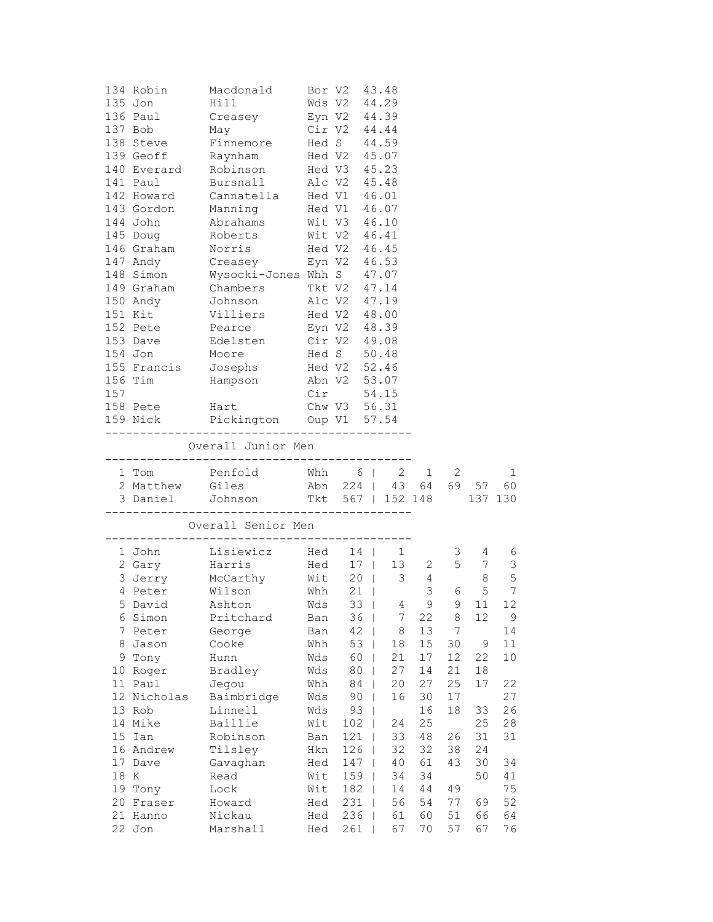| Pos | First | Last | Club | Cat | Time |
|---|---|---|---|---|---|
| 134 | Robin | Macdonald | Bor | V2 | 43.48 |
| 135 | Jon | Hill | Wds | V2 | 44.29 |
| 136 | Paul | Creasey | Eyn | V2 | 44.39 |
| 137 | Bob | May | Cir | V2 | 44.44 |
| 138 | Steve | Finnemore | Hed | S | 44.59 |
| 139 | Geoff | Raynham | Hed | V2 | 45.07 |
| 140 | Everard | Robinson | Hed | V3 | 45.23 |
| 141 | Paul | Bursnall | Alc | V2 | 45.48 |
| 142 | Howard | Cannatella | Hed | V1 | 46.01 |
| 143 | Gordon | Manning | Hed | V1 | 46.07 |
| 144 | John | Abrahams | Wit | V3 | 46.10 |
| 145 | Doug | Roberts | Wit | V2 | 46.41 |
| 146 | Graham | Norris | Hed | V2 | 46.45 |
| 147 | Andy | Creasey | Eyn | V2 | 46.53 |
| 148 | Simon | Wysocki-Jones | Whh | S | 47.07 |
| 149 | Graham | Chambers | Tkt | V2 | 47.14 |
| 150 | Andy | Johnson | Alc | V2 | 47.19 |
| 151 | Kit | Villiers | Hed | V2 | 48.00 |
| 152 | Pete | Pearce | Eyn | V2 | 48.39 |
| 153 | Dave | Edelsten | Cir | V2 | 49.08 |
| 154 | Jon | Moore | Hed | S | 50.48 |
| 155 | Francis | Josephs | Hed | V2 | 52.46 |
| 156 | Tim | Hampson | Abn | V2 | 53.07 |
| 157 | | | Cir | | 54.15 |
| 158 | Pete | Hart | Chw | V3 | 56.31 |
| 159 | Nick | Pickington | Oup | V1 | 57.54 |

## Overall Junior Men

| Pos | First | Last | Club | Total | | | | | |
|---|---|---|---|---|---|---|---|---|---|
| 1 | Tom | Penfold | Whh | 6 | 2 | 1 | 2 | | 1 |
| 2 | Matthew | Giles | Abn | 224 | 43 | 64 | 69 | 57 | 60 |
| 3 | Daniel | Johnson | Tkt | 567 | 152 | 148 | | 137 | 130 |

## Overall Senior Men

| Pos | First | Last | Club | Total | | | | | |
|---|---|---|---|---|---|---|---|---|---|
| 1 | John | Lisiewicz | Hed | 14 | 1 | | 3 | 4 | 6 |
| 2 | Gary | Harris | Hed | 17 | 13 | 2 | 5 | 7 | 3 |
| 3 | Jerry | McCarthy | Wit | 20 | 3 | 4 | | 8 | 5 |
| 4 | Peter | Wilson | Whh | 21 | | 3 | 6 | 5 | 7 |
| 5 | David | Ashton | Wds | 33 | 4 | 9 | 9 | 11 | 12 |
| 6 | Simon | Pritchard | Ban | 36 | 7 | 22 | 8 | 12 | 9 |
| 7 | Peter | George | Ban | 42 | 8 | 13 | 7 | | 14 |
| 8 | Jason | Cooke | Whh | 53 | 18 | 15 | 30 | 9 | 11 |
| 9 | Tony | Hunn | Wds | 60 | 21 | 17 | 12 | 22 | 10 |
| 10 | Roger | Bradley | Wds | 80 | 27 | 14 | 21 | 18 | |
| 11 | Paul | Jegou | Whh | 84 | 20 | 27 | 25 | 17 | 22 |
| 12 | Nicholas | Baimbridge | Wds | 90 | 16 | 30 | 17 | | 27 |
| 13 | Rob | Linnell | Wds | 93 | | 16 | 18 | 33 | 26 |
| 14 | Mike | Baillie | Wit | 102 | 24 | 25 | | 25 | 28 |
| 15 | Ian | Robinson | Ban | 121 | 33 | 48 | 26 | 31 | 31 |
| 16 | Andrew | Tilsley | Hkn | 126 | 32 | 32 | 38 | 24 | |
| 17 | Dave | Gavaghan | Hed | 147 | 40 | 61 | 43 | 30 | 34 |
| 18 | K | Read | Wit | 159 | 34 | 34 | | 50 | 41 |
| 19 | Tony | Lock | Wit | 182 | 14 | 44 | 49 | | 75 |
| 20 | Fraser | Howard | Hed | 231 | 56 | 54 | 77 | 69 | 52 |
| 21 | Hanno | Nickau | Hed | 236 | 61 | 60 | 51 | 66 | 64 |
| 22 | Jon | Marshall | Hed | 261 | 67 | 70 | 57 | 67 | 76 |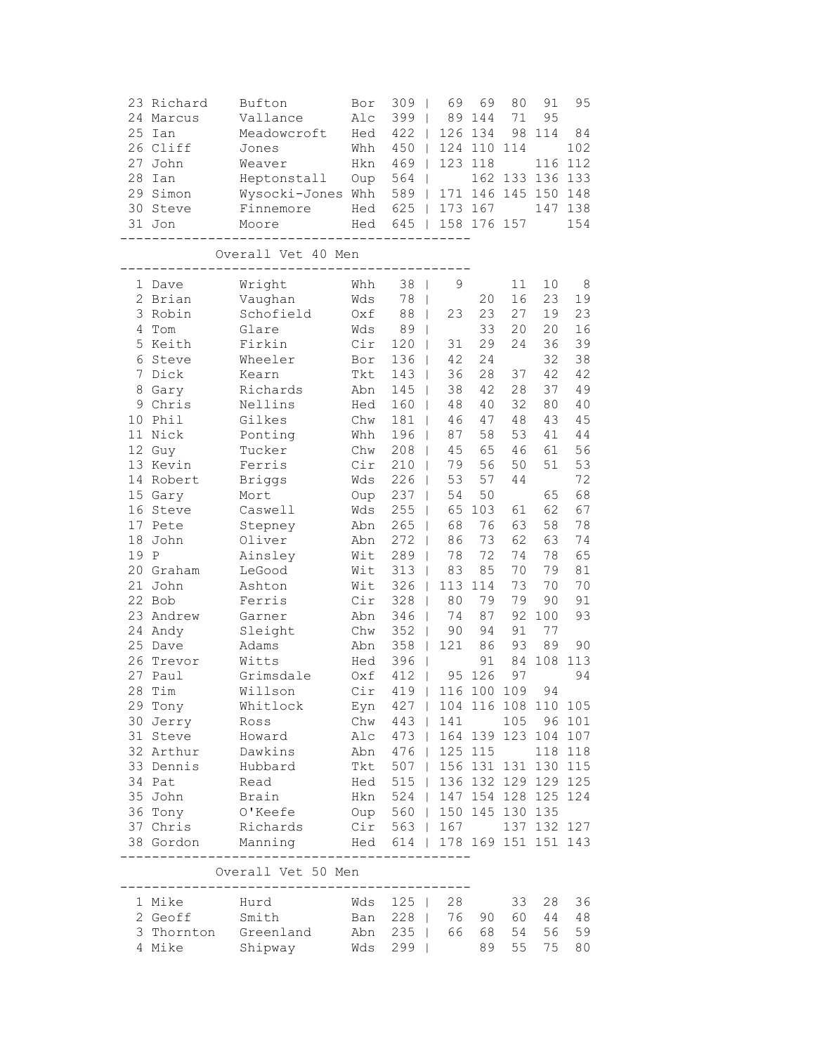| Pos | First | Last | Club | Total | R1 | R2 | R3 | R4 | R5 |
|---|---|---|---|---|---|---|---|---|---|
| 23 | Richard | Bufton | Bor | 309 | 69 | 69 | 80 | 91 | 95 |
| 24 | Marcus | Vallance | Alc | 399 | 89 | 144 | 71 | 95 | |
| 25 | Ian | Meadowcroft | Hed | 422 | 126 | 134 | 98 | 114 | 84 |
| 26 | Cliff | Jones | Whh | 450 | 124 | 110 | 114 | | 102 |
| 27 | John | Weaver | Hkn | 469 | 123 | 118 | | 116 | 112 |
| 28 | Ian | Heptonstall | Oup | 564 | | 162 | 133 | 136 | 133 |
| 29 | Simon | Wysocki-Jones | Whh | 589 | 171 | 146 | 145 | 150 | 148 |
| 30 | Steve | Finnemore | Hed | 625 | 173 | 167 | | 147 | 138 |
| 31 | Jon | Moore | Hed | 645 | 158 | 176 | 157 | | 154 |

## Overall Vet 40 Men

| Pos | First | Last | Club | Total | R1 | R2 | R3 | R4 | R5 |
|---|---|---|---|---|---|---|---|---|---|
| 1 | Dave | Wright | Whh | 38 | 9 | | 11 | 10 | 8 |
| 2 | Brian | Vaughan | Wds | 78 | | 20 | 16 | 23 | 19 |
| 3 | Robin | Schofield | Oxf | 88 | 23 | 23 | 27 | 19 | 23 |
| 4 | Tom | Glare | Wds | 89 | | 33 | 20 | 20 | 16 |
| 5 | Keith | Firkin | Cir | 120 | 31 | 29 | 24 | 36 | 39 |
| 6 | Steve | Wheeler | Bor | 136 | 42 | 24 | | 32 | 38 |
| 7 | Dick | Kearn | Tkt | 143 | 36 | 28 | 37 | 42 | 42 |
| 8 | Gary | Richards | Abn | 145 | 38 | 42 | 28 | 37 | 49 |
| 9 | Chris | Nellins | Hed | 160 | 48 | 40 | 32 | 80 | 40 |
| 10 | Phil | Gilkes | Chw | 181 | 46 | 47 | 48 | 43 | 45 |
| 11 | Nick | Ponting | Whh | 196 | 87 | 58 | 53 | 41 | 44 |
| 12 | Guy | Tucker | Chw | 208 | 45 | 65 | 46 | 61 | 56 |
| 13 | Kevin | Ferris | Cir | 210 | 79 | 56 | 50 | 51 | 53 |
| 14 | Robert | Briggs | Wds | 226 | 53 | 57 | 44 | | 72 |
| 15 | Gary | Mort | Oup | 237 | 54 | 50 | | 65 | 68 |
| 16 | Steve | Caswell | Wds | 255 | 65 | 103 | 61 | 62 | 67 |
| 17 | Pete | Stepney | Abn | 265 | 68 | 76 | 63 | 58 | 78 |
| 18 | John | Oliver | Abn | 272 | 86 | 73 | 62 | 63 | 74 |
| 19 | P | Ainsley | Wit | 289 | 78 | 72 | 74 | 78 | 65 |
| 20 | Graham | LeGood | Wit | 313 | 83 | 85 | 70 | 79 | 81 |
| 21 | John | Ashton | Wit | 326 | 113 | 114 | 73 | 70 | 70 |
| 22 | Bob | Ferris | Cir | 328 | 80 | 79 | 79 | 90 | 91 |
| 23 | Andrew | Garner | Abn | 346 | 74 | 87 | 92 | 100 | 93 |
| 24 | Andy | Sleight | Chw | 352 | 90 | 94 | 91 | 77 | |
| 25 | Dave | Adams | Abn | 358 | 121 | 86 | 93 | 89 | 90 |
| 26 | Trevor | Witts | Hed | 396 | | 91 | 84 | 108 | 113 |
| 27 | Paul | Grimsdale | Oxf | 412 | 95 | 126 | 97 | | 94 |
| 28 | Tim | Willson | Cir | 419 | 116 | 100 | 109 | 94 | |
| 29 | Tony | Whitlock | Eyn | 427 | 104 | 116 | 108 | 110 | 105 |
| 30 | Jerry | Ross | Chw | 443 | 141 | | 105 | 96 | 101 |
| 31 | Steve | Howard | Alc | 473 | 164 | 139 | 123 | 104 | 107 |
| 32 | Arthur | Dawkins | Abn | 476 | 125 | 115 | | 118 | 118 |
| 33 | Dennis | Hubbard | Tkt | 507 | 156 | 131 | 131 | 130 | 115 |
| 34 | Pat | Read | Hed | 515 | 136 | 132 | 129 | 129 | 125 |
| 35 | John | Brain | Hkn | 524 | 147 | 154 | 128 | 125 | 124 |
| 36 | Tony | O'Keefe | Oup | 560 | 150 | 145 | 130 | 135 | |
| 37 | Chris | Richards | Cir | 563 | 167 | | 137 | 132 | 127 |
| 38 | Gordon | Manning | Hed | 614 | 178 | 169 | 151 | 151 | 143 |

## Overall Vet 50 Men

| Pos | First | Last | Club | Total | R1 | R2 | R3 | R4 | R5 |
|---|---|---|---|---|---|---|---|---|---|
| 1 | Mike | Hurd | Wds | 125 | 28 | | 33 | 28 | 36 |
| 2 | Geoff | Smith | Ban | 228 | 76 | 90 | 60 | 44 | 48 |
| 3 | Thornton | Greenland | Abn | 235 | 66 | 68 | 54 | 56 | 59 |
| 4 | Mike | Shipway | Wds | 299 | | 89 | 55 | 75 | 80 |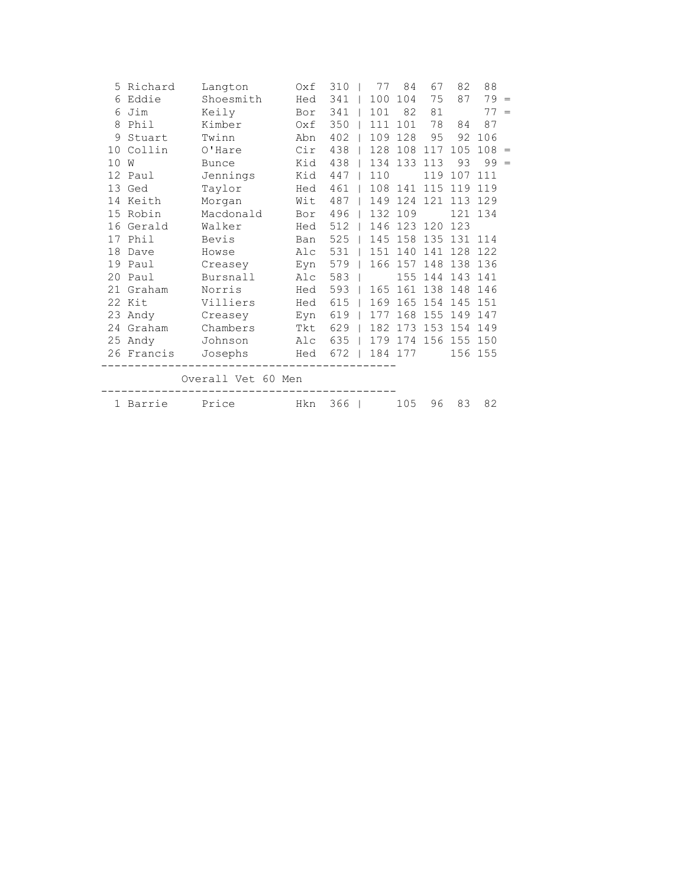| | | | | | | | | | | |
|---|---|---|---|---|---|---|---|---|---|---|
| 5 | Richard | Langton | Oxf | 310 | 77 | 84 | 67 | 82 | 88 | |
| 6 | Eddie | Shoesmith | Hed | 341 | 100 | 104 | 75 | 87 | 79 | = |
| 6 | Jim | Keily | Bor | 341 | 101 | 82 | 81 | | 77 | = |
| 8 | Phil | Kimber | Oxf | 350 | 111 | 101 | 78 | 84 | 87 | |
| 9 | Stuart | Twinn | Abn | 402 | 109 | 128 | 95 | 92 | 106 | |
| 10 | Collin | O'Hare | Cir | 438 | 128 | 108 | 117 | 105 | 108 | = |
| 10 | W | Bunce | Kid | 438 | 134 | 133 | 113 | 93 | 99 | = |
| 12 | Paul | Jennings | Kid | 447 | 110 | | 119 | 107 | 111 | |
| 13 | Ged | Taylor | Hed | 461 | 108 | 141 | 115 | 119 | 119 | |
| 14 | Keith | Morgan | Wit | 487 | 149 | 124 | 121 | 113 | 129 | |
| 15 | Robin | Macdonald | Bor | 496 | 132 | 109 | | 121 | 134 | |
| 16 | Gerald | Walker | Hed | 512 | 146 | 123 | 120 | 123 | | |
| 17 | Phil | Bevis | Ban | 525 | 145 | 158 | 135 | 131 | 114 | |
| 18 | Dave | Howse | Alc | 531 | 151 | 140 | 141 | 128 | 122 | |
| 19 | Paul | Creasey | Eyn | 579 | 166 | 157 | 148 | 138 | 136 | |
| 20 | Paul | Bursnall | Alc | 583 | | 155 | 144 | 143 | 141 | |
| 21 | Graham | Norris | Hed | 593 | 165 | 161 | 138 | 148 | 146 | |
| 22 | Kit | Villiers | Hed | 615 | 169 | 165 | 154 | 145 | 151 | |
| 23 | Andy | Creasey | Eyn | 619 | 177 | 168 | 155 | 149 | 147 | |
| 24 | Graham | Chambers | Tkt | 629 | 182 | 173 | 153 | 154 | 149 | |
| 25 | Andy | Johnson | Alc | 635 | 179 | 174 | 156 | 155 | 150 | |
| 26 | Francis | Josephs | Hed | 672 | 184 | 177 | | 156 | 155 | |

## Overall Vet 60 Men

| | | | | | | | | | |
|---|---|---|---|---|---|---|---|---|---|
| 1 | Barrie | Price | Hkn | 366 | | 105 | 96 | 83 | 82 |